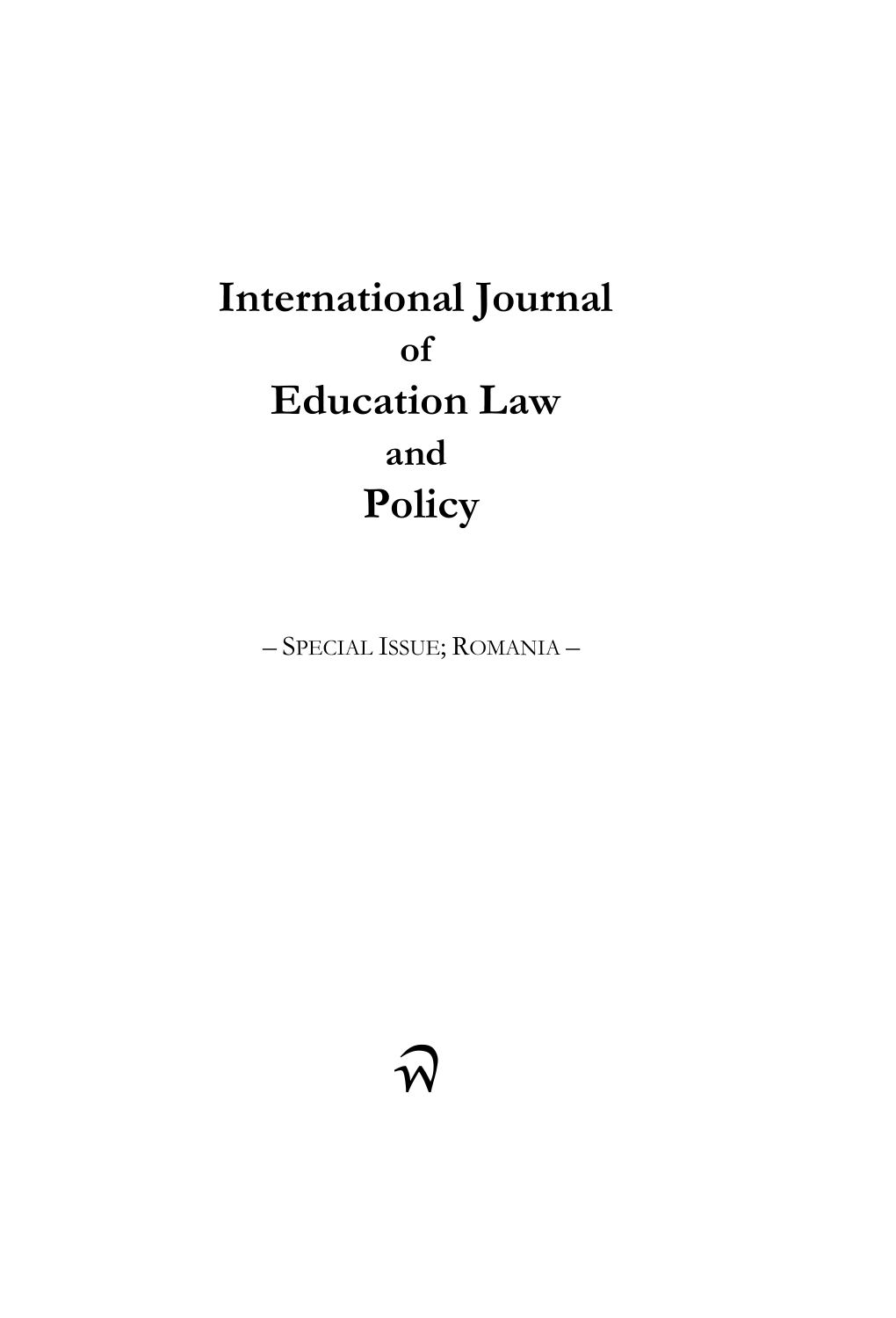# International Journal

of

# Education Law

and

# Policy

– SPECIAL ISSUE; ROMANIA –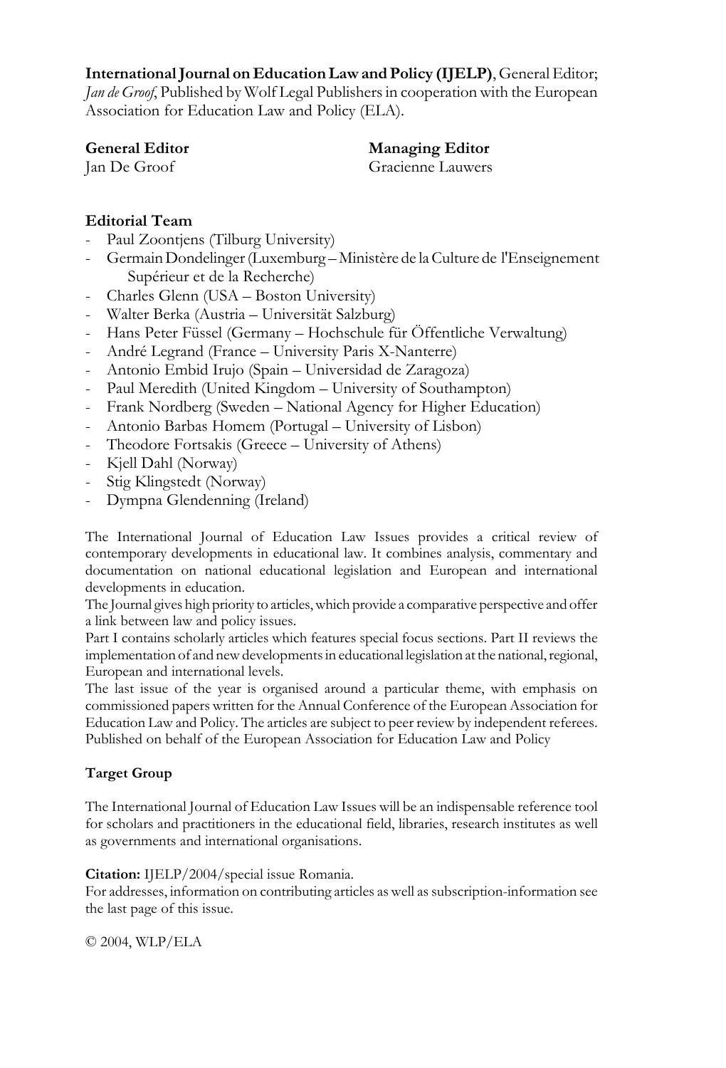**International Journal on Education Law and Policy (IJELP)**, General Editor; *Jan de Groof*, Published by Wolf Legal Publishers in cooperation with the European Association for Education Law and Policy (ELA).

**General Editor**
Jan De Groof

**Managing Editor**
Gracienne Lauwers

**Editorial Team**

- Paul Zoontjens (Tilburg University)
- Germain Dondelinger (Luxemburg – Ministère de la Culture de l'Enseignement Supérieur et de la Recherche)
- Charles Glenn (USA – Boston University)
- Walter Berka (Austria – Universität Salzburg)
- Hans Peter Füssel (Germany – Hochschule für Öffentliche Verwaltung)
- André Legrand (France – University Paris X-Nanterre)
- Antonio Embid Irujo (Spain – Universidad de Zaragoza)
- Paul Meredith (United Kingdom – University of Southampton)
- Frank Nordberg (Sweden – National Agency for Higher Education)
- Antonio Barbas Homem (Portugal – University of Lisbon)
- Theodore Fortsakis (Greece – University of Athens)
- Kjell Dahl (Norway)
- Stig Klingstedt (Norway)
- Dympna Glendenning (Ireland)

The International Journal of Education Law Issues provides a critical review of contemporary developments in educational law. It combines analysis, commentary and documentation on national educational legislation and European and international developments in education.
The Journal gives high priority to articles, which provide a comparative perspective and offer a link between law and policy issues.
Part I contains scholarly articles which features special focus sections. Part II reviews the implementation of and new developments in educational legislation at the national, regional, European and international levels.
The last issue of the year is organised around a particular theme, with emphasis on commissioned papers written for the Annual Conference of the European Association for Education Law and Policy. The articles are subject to peer review by independent referees.
Published on behalf of the European Association for Education Law and Policy

**Target Group**

The International Journal of Education Law Issues will be an indispensable reference tool for scholars and practitioners in the educational field, libraries, research institutes as well as governments and international organisations.

**Citation:** IJELP/2004/special issue Romania.
For addresses, information on contributing articles as well as subscription-information see the last page of this issue.

© 2004, WLP/ELA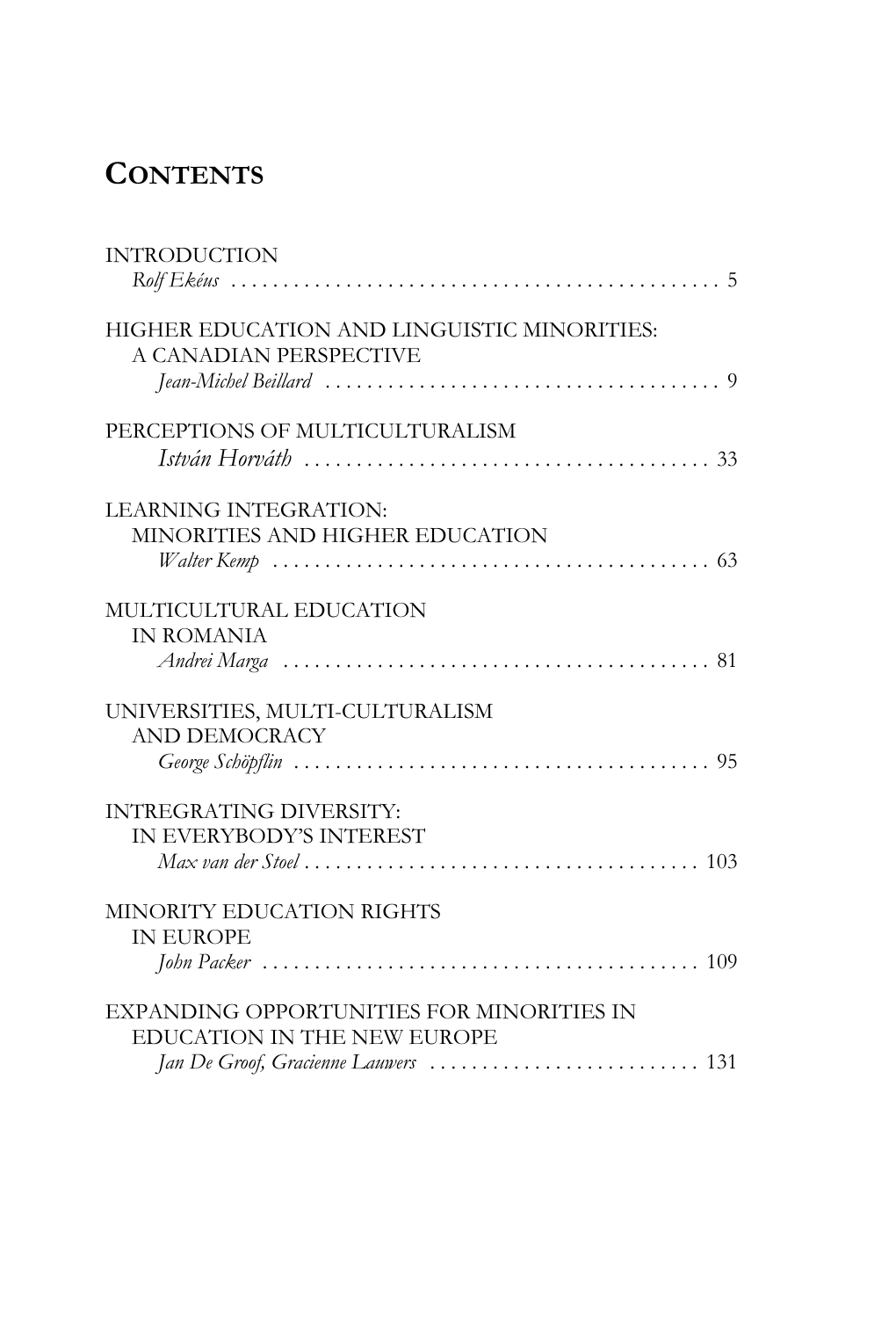# Contents

INTRODUCTION
*Rolf Ekéus* . . . . . . . . . . . . . . . . . . . . . . . . . . . . . . . . . . . . . . . . . . . . . 5

HIGHER EDUCATION AND LINGUISTIC MINORITIES:
A CANADIAN PERSPECTIVE
*Jean-Michel Beillard* . . . . . . . . . . . . . . . . . . . . . . . . . . . . . . . . . . . . . . 9

PERCEPTIONS OF MULTICULTURALISM
*István Horváth* . . . . . . . . . . . . . . . . . . . . . . . . . . . . . . . . . . . . . . 33

LEARNING INTEGRATION:
MINORITIES AND HIGHER EDUCATION
*Walter Kemp* . . . . . . . . . . . . . . . . . . . . . . . . . . . . . . . . . . . . . . . . . . 63

MULTICULTURAL EDUCATION
IN ROMANIA
*Andrei Marga* . . . . . . . . . . . . . . . . . . . . . . . . . . . . . . . . . . . . . . . . . 81

UNIVERSITIES, MULTI-CULTURALISM
AND DEMOCRACY
*George Schöpflin* . . . . . . . . . . . . . . . . . . . . . . . . . . . . . . . . . . . . . . . . 95

INTREGRATING DIVERSITY:
IN EVERYBODY'S INTEREST
*Max van der Stoel* . . . . . . . . . . . . . . . . . . . . . . . . . . . . . . . . . . . . . . 103

MINORITY EDUCATION RIGHTS
IN EUROPE
*John Packer* . . . . . . . . . . . . . . . . . . . . . . . . . . . . . . . . . . . . . . . . . . 109

EXPANDING OPPORTUNITIES FOR MINORITIES IN
EDUCATION IN THE NEW EUROPE
*Jan De Groof, Gracienne Lauwers* . . . . . . . . . . . . . . . . . . . . . . . . . . 131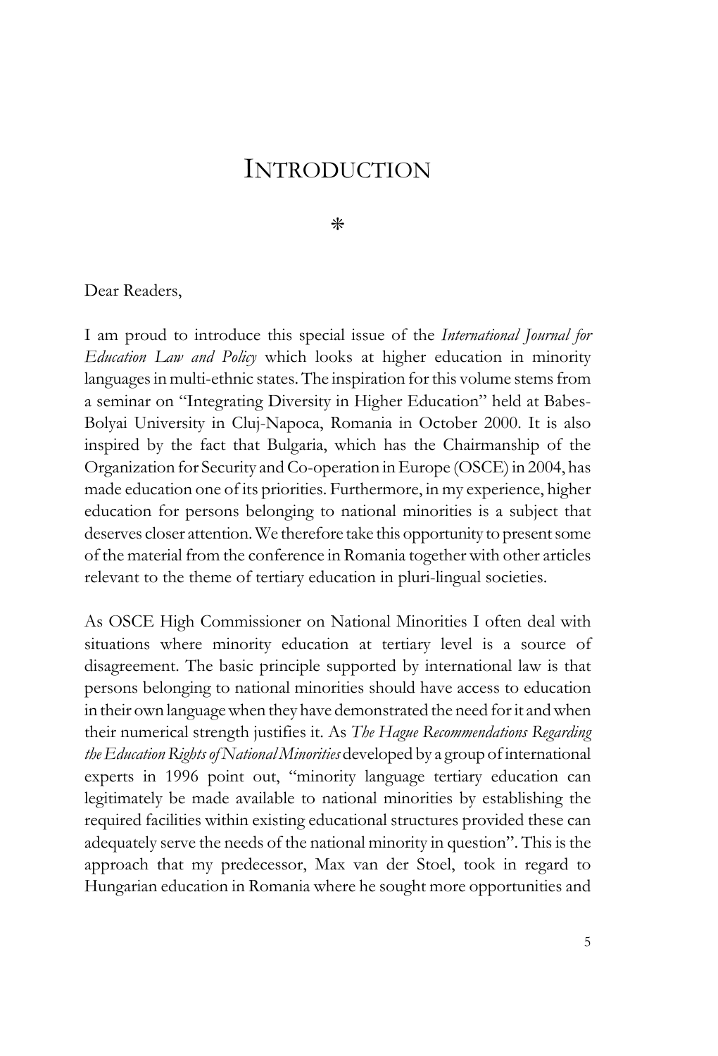# INTRODUCTION

⁕

Dear Readers,

I am proud to introduce this special issue of the *International Journal for Education Law and Policy* which looks at higher education in minority languages in multi-ethnic states. The inspiration for this volume stems from a seminar on "Integrating Diversity in Higher Education" held at Babes-Bolyai University in Cluj-Napoca, Romania in October 2000. It is also inspired by the fact that Bulgaria, which has the Chairmanship of the Organization for Security and Co-operation in Europe (OSCE) in 2004, has made education one of its priorities. Furthermore, in my experience, higher education for persons belonging to national minorities is a subject that deserves closer attention. We therefore take this opportunity to present some of the material from the conference in Romania together with other articles relevant to the theme of tertiary education in pluri-lingual societies.

As OSCE High Commissioner on National Minorities I often deal with situations where minority education at tertiary level is a source of disagreement. The basic principle supported by international law is that persons belonging to national minorities should have access to education in their own language when they have demonstrated the need for it and when their numerical strength justifies it. As *The Hague Recommendations Regarding the Education Rights of National Minorities* developed by a group of international experts in 1996 point out, "minority language tertiary education can legitimately be made available to national minorities by establishing the required facilities within existing educational structures provided these can adequately serve the needs of the national minority in question". This is the approach that my predecessor, Max van der Stoel, took in regard to Hungarian education in Romania where he sought more opportunities and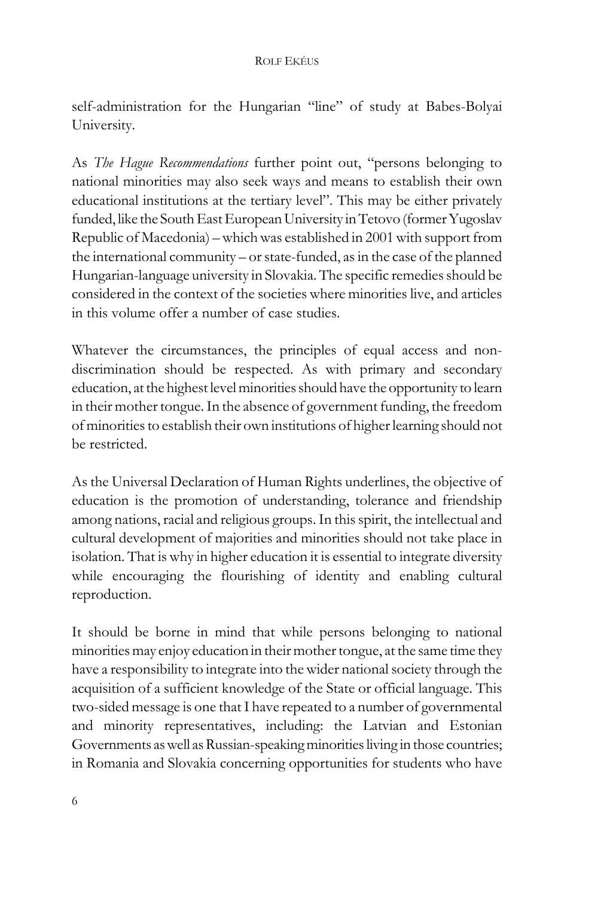self-administration for the Hungarian "line" of study at Babes-Bolyai University.

As *The Hague Recommendations* further point out, "persons belonging to national minorities may also seek ways and means to establish their own educational institutions at the tertiary level". This may be either privately funded, like the South East European University in Tetovo (former Yugoslav Republic of Macedonia) – which was established in 2001 with support from the international community – or state-funded, as in the case of the planned Hungarian-language university in Slovakia. The specific remedies should be considered in the context of the societies where minorities live, and articles in this volume offer a number of case studies.

Whatever the circumstances, the principles of equal access and non-discrimination should be respected. As with primary and secondary education, at the highest level minorities should have the opportunity to learn in their mother tongue. In the absence of government funding, the freedom of minorities to establish their own institutions of higher learning should not be restricted.

As the Universal Declaration of Human Rights underlines, the objective of education is the promotion of understanding, tolerance and friendship among nations, racial and religious groups. In this spirit, the intellectual and cultural development of majorities and minorities should not take place in isolation. That is why in higher education it is essential to integrate diversity while encouraging the flourishing of identity and enabling cultural reproduction.

It should be borne in mind that while persons belonging to national minorities may enjoy education in their mother tongue, at the same time they have a responsibility to integrate into the wider national society through the acquisition of a sufficient knowledge of the State or official language. This two-sided message is one that I have repeated to a number of governmental and minority representatives, including: the Latvian and Estonian Governments as well as Russian-speaking minorities living in those countries; in Romania and Slovakia concerning opportunities for students who have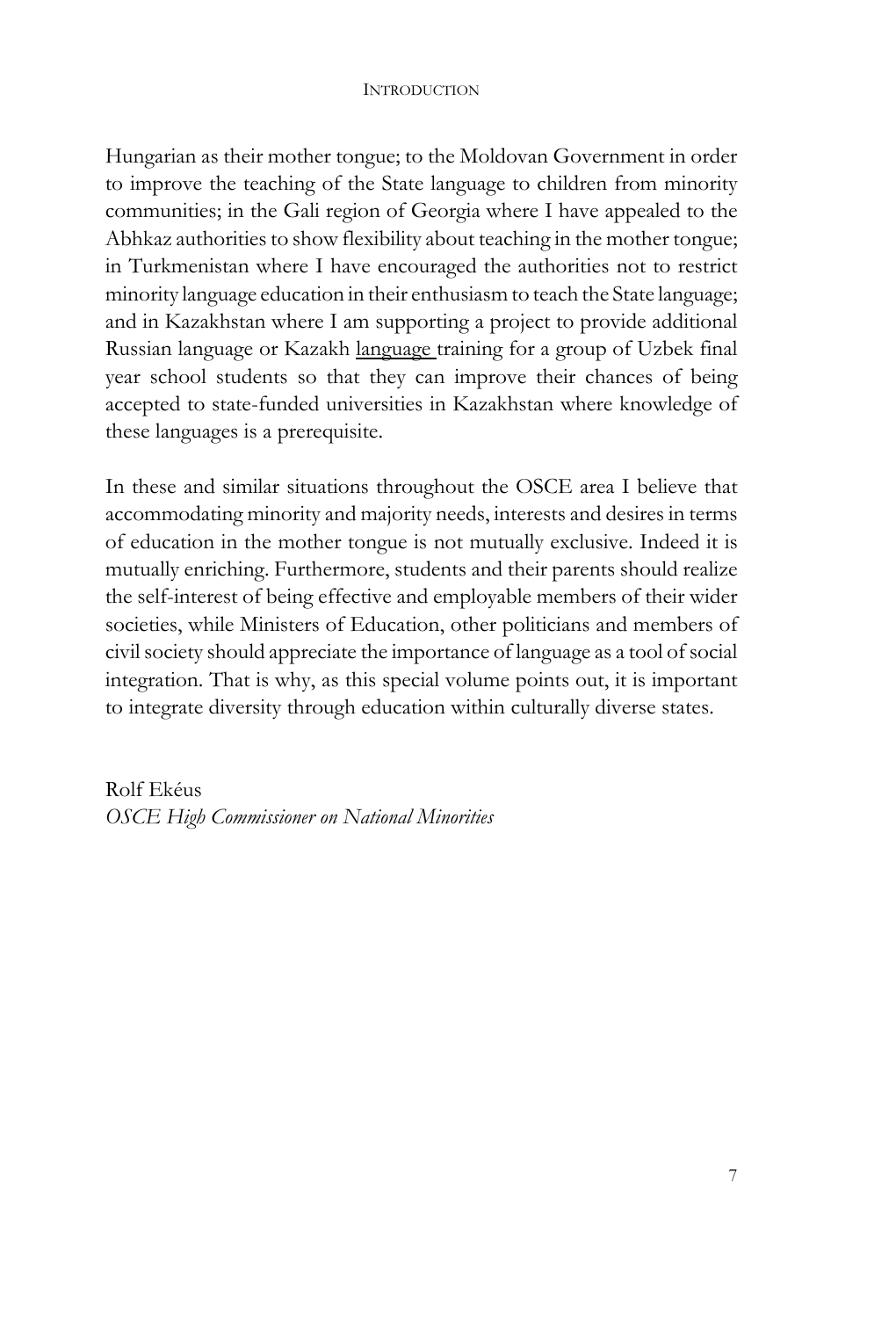Hungarian as their mother tongue; to the Moldovan Government in order to improve the teaching of the State language to children from minority communities; in the Gali region of Georgia where I have appealed to the Abhkaz authorities to show flexibility about teaching in the mother tongue; in Turkmenistan where I have encouraged the authorities not to restrict minority language education in their enthusiasm to teach the State language; and in Kazakhstan where I am supporting a project to provide additional Russian language or Kazakh language training for a group of Uzbek final year school students so that they can improve their chances of being accepted to state-funded universities in Kazakhstan where knowledge of these languages is a prerequisite.

In these and similar situations throughout the OSCE area I believe that accommodating minority and majority needs, interests and desires in terms of education in the mother tongue is not mutually exclusive. Indeed it is mutually enriching. Furthermore, students and their parents should realize the self-interest of being effective and employable members of their wider societies, while Ministers of Education, other politicians and members of civil society should appreciate the importance of language as a tool of social integration. That is why, as this special volume points out, it is important to integrate diversity through education within culturally diverse states.

Rolf Ekéus
*OSCE High Commissioner on National Minorities*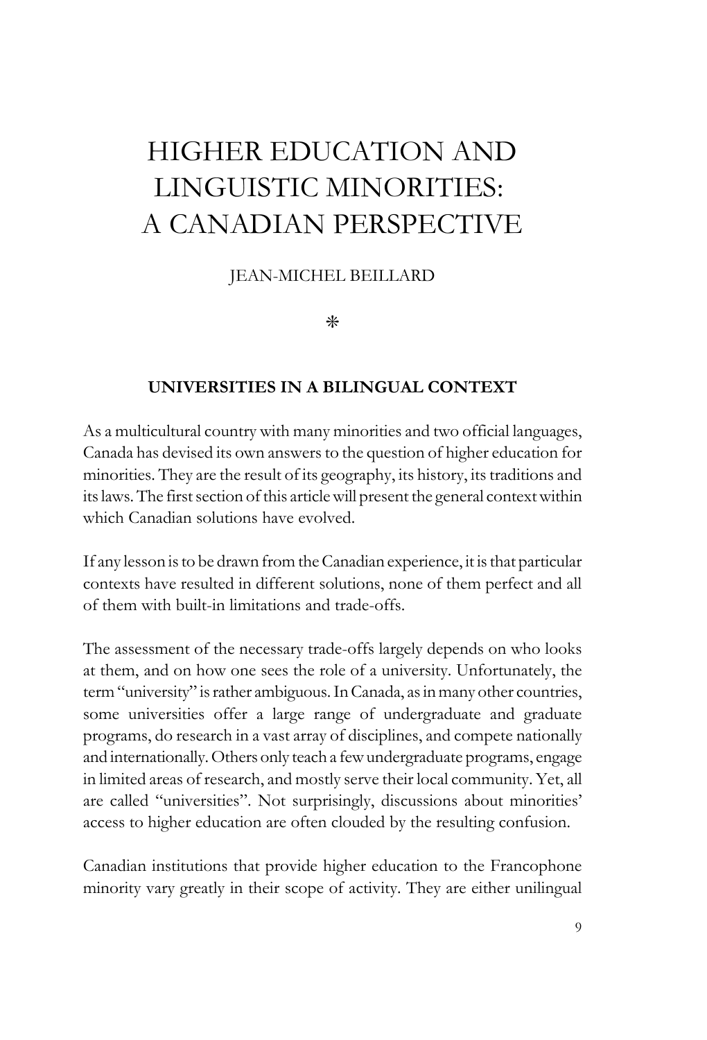# HIGHER EDUCATION AND LINGUISTIC MINORITIES: A CANADIAN PERSPECTIVE

JEAN-MICHEL BEILLARD

⁕

## UNIVERSITIES IN A BILINGUAL CONTEXT

As a multicultural country with many minorities and two official languages, Canada has devised its own answers to the question of higher education for minorities. They are the result of its geography, its history, its traditions and its laws. The first section of this article will present the general context within which Canadian solutions have evolved.

If any lesson is to be drawn from the Canadian experience, it is that particular contexts have resulted in different solutions, none of them perfect and all of them with built-in limitations and trade-offs.

The assessment of the necessary trade-offs largely depends on who looks at them, and on how one sees the role of a university. Unfortunately, the term "university" is rather ambiguous. In Canada, as in many other countries, some universities offer a large range of undergraduate and graduate programs, do research in a vast array of disciplines, and compete nationally and internationally. Others only teach a few undergraduate programs, engage in limited areas of research, and mostly serve their local community. Yet, all are called "universities". Not surprisingly, discussions about minorities' access to higher education are often clouded by the resulting confusion.

Canadian institutions that provide higher education to the Francophone minority vary greatly in their scope of activity. They are either unilingual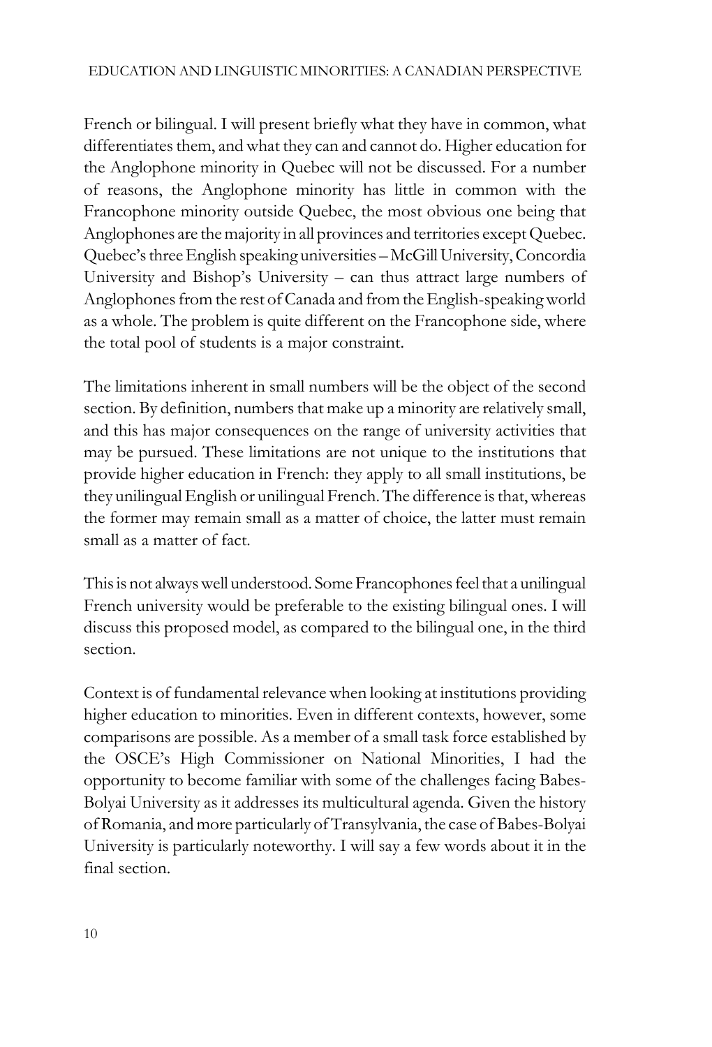French or bilingual. I will present briefly what they have in common, what differentiates them, and what they can and cannot do. Higher education for the Anglophone minority in Quebec will not be discussed. For a number of reasons, the Anglophone minority has little in common with the Francophone minority outside Quebec, the most obvious one being that Anglophones are the majority in all provinces and territories except Quebec. Quebec's three English speaking universities – McGill University, Concordia University and Bishop's University – can thus attract large numbers of Anglophones from the rest of Canada and from the English-speaking world as a whole. The problem is quite different on the Francophone side, where the total pool of students is a major constraint.

The limitations inherent in small numbers will be the object of the second section. By definition, numbers that make up a minority are relatively small, and this has major consequences on the range of university activities that may be pursued. These limitations are not unique to the institutions that provide higher education in French: they apply to all small institutions, be they unilingual English or unilingual French. The difference is that, whereas the former may remain small as a matter of choice, the latter must remain small as a matter of fact.

This is not always well understood. Some Francophones feel that a unilingual French university would be preferable to the existing bilingual ones. I will discuss this proposed model, as compared to the bilingual one, in the third section.

Context is of fundamental relevance when looking at institutions providing higher education to minorities. Even in different contexts, however, some comparisons are possible. As a member of a small task force established by the OSCE's High Commissioner on National Minorities, I had the opportunity to become familiar with some of the challenges facing Babes-Bolyai University as it addresses its multicultural agenda. Given the history of Romania, and more particularly of Transylvania, the case of Babes-Bolyai University is particularly noteworthy. I will say a few words about it in the final section.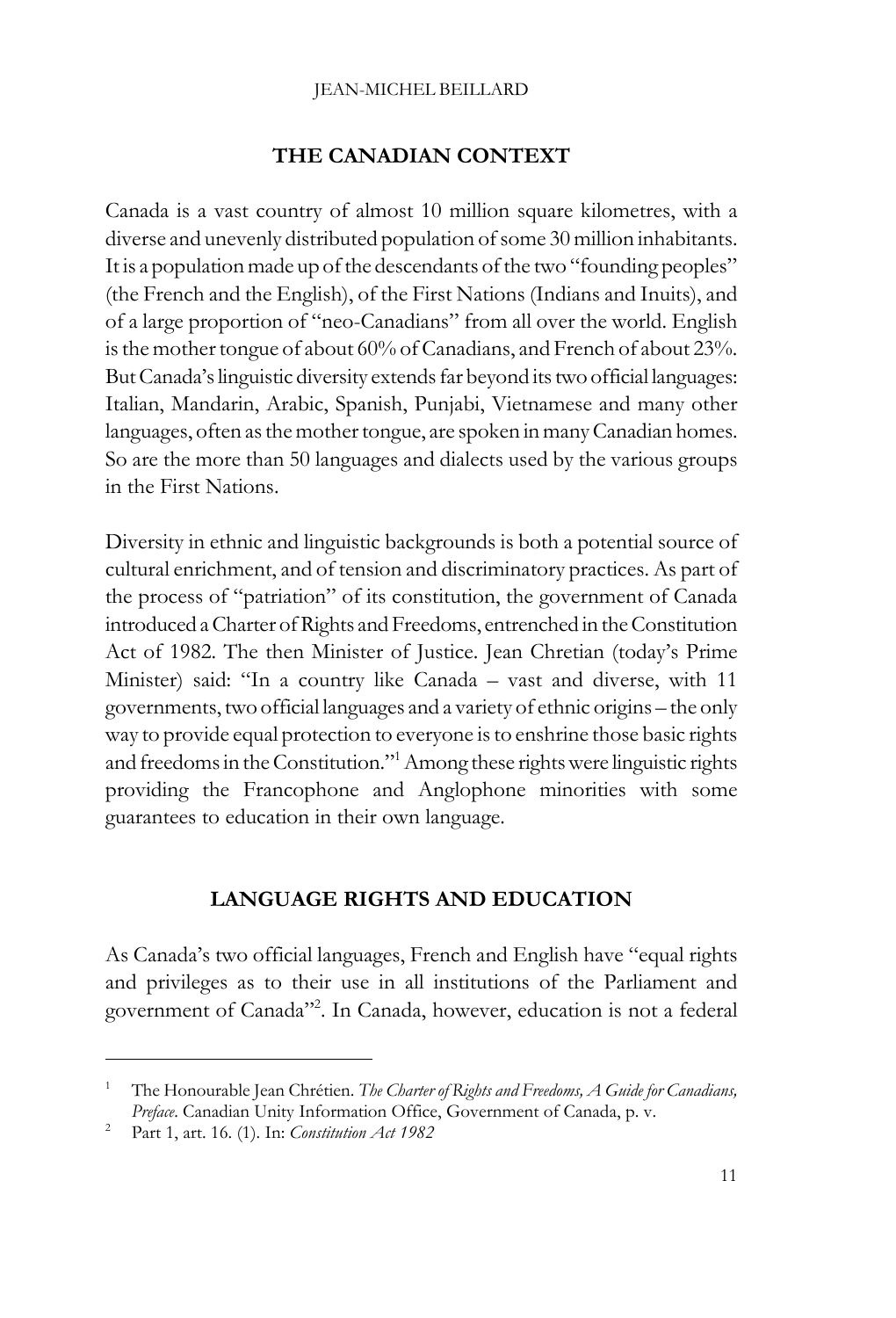## THE CANADIAN CONTEXT

Canada is a vast country of almost 10 million square kilometres, with a diverse and unevenly distributed population of some 30 million inhabitants. It is a population made up of the descendants of the two "founding peoples" (the French and the English), of the First Nations (Indians and Inuits), and of a large proportion of "neo-Canadians" from all over the world. English is the mother tongue of about 60% of Canadians, and French of about 23%. But Canada's linguistic diversity extends far beyond its two official languages: Italian, Mandarin, Arabic, Spanish, Punjabi, Vietnamese and many other languages, often as the mother tongue, are spoken in many Canadian homes. So are the more than 50 languages and dialects used by the various groups in the First Nations.

Diversity in ethnic and linguistic backgrounds is both a potential source of cultural enrichment, and of tension and discriminatory practices. As part of the process of "patriation" of its constitution, the government of Canada introduced a Charter of Rights and Freedoms, entrenched in the Constitution Act of 1982. The then Minister of Justice. Jean Chretian (today's Prime Minister) said: "In a country like Canada – vast and diverse, with 11 governments, two official languages and a variety of ethnic origins – the only way to provide equal protection to everyone is to enshrine those basic rights and freedoms in the Constitution."[1] Among these rights were linguistic rights providing the Francophone and Anglophone minorities with some guarantees to education in their own language.

## LANGUAGE RIGHTS AND EDUCATION

As Canada's two official languages, French and English have "equal rights and privileges as to their use in all institutions of the Parliament and government of Canada"[2]. In Canada, however, education is not a federal

---

[1] The Honourable Jean Chrétien. *The Charter of Rights and Freedoms, A Guide for Canadians, Preface*. Canadian Unity Information Office, Government of Canada, p. v.

[2] Part 1, art. 16. (1). In: *Constitution Act 1982*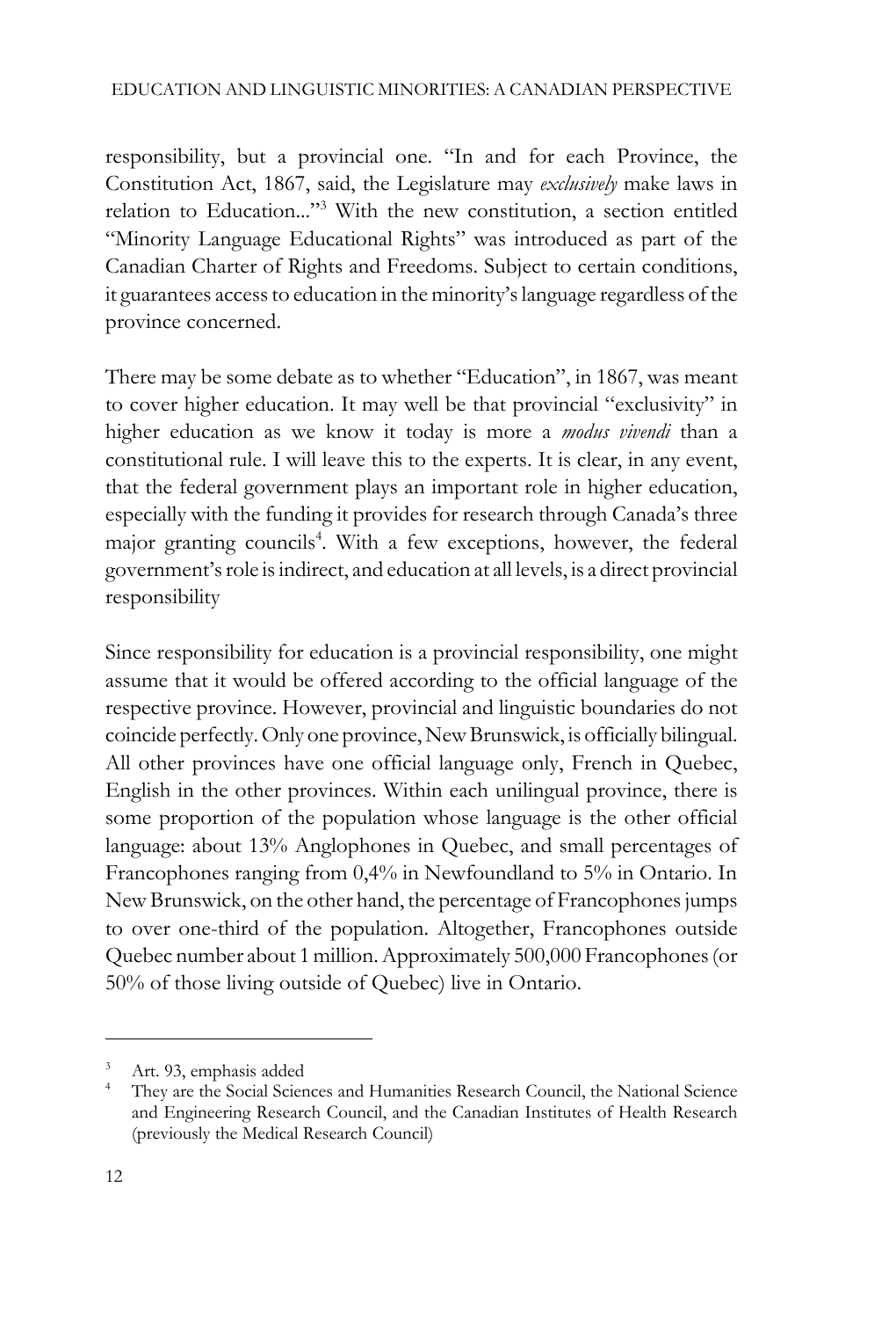responsibility, but a provincial one. "In and for each Province, the Constitution Act, 1867, said, the Legislature may *exclusively* make laws in relation to Education..."[3] With the new constitution, a section entitled "Minority Language Educational Rights" was introduced as part of the Canadian Charter of Rights and Freedoms. Subject to certain conditions, it guarantees access to education in the minority's language regardless of the province concerned.

There may be some debate as to whether "Education", in 1867, was meant to cover higher education. It may well be that provincial "exclusivity" in higher education as we know it today is more a *modus vivendi* than a constitutional rule. I will leave this to the experts. It is clear, in any event, that the federal government plays an important role in higher education, especially with the funding it provides for research through Canada's three major granting councils[4]. With a few exceptions, however, the federal government's role is indirect, and education at all levels, is a direct provincial responsibility

Since responsibility for education is a provincial responsibility, one might assume that it would be offered according to the official language of the respective province. However, provincial and linguistic boundaries do not coincide perfectly. Only one province, New Brunswick, is officially bilingual. All other provinces have one official language only, French in Quebec, English in the other provinces. Within each unilingual province, there is some proportion of the population whose language is the other official language: about 13% Anglophones in Quebec, and small percentages of Francophones ranging from 0,4% in Newfoundland to 5% in Ontario. In New Brunswick, on the other hand, the percentage of Francophones jumps to over one-third of the population. Altogether, Francophones outside Quebec number about 1 million. Approximately 500,000 Francophones (or 50% of those living outside of Quebec) live in Ontario.

---

[3] Art. 93, emphasis added

[4] They are the Social Sciences and Humanities Research Council, the National Science and Engineering Research Council, and the Canadian Institutes of Health Research (previously the Medical Research Council)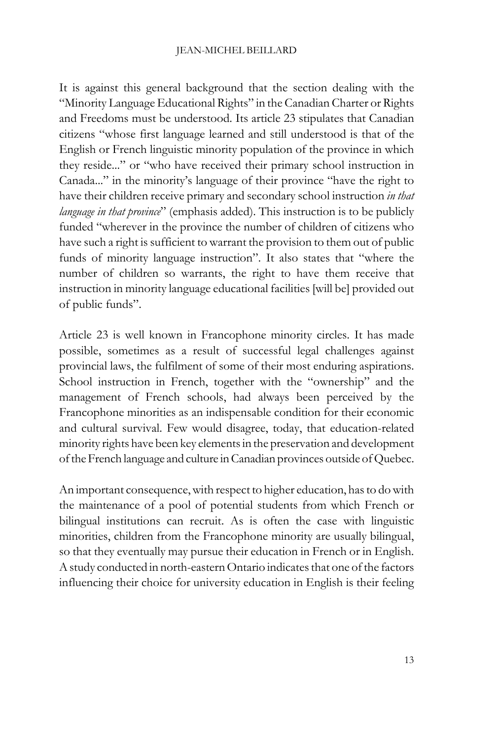It is against this general background that the section dealing with the "Minority Language Educational Rights" in the Canadian Charter or Rights and Freedoms must be understood. Its article 23 stipulates that Canadian citizens "whose first language learned and still understood is that of the English or French linguistic minority population of the province in which they reside..." or "who have received their primary school instruction in Canada..." in the minority's language of their province "have the right to have their children receive primary and secondary school instruction *in that language in that province*" (emphasis added). This instruction is to be publicly funded "wherever in the province the number of children of citizens who have such a right is sufficient to warrant the provision to them out of public funds of minority language instruction". It also states that "where the number of children so warrants, the right to have them receive that instruction in minority language educational facilities [will be] provided out of public funds".

Article 23 is well known in Francophone minority circles. It has made possible, sometimes as a result of successful legal challenges against provincial laws, the fulfilment of some of their most enduring aspirations. School instruction in French, together with the "ownership" and the management of French schools, had always been perceived by the Francophone minorities as an indispensable condition for their economic and cultural survival. Few would disagree, today, that education-related minority rights have been key elements in the preservation and development of the French language and culture in Canadian provinces outside of Quebec.

An important consequence, with respect to higher education, has to do with the maintenance of a pool of potential students from which French or bilingual institutions can recruit. As is often the case with linguistic minorities, children from the Francophone minority are usually bilingual, so that they eventually may pursue their education in French or in English. A study conducted in north-eastern Ontario indicates that one of the factors influencing their choice for university education in English is their feeling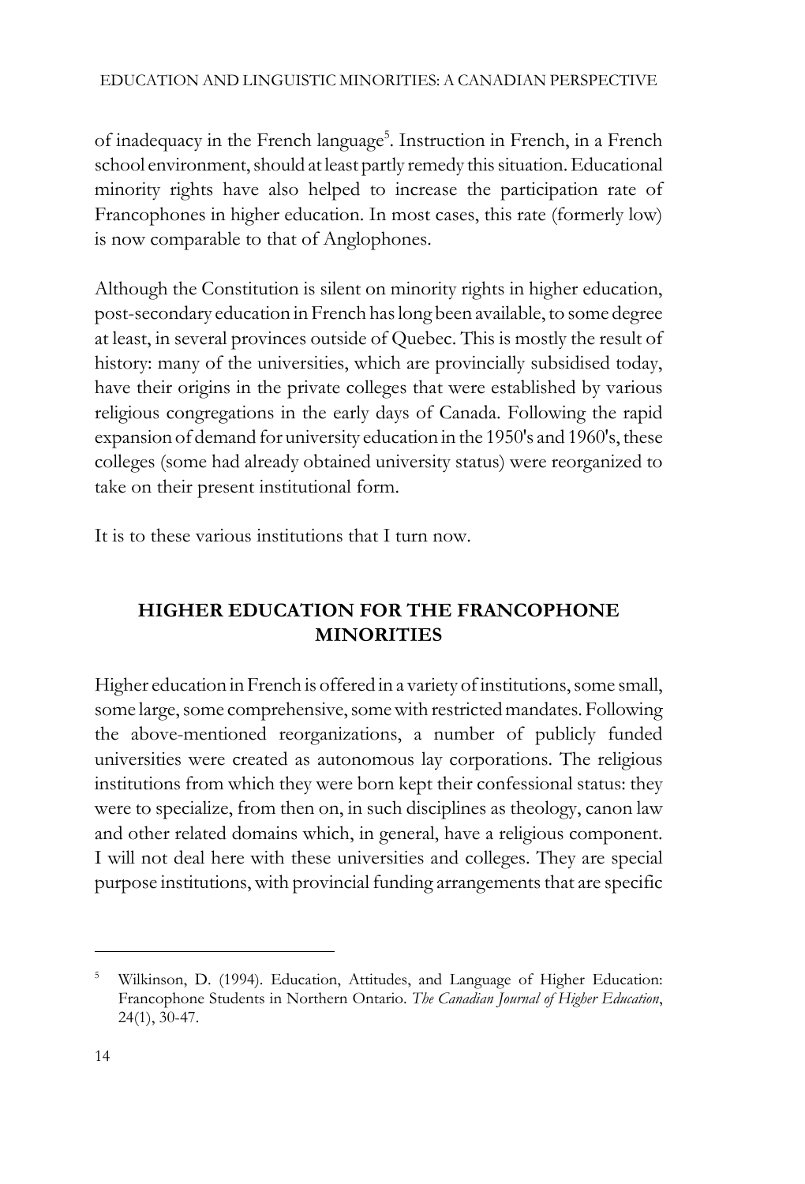of inadequacy in the French language[5]. Instruction in French, in a French school environment, should at least partly remedy this situation. Educational minority rights have also helped to increase the participation rate of Francophones in higher education. In most cases, this rate (formerly low) is now comparable to that of Anglophones.

Although the Constitution is silent on minority rights in higher education, post-secondary education in French has long been available, to some degree at least, in several provinces outside of Quebec. This is mostly the result of history: many of the universities, which are provincially subsidised today, have their origins in the private colleges that were established by various religious congregations in the early days of Canada. Following the rapid expansion of demand for university education in the 1950's and 1960's, these colleges (some had already obtained university status) were reorganized to take on their present institutional form.

It is to these various institutions that I turn now.

## HIGHER EDUCATION FOR THE FRANCOPHONE MINORITIES

Higher education in French is offered in a variety of institutions, some small, some large, some comprehensive, some with restricted mandates. Following the above-mentioned reorganizations, a number of publicly funded universities were created as autonomous lay corporations. The religious institutions from which they were born kept their confessional status: they were to specialize, from then on, in such disciplines as theology, canon law and other related domains which, in general, have a religious component. I will not deal here with these universities and colleges. They are special purpose institutions, with provincial funding arrangements that are specific

---

[5] Wilkinson, D. (1994). Education, Attitudes, and Language of Higher Education: Francophone Students in Northern Ontario. *The Canadian Journal of Higher Education*, 24(1), 30-47.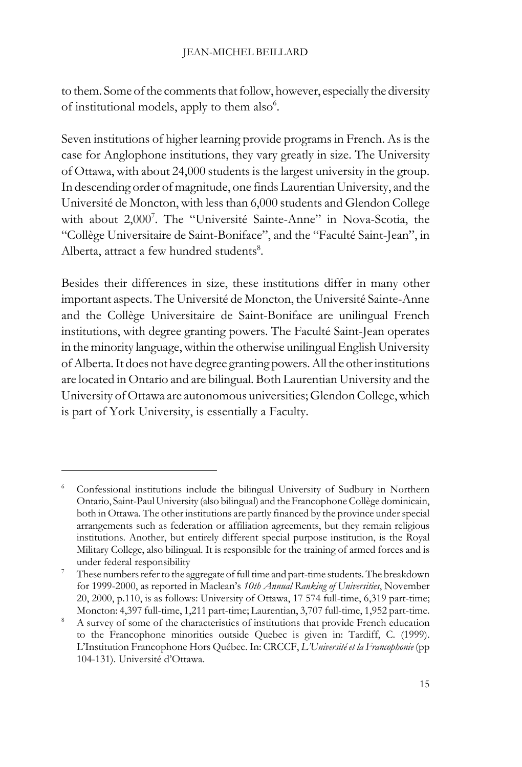to them. Some of the comments that follow, however, especially the diversity of institutional models, apply to them also[6].

Seven institutions of higher learning provide programs in French. As is the case for Anglophone institutions, they vary greatly in size. The University of Ottawa, with about 24,000 students is the largest university in the group. In descending order of magnitude, one finds Laurentian University, and the Université de Moncton, with less than 6,000 students and Glendon College with about 2,000[7]. The "Université Sainte-Anne" in Nova-Scotia, the "Collège Universitaire de Saint-Boniface", and the "Faculté Saint-Jean", in Alberta, attract a few hundred students[8].

Besides their differences in size, these institutions differ in many other important aspects. The Université de Moncton, the Université Sainte-Anne and the Collège Universitaire de Saint-Boniface are unilingual French institutions, with degree granting powers. The Faculté Saint-Jean operates in the minority language, within the otherwise unilingual English University of Alberta. It does not have degree granting powers. All the other institutions are located in Ontario and are bilingual. Both Laurentian University and the University of Ottawa are autonomous universities; Glendon College, which is part of York University, is essentially a Faculty.

---

[6] Confessional institutions include the bilingual University of Sudbury in Northern Ontario, Saint-Paul University (also bilingual) and the Francophone Collège dominicain, both in Ottawa. The other institutions are partly financed by the province under special arrangements such as federation or affiliation agreements, but they remain religious institutions. Another, but entirely different special purpose institution, is the Royal Military College, also bilingual. It is responsible for the training of armed forces and is under federal responsibility

[7] These numbers refer to the aggregate of full time and part-time students. The breakdown for 1999-2000, as reported in Maclean's *10th Annual Ranking of Universities*, November 20, 2000, p.110, is as follows: University of Ottawa, 17 574 full-time, 6,319 part-time; Moncton: 4,397 full-time, 1,211 part-time; Laurentian, 3,707 full-time, 1,952 part-time.

[8] A survey of some of the characteristics of institutions that provide French education to the Francophone minorities outside Quebec is given in: Tardiff, C. (1999). L'Institution Francophone Hors Québec. In: CRCCF, *L'Université et la Francophonie* (pp 104-131). Université d'Ottawa.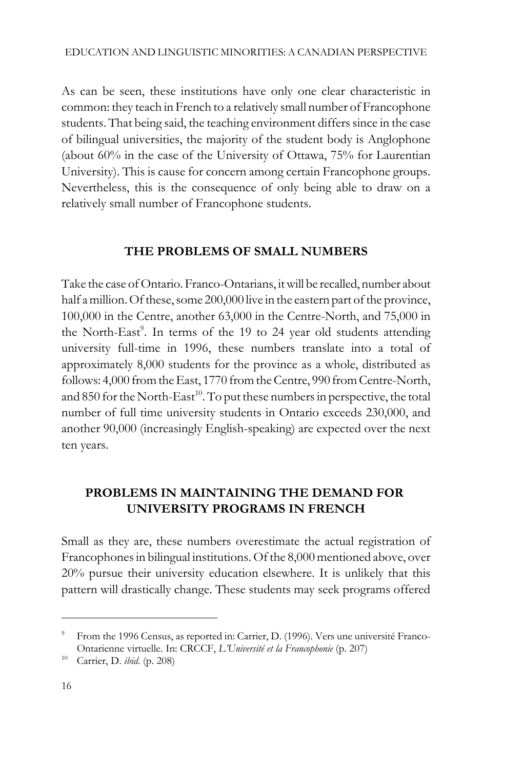As can be seen, these institutions have only one clear characteristic in common: they teach in French to a relatively small number of Francophone students. That being said, the teaching environment differs since in the case of bilingual universities, the majority of the student body is Anglophone (about 60% in the case of the University of Ottawa, 75% for Laurentian University). This is cause for concern among certain Francophone groups. Nevertheless, this is the consequence of only being able to draw on a relatively small number of Francophone students.

## THE PROBLEMS OF SMALL NUMBERS

Take the case of Ontario. Franco-Ontarians, it will be recalled, number about half a million. Of these, some 200,000 live in the eastern part of the province, 100,000 in the Centre, another 63,000 in the Centre-North, and 75,000 in the North-East[9]. In terms of the 19 to 24 year old students attending university full-time in 1996, these numbers translate into a total of approximately 8,000 students for the province as a whole, distributed as follows: 4,000 from the East, 1770 from the Centre, 990 from Centre-North, and 850 for the North-East[10]. To put these numbers in perspective, the total number of full time university students in Ontario exceeds 230,000, and another 90,000 (increasingly English-speaking) are expected over the next ten years.

## PROBLEMS IN MAINTAINING THE DEMAND FOR UNIVERSITY PROGRAMS IN FRENCH

Small as they are, these numbers overestimate the actual registration of Francophones in bilingual institutions. Of the 8,000 mentioned above, over 20% pursue their university education elsewhere. It is unlikely that this pattern will drastically change. These students may seek programs offered

---

[9] From the 1996 Census, as reported in: Carrier, D. (1996). Vers une université Franco-Ontarienne virtuelle. In: CRCCF, *L'Université et la Francophonie* (p. 207)

[10] Carrier, D. *ibid.* (p. 208)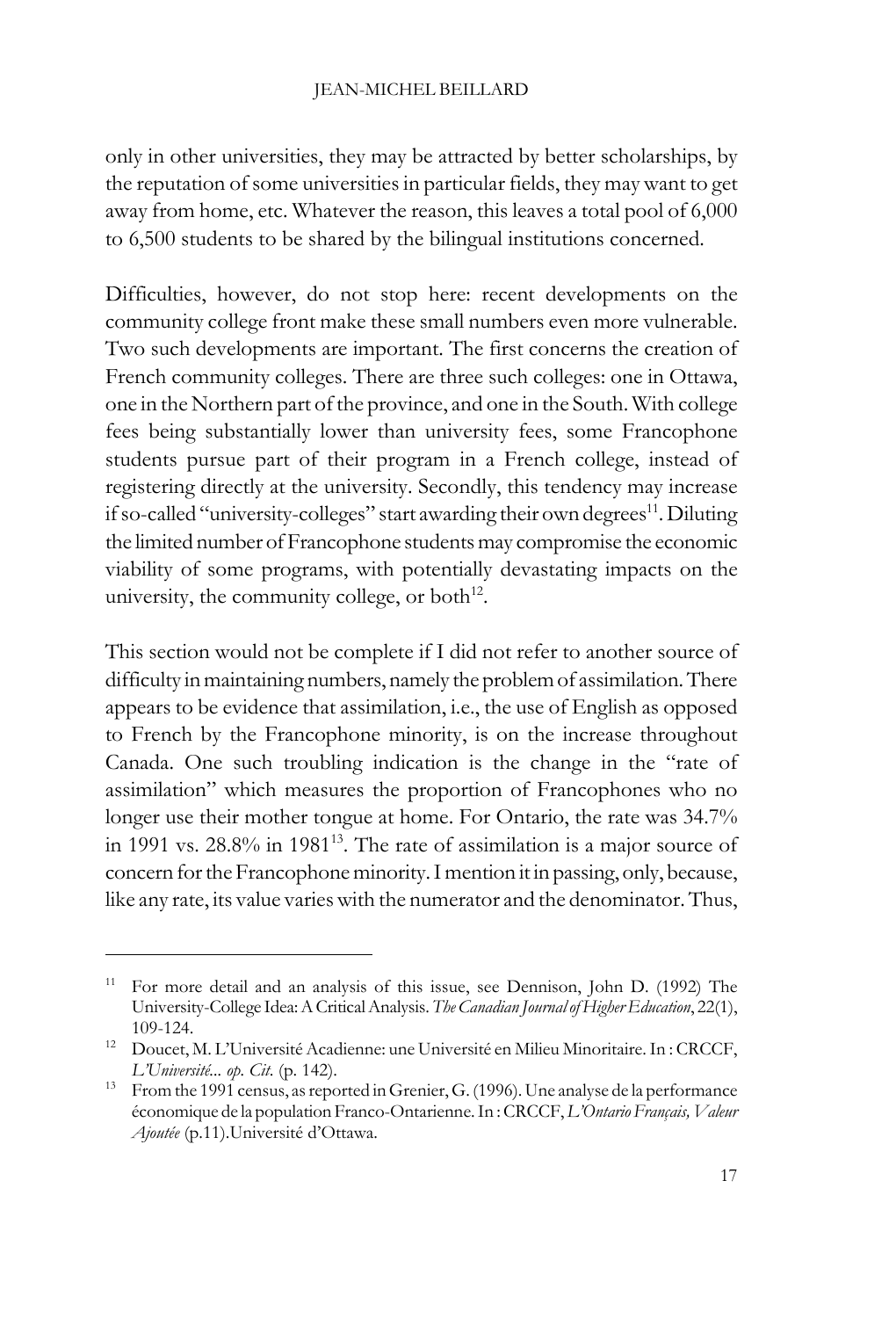only in other universities, they may be attracted by better scholarships, by the reputation of some universities in particular fields, they may want to get away from home, etc. Whatever the reason, this leaves a total pool of 6,000 to 6,500 students to be shared by the bilingual institutions concerned.

Difficulties, however, do not stop here: recent developments on the community college front make these small numbers even more vulnerable. Two such developments are important. The first concerns the creation of French community colleges. There are three such colleges: one in Ottawa, one in the Northern part of the province, and one in the South. With college fees being substantially lower than university fees, some Francophone students pursue part of their program in a French college, instead of registering directly at the university. Secondly, this tendency may increase if so-called "university-colleges" start awarding their own degrees[11]. Diluting the limited number of Francophone students may compromise the economic viability of some programs, with potentially devastating impacts on the university, the community college, or both[12].

This section would not be complete if I did not refer to another source of difficulty in maintaining numbers, namely the problem of assimilation. There appears to be evidence that assimilation, i.e., the use of English as opposed to French by the Francophone minority, is on the increase throughout Canada. One such troubling indication is the change in the "rate of assimilation" which measures the proportion of Francophones who no longer use their mother tongue at home. For Ontario, the rate was 34.7% in 1991 vs. 28.8% in 1981[13]. The rate of assimilation is a major source of concern for the Francophone minority. I mention it in passing, only, because, like any rate, its value varies with the numerator and the denominator. Thus,

---

[11] For more detail and an analysis of this issue, see Dennison, John D. (1992) The University-College Idea: A Critical Analysis. *The Canadian Journal of Higher Education*, 22(1), 109-124.

[12] Doucet, M. L'Université Acadienne: une Université en Milieu Minoritaire. In : CRCCF, *L'Université... op. Cit.* (p. 142).

[13] From the 1991 census, as reported in Grenier, G. (1996). Une analyse de la performance économique de la population Franco-Ontarienne. In : CRCCF, *L'Ontario Français, Valeur Ajoutée* (p.11).Université d'Ottawa.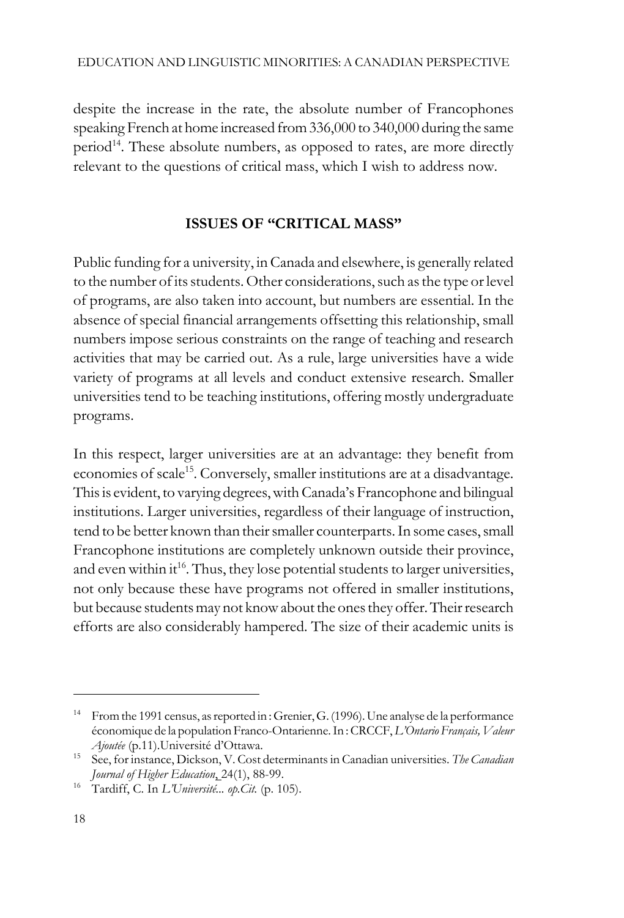despite the increase in the rate, the absolute number of Francophones speaking French at home increased from 336,000 to 340,000 during the same period[14]. These absolute numbers, as opposed to rates, are more directly relevant to the questions of critical mass, which I wish to address now.

## ISSUES OF "CRITICAL MASS"

Public funding for a university, in Canada and elsewhere, is generally related to the number of its students. Other considerations, such as the type or level of programs, are also taken into account, but numbers are essential. In the absence of special financial arrangements offsetting this relationship, small numbers impose serious constraints on the range of teaching and research activities that may be carried out. As a rule, large universities have a wide variety of programs at all levels and conduct extensive research. Smaller universities tend to be teaching institutions, offering mostly undergraduate programs.

In this respect, larger universities are at an advantage: they benefit from economies of scale[15]. Conversely, smaller institutions are at a disadvantage. This is evident, to varying degrees, with Canada's Francophone and bilingual institutions. Larger universities, regardless of their language of instruction, tend to be better known than their smaller counterparts. In some cases, small Francophone institutions are completely unknown outside their province, and even within it[16]. Thus, they lose potential students to larger universities, not only because these have programs not offered in smaller institutions, but because students may not know about the ones they offer. Their research efforts are also considerably hampered. The size of their academic units is

---

[14] From the 1991 census, as reported in : Grenier, G. (1996). Une analyse de la performance économique de la population Franco-Ontarienne. In : CRCCF, *L'Ontario Français, Valeur Ajoutée* (p.11).Université d'Ottawa.

[15] See, for instance, Dickson, V. Cost determinants in Canadian universities. *The Canadian Journal of Higher Education*, 24(1), 88-99.

[16] Tardiff, C. In *L'Université... op.Cit.* (p. 105).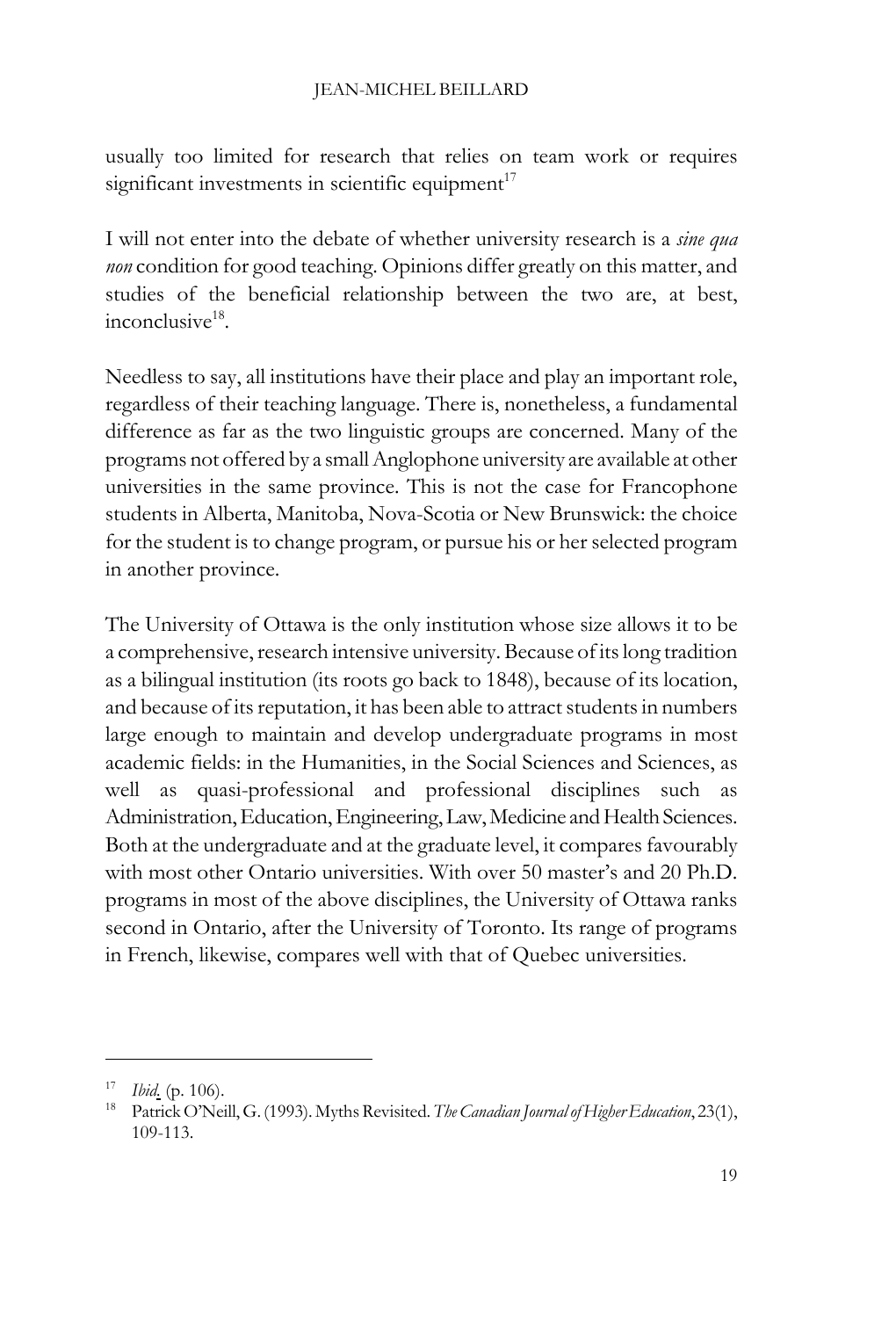usually too limited for research that relies on team work or requires significant investments in scientific equipment[17]

I will not enter into the debate of whether university research is a *sine qua non* condition for good teaching. Opinions differ greatly on this matter, and studies of the beneficial relationship between the two are, at best, inconclusive[18].

Needless to say, all institutions have their place and play an important role, regardless of their teaching language. There is, nonetheless, a fundamental difference as far as the two linguistic groups are concerned. Many of the programs not offered by a small Anglophone university are available at other universities in the same province. This is not the case for Francophone students in Alberta, Manitoba, Nova-Scotia or New Brunswick: the choice for the student is to change program, or pursue his or her selected program in another province.

The University of Ottawa is the only institution whose size allows it to be a comprehensive, research intensive university. Because of its long tradition as a bilingual institution (its roots go back to 1848), because of its location, and because of its reputation, it has been able to attract students in numbers large enough to maintain and develop undergraduate programs in most academic fields: in the Humanities, in the Social Sciences and Sciences, as well as quasi-professional and professional disciplines such as Administration, Education, Engineering, Law, Medicine and Health Sciences. Both at the undergraduate and at the graduate level, it compares favourably with most other Ontario universities. With over 50 master's and 20 Ph.D. programs in most of the above disciplines, the University of Ottawa ranks second in Ontario, after the University of Toronto. Its range of programs in French, likewise, compares well with that of Quebec universities.

---

[17] *Ibid.* (p. 106).

[18] Patrick O'Neill, G. (1993). Myths Revisited. *The Canadian Journal of Higher Education*, 23(1), 109-113.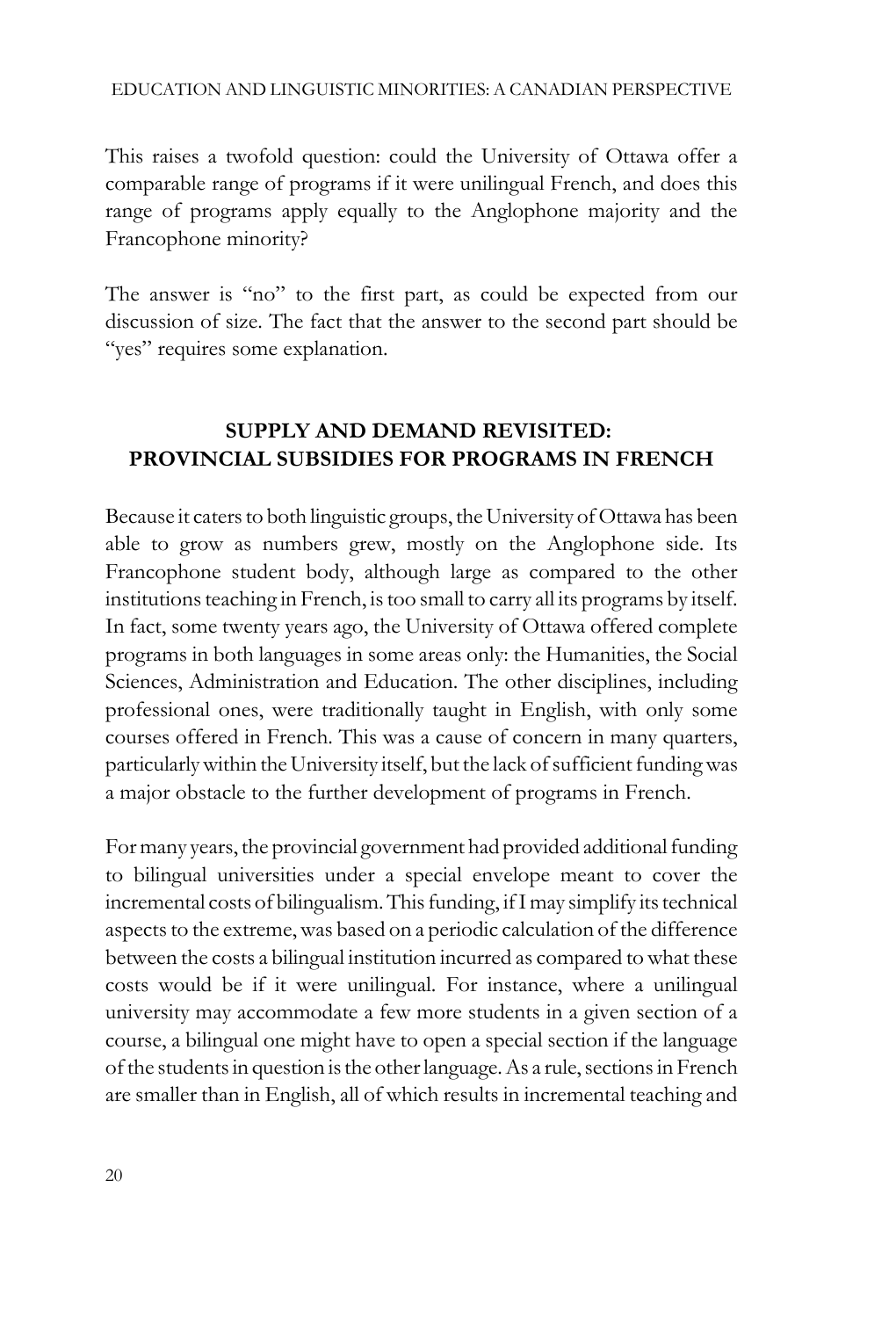This raises a twofold question: could the University of Ottawa offer a comparable range of programs if it were unilingual French, and does this range of programs apply equally to the Anglophone majority and the Francophone minority?

The answer is "no" to the first part, as could be expected from our discussion of size. The fact that the answer to the second part should be "yes" requires some explanation.

## SUPPLY AND DEMAND REVISITED: PROVINCIAL SUBSIDIES FOR PROGRAMS IN FRENCH

Because it caters to both linguistic groups, the University of Ottawa has been able to grow as numbers grew, mostly on the Anglophone side. Its Francophone student body, although large as compared to the other institutions teaching in French, is too small to carry all its programs by itself. In fact, some twenty years ago, the University of Ottawa offered complete programs in both languages in some areas only: the Humanities, the Social Sciences, Administration and Education. The other disciplines, including professional ones, were traditionally taught in English, with only some courses offered in French. This was a cause of concern in many quarters, particularly within the University itself, but the lack of sufficient funding was a major obstacle to the further development of programs in French.

For many years, the provincial government had provided additional funding to bilingual universities under a special envelope meant to cover the incremental costs of bilingualism. This funding, if I may simplify its technical aspects to the extreme, was based on a periodic calculation of the difference between the costs a bilingual institution incurred as compared to what these costs would be if it were unilingual. For instance, where a unilingual university may accommodate a few more students in a given section of a course, a bilingual one might have to open a special section if the language of the students in question is the other language. As a rule, sections in French are smaller than in English, all of which results in incremental teaching and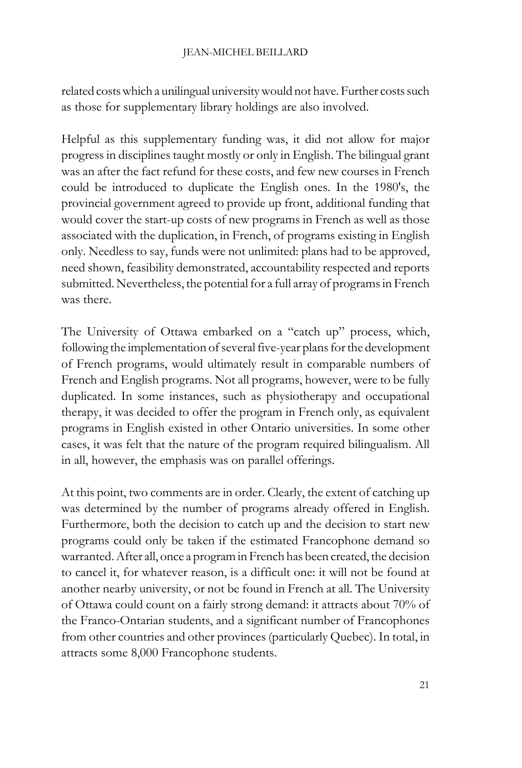related costs which a unilingual university would not have. Further costs such as those for supplementary library holdings are also involved.

Helpful as this supplementary funding was, it did not allow for major progress in disciplines taught mostly or only in English. The bilingual grant was an after the fact refund for these costs, and few new courses in French could be introduced to duplicate the English ones. In the 1980's, the provincial government agreed to provide up front, additional funding that would cover the start-up costs of new programs in French as well as those associated with the duplication, in French, of programs existing in English only. Needless to say, funds were not unlimited: plans had to be approved, need shown, feasibility demonstrated, accountability respected and reports submitted. Nevertheless, the potential for a full array of programs in French was there.

The University of Ottawa embarked on a "catch up" process, which, following the implementation of several five-year plans for the development of French programs, would ultimately result in comparable numbers of French and English programs. Not all programs, however, were to be fully duplicated. In some instances, such as physiotherapy and occupational therapy, it was decided to offer the program in French only, as equivalent programs in English existed in other Ontario universities. In some other cases, it was felt that the nature of the program required bilingualism. All in all, however, the emphasis was on parallel offerings.

At this point, two comments are in order. Clearly, the extent of catching up was determined by the number of programs already offered in English. Furthermore, both the decision to catch up and the decision to start new programs could only be taken if the estimated Francophone demand so warranted. After all, once a program in French has been created, the decision to cancel it, for whatever reason, is a difficult one: it will not be found at another nearby university, or not be found in French at all. The University of Ottawa could count on a fairly strong demand: it attracts about 70% of the Franco-Ontarian students, and a significant number of Francophones from other countries and other provinces (particularly Quebec). In total, in attracts some 8,000 Francophone students.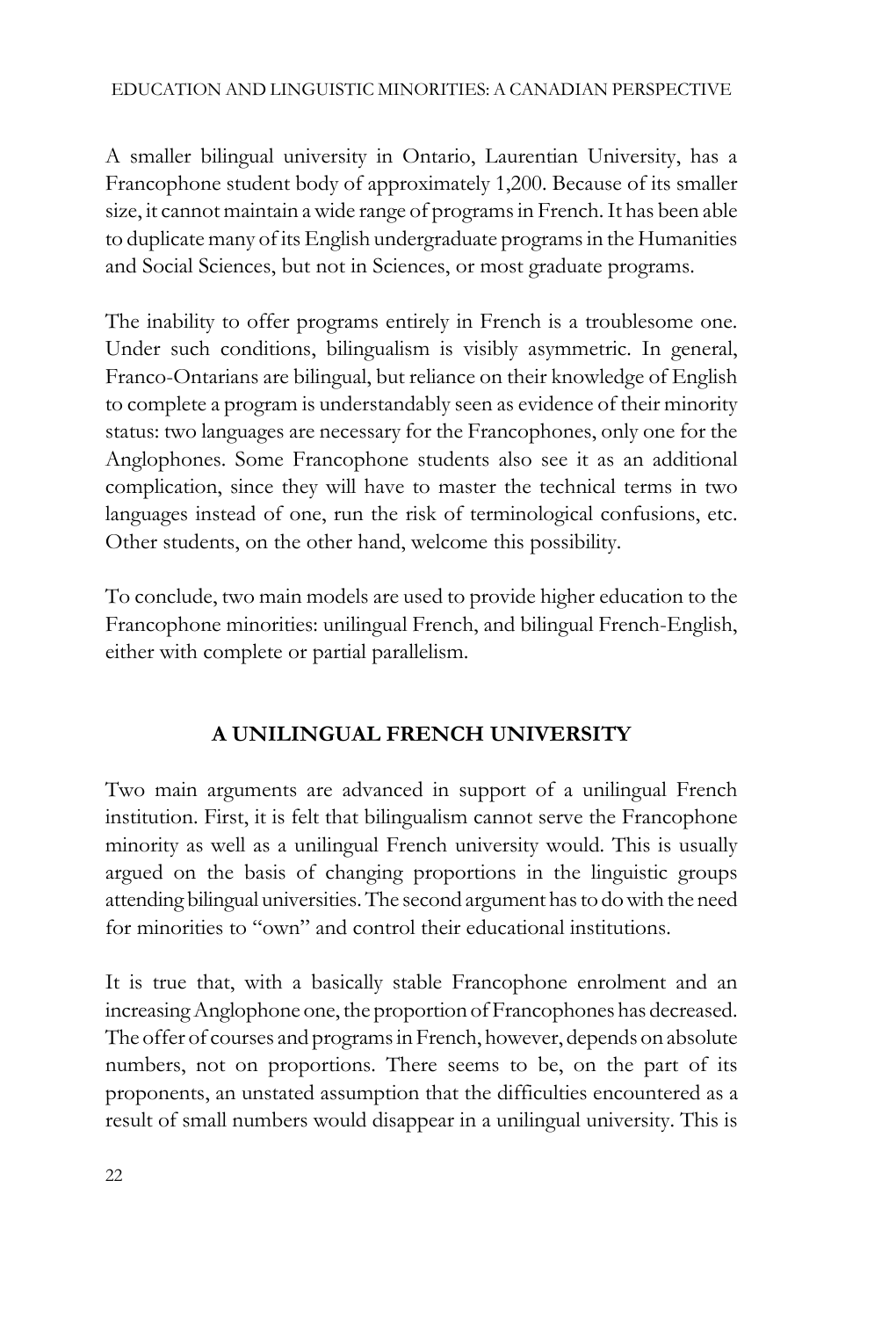A smaller bilingual university in Ontario, Laurentian University, has a Francophone student body of approximately 1,200. Because of its smaller size, it cannot maintain a wide range of programs in French. It has been able to duplicate many of its English undergraduate programs in the Humanities and Social Sciences, but not in Sciences, or most graduate programs.

The inability to offer programs entirely in French is a troublesome one. Under such conditions, bilingualism is visibly asymmetric. In general, Franco-Ontarians are bilingual, but reliance on their knowledge of English to complete a program is understandably seen as evidence of their minority status: two languages are necessary for the Francophones, only one for the Anglophones. Some Francophone students also see it as an additional complication, since they will have to master the technical terms in two languages instead of one, run the risk of terminological confusions, etc. Other students, on the other hand, welcome this possibility.

To conclude, two main models are used to provide higher education to the Francophone minorities: unilingual French, and bilingual French-English, either with complete or partial parallelism.

## A UNILINGUAL FRENCH UNIVERSITY

Two main arguments are advanced in support of a unilingual French institution. First, it is felt that bilingualism cannot serve the Francophone minority as well as a unilingual French university would. This is usually argued on the basis of changing proportions in the linguistic groups attending bilingual universities. The second argument has to do with the need for minorities to "own" and control their educational institutions.

It is true that, with a basically stable Francophone enrolment and an increasing Anglophone one, the proportion of Francophones has decreased. The offer of courses and programs in French, however, depends on absolute numbers, not on proportions. There seems to be, on the part of its proponents, an unstated assumption that the difficulties encountered as a result of small numbers would disappear in a unilingual university. This is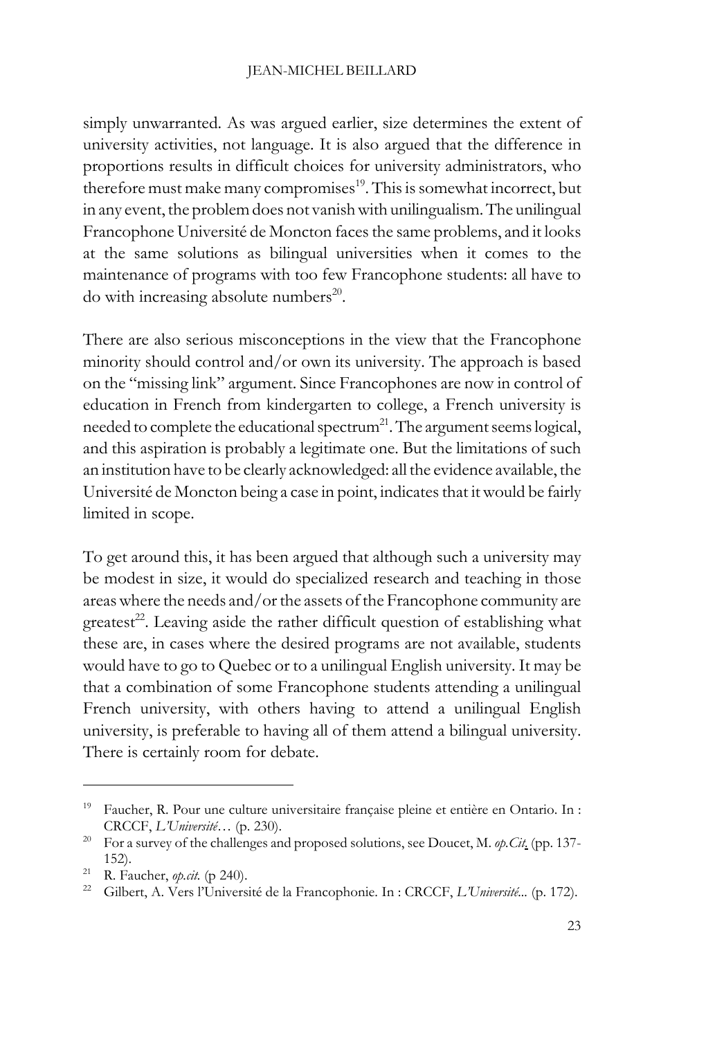simply unwarranted. As was argued earlier, size determines the extent of university activities, not language. It is also argued that the difference in proportions results in difficult choices for university administrators, who therefore must make many compromises[19]. This is somewhat incorrect, but in any event, the problem does not vanish with unilingualism. The unilingual Francophone Université de Moncton faces the same problems, and it looks at the same solutions as bilingual universities when it comes to the maintenance of programs with too few Francophone students: all have to do with increasing absolute numbers[20].

There are also serious misconceptions in the view that the Francophone minority should control and/or own its university. The approach is based on the "missing link" argument. Since Francophones are now in control of education in French from kindergarten to college, a French university is needed to complete the educational spectrum[21]. The argument seems logical, and this aspiration is probably a legitimate one. But the limitations of such an institution have to be clearly acknowledged: all the evidence available, the Université de Moncton being a case in point, indicates that it would be fairly limited in scope.

To get around this, it has been argued that although such a university may be modest in size, it would do specialized research and teaching in those areas where the needs and/or the assets of the Francophone community are greatest[22]. Leaving aside the rather difficult question of establishing what these are, in cases where the desired programs are not available, students would have to go to Quebec or to a unilingual English university. It may be that a combination of some Francophone students attending a unilingual French university, with others having to attend a unilingual English university, is preferable to having all of them attend a bilingual university. There is certainly room for debate.

---

[19] Faucher, R. Pour une culture universitaire française pleine et entière en Ontario. In : CRCCF, *L'Université…* (p. 230).

[20] For a survey of the challenges and proposed solutions, see Doucet, M. *op.Cit.* (pp. 137-152).

[21] R. Faucher, *op.cit.* (p 240).

[22] Gilbert, A. Vers l'Université de la Francophonie. In : CRCCF, *L'Université...* (p. 172).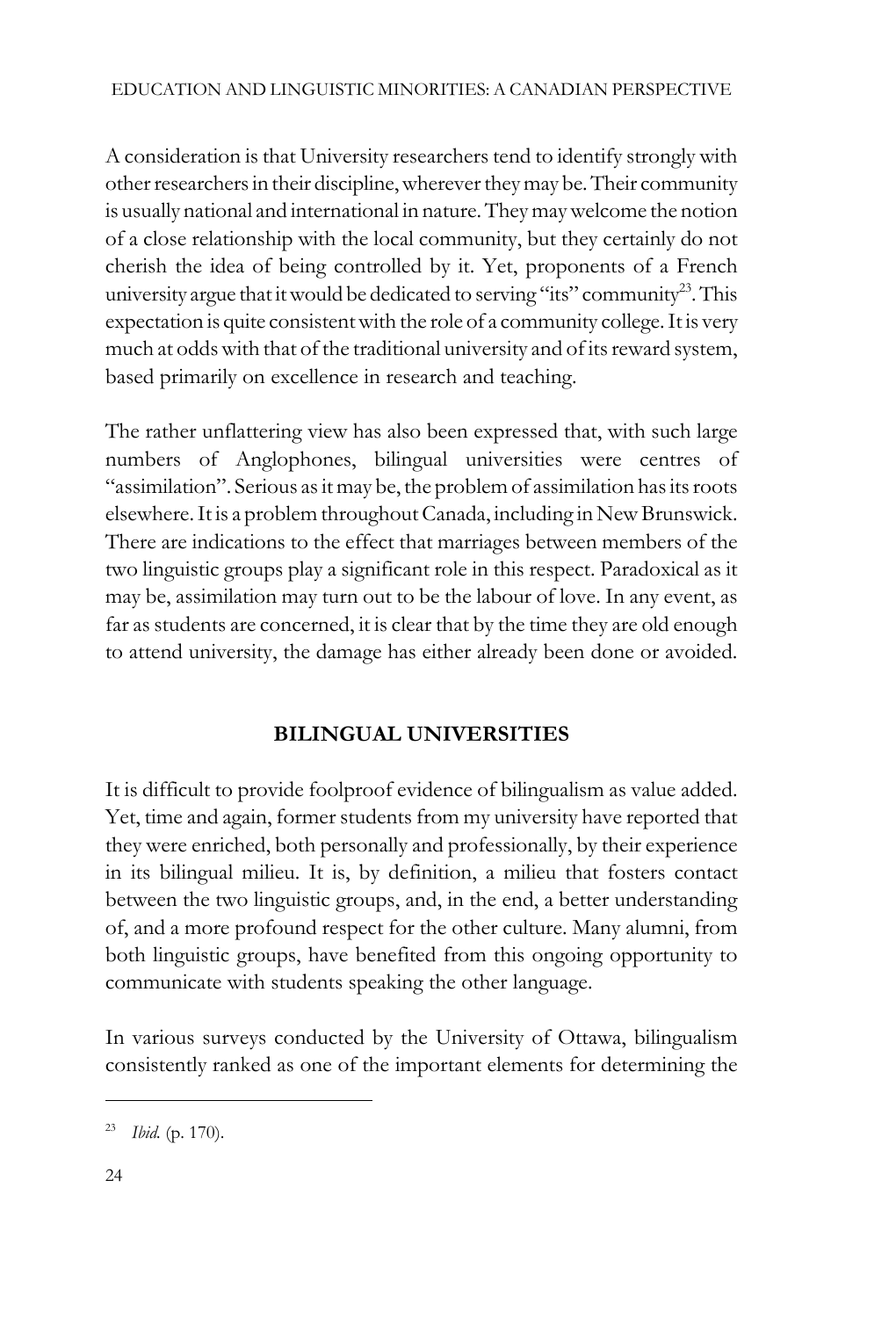A consideration is that University researchers tend to identify strongly with other researchers in their discipline, wherever they may be. Their community is usually national and international in nature. They may welcome the notion of a close relationship with the local community, but they certainly do not cherish the idea of being controlled by it. Yet, proponents of a French university argue that it would be dedicated to serving "its" community[23]. This expectation is quite consistent with the role of a community college. It is very much at odds with that of the traditional university and of its reward system, based primarily on excellence in research and teaching.

The rather unflattering view has also been expressed that, with such large numbers of Anglophones, bilingual universities were centres of "assimilation". Serious as it may be, the problem of assimilation has its roots elsewhere. It is a problem throughout Canada, including in New Brunswick. There are indications to the effect that marriages between members of the two linguistic groups play a significant role in this respect. Paradoxical as it may be, assimilation may turn out to be the labour of love. In any event, as far as students are concerned, it is clear that by the time they are old enough to attend university, the damage has either already been done or avoided.

## BILINGUAL UNIVERSITIES

It is difficult to provide foolproof evidence of bilingualism as value added. Yet, time and again, former students from my university have reported that they were enriched, both personally and professionally, by their experience in its bilingual milieu. It is, by definition, a milieu that fosters contact between the two linguistic groups, and, in the end, a better understanding of, and a more profound respect for the other culture. Many alumni, from both linguistic groups, have benefited from this ongoing opportunity to communicate with students speaking the other language.

In various surveys conducted by the University of Ottawa, bilingualism consistently ranked as one of the important elements for determining the

---

[23] *Ibid.* (p. 170).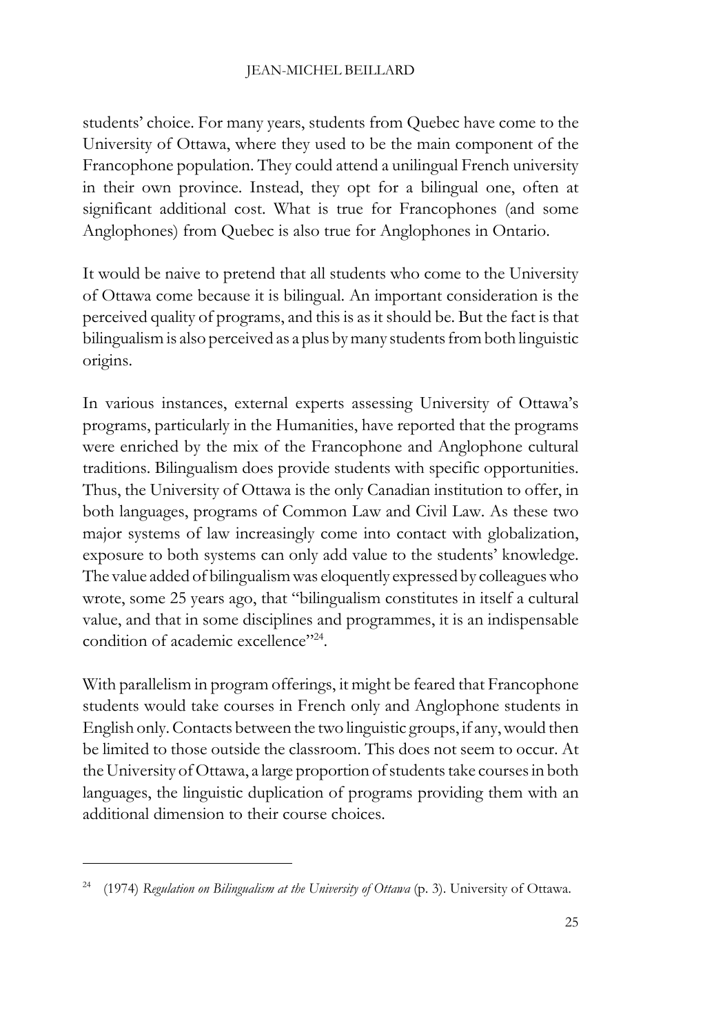students' choice. For many years, students from Quebec have come to the University of Ottawa, where they used to be the main component of the Francophone population. They could attend a unilingual French university in their own province. Instead, they opt for a bilingual one, often at significant additional cost. What is true for Francophones (and some Anglophones) from Quebec is also true for Anglophones in Ontario.

It would be naive to pretend that all students who come to the University of Ottawa come because it is bilingual. An important consideration is the perceived quality of programs, and this is as it should be. But the fact is that bilingualism is also perceived as a plus by many students from both linguistic origins.

In various instances, external experts assessing University of Ottawa's programs, particularly in the Humanities, have reported that the programs were enriched by the mix of the Francophone and Anglophone cultural traditions. Bilingualism does provide students with specific opportunities. Thus, the University of Ottawa is the only Canadian institution to offer, in both languages, programs of Common Law and Civil Law. As these two major systems of law increasingly come into contact with globalization, exposure to both systems can only add value to the students' knowledge. The value added of bilingualism was eloquently expressed by colleagues who wrote, some 25 years ago, that "bilingualism constitutes in itself a cultural value, and that in some disciplines and programmes, it is an indispensable condition of academic excellence"[24].

With parallelism in program offerings, it might be feared that Francophone students would take courses in French only and Anglophone students in English only. Contacts between the two linguistic groups, if any, would then be limited to those outside the classroom. This does not seem to occur. At the University of Ottawa, a large proportion of students take courses in both languages, the linguistic duplication of programs providing them with an additional dimension to their course choices.

---

[24] (1974) *Regulation on Bilingualism at the University of Ottawa* (p. 3). University of Ottawa.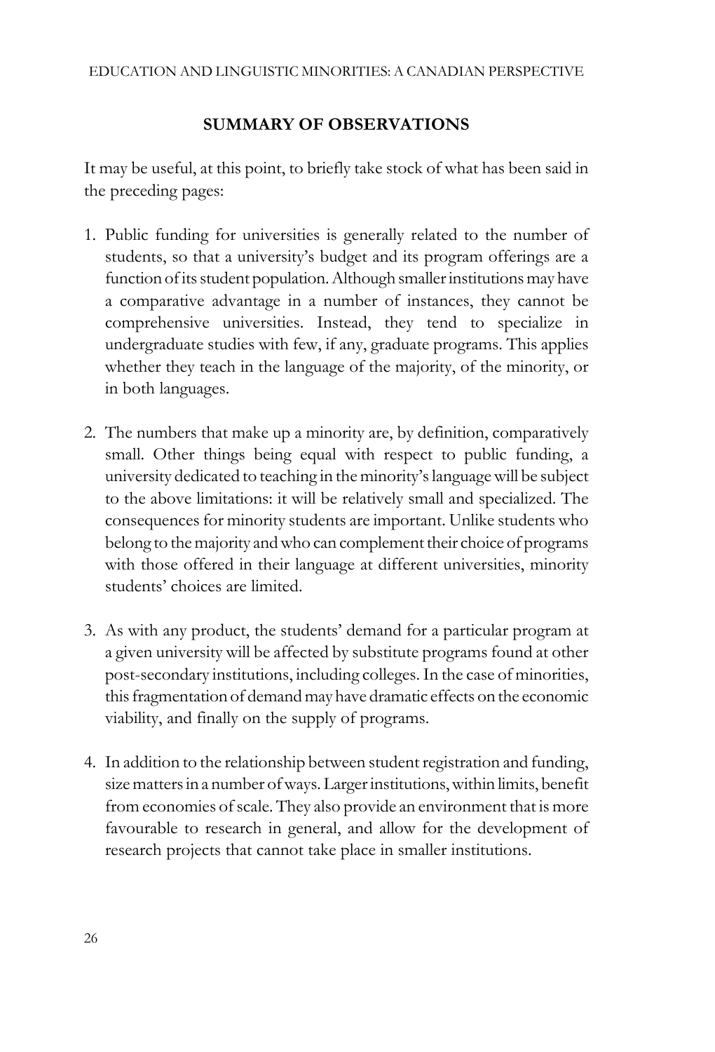## SUMMARY OF OBSERVATIONS

It may be useful, at this point, to briefly take stock of what has been said in the preceding pages:

1. Public funding for universities is generally related to the number of students, so that a university's budget and its program offerings are a function of its student population. Although smaller institutions may have a comparative advantage in a number of instances, they cannot be comprehensive universities. Instead, they tend to specialize in undergraduate studies with few, if any, graduate programs. This applies whether they teach in the language of the majority, of the minority, or in both languages.

2. The numbers that make up a minority are, by definition, comparatively small. Other things being equal with respect to public funding, a university dedicated to teaching in the minority's language will be subject to the above limitations: it will be relatively small and specialized. The consequences for minority students are important. Unlike students who belong to the majority and who can complement their choice of programs with those offered in their language at different universities, minority students' choices are limited.

3. As with any product, the students' demand for a particular program at a given university will be affected by substitute programs found at other post-secondary institutions, including colleges. In the case of minorities, this fragmentation of demand may have dramatic effects on the economic viability, and finally on the supply of programs.

4. In addition to the relationship between student registration and funding, size matters in a number of ways. Larger institutions, within limits, benefit from economies of scale. They also provide an environment that is more favourable to research in general, and allow for the development of research projects that cannot take place in smaller institutions.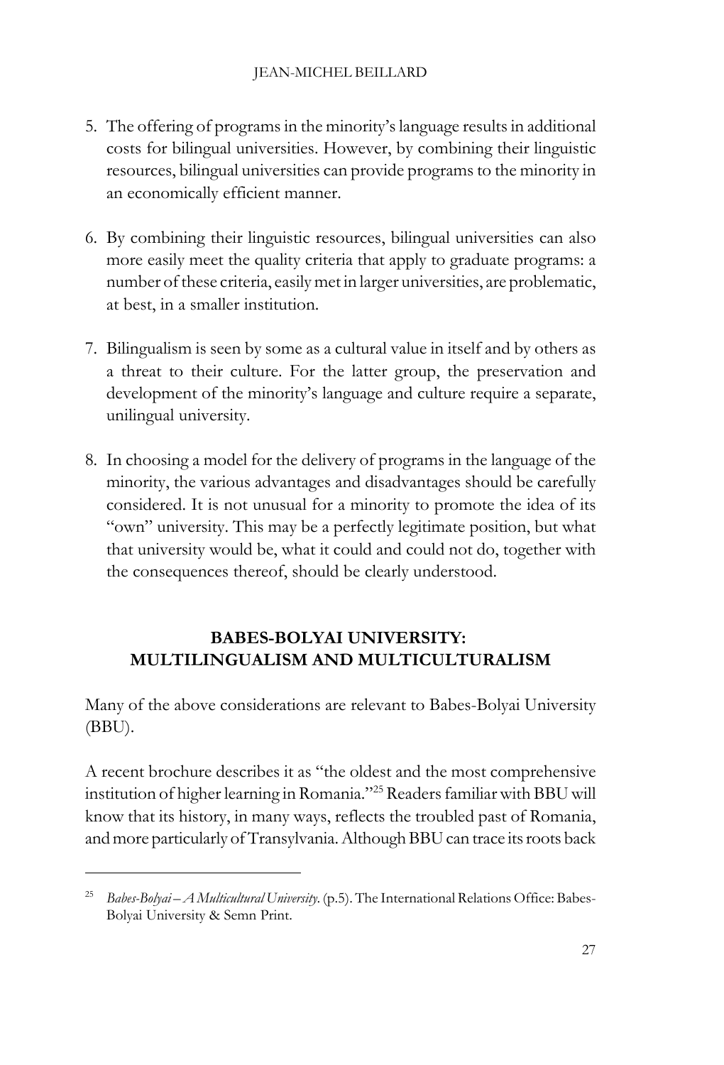5. The offering of programs in the minority's language results in additional costs for bilingual universities. However, by combining their linguistic resources, bilingual universities can provide programs to the minority in an economically efficient manner.

6. By combining their linguistic resources, bilingual universities can also more easily meet the quality criteria that apply to graduate programs: a number of these criteria, easily met in larger universities, are problematic, at best, in a smaller institution.

7. Bilingualism is seen by some as a cultural value in itself and by others as a threat to their culture. For the latter group, the preservation and development of the minority's language and culture require a separate, unilingual university.

8. In choosing a model for the delivery of programs in the language of the minority, the various advantages and disadvantages should be carefully considered. It is not unusual for a minority to promote the idea of its "own" university. This may be a perfectly legitimate position, but what that university would be, what it could and could not do, together with the consequences thereof, should be clearly understood.

## BABES-BOLYAI UNIVERSITY: MULTILINGUALISM AND MULTICULTURALISM

Many of the above considerations are relevant to Babes-Bolyai University (BBU).

A recent brochure describes it as "the oldest and the most comprehensive institution of higher learning in Romania."[25] Readers familiar with BBU will know that its history, in many ways, reflects the troubled past of Romania, and more particularly of Transylvania. Although BBU can trace its roots back

---

[25] *Babes-Bolyai – A Multicultural University*. (p.5). The International Relations Office: Babes-Bolyai University & Semn Print.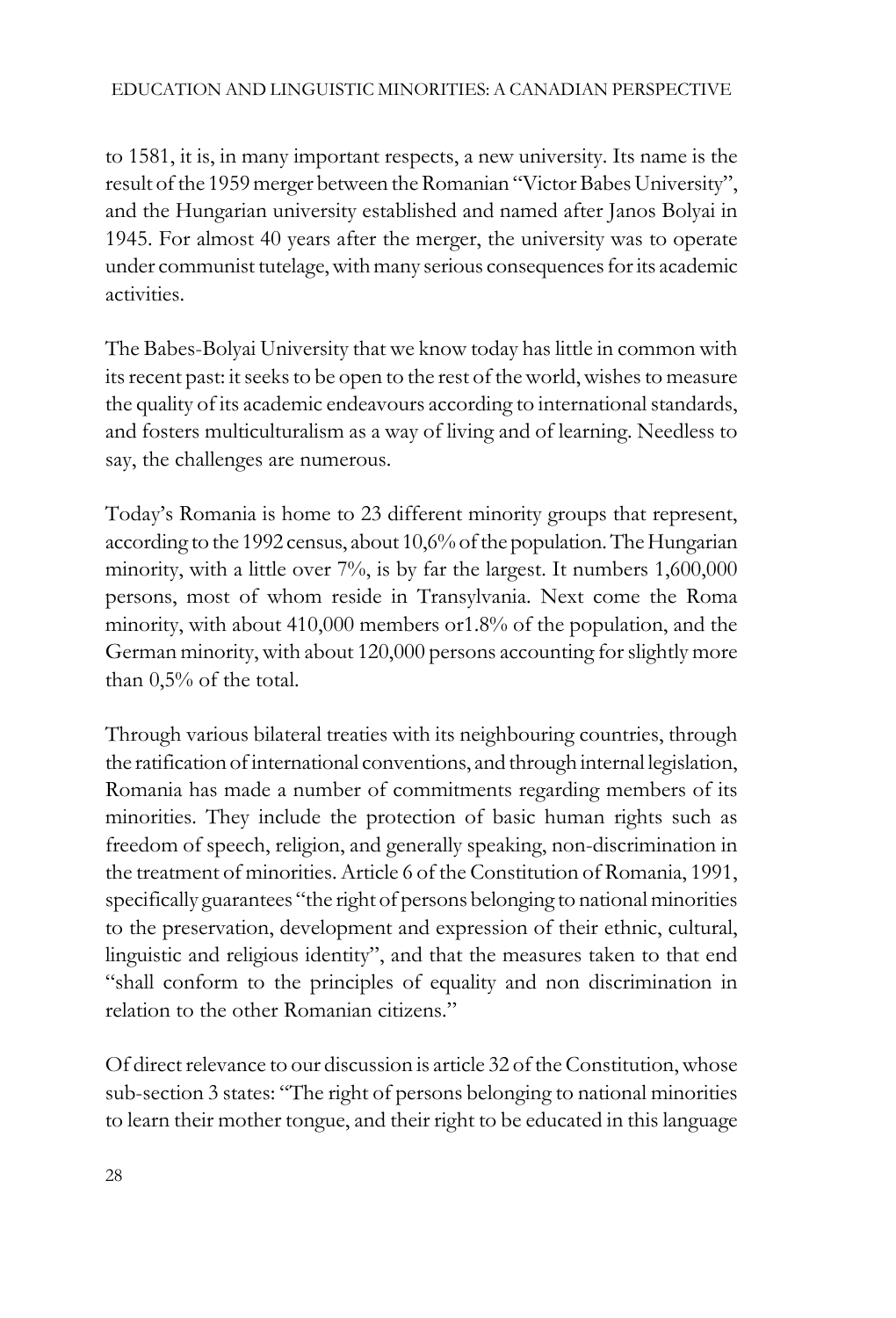to 1581, it is, in many important respects, a new university. Its name is the result of the 1959 merger between the Romanian "Victor Babes University", and the Hungarian university established and named after Janos Bolyai in 1945. For almost 40 years after the merger, the university was to operate under communist tutelage, with many serious consequences for its academic activities.

The Babes-Bolyai University that we know today has little in common with its recent past: it seeks to be open to the rest of the world, wishes to measure the quality of its academic endeavours according to international standards, and fosters multiculturalism as a way of living and of learning. Needless to say, the challenges are numerous.

Today's Romania is home to 23 different minority groups that represent, according to the 1992 census, about 10,6% of the population. The Hungarian minority, with a little over 7%, is by far the largest. It numbers 1,600,000 persons, most of whom reside in Transylvania. Next come the Roma minority, with about 410,000 members or1.8% of the population, and the German minority, with about 120,000 persons accounting for slightly more than 0,5% of the total.

Through various bilateral treaties with its neighbouring countries, through the ratification of international conventions, and through internal legislation, Romania has made a number of commitments regarding members of its minorities. They include the protection of basic human rights such as freedom of speech, religion, and generally speaking, non-discrimination in the treatment of minorities. Article 6 of the Constitution of Romania, 1991, specifically guarantees "the right of persons belonging to national minorities to the preservation, development and expression of their ethnic, cultural, linguistic and religious identity", and that the measures taken to that end "shall conform to the principles of equality and non discrimination in relation to the other Romanian citizens."

Of direct relevance to our discussion is article 32 of the Constitution, whose sub-section 3 states: "The right of persons belonging to national minorities to learn their mother tongue, and their right to be educated in this language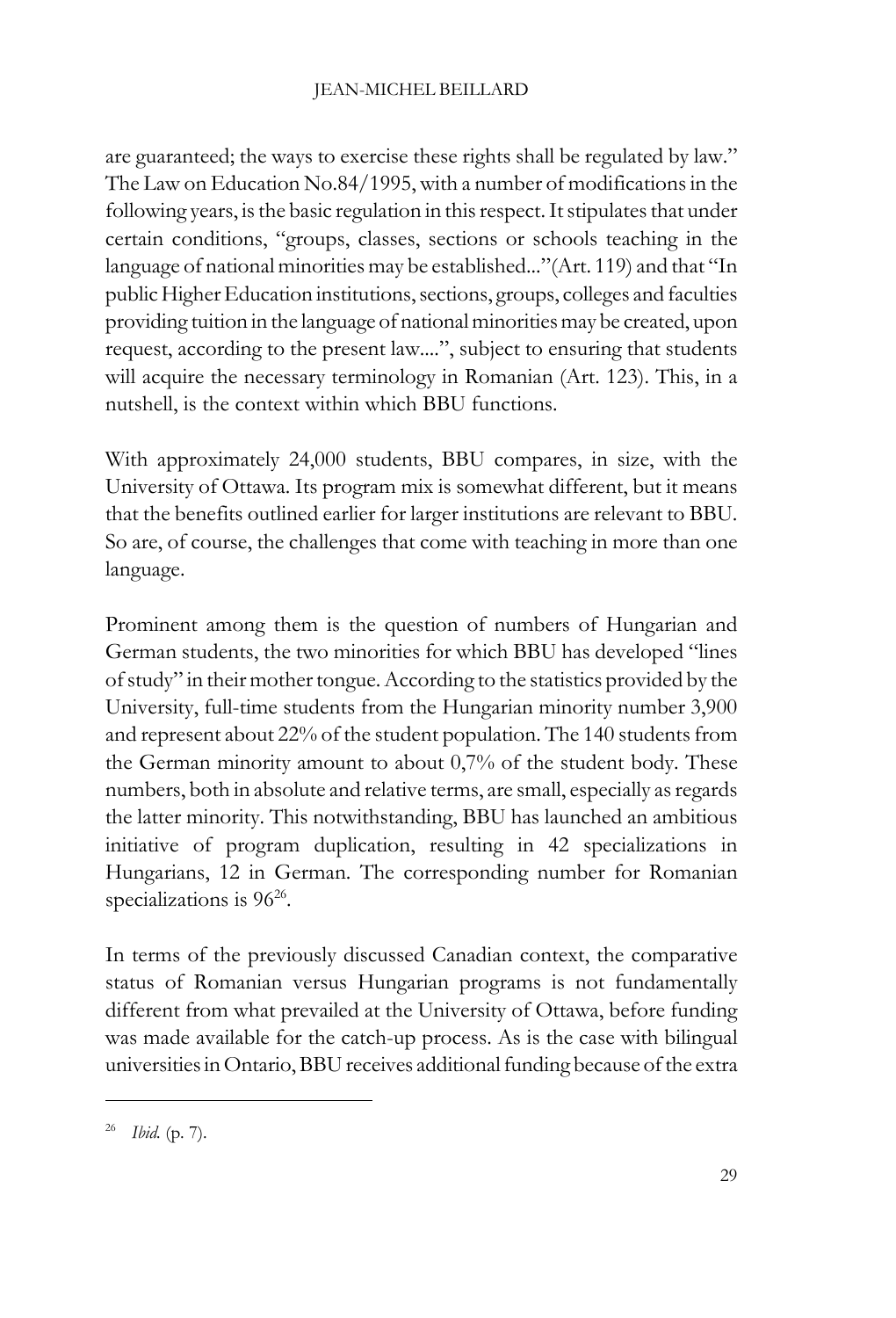are guaranteed; the ways to exercise these rights shall be regulated by law." The Law on Education No.84/1995, with a number of modifications in the following years, is the basic regulation in this respect. It stipulates that under certain conditions, "groups, classes, sections or schools teaching in the language of national minorities may be established..."(Art. 119) and that "In public Higher Education institutions, sections, groups, colleges and faculties providing tuition in the language of national minorities may be created, upon request, according to the present law....", subject to ensuring that students will acquire the necessary terminology in Romanian (Art. 123). This, in a nutshell, is the context within which BBU functions.

With approximately 24,000 students, BBU compares, in size, with the University of Ottawa. Its program mix is somewhat different, but it means that the benefits outlined earlier for larger institutions are relevant to BBU. So are, of course, the challenges that come with teaching in more than one language.

Prominent among them is the question of numbers of Hungarian and German students, the two minorities for which BBU has developed "lines of study" in their mother tongue. According to the statistics provided by the University, full-time students from the Hungarian minority number 3,900 and represent about 22% of the student population. The 140 students from the German minority amount to about 0,7% of the student body. These numbers, both in absolute and relative terms, are small, especially as regards the latter minority. This notwithstanding, BBU has launched an ambitious initiative of program duplication, resulting in 42 specializations in Hungarians, 12 in German. The corresponding number for Romanian specializations is 96[26].

In terms of the previously discussed Canadian context, the comparative status of Romanian versus Hungarian programs is not fundamentally different from what prevailed at the University of Ottawa, before funding was made available for the catch-up process. As is the case with bilingual universities in Ontario, BBU receives additional funding because of the extra

---

[26] *Ibid.* (p. 7).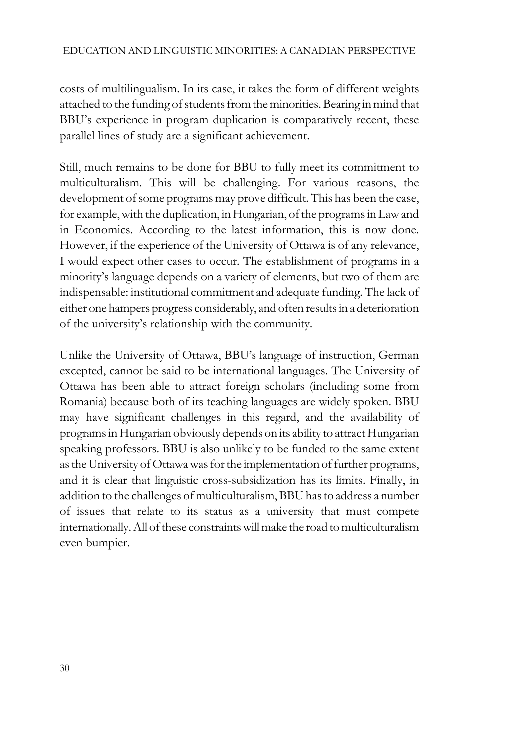costs of multilingualism. In its case, it takes the form of different weights attached to the funding of students from the minorities. Bearing in mind that BBU's experience in program duplication is comparatively recent, these parallel lines of study are a significant achievement.

Still, much remains to be done for BBU to fully meet its commitment to multiculturalism. This will be challenging. For various reasons, the development of some programs may prove difficult. This has been the case, for example, with the duplication, in Hungarian, of the programs in Law and in Economics. According to the latest information, this is now done. However, if the experience of the University of Ottawa is of any relevance, I would expect other cases to occur. The establishment of programs in a minority's language depends on a variety of elements, but two of them are indispensable: institutional commitment and adequate funding. The lack of either one hampers progress considerably, and often results in a deterioration of the university's relationship with the community.

Unlike the University of Ottawa, BBU's language of instruction, German excepted, cannot be said to be international languages. The University of Ottawa has been able to attract foreign scholars (including some from Romania) because both of its teaching languages are widely spoken. BBU may have significant challenges in this regard, and the availability of programs in Hungarian obviously depends on its ability to attract Hungarian speaking professors. BBU is also unlikely to be funded to the same extent as the University of Ottawa was for the implementation of further programs, and it is clear that linguistic cross-subsidization has its limits. Finally, in addition to the challenges of multiculturalism, BBU has to address a number of issues that relate to its status as a university that must compete internationally. All of these constraints will make the road to multiculturalism even bumpier.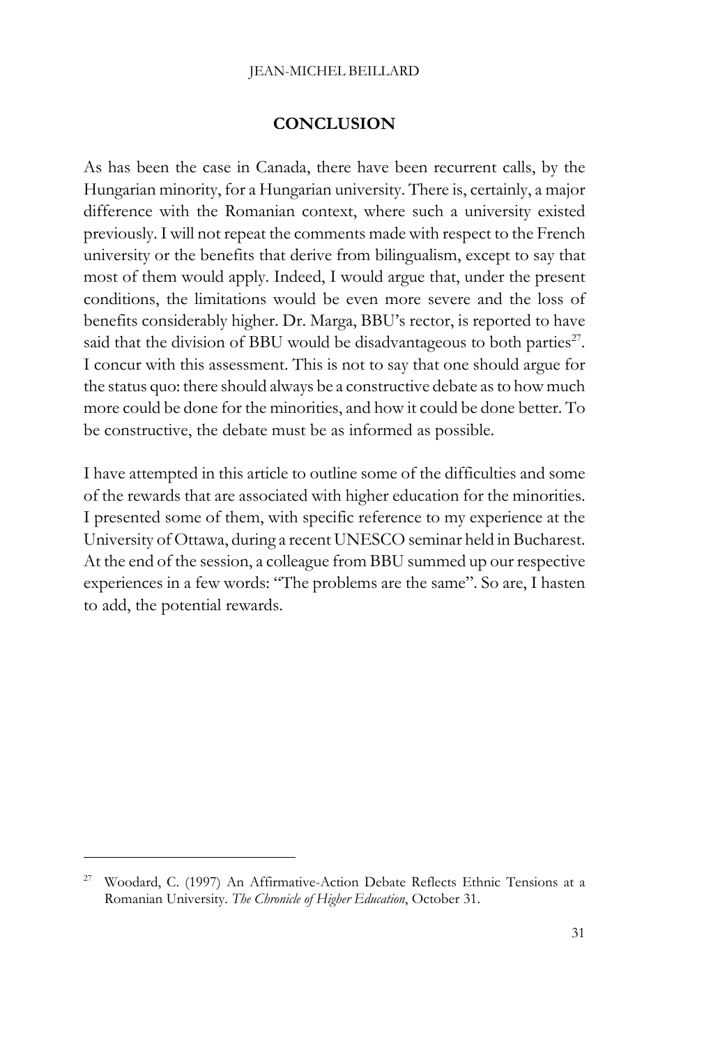## CONCLUSION

As has been the case in Canada, there have been recurrent calls, by the Hungarian minority, for a Hungarian university. There is, certainly, a major difference with the Romanian context, where such a university existed previously. I will not repeat the comments made with respect to the French university or the benefits that derive from bilingualism, except to say that most of them would apply. Indeed, I would argue that, under the present conditions, the limitations would be even more severe and the loss of benefits considerably higher. Dr. Marga, BBU's rector, is reported to have said that the division of BBU would be disadvantageous to both parties[27]. I concur with this assessment. This is not to say that one should argue for the status quo: there should always be a constructive debate as to how much more could be done for the minorities, and how it could be done better. To be constructive, the debate must be as informed as possible.

I have attempted in this article to outline some of the difficulties and some of the rewards that are associated with higher education for the minorities. I presented some of them, with specific reference to my experience at the University of Ottawa, during a recent UNESCO seminar held in Bucharest. At the end of the session, a colleague from BBU summed up our respective experiences in a few words: "The problems are the same". So are, I hasten to add, the potential rewards.

---

[27] Woodard, C. (1997) An Affirmative-Action Debate Reflects Ethnic Tensions at a Romanian University. *The Chronicle of Higher Education*, October 31.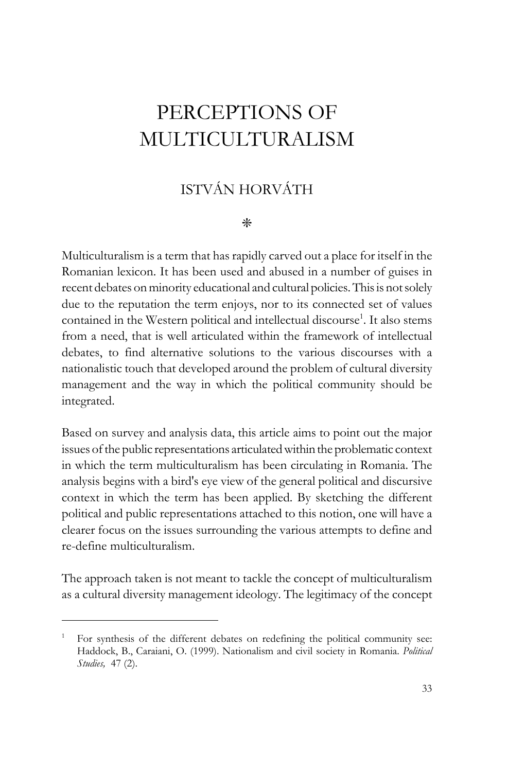# PERCEPTIONS OF MULTICULTURALISM

## ISTVÁN HORVÁTH

❋

Multiculturalism is a term that has rapidly carved out a place for itself in the Romanian lexicon. It has been used and abused in a number of guises in recent debates on minority educational and cultural policies. This is not solely due to the reputation the term enjoys, nor to its connected set of values contained in the Western political and intellectual discourse[1]. It also stems from a need, that is well articulated within the framework of intellectual debates, to find alternative solutions to the various discourses with a nationalistic touch that developed around the problem of cultural diversity management and the way in which the political community should be integrated.

Based on survey and analysis data, this article aims to point out the major issues of the public representations articulated within the problematic context in which the term multiculturalism has been circulating in Romania. The analysis begins with a bird's eye view of the general political and discursive context in which the term has been applied. By sketching the different political and public representations attached to this notion, one will have a clearer focus on the issues surrounding the various attempts to define and re-define multiculturalism.

The approach taken is not meant to tackle the concept of multiculturalism as a cultural diversity management ideology. The legitimacy of the concept

---

[1] For synthesis of the different debates on redefining the political community see: Haddock, B., Caraiani, O. (1999). Nationalism and civil society in Romania. *Political Studies,* 47 (2).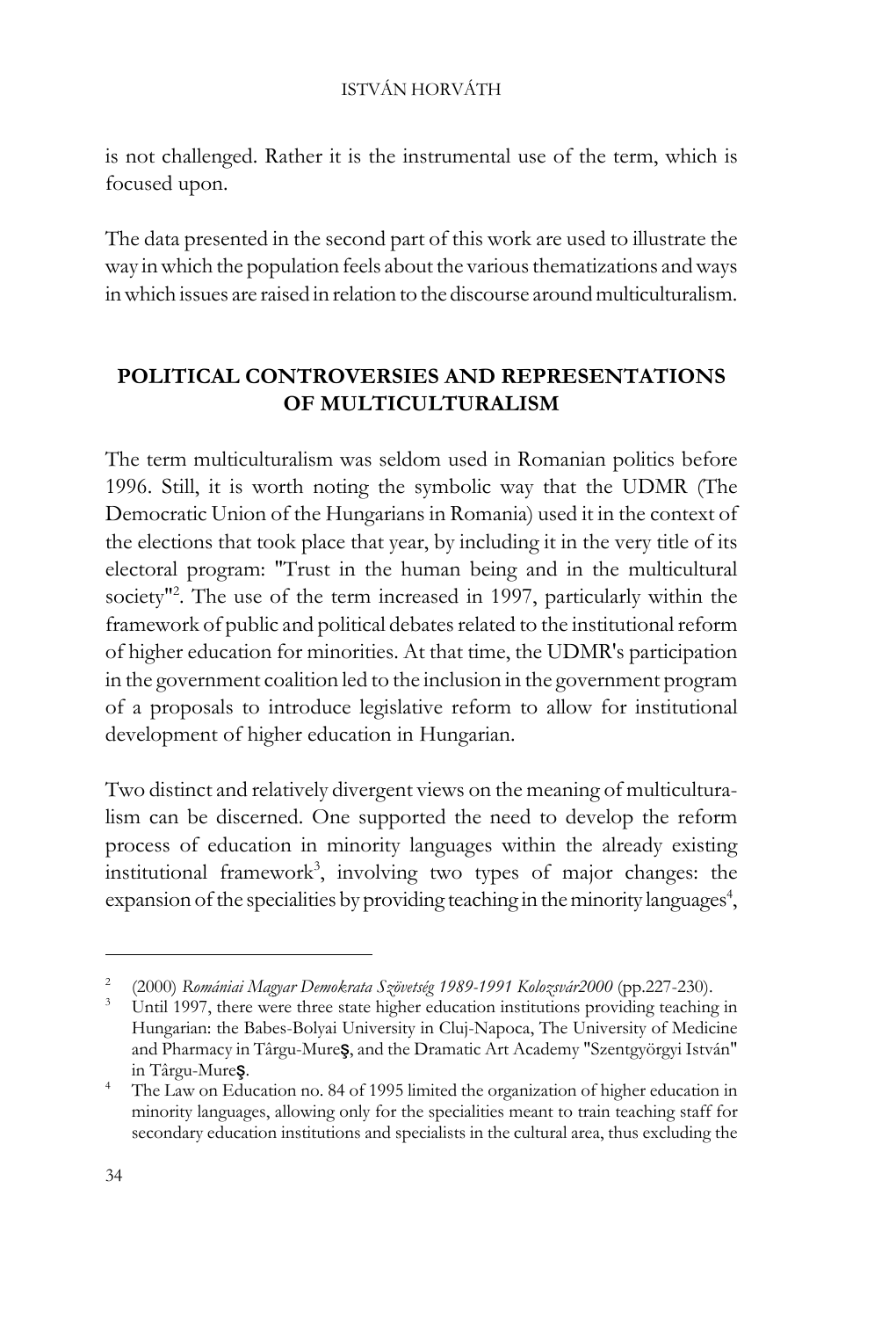is not challenged. Rather it is the instrumental use of the term, which is focused upon.

The data presented in the second part of this work are used to illustrate the way in which the population feels about the various thematizations and ways in which issues are raised in relation to the discourse around multiculturalism.

## POLITICAL CONTROVERSIES AND REPRESENTATIONS OF MULTICULTURALISM

The term multiculturalism was seldom used in Romanian politics before 1996. Still, it is worth noting the symbolic way that the UDMR (The Democratic Union of the Hungarians in Romania) used it in the context of the elections that took place that year, by including it in the very title of its electoral program: "Trust in the human being and in the multicultural society"[2]. The use of the term increased in 1997, particularly within the framework of public and political debates related to the institutional reform of higher education for minorities. At that time, the UDMR's participation in the government coalition led to the inclusion in the government program of a proposals to introduce legislative reform to allow for institutional development of higher education in Hungarian.

Two distinct and relatively divergent views on the meaning of multiculturalism can be discerned. One supported the need to develop the reform process of education in minority languages within the already existing institutional framework[3], involving two types of major changes: the expansion of the specialities by providing teaching in the minority languages[4],

---

[2] (2000) *Romániai Magyar Demokrata Szövetség 1989-1991 Kolozsvár2000* (pp.227-230).

[3] Until 1997, there were three state higher education institutions providing teaching in Hungarian: the Babes-Bolyai University in Cluj-Napoca, The University of Medicine and Pharmacy in Târgu-Mureş, and the Dramatic Art Academy "Szentgyörgyi István" in Târgu-Mureş.

[4] The Law on Education no. 84 of 1995 limited the organization of higher education in minority languages, allowing only for the specialities meant to train teaching staff for secondary education institutions and specialists in the cultural area, thus excluding the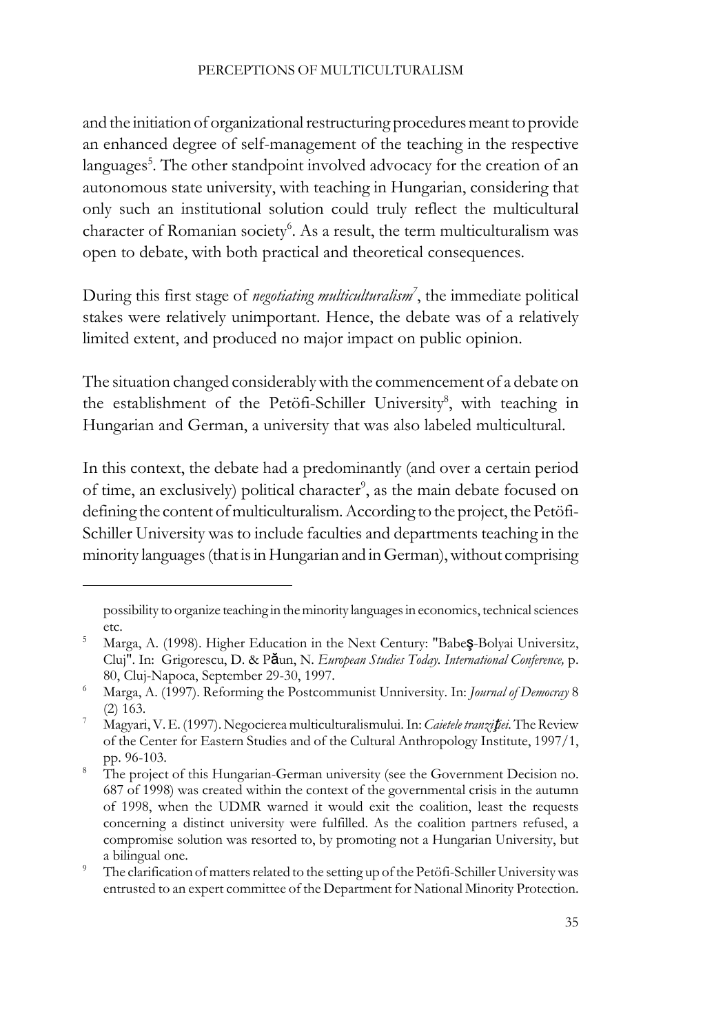and the initiation of organizational restructuring procedures meant to provide an enhanced degree of self-management of the teaching in the respective languages[5]. The other standpoint involved advocacy for the creation of an autonomous state university, with teaching in Hungarian, considering that only such an institutional solution could truly reflect the multicultural character of Romanian society[6]. As a result, the term multiculturalism was open to debate, with both practical and theoretical consequences.

During this first stage of *negotiating multiculturalism*[7], the immediate political stakes were relatively unimportant. Hence, the debate was of a relatively limited extent, and produced no major impact on public opinion.

The situation changed considerably with the commencement of a debate on the establishment of the Petöfi-Schiller University[8], with teaching in Hungarian and German, a university that was also labeled multicultural.

In this context, the debate had a predominantly (and over a certain period of time, an exclusively) political character[9], as the main debate focused on defining the content of multiculturalism. According to the project, the Petöfi-Schiller University was to include faculties and departments teaching in the minority languages (that is in Hungarian and in German), without comprising

---

possibility to organize teaching in the minority languages in economics, technical sciences etc.

[5] Marga, A. (1998). Higher Education in the Next Century: "Babeş-Bolyai Universitz, Cluj". In: Grigorescu, D. & Păun, N. *European Studies Today. International Conference,* p. 80, Cluj-Napoca, September 29-30, 1997.

[6] Marga, A. (1997). Reforming the Postcommunist Unniversity. In: *Journal of Democray* 8 (2) 163.

[7] Magyari, V. E. (1997). Negocierea multiculturalismului. In: *Caietele tranziţiei.* The Review of the Center for Eastern Studies and of the Cultural Anthropology Institute, 1997/1, pp. 96-103.

[8] The project of this Hungarian-German university (see the Government Decision no. 687 of 1998) was created within the context of the governmental crisis in the autumn of 1998, when the UDMR warned it would exit the coalition, least the requests concerning a distinct university were fulfilled. As the coalition partners refused, a compromise solution was resorted to, by promoting not a Hungarian University, but a bilingual one.

[9] The clarification of matters related to the setting up of the Petöfi-Schiller University was entrusted to an expert committee of the Department for National Minority Protection.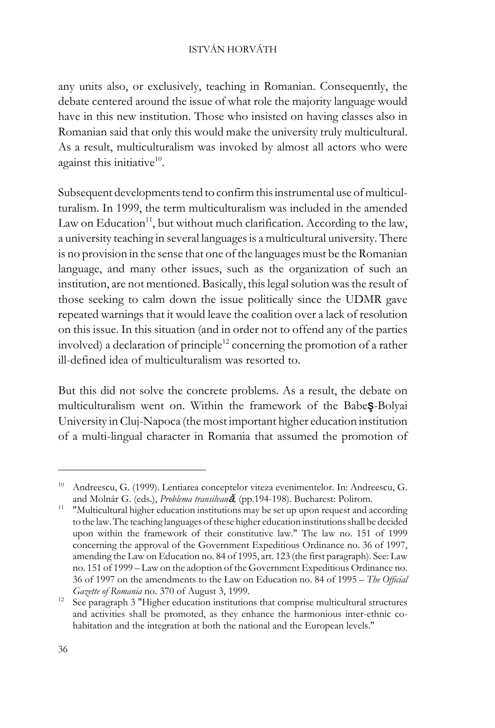any units also, or exclusively, teaching in Romanian. Consequently, the debate centered around the issue of what role the majority language would have in this new institution. Those who insisted on having classes also in Romanian said that only this would make the university truly multicultural. As a result, multiculturalism was invoked by almost all actors who were against this initiative[10].

Subsequent developments tend to confirm this instrumental use of multiculturalism. In 1999, the term multiculturalism was included in the amended Law on Education[11], but without much clarification. According to the law, a university teaching in several languages is a multicultural university. There is no provision in the sense that one of the languages must be the Romanian language, and many other issues, such as the organization of such an institution, are not mentioned. Basically, this legal solution was the result of those seeking to calm down the issue politically since the UDMR gave repeated warnings that it would leave the coalition over a lack of resolution on this issue. In this situation (and in order not to offend any of the parties involved) a declaration of principle[12] concerning the promotion of a rather ill-defined idea of multiculturalism was resorted to.

But this did not solve the concrete problems. As a result, the debate on multiculturalism went on. Within the framework of the Babeş-Bolyai University in Cluj-Napoca (the most important higher education institution of a multi-lingual character in Romania that assumed the promotion of

---

[10] Andreescu, G. (1999). Lentiarea conceptelor viteza evenimentelor. In: Andreescu, G. and Molnár G. (eds.), *Problema transilvană*, (pp.194-198). Bucharest: Polirom.

[11] "Multicultural higher education institutions may be set up upon request and according to the law. The teaching languages of these higher education institutions shall be decided upon within the framework of their constitutive law." The law no. 151 of 1999 concerning the approval of the Government Expeditious Ordinance no. 36 of 1997, amending the Law on Education no. 84 of 1995, art. 123 (the first paragraph). See: Law no. 151 of 1999 – Law on the adoption of the Government Expeditious Ordinance no. 36 of 1997 on the amendments to the Law on Education no. 84 of 1995 – *The Official Gazette of Romania* no. 370 of August 3, 1999.

[12] See paragraph 3 "Higher education institutions that comprise multicultural structures and activities shall be promoted, as they enhance the harmonious inter-ethnic co-habitation and the integration at both the national and the European levels."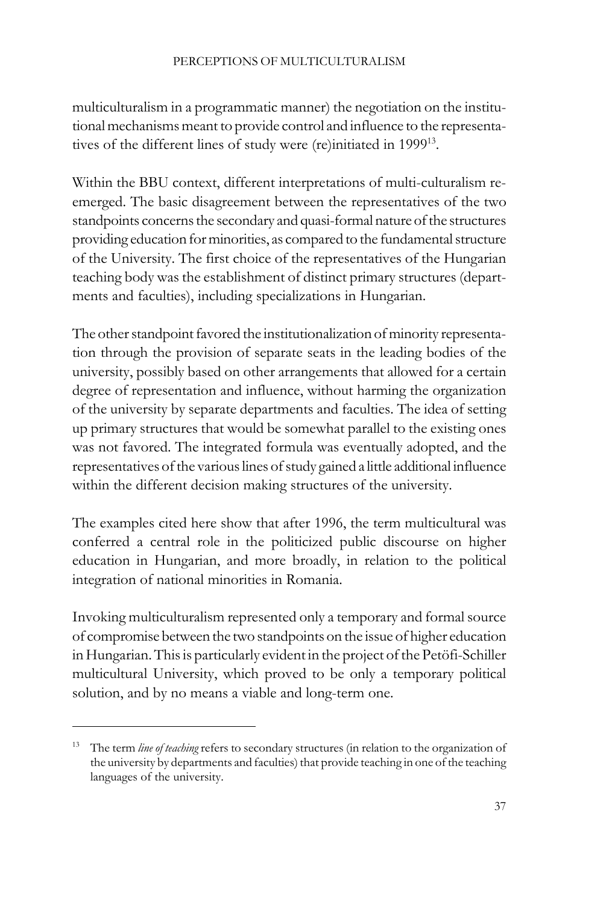multiculturalism in a programmatic manner) the negotiation on the institutional mechanisms meant to provide control and influence to the representatives of the different lines of study were (re)initiated in 1999[13].

Within the BBU context, different interpretations of multi-culturalism re-emerged. The basic disagreement between the representatives of the two standpoints concerns the secondary and quasi-formal nature of the structures providing education for minorities, as compared to the fundamental structure of the University. The first choice of the representatives of the Hungarian teaching body was the establishment of distinct primary structures (departments and faculties), including specializations in Hungarian.

The other standpoint favored the institutionalization of minority representation through the provision of separate seats in the leading bodies of the university, possibly based on other arrangements that allowed for a certain degree of representation and influence, without harming the organization of the university by separate departments and faculties. The idea of setting up primary structures that would be somewhat parallel to the existing ones was not favored. The integrated formula was eventually adopted, and the representatives of the various lines of study gained a little additional influence within the different decision making structures of the university.

The examples cited here show that after 1996, the term multicultural was conferred a central role in the politicized public discourse on higher education in Hungarian, and more broadly, in relation to the political integration of national minorities in Romania.

Invoking multiculturalism represented only a temporary and formal source of compromise between the two standpoints on the issue of higher education in Hungarian. This is particularly evident in the project of the Petöfi-Schiller multicultural University, which proved to be only a temporary political solution, and by no means a viable and long-term one.

---

[13] The term *line of teaching* refers to secondary structures (in relation to the organization of the university by departments and faculties) that provide teaching in one of the teaching languages of the university.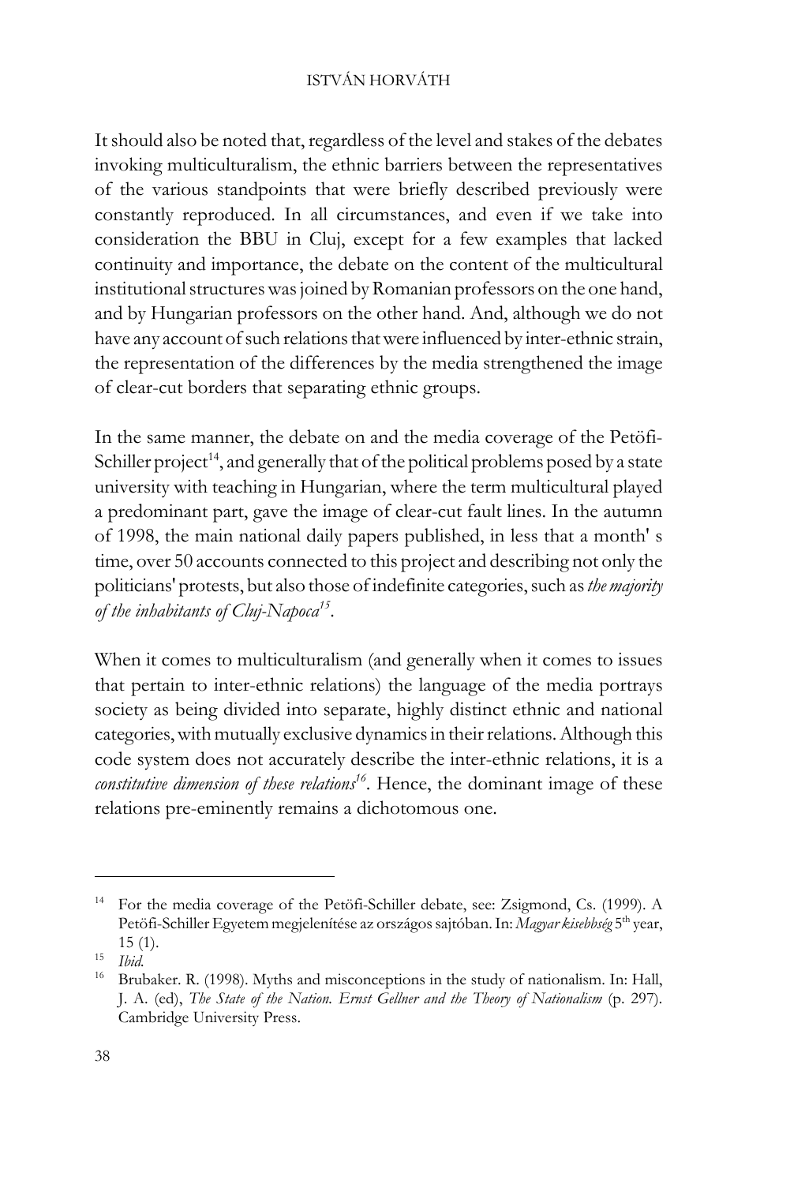It should also be noted that, regardless of the level and stakes of the debates invoking multiculturalism, the ethnic barriers between the representatives of the various standpoints that were briefly described previously were constantly reproduced. In all circumstances, and even if we take into consideration the BBU in Cluj, except for a few examples that lacked continuity and importance, the debate on the content of the multicultural institutional structures was joined by Romanian professors on the one hand, and by Hungarian professors on the other hand. And, although we do not have any account of such relations that were influenced by inter-ethnic strain, the representation of the differences by the media strengthened the image of clear-cut borders that separating ethnic groups.

In the same manner, the debate on and the media coverage of the Petöfi-Schiller project[14], and generally that of the political problems posed by a state university with teaching in Hungarian, where the term multicultural played a predominant part, gave the image of clear-cut fault lines. In the autumn of 1998, the main national daily papers published, in less that a month' s time, over 50 accounts connected to this project and describing not only the politicians' protests, but also those of indefinite categories, such as *the majority of the inhabitants of Cluj-Napoca*[15].

When it comes to multiculturalism (and generally when it comes to issues that pertain to inter-ethnic relations) the language of the media portrays society as being divided into separate, highly distinct ethnic and national categories, with mutually exclusive dynamics in their relations. Although this code system does not accurately describe the inter-ethnic relations, it is a *constitutive dimension of these relations*[16]. Hence, the dominant image of these relations pre-eminently remains a dichotomous one.

---

[14] For the media coverage of the Petöfi-Schiller debate, see: Zsigmond, Cs. (1999). A Petöfi-Schiller Egyetem megjelenítése az országos sajtóban. In: *Magyar kisebbség* 5th year, 15 (1).

[15] *Ibid.*

[16] Brubaker. R. (1998). Myths and misconceptions in the study of nationalism. In: Hall, J. A. (ed), *The State of the Nation. Ernst Gellner and the Theory of Nationalism* (p. 297). Cambridge University Press.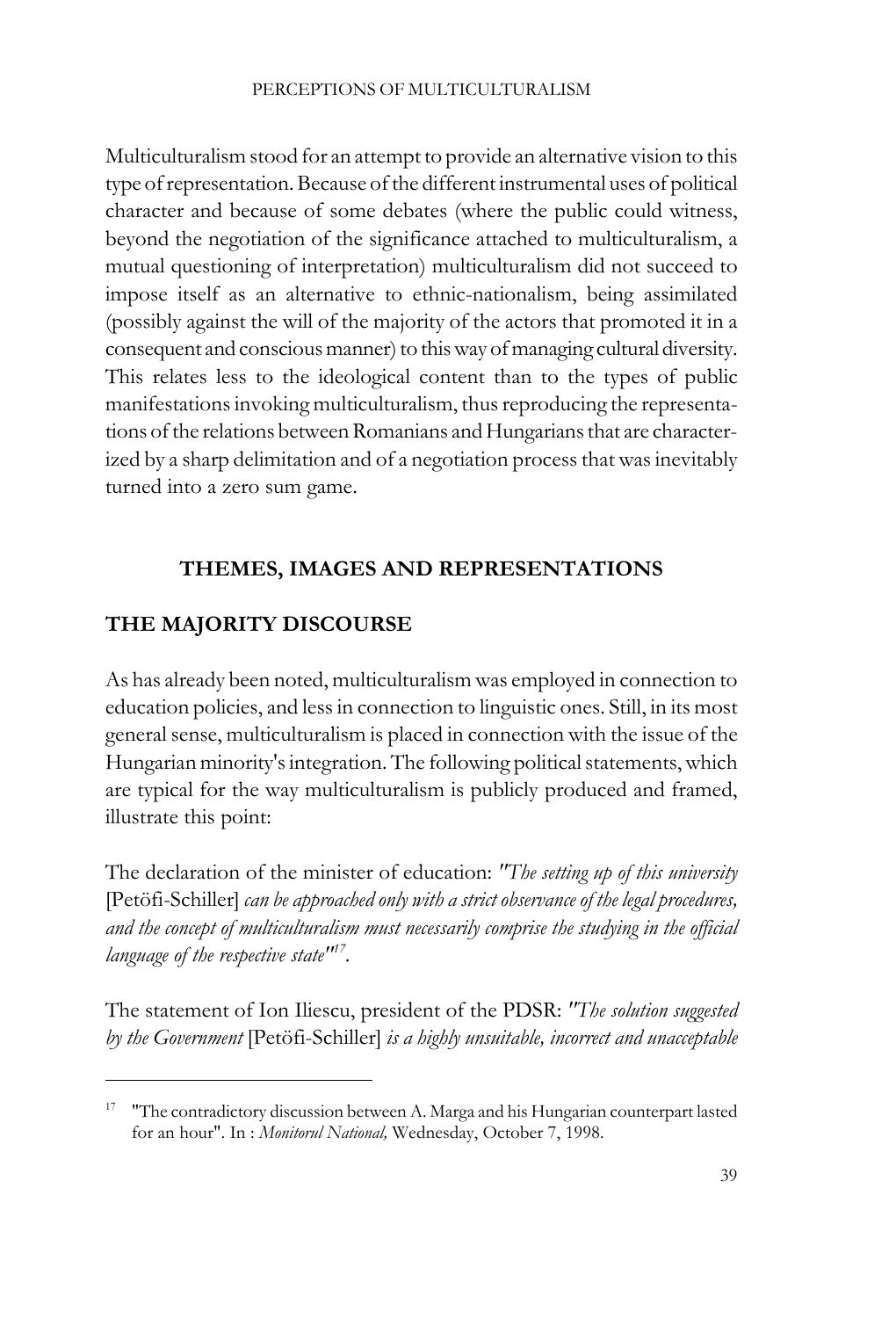Multiculturalism stood for an attempt to provide an alternative vision to this type of representation. Because of the different instrumental uses of political character and because of some debates (where the public could witness, beyond the negotiation of the significance attached to multiculturalism, a mutual questioning of interpretation) multiculturalism did not succeed to impose itself as an alternative to ethnic-nationalism, being assimilated (possibly against the will of the majority of the actors that promoted it in a consequent and conscious manner) to this way of managing cultural diversity. This relates less to the ideological content than to the types of public manifestations invoking multiculturalism, thus reproducing the representations of the relations between Romanians and Hungarians that are characterized by a sharp delimitation and of a negotiation process that was inevitably turned into a zero sum game.

## THEMES, IMAGES AND REPRESENTATIONS

### THE MAJORITY DISCOURSE

As has already been noted, multiculturalism was employed in connection to education policies, and less in connection to linguistic ones. Still, in its most general sense, multiculturalism is placed in connection with the issue of the Hungarian minority's integration. The following political statements, which are typical for the way multiculturalism is publicly produced and framed, illustrate this point:

The declaration of the minister of education: *"The setting up of this university* [Petöfi-Schiller] *can be approached only with a strict observance of the legal procedures, and the concept of multiculturalism must necessarily comprise the studying in the official language of the respective state"*[17].

The statement of Ion Iliescu, president of the PDSR: *"The solution suggested by the Government* [Petöfi-Schiller] *is a highly unsuitable, incorrect and unacceptable*

---

[17] "The contradictory discussion between A. Marga and his Hungarian counterpart lasted for an hour". In : *Monitorul National,* Wednesday, October 7, 1998.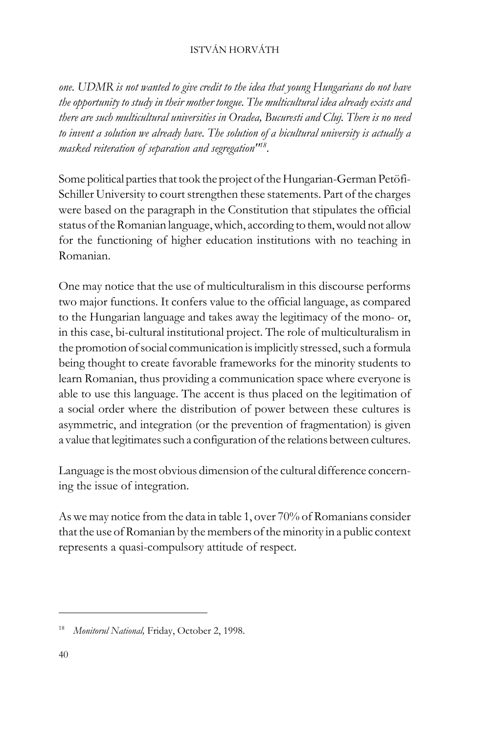*one. UDMR is not wanted to give credit to the idea that young Hungarians do not have the opportunity to study in their mother tongue. The multicultural idea already exists and there are such multicultural universities in Oradea, Bucuresti and Cluj. There is no need to invent a solution we already have. The solution of a bicultural university is actually a masked reiteration of separation and segregation*"[18].

Some political parties that took the project of the Hungarian-German Petőfi-Schiller University to court strengthen these statements. Part of the charges were based on the paragraph in the Constitution that stipulates the official status of the Romanian language, which, according to them, would not allow for the functioning of higher education institutions with no teaching in Romanian.

One may notice that the use of multiculturalism in this discourse performs two major functions. It confers value to the official language, as compared to the Hungarian language and takes away the legitimacy of the mono- or, in this case, bi-cultural institutional project. The role of multiculturalism in the promotion of social communication is implicitly stressed, such a formula being thought to create favorable frameworks for the minority students to learn Romanian, thus providing a communication space where everyone is able to use this language. The accent is thus placed on the legitimation of a social order where the distribution of power between these cultures is asymmetric, and integration (or the prevention of fragmentation) is given a value that legitimates such a configuration of the relations between cultures.

Language is the most obvious dimension of the cultural difference concerning the issue of integration.

As we may notice from the data in table 1, over 70% of Romanians consider that the use of Romanian by the members of the minority in a public context represents a quasi-compulsory attitude of respect.

---

[18] *Monitorul National,* Friday, October 2, 1998.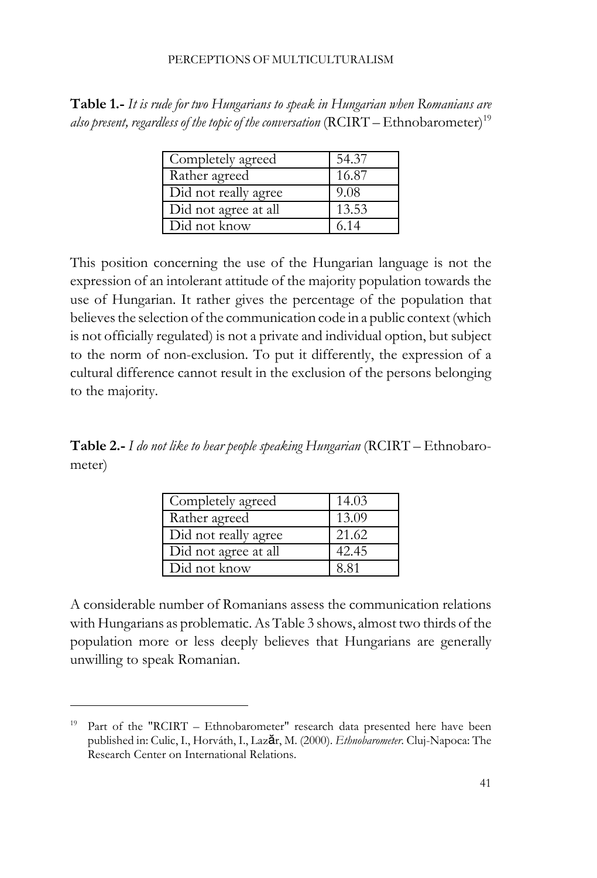**Table 1.-** *It is rude for two Hungarians to speak in Hungarian when Romanians are also present, regardless of the topic of the conversation* (RCIRT – Ethnobarometer)[19]

| | |
|---|---|
| Completely agreed | 54.37 |
| Rather agreed | 16.87 |
| Did not really agree | 9.08 |
| Did not agree at all | 13.53 |
| Did not know | 6.14 |

This position concerning the use of the Hungarian language is not the expression of an intolerant attitude of the majority population towards the use of Hungarian. It rather gives the percentage of the population that believes the selection of the communication code in a public context (which is not officially regulated) is not a private and individual option, but subject to the norm of non-exclusion. To put it differently, the expression of a cultural difference cannot result in the exclusion of the persons belonging to the majority.

**Table 2.-** *I do not like to hear people speaking Hungarian* (RCIRT – Ethnobarometer)

| | |
|---|---|
| Completely agreed | 14.03 |
| Rather agreed | 13.09 |
| Did not really agree | 21.62 |
| Did not agree at all | 42.45 |
| Did not know | 8.81 |

A considerable number of Romanians assess the communication relations with Hungarians as problematic. As Table 3 shows, almost two thirds of the population more or less deeply believes that Hungarians are generally unwilling to speak Romanian.

---

[19] Part of the "RCIRT – Ethnobarometer" research data presented here have been published in: Culic, I., Horváth, I., Lazăr, M. (2000). *Ethnobarometer*. Cluj-Napoca: The Research Center on International Relations.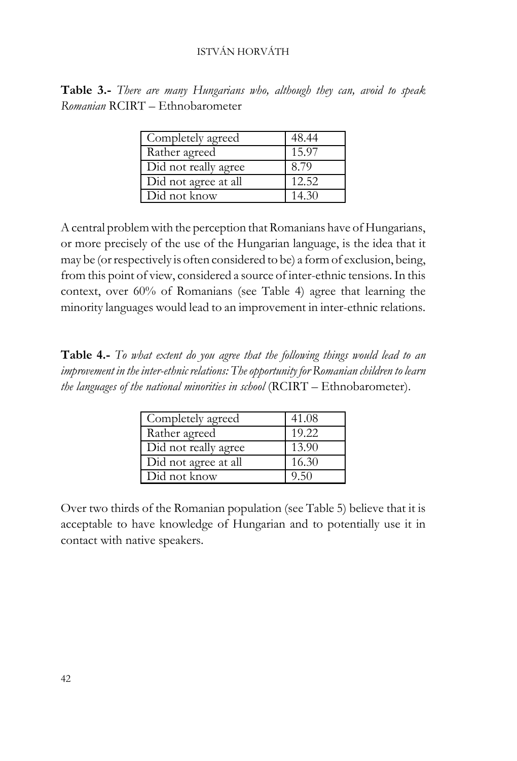**Table 3.-** *There are many Hungarians who, although they can, avoid to speak Romanian* RCIRT – Ethnobarometer

| | |
|---|---|
| Completely agreed | 48.44 |
| Rather agreed | 15.97 |
| Did not really agree | 8.79 |
| Did not agree at all | 12.52 |
| Did not know | 14.30 |

A central problem with the perception that Romanians have of Hungarians, or more precisely of the use of the Hungarian language, is the idea that it may be (or respectively is often considered to be) a form of exclusion, being, from this point of view, considered a source of inter-ethnic tensions. In this context, over 60% of Romanians (see Table 4) agree that learning the minority languages would lead to an improvement in inter-ethnic relations.

**Table 4.-** *To what extent do you agree that the following things would lead to an improvement in the inter-ethnic relations: The opportunity for Romanian children to learn the languages of the national minorities in school* (RCIRT – Ethnobarometer).

| | |
|---|---|
| Completely agreed | 41.08 |
| Rather agreed | 19.22 |
| Did not really agree | 13.90 |
| Did not agree at all | 16.30 |
| Did not know | 9.50 |

Over two thirds of the Romanian population (see Table 5) believe that it is acceptable to have knowledge of Hungarian and to potentially use it in contact with native speakers.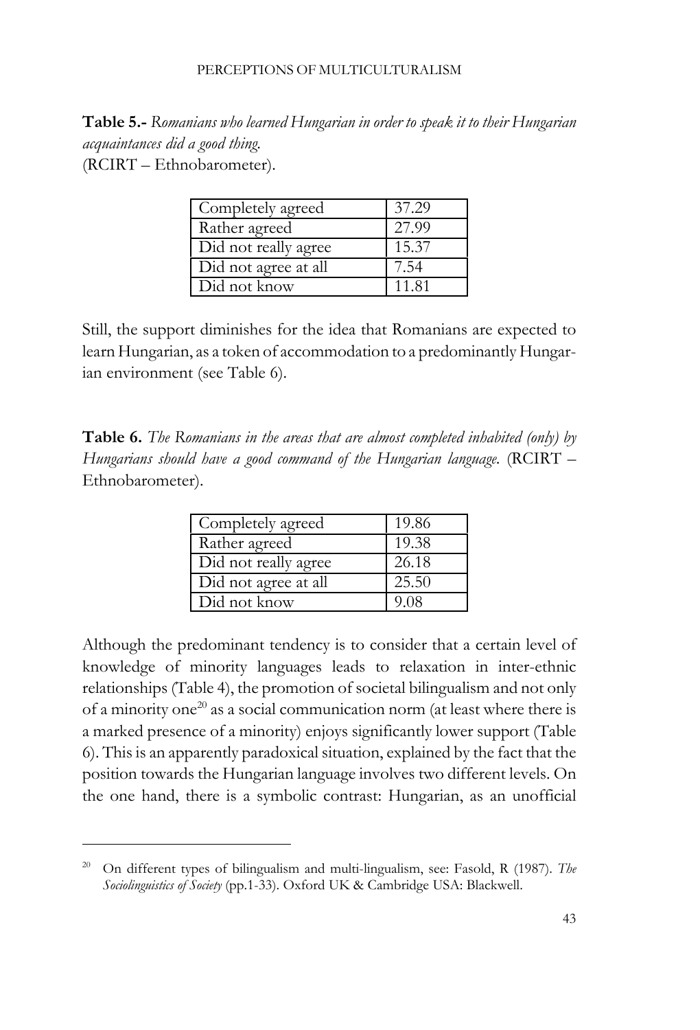**Table 5.-** *Romanians who learned Hungarian in order to speak it to their Hungarian acquaintances did a good thing.* (RCIRT – Ethnobarometer).

| | |
|---|---|
| Completely agreed | 37.29 |
| Rather agreed | 27.99 |
| Did not really agree | 15.37 |
| Did not agree at all | 7.54 |
| Did not know | 11.81 |

Still, the support diminishes for the idea that Romanians are expected to learn Hungarian, as a token of accommodation to a predominantly Hungarian environment (see Table 6).

**Table 6.** *The Romanians in the areas that are almost completed inhabited (only) by Hungarians should have a good command of the Hungarian language.* (RCIRT – Ethnobarometer).

| | |
|---|---|
| Completely agreed | 19.86 |
| Rather agreed | 19.38 |
| Did not really agree | 26.18 |
| Did not agree at all | 25.50 |
| Did not know | 9.08 |

Although the predominant tendency is to consider that a certain level of knowledge of minority languages leads to relaxation in inter-ethnic relationships (Table 4), the promotion of societal bilingualism and not only of a minority one[20] as a social communication norm (at least where there is a marked presence of a minority) enjoys significantly lower support (Table 6). This is an apparently paradoxical situation, explained by the fact that the position towards the Hungarian language involves two different levels. On the one hand, there is a symbolic contrast: Hungarian, as an unofficial

[20] On different types of bilingualism and multi-lingualism, see: Fasold, R (1987). *The Sociolinguistics of Society* (pp.1-33). Oxford UK & Cambridge USA: Blackwell.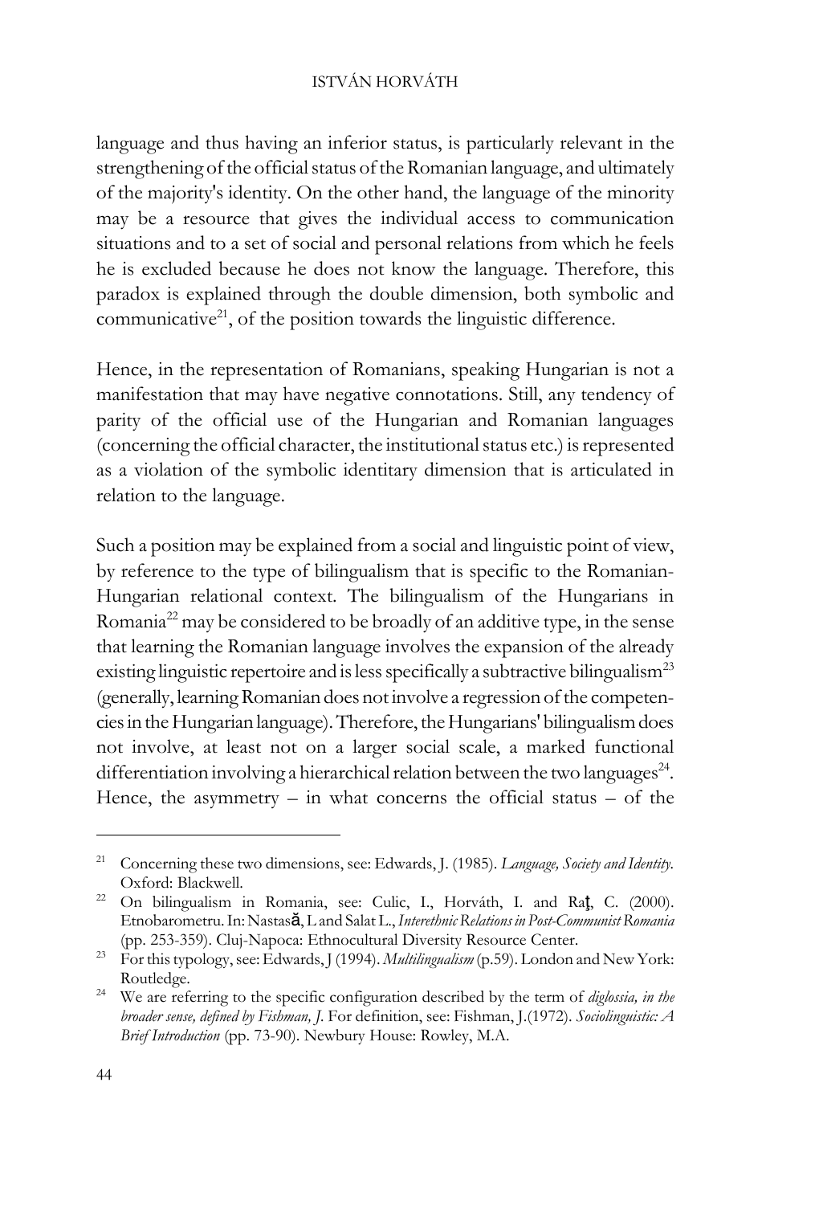language and thus having an inferior status, is particularly relevant in the strengthening of the official status of the Romanian language, and ultimately of the majority's identity. On the other hand, the language of the minority may be a resource that gives the individual access to communication situations and to a set of social and personal relations from which he feels he is excluded because he does not know the language. Therefore, this paradox is explained through the double dimension, both symbolic and communicative[21], of the position towards the linguistic difference.

Hence, in the representation of Romanians, speaking Hungarian is not a manifestation that may have negative connotations. Still, any tendency of parity of the official use of the Hungarian and Romanian languages (concerning the official character, the institutional status etc.) is represented as a violation of the symbolic identitary dimension that is articulated in relation to the language.

Such a position may be explained from a social and linguistic point of view, by reference to the type of bilingualism that is specific to the Romanian-Hungarian relational context. The bilingualism of the Hungarians in Romania[22] may be considered to be broadly of an additive type, in the sense that learning the Romanian language involves the expansion of the already existing linguistic repertoire and is less specifically a subtractive bilingualism[23] (generally, learning Romanian does not involve a regression of the competencies in the Hungarian language). Therefore, the Hungarians' bilingualism does not involve, at least not on a larger social scale, a marked functional differentiation involving a hierarchical relation between the two languages[24]. Hence, the asymmetry – in what concerns the official status – of the

---

[21] Concerning these two dimensions, see: Edwards, J. (1985). *Language, Society and Identity*. Oxford: Blackwell.

[22] On bilingualism in Romania, see: Culic, I., Horváth, I. and Raţ, C. (2000). Etnobarometru. In: Nastasă, L and Salat L., *Interethnic Relations in Post-Communist Romania* (pp. 253-359). Cluj-Napoca: Ethnocultural Diversity Resource Center.

[23] For this typology, see: Edwards, J (1994). *Multilingualism* (p.59). London and New York: Routledge.

[24] We are referring to the specific configuration described by the term of *diglossia, in the broader sense, defined by Fishman, J.* For definition, see: Fishman, J.(1972). *Sociolinguistic: A Brief Introduction* (pp. 73-90). Newbury House: Rowley, M.A.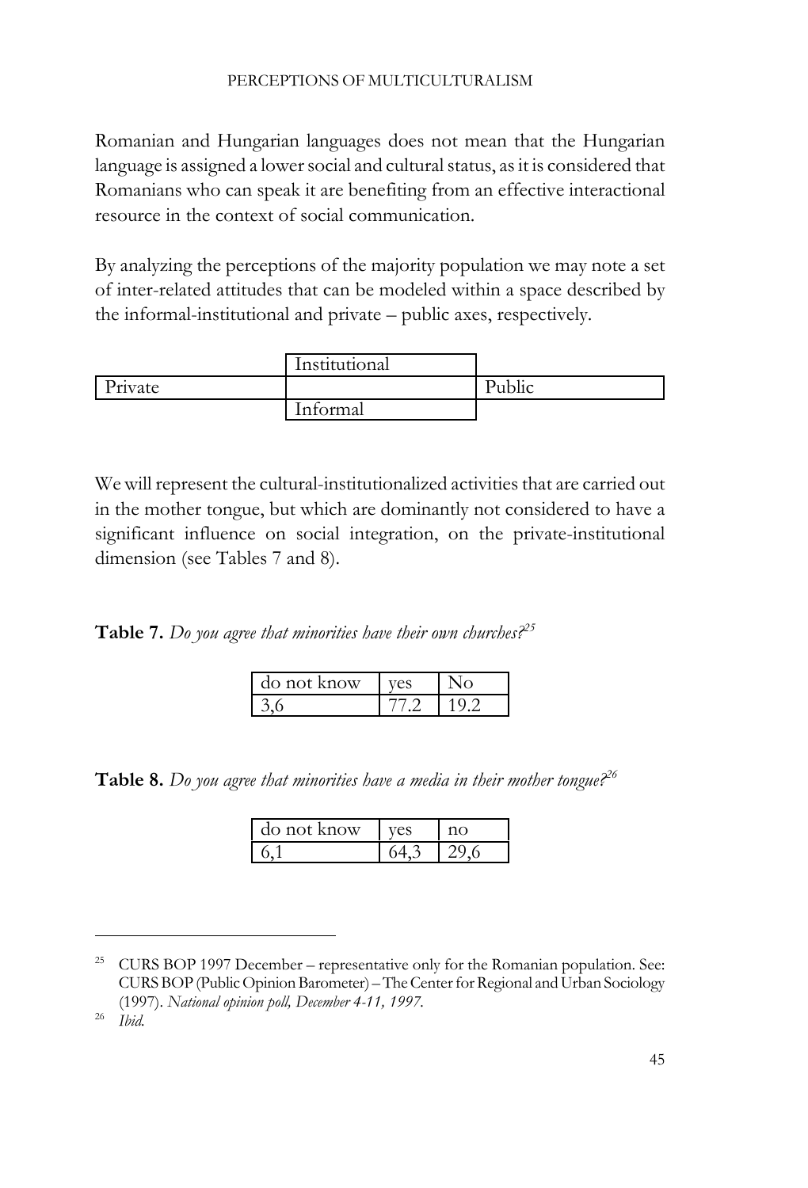Romanian and Hungarian languages does not mean that the Hungarian language is assigned a lower social and cultural status, as it is considered that Romanians who can speak it are benefiting from an effective interactional resource in the context of social communication.

By analyzing the perceptions of the majority population we may note a set of inter-related attitudes that can be modeled within a space described by the informal-institutional and private – public axes, respectively.

| | | |
|---|---|---|
| | Institutional | |
| Private | | Public |
| | Informal | |

We will represent the cultural-institutionalized activities that are carried out in the mother tongue, but which are dominantly not considered to have a significant influence on social integration, on the private-institutional dimension (see Tables 7 and 8).

**Table 7.** *Do you agree that minorities have their own churches?*[25]

| do not know | yes | No |
|---|---|---|
| 3,6 | 77.2 | 19.2 |

**Table 8.** *Do you agree that minorities have a media in their mother tongue?*[26]

| do not know | yes | no |
|---|---|---|
| 6,1 | 64,3 | 29,6 |

---

[25] CURS BOP 1997 December – representative only for the Romanian population. See: CURS BOP (Public Opinion Barometer) – The Center for Regional and Urban Sociology (1997). *National opinion poll, December 4-11, 1997.*

[26] *Ibid.*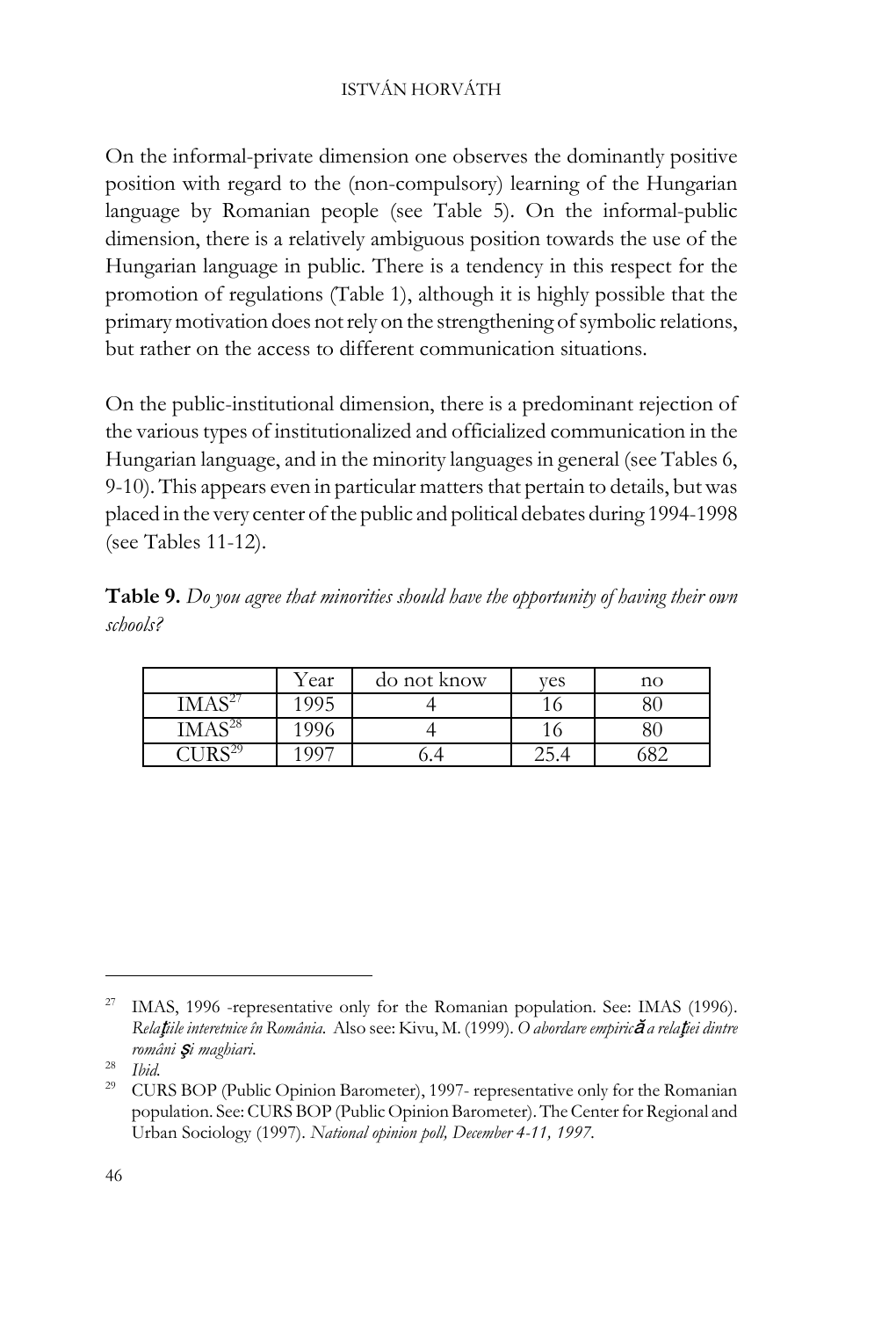On the informal-private dimension one observes the dominantly positive position with regard to the (non-compulsory) learning of the Hungarian language by Romanian people (see Table 5). On the informal-public dimension, there is a relatively ambiguous position towards the use of the Hungarian language in public. There is a tendency in this respect for the promotion of regulations (Table 1), although it is highly possible that the primary motivation does not rely on the strengthening of symbolic relations, but rather on the access to different communication situations.

On the public-institutional dimension, there is a predominant rejection of the various types of institutionalized and officialized communication in the Hungarian language, and in the minority languages in general (see Tables 6, 9-10). This appears even in particular matters that pertain to details, but was placed in the very center of the public and political debates during 1994-1998 (see Tables 11-12).

**Table 9.** *Do you agree that minorities should have the opportunity of having their own schools?*

| | Year | do not know | yes | no |
|---|---|---|---|---|
| IMAS[27] | 1995 | 4 | 16 | 80 |
| IMAS[28] | 1996 | 4 | 16 | 80 |
| CURS[29] | 1997 | 6.4 | 25.4 | 682 |

---

[27] IMAS, 1996 -representative only for the Romanian population. See: IMAS (1996). *Relaţiile interetnice în România.* Also see: Kivu, M. (1999). *O abordare empirică a relaţiei dintre români şi maghiari.*

[28] *Ibid.*

[29] CURS BOP (Public Opinion Barometer), 1997- representative only for the Romanian population. See: CURS BOP (Public Opinion Barometer). The Center for Regional and Urban Sociology (1997). *National opinion poll, December 4-11, 1997.*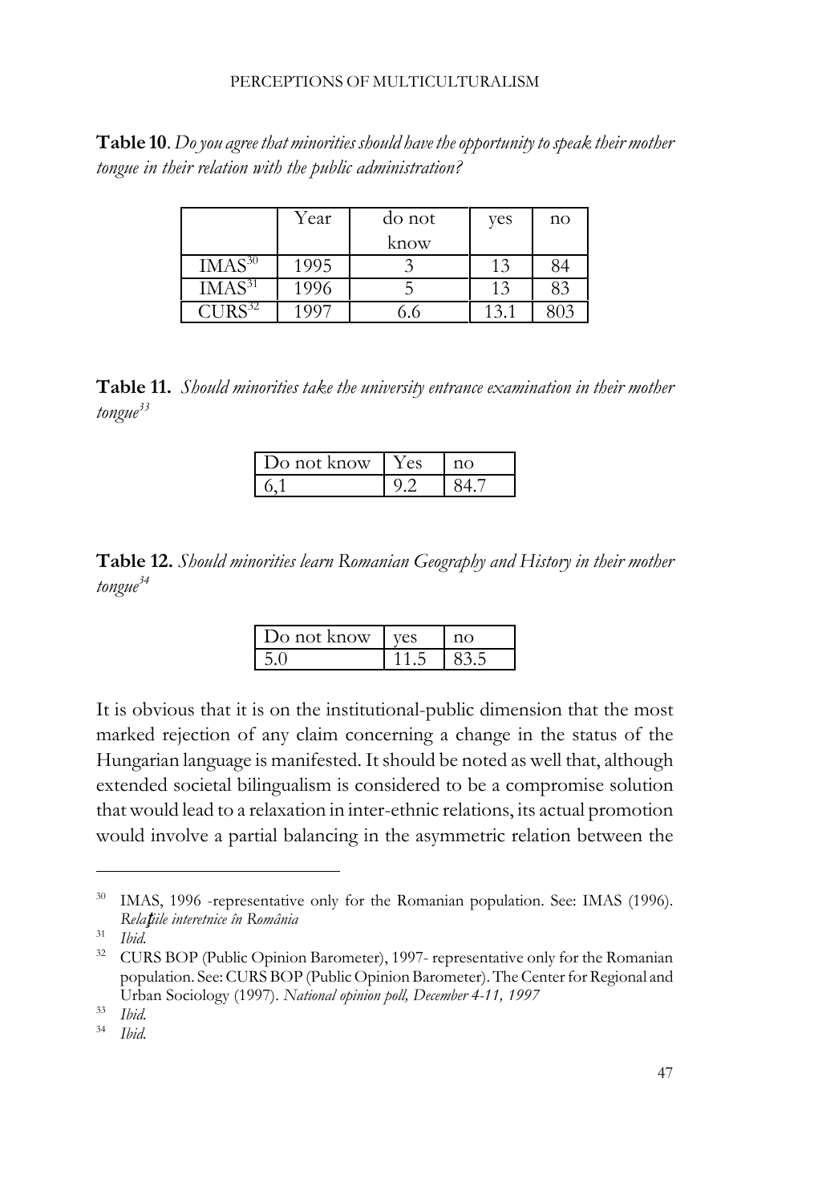**Table 10**. *Do you agree that minorities should have the opportunity to speak their mother tongue in their relation with the public administration?*

| | Year | do not know | yes | no |
|---|---|---|---|---|
| IMAS[30] | 1995 | 3 | 13 | 84 |
| IMAS[31] | 1996 | 5 | 13 | 83 |
| CURS[32] | 1997 | 6.6 | 13.1 | 803 |

**Table 11.** *Should minorities take the university entrance examination in their mother tongue*[33]

| Do not know | Yes | no |
|---|---|---|
| 6,1 | 9.2 | 84.7 |

**Table 12.** *Should minorities learn Romanian Geography and History in their mother tongue*[34]

| Do not know | yes | no |
|---|---|---|
| 5.0 | 11.5 | 83.5 |

It is obvious that it is on the institutional-public dimension that the most marked rejection of any claim concerning a change in the status of the Hungarian language is manifested. It should be noted as well that, although extended societal bilingualism is considered to be a compromise solution that would lead to a relaxation in inter-ethnic relations, its actual promotion would involve a partial balancing in the asymmetric relation between the

---

[30] IMAS, 1996 -representative only for the Romanian population. See: IMAS (1996). *Relaţiile interetnice în România*

[31] *Ibid.*

[32] CURS BOP (Public Opinion Barometer), 1997- representative only for the Romanian population. See: CURS BOP (Public Opinion Barometer). The Center for Regional and Urban Sociology (1997). *National opinion poll, December 4-11, 1997*

[33] *Ibid.*

[34] *Ibid.*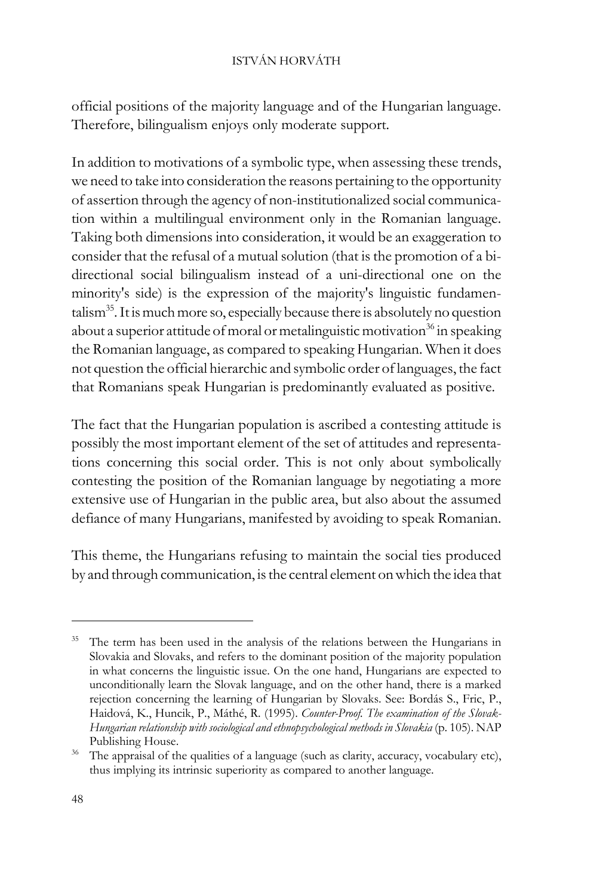official positions of the majority language and of the Hungarian language. Therefore, bilingualism enjoys only moderate support.

In addition to motivations of a symbolic type, when assessing these trends, we need to take into consideration the reasons pertaining to the opportunity of assertion through the agency of non-institutionalized social communication within a multilingual environment only in the Romanian language. Taking both dimensions into consideration, it would be an exaggeration to consider that the refusal of a mutual solution (that is the promotion of a bi-directional social bilingualism instead of a uni-directional one on the minority's side) is the expression of the majority's linguistic fundamentalism[35]. It is much more so, especially because there is absolutely no question about a superior attitude of moral or metalinguistic motivation[36] in speaking the Romanian language, as compared to speaking Hungarian. When it does not question the official hierarchic and symbolic order of languages, the fact that Romanians speak Hungarian is predominantly evaluated as positive.

The fact that the Hungarian population is ascribed a contesting attitude is possibly the most important element of the set of attitudes and representations concerning this social order. This is not only about symbolically contesting the position of the Romanian language by negotiating a more extensive use of Hungarian in the public area, but also about the assumed defiance of many Hungarians, manifested by avoiding to speak Romanian.

This theme, the Hungarians refusing to maintain the social ties produced by and through communication, is the central element on which the idea that

---

[35] The term has been used in the analysis of the relations between the Hungarians in Slovakia and Slovaks, and refers to the dominant position of the majority population in what concerns the linguistic issue. On the one hand, Hungarians are expected to unconditionally learn the Slovak language, and on the other hand, there is a marked rejection concerning the learning of Hungarian by Slovaks. See: Bordás S., Fric, P., Haidová, K., Huncik, P., Máthé, R. (1995). *Counter-Proof. The examination of the Slovak-Hungarian relationship with sociological and ethnopsychological methods in Slovakia* (p. 105). NAP Publishing House.

[36] The appraisal of the qualities of a language (such as clarity, accuracy, vocabulary etc), thus implying its intrinsic superiority as compared to another language.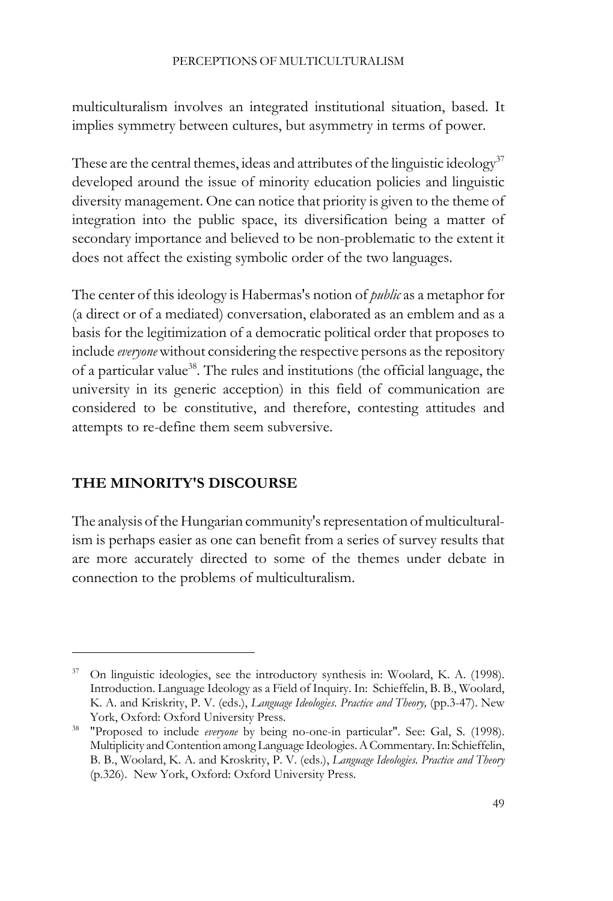multiculturalism involves an integrated institutional situation, based. It implies symmetry between cultures, but asymmetry in terms of power.

These are the central themes, ideas and attributes of the linguistic ideology[37] developed around the issue of minority education policies and linguistic diversity management. One can notice that priority is given to the theme of integration into the public space, its diversification being a matter of secondary importance and believed to be non-problematic to the extent it does not affect the existing symbolic order of the two languages.

The center of this ideology is Habermas's notion of *public* as a metaphor for (a direct or of a mediated) conversation, elaborated as an emblem and as a basis for the legitimization of a democratic political order that proposes to include *everyone* without considering the respective persons as the repository of a particular value[38]. The rules and institutions (the official language, the university in its generic acception) in this field of communication are considered to be constitutive, and therefore, contesting attitudes and attempts to re-define them seem subversive.

## THE MINORITY'S DISCOURSE

The analysis of the Hungarian community's representation of multiculturalism is perhaps easier as one can benefit from a series of survey results that are more accurately directed to some of the themes under debate in connection to the problems of multiculturalism.

---

[37] On linguistic ideologies, see the introductory synthesis in: Woolard, K. A. (1998). Introduction. Language Ideology as a Field of Inquiry. In: Schieffelin, B. B., Woolard, K. A. and Kriskrity, P. V. (eds.), *Language Ideologies. Practice and Theory,* (pp.3-47). New York, Oxford: Oxford University Press.

[38] "Proposed to include *everyone* by being no-one-in particular". See: Gal, S. (1998). Multiplicity and Contention among Language Ideologies. A Commentary. In: Schieffelin, B. B., Woolard, K. A. and Kroskrity, P. V. (eds.), *Language Ideologies. Practice and Theory* (p.326). New York, Oxford: Oxford University Press.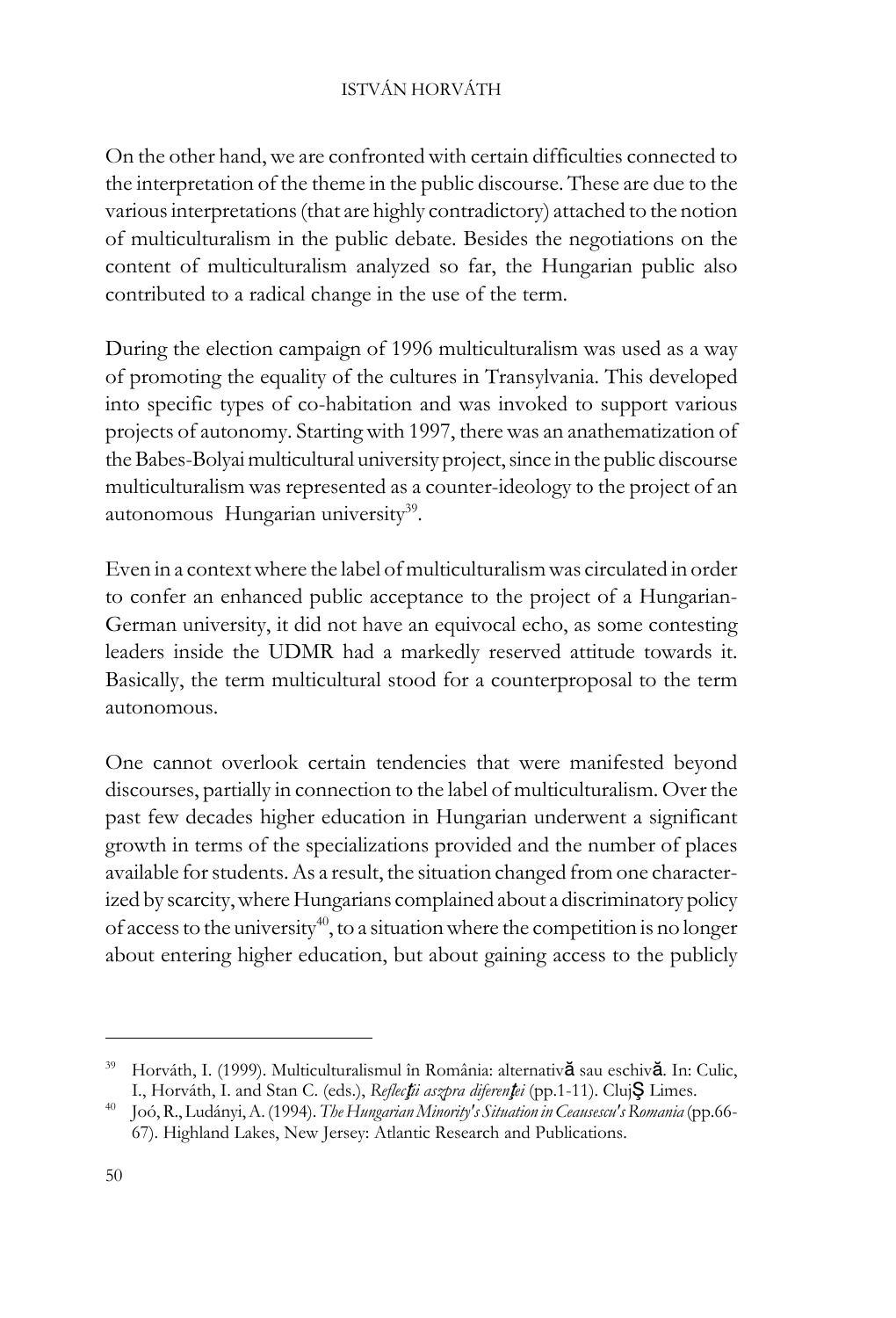On the other hand, we are confronted with certain difficulties connected to the interpretation of the theme in the public discourse. These are due to the various interpretations (that are highly contradictory) attached to the notion of multiculturalism in the public debate. Besides the negotiations on the content of multiculturalism analyzed so far, the Hungarian public also contributed to a radical change in the use of the term.

During the election campaign of 1996 multiculturalism was used as a way of promoting the equality of the cultures in Transylvania. This developed into specific types of co-habitation and was invoked to support various projects of autonomy. Starting with 1997, there was an anathematization of the Babes-Bolyai multicultural university project, since in the public discourse multiculturalism was represented as a counter-ideology to the project of an autonomous Hungarian university[39].

Even in a context where the label of multiculturalism was circulated in order to confer an enhanced public acceptance to the project of a Hungarian-German university, it did not have an equivocal echo, as some contesting leaders inside the UDMR had a markedly reserved attitude towards it. Basically, the term multicultural stood for a counterproposal to the term autonomous.

One cannot overlook certain tendencies that were manifested beyond discourses, partially in connection to the label of multiculturalism. Over the past few decades higher education in Hungarian underwent a significant growth in terms of the specializations provided and the number of places available for students. As a result, the situation changed from one characterized by scarcity, where Hungarians complained about a discriminatory policy of access to the university[40], to a situation where the competition is no longer about entering higher education, but about gaining access to the publicly

---

[39] Horváth, I. (1999). Multiculturalismul în România: alternativă sau eschivă. In: Culic, I., Horváth, I. and Stan C. (eds.), *Reflecţii aszpra diferenţei* (pp.1-11). ClujŞ Limes.

[40] Joó, R., Ludányi, A. (1994). *The Hungarian Minority's Situation in Ceausescu's Romania* (pp.66-67). Highland Lakes, New Jersey: Atlantic Research and Publications.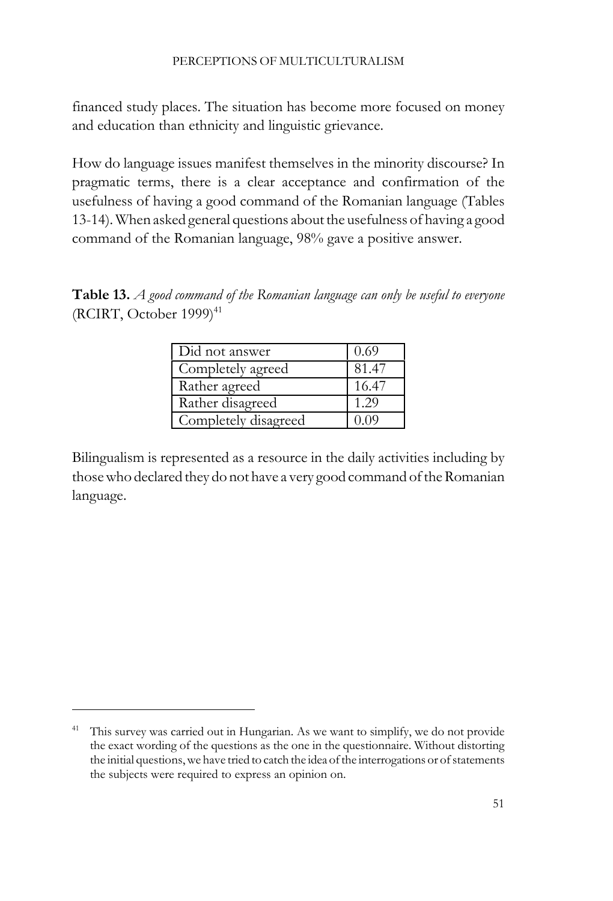financed study places. The situation has become more focused on money and education than ethnicity and linguistic grievance.

How do language issues manifest themselves in the minority discourse? In pragmatic terms, there is a clear acceptance and confirmation of the usefulness of having a good command of the Romanian language (Tables 13-14). When asked general questions about the usefulness of having a good command of the Romanian language, 98% gave a positive answer.

**Table 13.** *A good command of the Romanian language can only be useful to everyone* (RCIRT, October 1999)[41]

| | |
|---|---|
| Did not answer | 0.69 |
| Completely agreed | 81.47 |
| Rather agreed | 16.47 |
| Rather disagreed | 1.29 |
| Completely disagreed | 0.09 |

Bilingualism is represented as a resource in the daily activities including by those who declared they do not have a very good command of the Romanian language.

[41] This survey was carried out in Hungarian. As we want to simplify, we do not provide the exact wording of the questions as the one in the questionnaire. Without distorting the initial questions, we have tried to catch the idea of the interrogations or of statements the subjects were required to express an opinion on.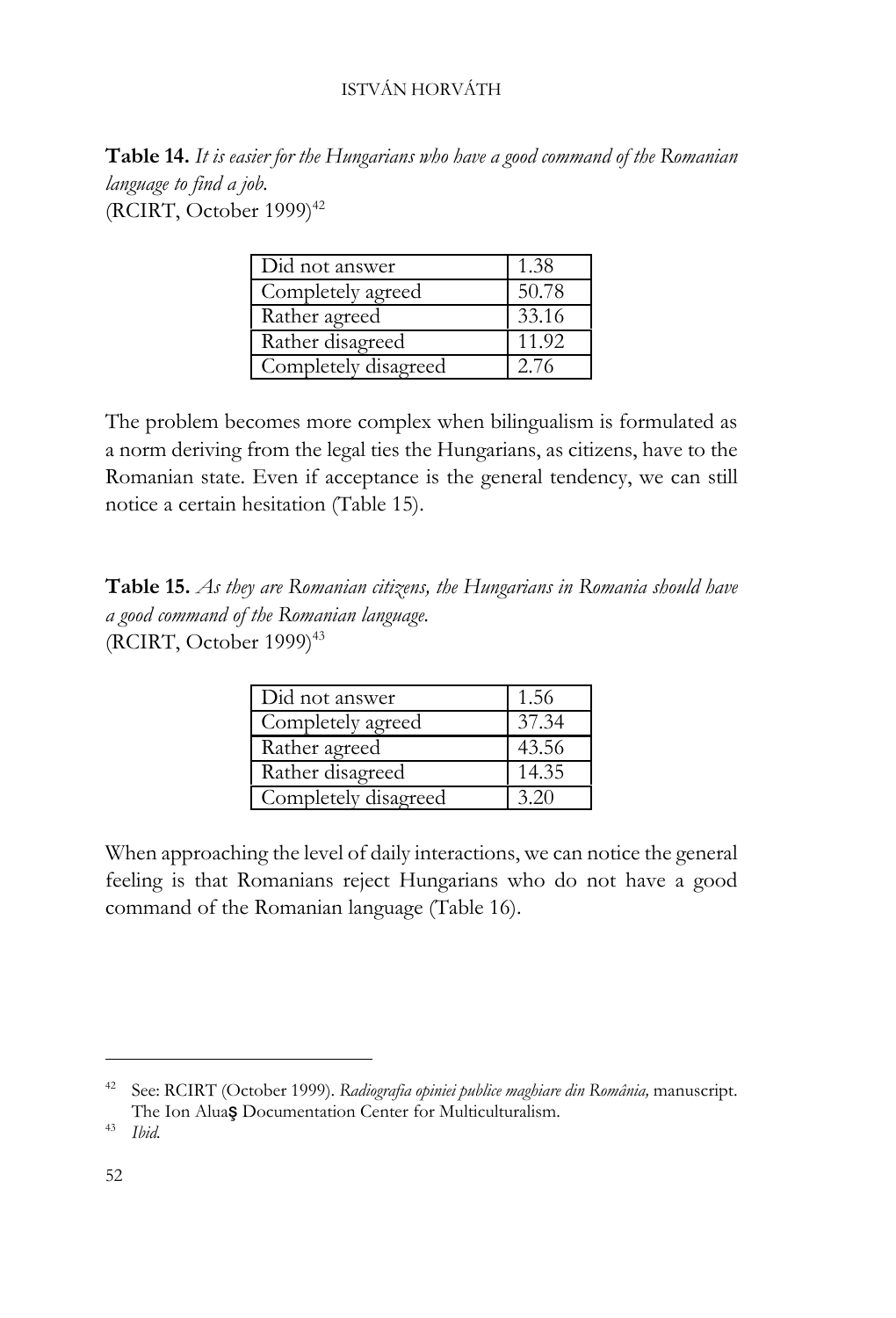**Table 14.** *It is easier for the Hungarians who have a good command of the Romanian language to find a job.*
(RCIRT, October 1999)[42]

| | |
|---|---|
| Did not answer | 1.38 |
| Completely agreed | 50.78 |
| Rather agreed | 33.16 |
| Rather disagreed | 11.92 |
| Completely disagreed | 2.76 |

The problem becomes more complex when bilingualism is formulated as a norm deriving from the legal ties the Hungarians, as citizens, have to the Romanian state. Even if acceptance is the general tendency, we can still notice a certain hesitation (Table 15).

**Table 15.** *As they are Romanian citizens, the Hungarians in Romania should have a good command of the Romanian language.*
(RCIRT, October 1999)[43]

| | |
|---|---|
| Did not answer | 1.56 |
| Completely agreed | 37.34 |
| Rather agreed | 43.56 |
| Rather disagreed | 14.35 |
| Completely disagreed | 3.20 |

When approaching the level of daily interactions, we can notice the general feeling is that Romanians reject Hungarians who do not have a good command of the Romanian language (Table 16).

---

[42] See: RCIRT (October 1999). *Radiografia opiniei publice maghiare din România,* manuscript. The Ion Aluaş Documentation Center for Multiculturalism.

[43] *Ibid.*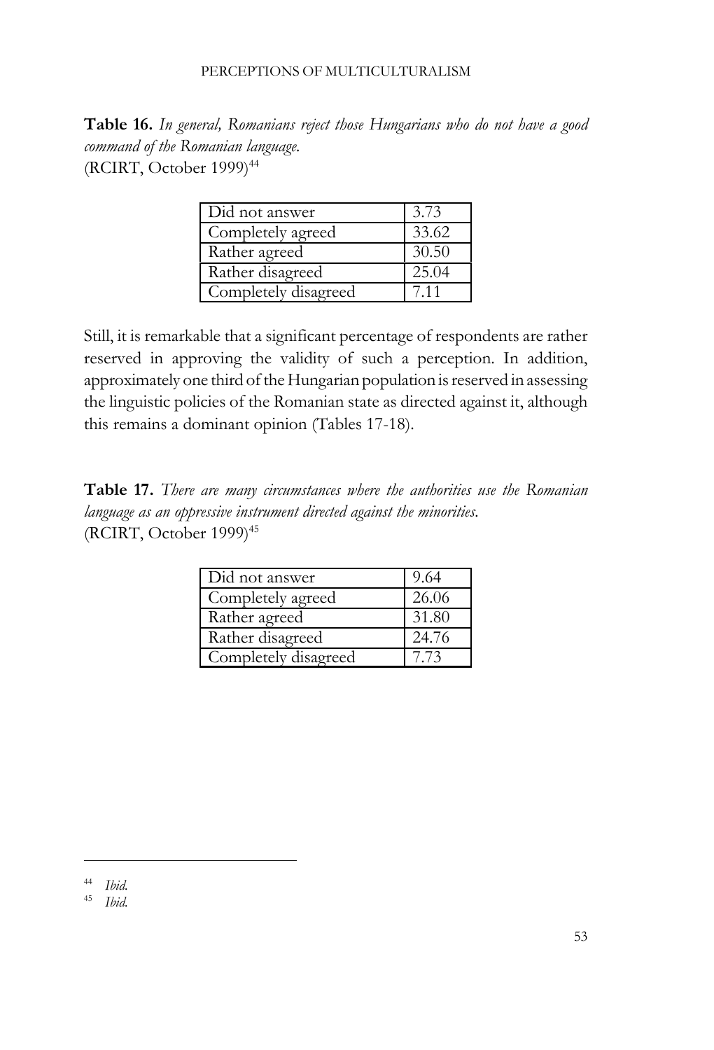**Table 16.** *In general, Romanians reject those Hungarians who do not have a good command of the Romanian language.*
(RCIRT, October 1999)[44]

| Did not answer | 3.73 |
|---|---|
| Completely agreed | 33.62 |
| Rather agreed | 30.50 |
| Rather disagreed | 25.04 |
| Completely disagreed | 7.11 |

Still, it is remarkable that a significant percentage of respondents are rather reserved in approving the validity of such a perception. In addition, approximately one third of the Hungarian population is reserved in assessing the linguistic policies of the Romanian state as directed against it, although this remains a dominant opinion (Tables 17-18).

**Table 17.** *There are many circumstances where the authorities use the Romanian language as an oppressive instrument directed against the minorities.*
(RCIRT, October 1999)[45]

| Did not answer | 9.64 |
|---|---|
| Completely agreed | 26.06 |
| Rather agreed | 31.80 |
| Rather disagreed | 24.76 |
| Completely disagreed | 7.73 |

---

[44] *Ibid.*

[45] *Ibid.*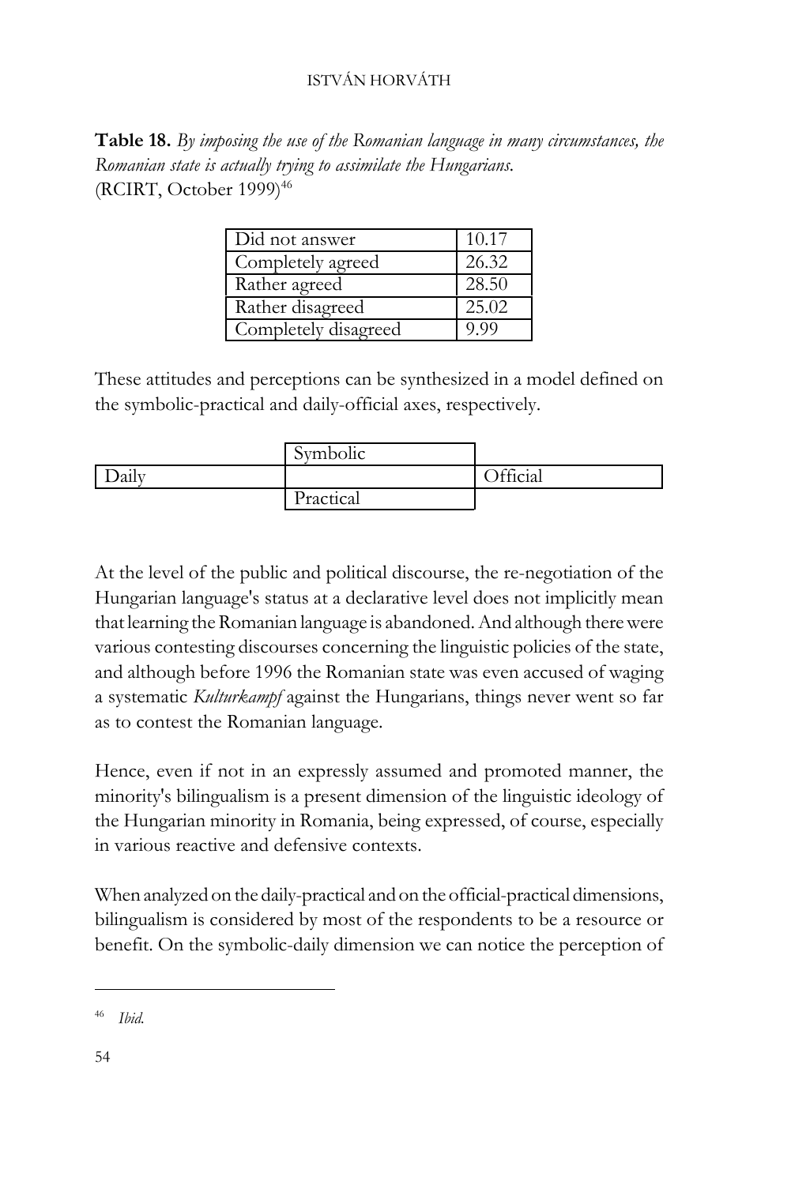**Table 18.** *By imposing the use of the Romanian language in many circumstances, the Romanian state is actually trying to assimilate the Hungarians.* (RCIRT, October 1999)[46]

| Did not answer | 10.17 |
|---|---|
| Completely agreed | 26.32 |
| Rather agreed | 28.50 |
| Rather disagreed | 25.02 |
| Completely disagreed | 9.99 |

These attitudes and perceptions can be synthesized in a model defined on the symbolic-practical and daily-official axes, respectively.

| | Symbolic | |
|---|---|---|
| Daily | | Official |
| | Practical | |

At the level of the public and political discourse, the re-negotiation of the Hungarian language's status at a declarative level does not implicitly mean that learning the Romanian language is abandoned. And although there were various contesting discourses concerning the linguistic policies of the state, and although before 1996 the Romanian state was even accused of waging a systematic *Kulturkampf* against the Hungarians, things never went so far as to contest the Romanian language.

Hence, even if not in an expressly assumed and promoted manner, the minority's bilingualism is a present dimension of the linguistic ideology of the Hungarian minority in Romania, being expressed, of course, especially in various reactive and defensive contexts.

When analyzed on the daily-practical and on the official-practical dimensions, bilingualism is considered by most of the respondents to be a resource or benefit. On the symbolic-daily dimension we can notice the perception of

[46] *Ibid.*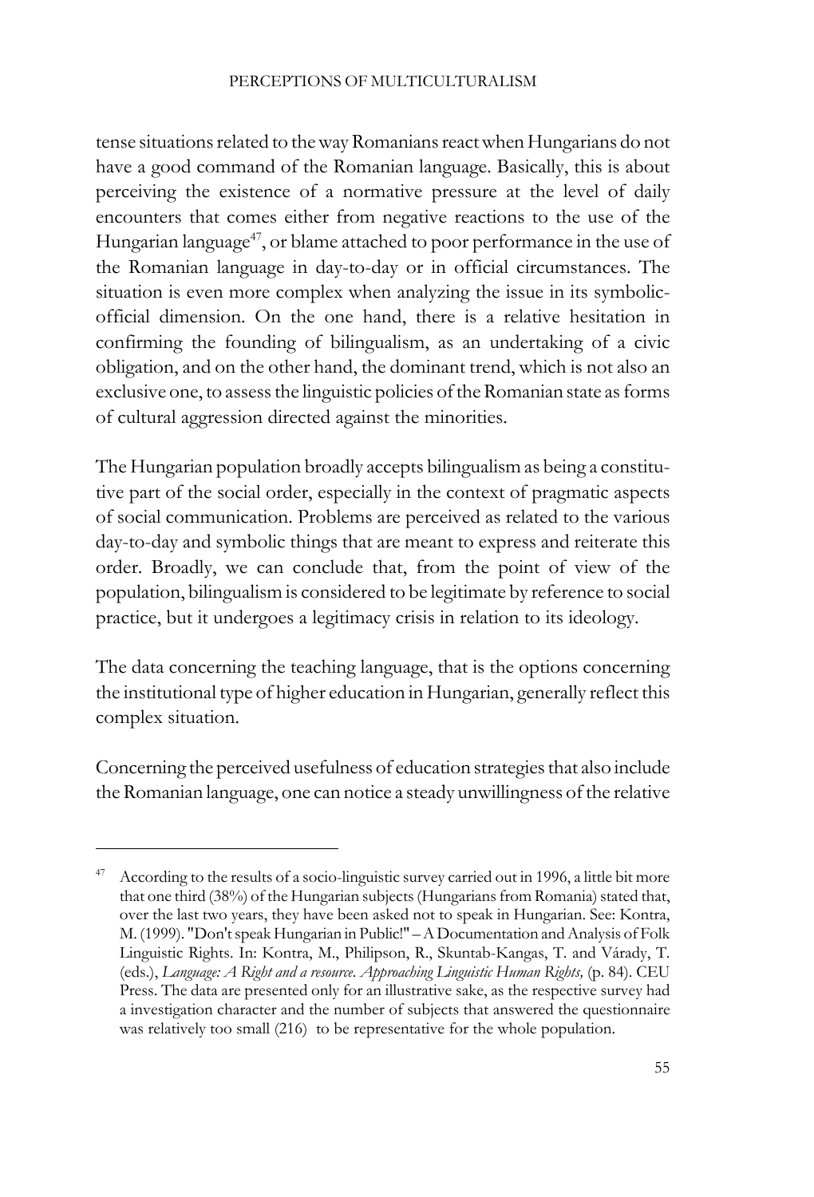tense situations related to the way Romanians react when Hungarians do not have a good command of the Romanian language. Basically, this is about perceiving the existence of a normative pressure at the level of daily encounters that comes either from negative reactions to the use of the Hungarian language[47], or blame attached to poor performance in the use of the Romanian language in day-to-day or in official circumstances. The situation is even more complex when analyzing the issue in its symbolic-official dimension. On the one hand, there is a relative hesitation in confirming the founding of bilingualism, as an undertaking of a civic obligation, and on the other hand, the dominant trend, which is not also an exclusive one, to assess the linguistic policies of the Romanian state as forms of cultural aggression directed against the minorities.

The Hungarian population broadly accepts bilingualism as being a constitutive part of the social order, especially in the context of pragmatic aspects of social communication. Problems are perceived as related to the various day-to-day and symbolic things that are meant to express and reiterate this order. Broadly, we can conclude that, from the point of view of the population, bilingualism is considered to be legitimate by reference to social practice, but it undergoes a legitimacy crisis in relation to its ideology.

The data concerning the teaching language, that is the options concerning the institutional type of higher education in Hungarian, generally reflect this complex situation.

Concerning the perceived usefulness of education strategies that also include the Romanian language, one can notice a steady unwillingness of the relative

---

[47] According to the results of a socio-linguistic survey carried out in 1996, a little bit more that one third (38%) of the Hungarian subjects (Hungarians from Romania) stated that, over the last two years, they have been asked not to speak in Hungarian. See: Kontra, M. (1999). "Don't speak Hungarian in Public!" – A Documentation and Analysis of Folk Linguistic Rights. In: Kontra, M., Philipson, R., Skuntab-Kangas, T. and Várady, T. (eds.), *Language: A Right and a resource. Approaching Linguistic Human Rights,* (p. 84). CEU Press. The data are presented only for an illustrative sake, as the respective survey had a investigation character and the number of subjects that answered the questionnaire was relatively too small (216) to be representative for the whole population.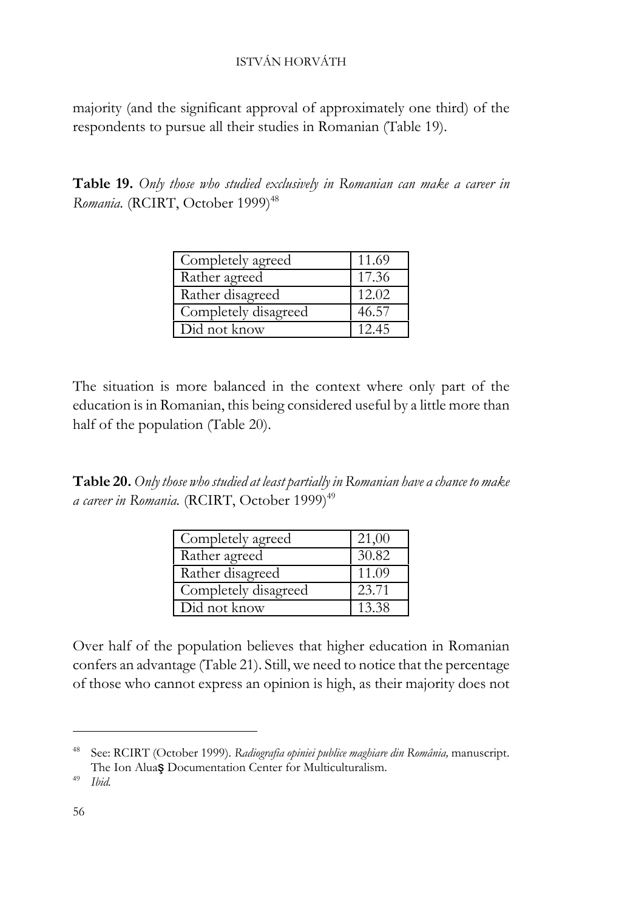majority (and the significant approval of approximately one third) of the respondents to pursue all their studies in Romanian (Table 19).

**Table 19.** *Only those who studied exclusively in Romanian can make a career in Romania.* (RCIRT, October 1999)[48]

| | |
|---|---|
| Completely agreed | 11.69 |
| Rather agreed | 17.36 |
| Rather disagreed | 12.02 |
| Completely disagreed | 46.57 |
| Did not know | 12.45 |

The situation is more balanced in the context where only part of the education is in Romanian, this being considered useful by a little more than half of the population (Table 20).

**Table 20.** *Only those who studied at least partially in Romanian have a chance to make a career in Romania.* (RCIRT, October 1999)[49]

| | |
|---|---|
| Completely agreed | 21,00 |
| Rather agreed | 30.82 |
| Rather disagreed | 11.09 |
| Completely disagreed | 23.71 |
| Did not know | 13.38 |

Over half of the population believes that higher education in Romanian confers an advantage (Table 21). Still, we need to notice that the percentage of those who cannot express an opinion is high, as their majority does not

---

[48] See: RCIRT (October 1999). *Radiografia opiniei publice maghiare din România,* manuscript. The Ion Aluaş Documentation Center for Multiculturalism.

[49] *Ibid.*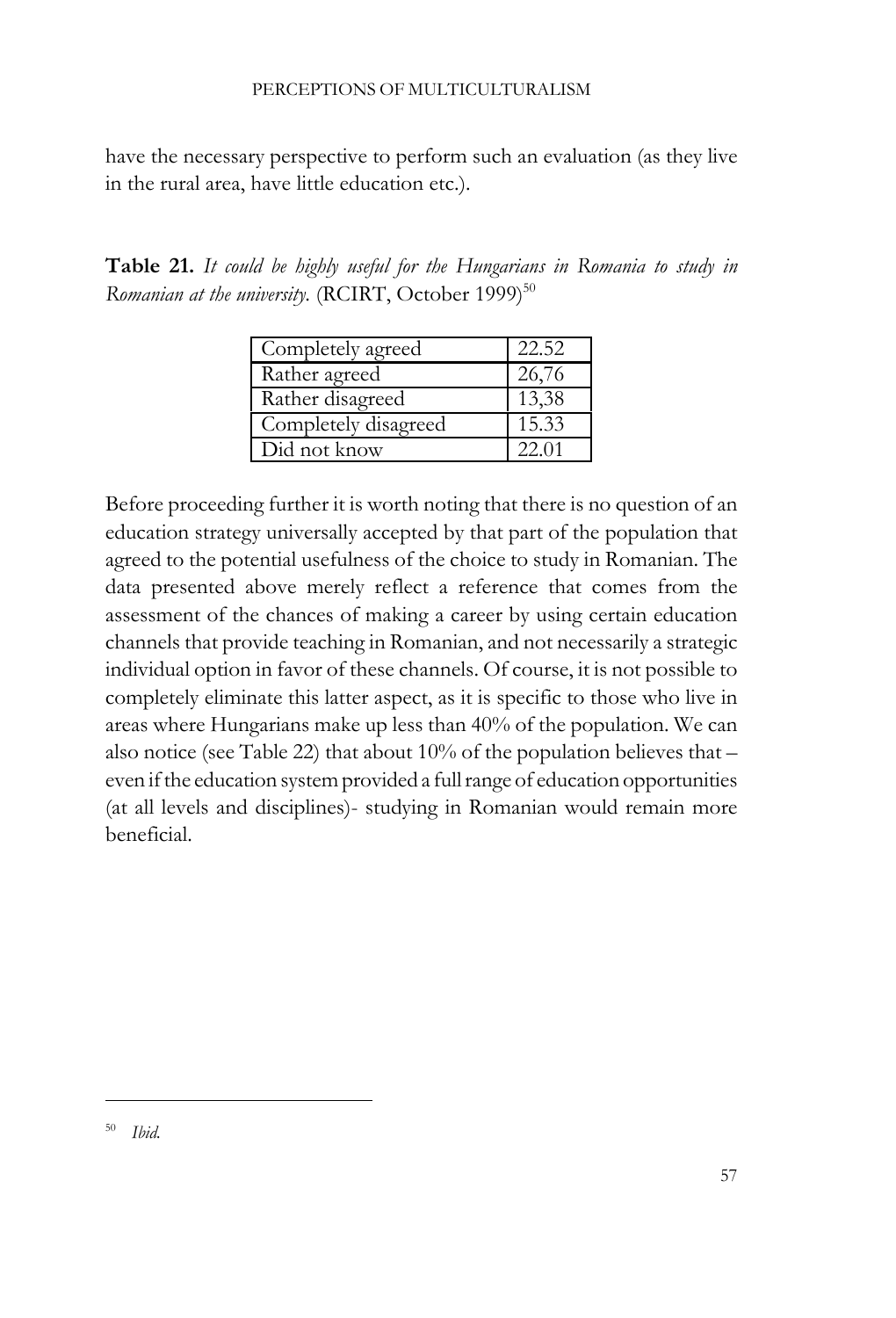have the necessary perspective to perform such an evaluation (as they live in the rural area, have little education etc.).

**Table 21.** *It could be highly useful for the Hungarians in Romania to study in Romanian at the university.* (RCIRT, October 1999)[50]

| | |
|---|---|
| Completely agreed | 22.52 |
| Rather agreed | 26,76 |
| Rather disagreed | 13,38 |
| Completely disagreed | 15.33 |
| Did not know | 22.01 |

Before proceeding further it is worth noting that there is no question of an education strategy universally accepted by that part of the population that agreed to the potential usefulness of the choice to study in Romanian. The data presented above merely reflect a reference that comes from the assessment of the chances of making a career by using certain education channels that provide teaching in Romanian, and not necessarily a strategic individual option in favor of these channels. Of course, it is not possible to completely eliminate this latter aspect, as it is specific to those who live in areas where Hungarians make up less than 40% of the population. We can also notice (see Table 22) that about 10% of the population believes that – even if the education system provided a full range of education opportunities (at all levels and disciplines)- studying in Romanian would remain more beneficial.

[50] *Ibid.*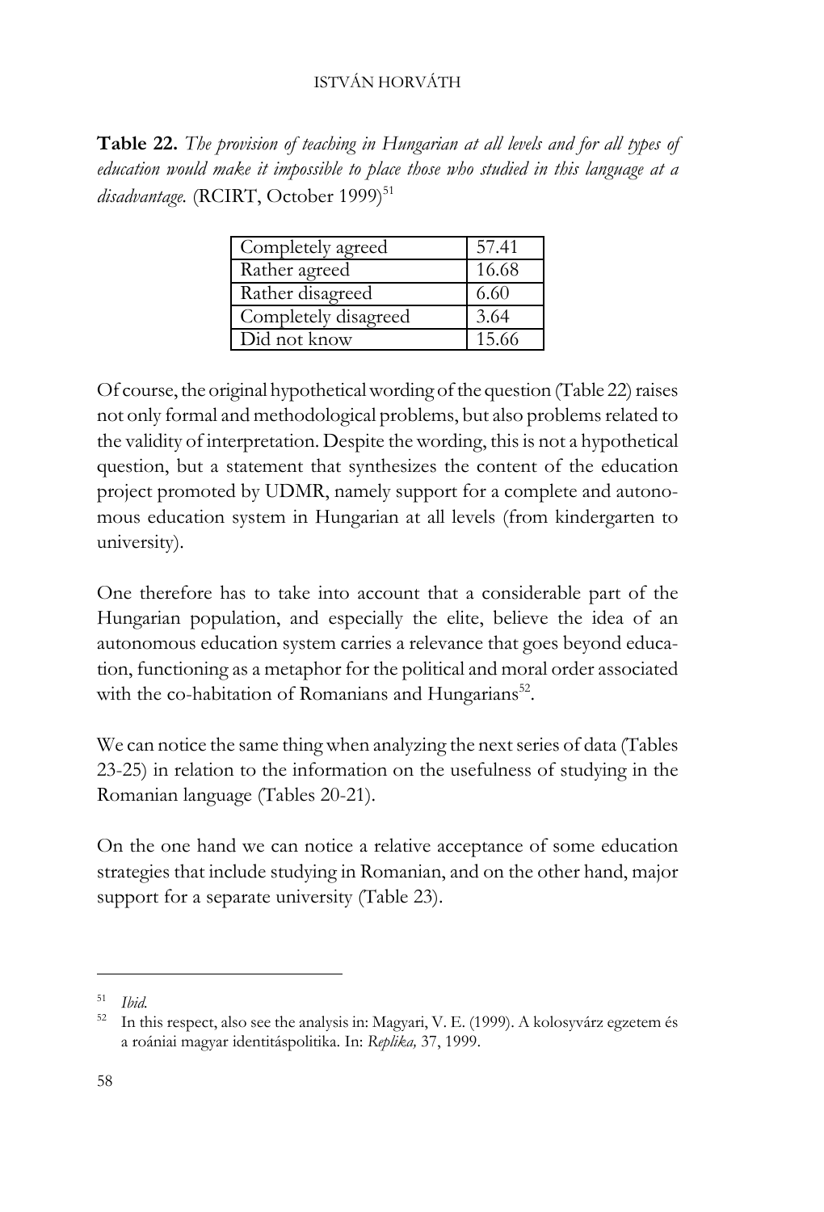**Table 22.** *The provision of teaching in Hungarian at all levels and for all types of education would make it impossible to place those who studied in this language at a disadvantage.* (RCIRT, October 1999)[51]

| | |
|---|---|
| Completely agreed | 57.41 |
| Rather agreed | 16.68 |
| Rather disagreed | 6.60 |
| Completely disagreed | 3.64 |
| Did not know | 15.66 |

Of course, the original hypothetical wording of the question (Table 22) raises not only formal and methodological problems, but also problems related to the validity of interpretation. Despite the wording, this is not a hypothetical question, but a statement that synthesizes the content of the education project promoted by UDMR, namely support for a complete and autonomous education system in Hungarian at all levels (from kindergarten to university).

One therefore has to take into account that a considerable part of the Hungarian population, and especially the elite, believe the idea of an autonomous education system carries a relevance that goes beyond education, functioning as a metaphor for the political and moral order associated with the co-habitation of Romanians and Hungarians[52].

We can notice the same thing when analyzing the next series of data (Tables 23-25) in relation to the information on the usefulness of studying in the Romanian language (Tables 20-21).

On the one hand we can notice a relative acceptance of some education strategies that include studying in Romanian, and on the other hand, major support for a separate university (Table 23).

---

[51] *Ibid.*

[52] In this respect, also see the analysis in: Magyari, V. E. (1999). A kolosyvárz egzetem és a roániai magyar identitáspolitika. In: *Replika,* 37, 1999.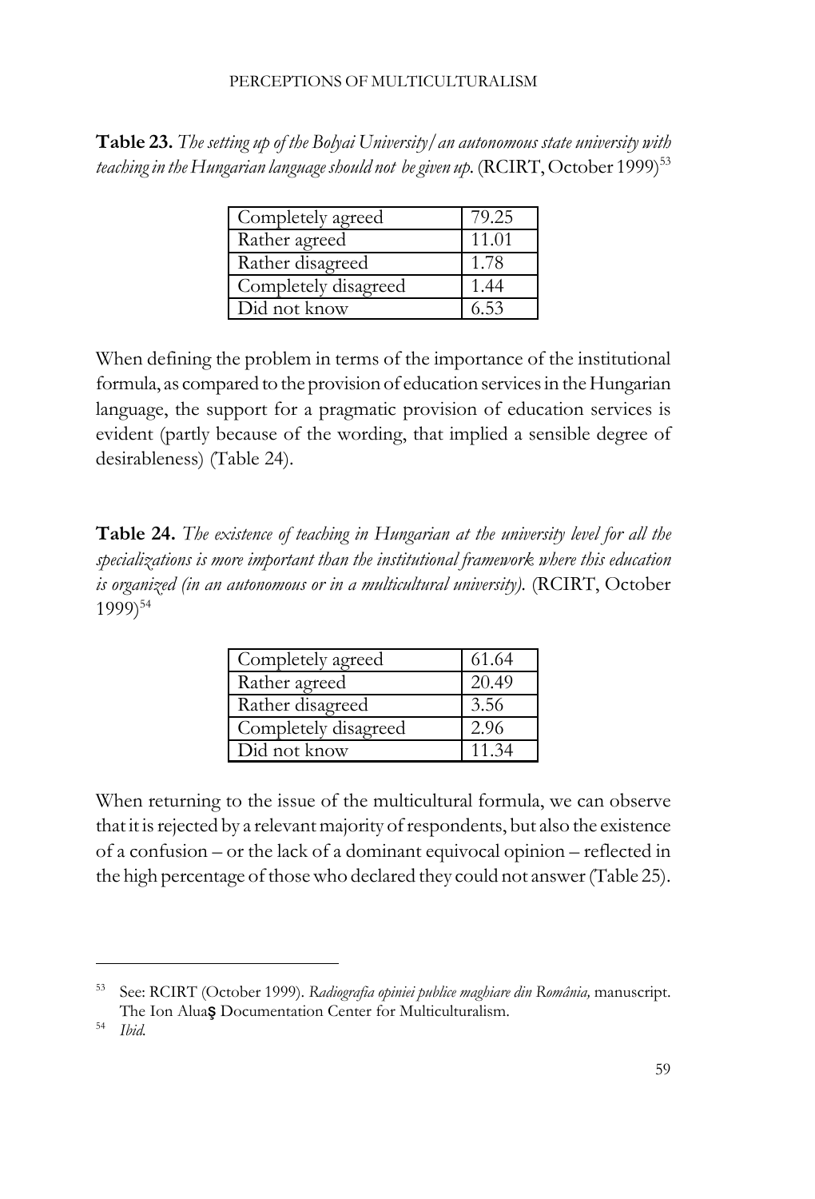**Table 23.** *The setting up of the Bolyai University/an autonomous state university with teaching in the Hungarian language should not be given up.* (RCIRT, October 1999)[53]

| Completely agreed | 79.25 |
|---|---|
| Rather agreed | 11.01 |
| Rather disagreed | 1.78 |
| Completely disagreed | 1.44 |
| Did not know | 6.53 |

When defining the problem in terms of the importance of the institutional formula, as compared to the provision of education services in the Hungarian language, the support for a pragmatic provision of education services is evident (partly because of the wording, that implied a sensible degree of desirableness) (Table 24).

**Table 24.** *The existence of teaching in Hungarian at the university level for all the specializations is more important than the institutional framework where this education is organized (in an autonomous or in a multicultural university).* (RCIRT, October 1999)[54]

| Completely agreed | 61.64 |
|---|---|
| Rather agreed | 20.49 |
| Rather disagreed | 3.56 |
| Completely disagreed | 2.96 |
| Did not know | 11.34 |

When returning to the issue of the multicultural formula, we can observe that it is rejected by a relevant majority of respondents, but also the existence of a confusion – or the lack of a dominant equivocal opinion – reflected in the high percentage of those who declared they could not answer (Table 25).

---

[53] See: RCIRT (October 1999). *Radiografia opiniei publice maghiare din România,* manuscript. The Ion Aluaş Documentation Center for Multiculturalism.

[54] *Ibid.*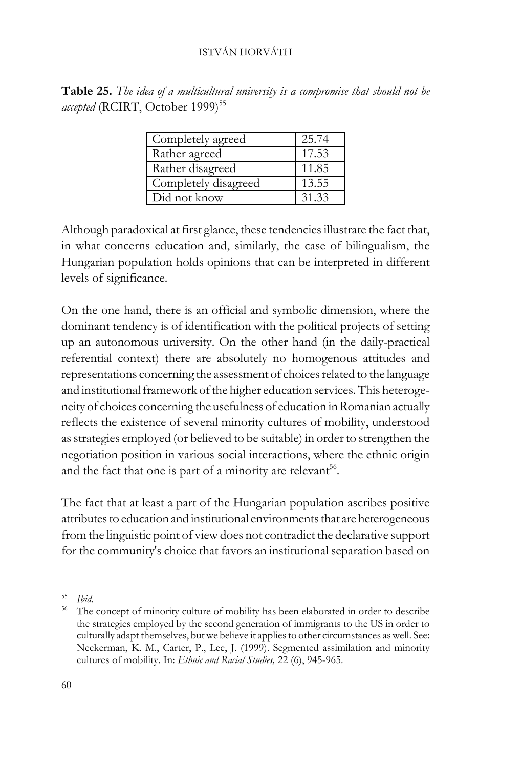**Table 25.** *The idea of a multicultural university is a compromise that should not be accepted* (RCIRT, October 1999)[55]

| | |
|---|---|
| Completely agreed | 25.74 |
| Rather agreed | 17.53 |
| Rather disagreed | 11.85 |
| Completely disagreed | 13.55 |
| Did not know | 31.33 |

Although paradoxical at first glance, these tendencies illustrate the fact that, in what concerns education and, similarly, the case of bilingualism, the Hungarian population holds opinions that can be interpreted in different levels of significance.

On the one hand, there is an official and symbolic dimension, where the dominant tendency is of identification with the political projects of setting up an autonomous university. On the other hand (in the daily-practical referential context) there are absolutely no homogenous attitudes and representations concerning the assessment of choices related to the language and institutional framework of the higher education services. This heterogeneity of choices concerning the usefulness of education in Romanian actually reflects the existence of several minority cultures of mobility, understood as strategies employed (or believed to be suitable) in order to strengthen the negotiation position in various social interactions, where the ethnic origin and the fact that one is part of a minority are relevant[56].

The fact that at least a part of the Hungarian population ascribes positive attributes to education and institutional environments that are heterogeneous from the linguistic point of view does not contradict the declarative support for the community's choice that favors an institutional separation based on

---

[55] *Ibid.*

[56] The concept of minority culture of mobility has been elaborated in order to describe the strategies employed by the second generation of immigrants to the US in order to culturally adapt themselves, but we believe it applies to other circumstances as well. See: Neckerman, K. M., Carter, P., Lee, J. (1999). Segmented assimilation and minority cultures of mobility. In: *Ethnic and Racial Studies,* 22 (6), 945-965.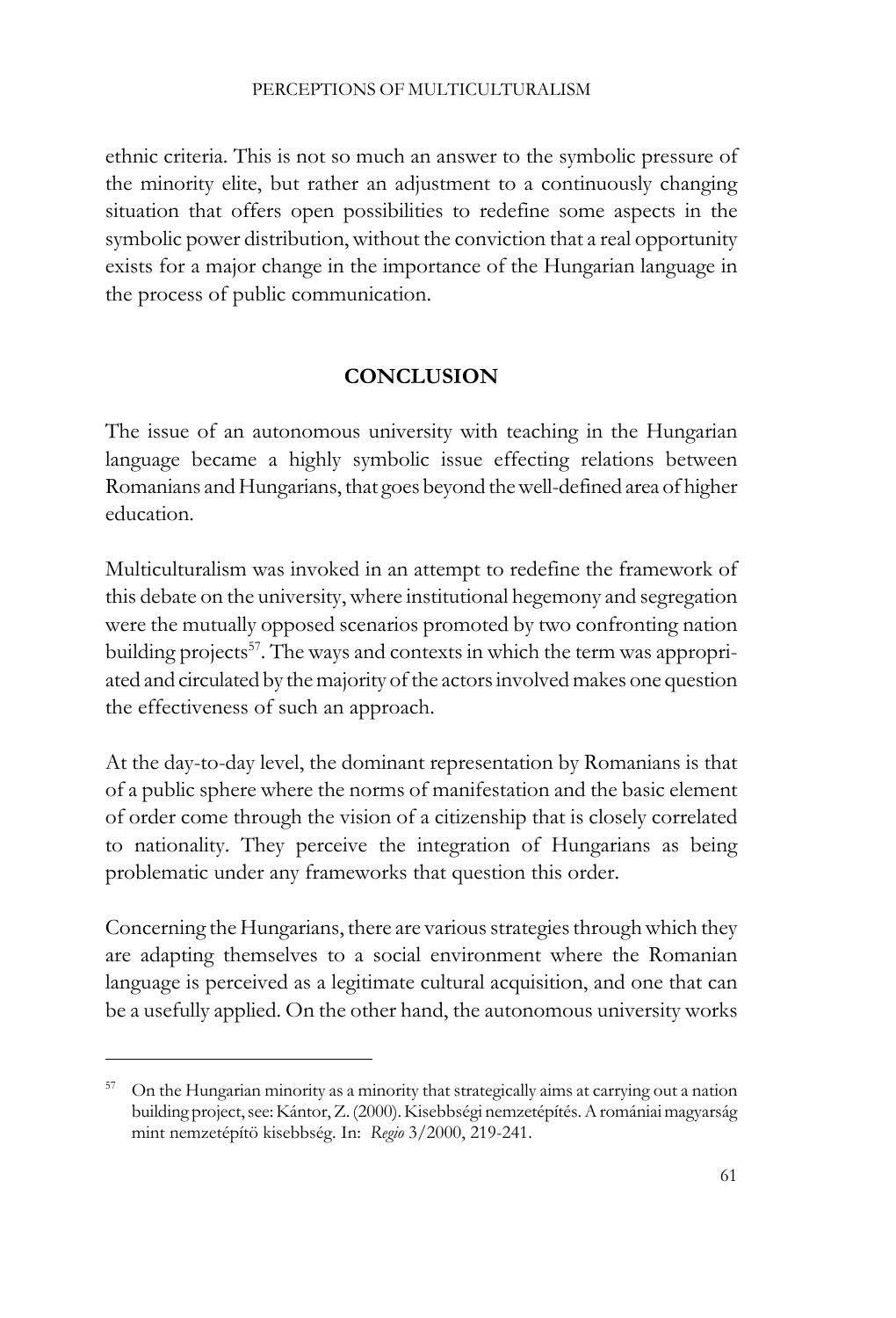ethnic criteria. This is not so much an answer to the symbolic pressure of the minority elite, but rather an adjustment to a continuously changing situation that offers open possibilities to redefine some aspects in the symbolic power distribution, without the conviction that a real opportunity exists for a major change in the importance of the Hungarian language in the process of public communication.

## CONCLUSION

The issue of an autonomous university with teaching in the Hungarian language became a highly symbolic issue effecting relations between Romanians and Hungarians, that goes beyond the well-defined area of higher education.

Multiculturalism was invoked in an attempt to redefine the framework of this debate on the university, where institutional hegemony and segregation were the mutually opposed scenarios promoted by two confronting nation building projects[57]. The ways and contexts in which the term was appropriated and circulated by the majority of the actors involved makes one question the effectiveness of such an approach.

At the day-to-day level, the dominant representation by Romanians is that of a public sphere where the norms of manifestation and the basic element of order come through the vision of a citizenship that is closely correlated to nationality. They perceive the integration of Hungarians as being problematic under any frameworks that question this order.

Concerning the Hungarians, there are various strategies through which they are adapting themselves to a social environment where the Romanian language is perceived as a legitimate cultural acquisition, and one that can be a usefully applied. On the other hand, the autonomous university works

---

[57] On the Hungarian minority as a minority that strategically aims at carrying out a nation building project, see: Kántor, Z. (2000). Kisebbségi nemzetépítés. A romániai magyarság mint nemzetépítö kisebbség. In: *Regio* 3/2000, 219-241.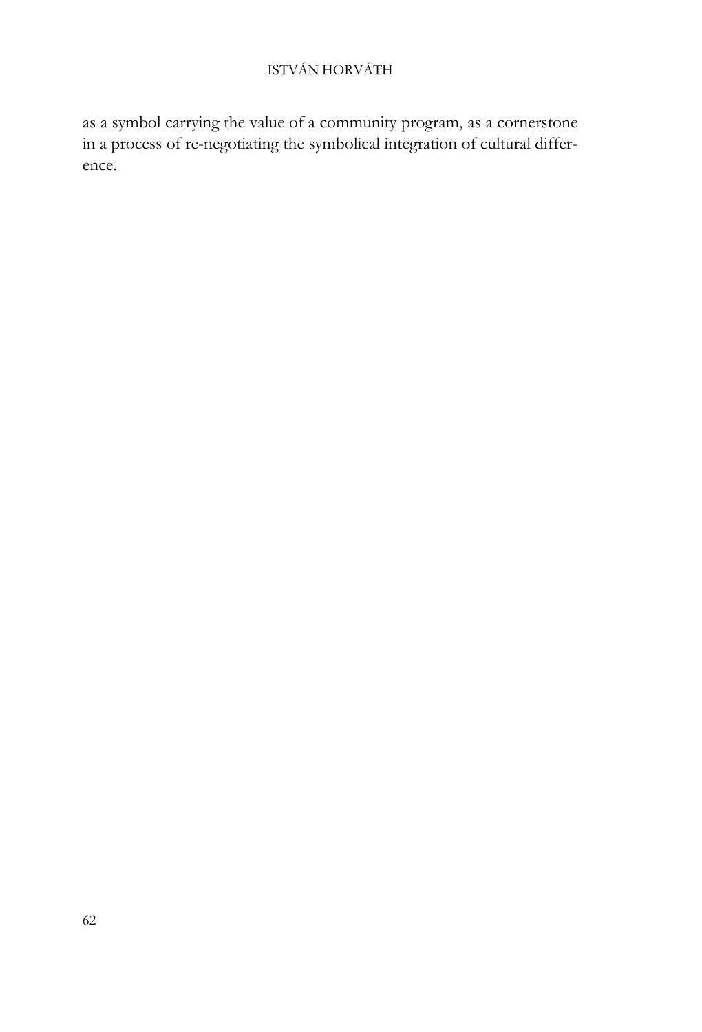as a symbol carrying the value of a community program, as a cornerstone in a process of re-negotiating the symbolical integration of cultural difference.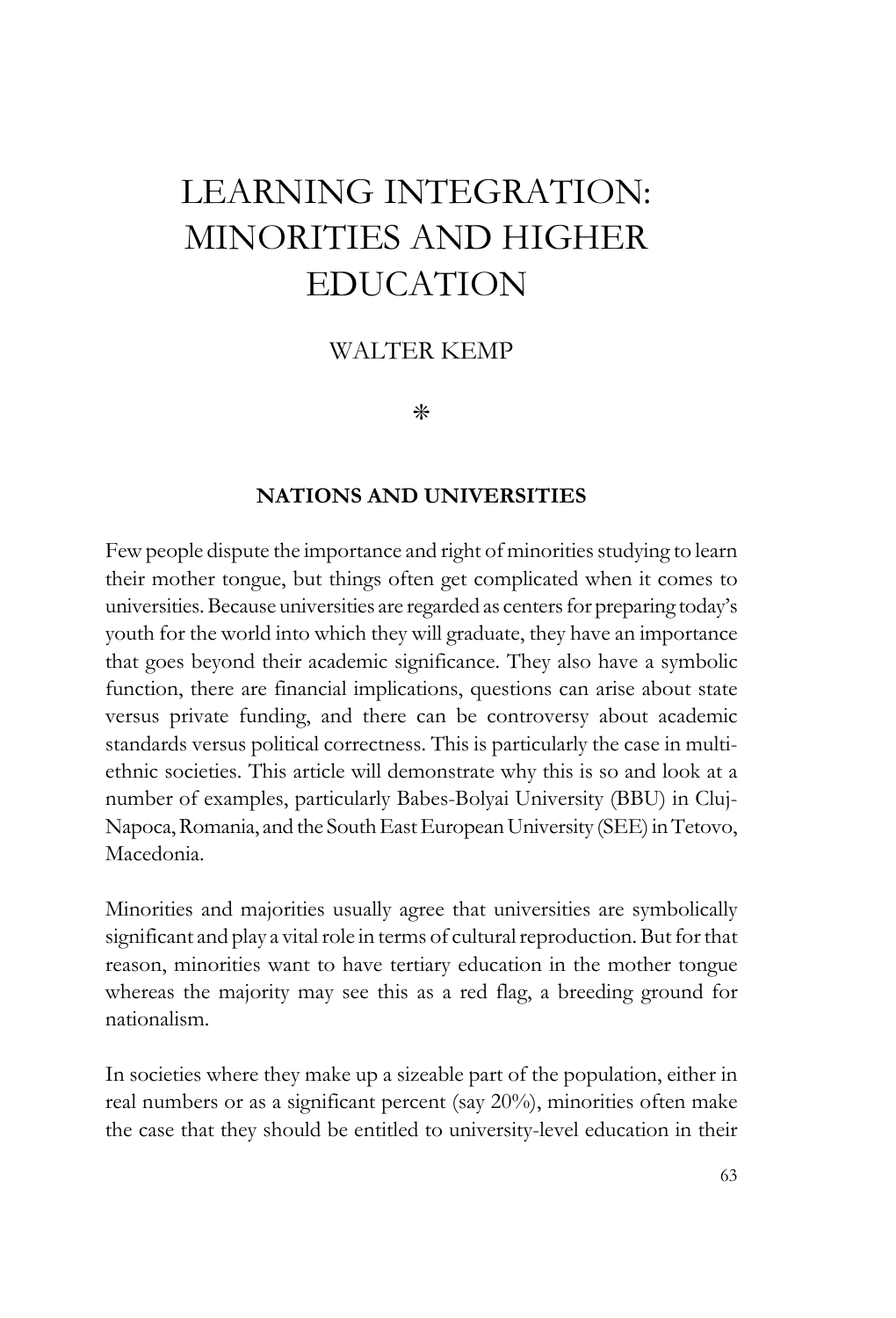# LEARNING INTEGRATION: MINORITIES AND HIGHER EDUCATION

WALTER KEMP

*

## NATIONS AND UNIVERSITIES

Few people dispute the importance and right of minorities studying to learn their mother tongue, but things often get complicated when it comes to universities. Because universities are regarded as centers for preparing today's youth for the world into which they will graduate, they have an importance that goes beyond their academic significance. They also have a symbolic function, there are financial implications, questions can arise about state versus private funding, and there can be controversy about academic standards versus political correctness. This is particularly the case in multi-ethnic societies. This article will demonstrate why this is so and look at a number of examples, particularly Babes-Bolyai University (BBU) in Cluj-Napoca, Romania, and the South East European University (SEE) in Tetovo, Macedonia.

Minorities and majorities usually agree that universities are symbolically significant and play a vital role in terms of cultural reproduction. But for that reason, minorities want to have tertiary education in the mother tongue whereas the majority may see this as a red flag, a breeding ground for nationalism.

In societies where they make up a sizeable part of the population, either in real numbers or as a significant percent (say 20%), minorities often make the case that they should be entitled to university-level education in their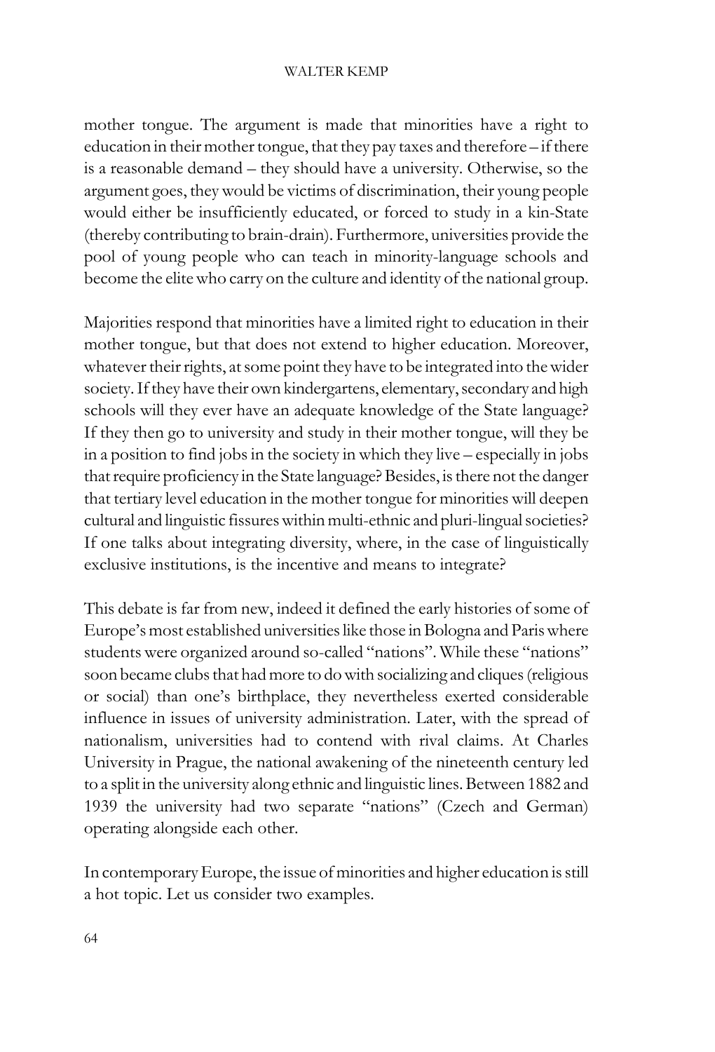mother tongue. The argument is made that minorities have a right to education in their mother tongue, that they pay taxes and therefore – if there is a reasonable demand – they should have a university. Otherwise, so the argument goes, they would be victims of discrimination, their young people would either be insufficiently educated, or forced to study in a kin-State (thereby contributing to brain-drain). Furthermore, universities provide the pool of young people who can teach in minority-language schools and become the elite who carry on the culture and identity of the national group.

Majorities respond that minorities have a limited right to education in their mother tongue, but that does not extend to higher education. Moreover, whatever their rights, at some point they have to be integrated into the wider society. If they have their own kindergartens, elementary, secondary and high schools will they ever have an adequate knowledge of the State language? If they then go to university and study in their mother tongue, will they be in a position to find jobs in the society in which they live – especially in jobs that require proficiency in the State language? Besides, is there not the danger that tertiary level education in the mother tongue for minorities will deepen cultural and linguistic fissures within multi-ethnic and pluri-lingual societies? If one talks about integrating diversity, where, in the case of linguistically exclusive institutions, is the incentive and means to integrate?

This debate is far from new, indeed it defined the early histories of some of Europe's most established universities like those in Bologna and Paris where students were organized around so-called "nations". While these "nations" soon became clubs that had more to do with socializing and cliques (religious or social) than one's birthplace, they nevertheless exerted considerable influence in issues of university administration. Later, with the spread of nationalism, universities had to contend with rival claims. At Charles University in Prague, the national awakening of the nineteenth century led to a split in the university along ethnic and linguistic lines. Between 1882 and 1939 the university had two separate "nations" (Czech and German) operating alongside each other.

In contemporary Europe, the issue of minorities and higher education is still a hot topic. Let us consider two examples.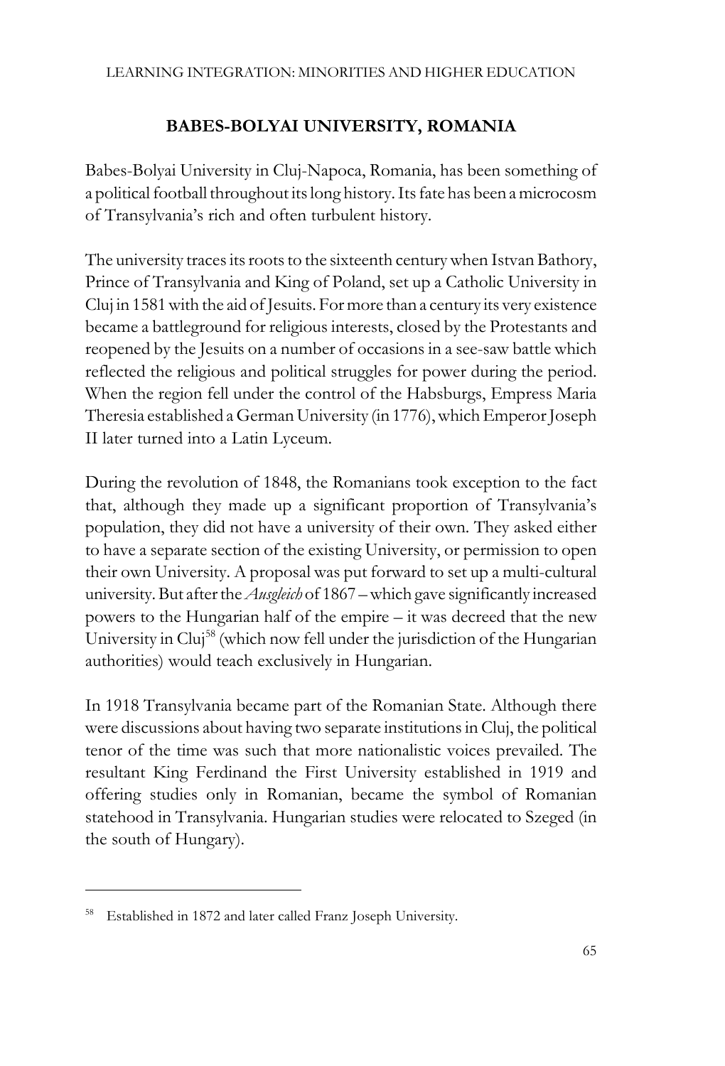## BABES-BOLYAI UNIVERSITY, ROMANIA

Babes-Bolyai University in Cluj-Napoca, Romania, has been something of a political football throughout its long history. Its fate has been a microcosm of Transylvania's rich and often turbulent history.

The university traces its roots to the sixteenth century when Istvan Bathory, Prince of Transylvania and King of Poland, set up a Catholic University in Cluj in 1581 with the aid of Jesuits. For more than a century its very existence became a battleground for religious interests, closed by the Protestants and reopened by the Jesuits on a number of occasions in a see-saw battle which reflected the religious and political struggles for power during the period. When the region fell under the control of the Habsburgs, Empress Maria Theresia established a German University (in 1776), which Emperor Joseph II later turned into a Latin Lyceum.

During the revolution of 1848, the Romanians took exception to the fact that, although they made up a significant proportion of Transylvania's population, they did not have a university of their own. They asked either to have a separate section of the existing University, or permission to open their own University. A proposal was put forward to set up a multi-cultural university. But after the *Ausgleich* of 1867 – which gave significantly increased powers to the Hungarian half of the empire – it was decreed that the new University in Cluj[58] (which now fell under the jurisdiction of the Hungarian authorities) would teach exclusively in Hungarian.

In 1918 Transylvania became part of the Romanian State. Although there were discussions about having two separate institutions in Cluj, the political tenor of the time was such that more nationalistic voices prevailed. The resultant King Ferdinand the First University established in 1919 and offering studies only in Romanian, became the symbol of Romanian statehood in Transylvania. Hungarian studies were relocated to Szeged (in the south of Hungary).

---

[58] Established in 1872 and later called Franz Joseph University.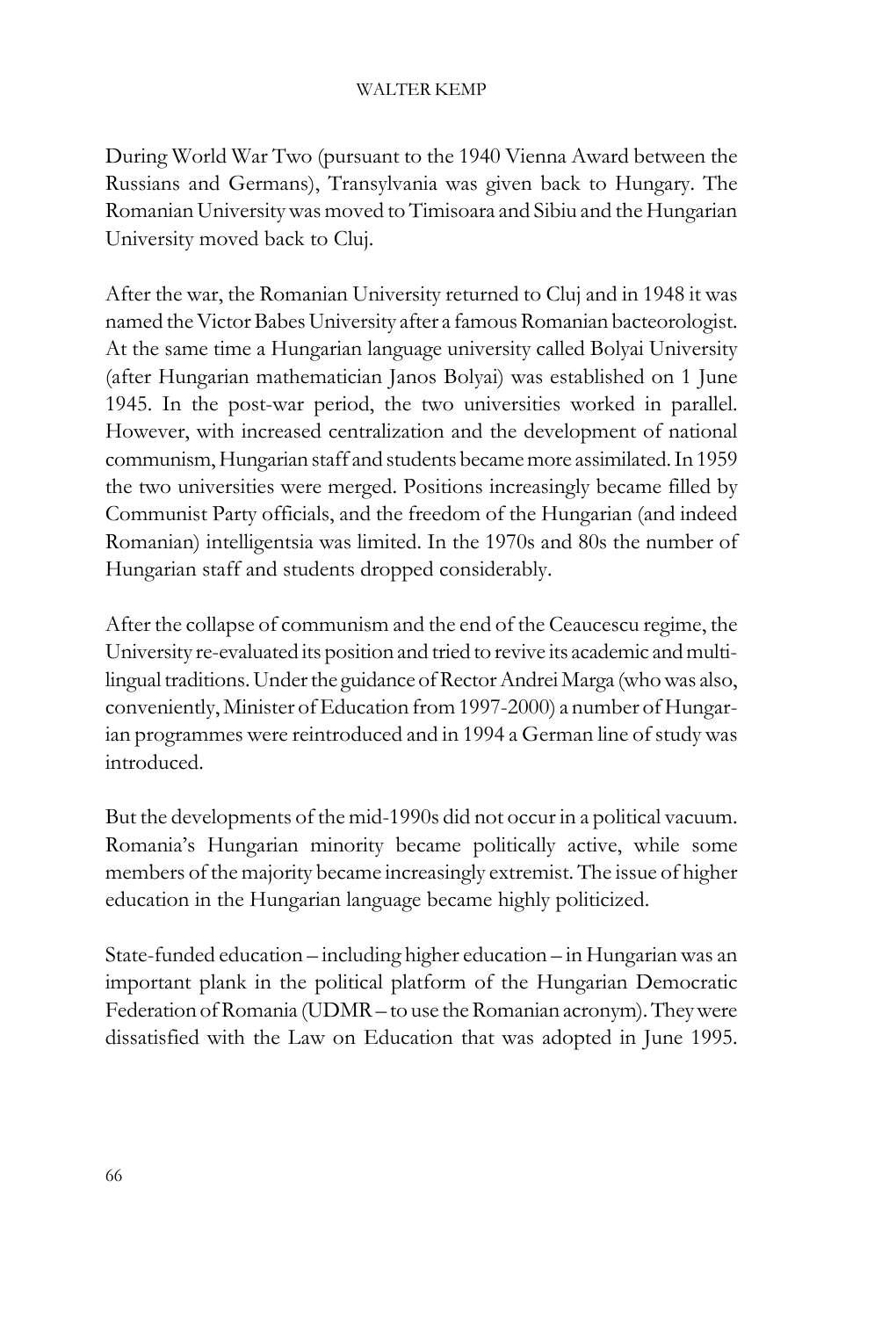During World War Two (pursuant to the 1940 Vienna Award between the Russians and Germans), Transylvania was given back to Hungary. The Romanian University was moved to Timisoara and Sibiu and the Hungarian University moved back to Cluj.

After the war, the Romanian University returned to Cluj and in 1948 it was named the Victor Babes University after a famous Romanian bacteorologist. At the same time a Hungarian language university called Bolyai University (after Hungarian mathematician Janos Bolyai) was established on 1 June 1945. In the post-war period, the two universities worked in parallel. However, with increased centralization and the development of national communism, Hungarian staff and students became more assimilated. In 1959 the two universities were merged. Positions increasingly became filled by Communist Party officials, and the freedom of the Hungarian (and indeed Romanian) intelligentsia was limited. In the 1970s and 80s the number of Hungarian staff and students dropped considerably.

After the collapse of communism and the end of the Ceaucescu regime, the University re-evaluated its position and tried to revive its academic and multi-lingual traditions. Under the guidance of Rector Andrei Marga (who was also, conveniently, Minister of Education from 1997-2000) a number of Hungarian programmes were reintroduced and in 1994 a German line of study was introduced.

But the developments of the mid-1990s did not occur in a political vacuum. Romania's Hungarian minority became politically active, while some members of the majority became increasingly extremist. The issue of higher education in the Hungarian language became highly politicized.

State-funded education – including higher education – in Hungarian was an important plank in the political platform of the Hungarian Democratic Federation of Romania (UDMR – to use the Romanian acronym). They were dissatisfied with the Law on Education that was adopted in June 1995.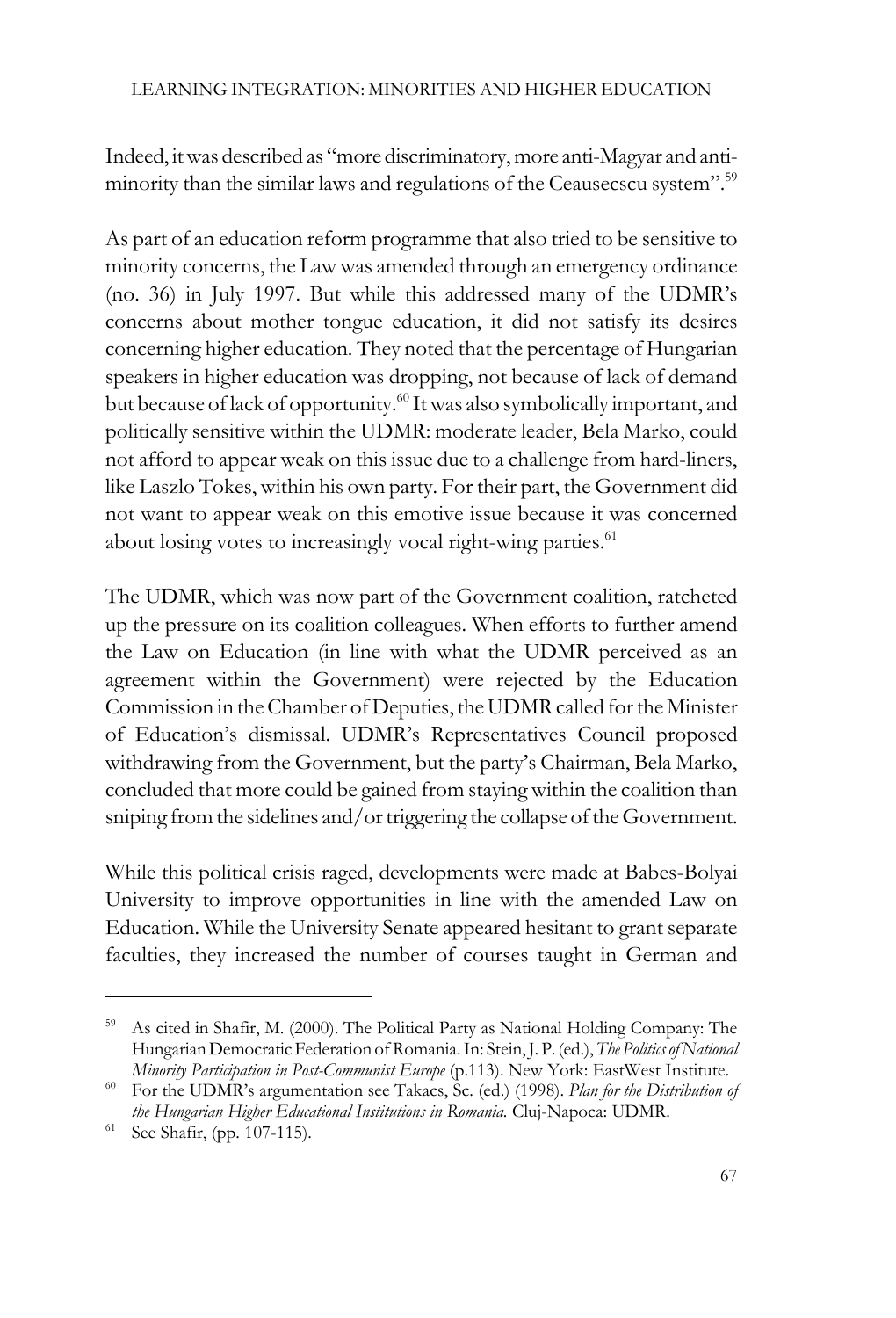Indeed, it was described as "more discriminatory, more anti-Magyar and anti-minority than the similar laws and regulations of the Ceausecscu system".[59]

As part of an education reform programme that also tried to be sensitive to minority concerns, the Law was amended through an emergency ordinance (no. 36) in July 1997. But while this addressed many of the UDMR's concerns about mother tongue education, it did not satisfy its desires concerning higher education. They noted that the percentage of Hungarian speakers in higher education was dropping, not because of lack of demand but because of lack of opportunity.[60] It was also symbolically important, and politically sensitive within the UDMR: moderate leader, Bela Marko, could not afford to appear weak on this issue due to a challenge from hard-liners, like Laszlo Tokes, within his own party. For their part, the Government did not want to appear weak on this emotive issue because it was concerned about losing votes to increasingly vocal right-wing parties.[61]

The UDMR, which was now part of the Government coalition, ratcheted up the pressure on its coalition colleagues. When efforts to further amend the Law on Education (in line with what the UDMR perceived as an agreement within the Government) were rejected by the Education Commission in the Chamber of Deputies, the UDMR called for the Minister of Education's dismissal. UDMR's Representatives Council proposed withdrawing from the Government, but the party's Chairman, Bela Marko, concluded that more could be gained from staying within the coalition than sniping from the sidelines and/or triggering the collapse of the Government.

While this political crisis raged, developments were made at Babes-Bolyai University to improve opportunities in line with the amended Law on Education. While the University Senate appeared hesitant to grant separate faculties, they increased the number of courses taught in German and

---

[59] As cited in Shafir, M. (2000). The Political Party as National Holding Company: The Hungarian Democratic Federation of Romania. In: Stein, J. P. (ed.), *The Politics of National Minority Participation in Post-Communist Europe* (p.113). New York: EastWest Institute.

[60] For the UDMR's argumentation see Takacs, Sc. (ed.) (1998). *Plan for the Distribution of the Hungarian Higher Educational Institutions in Romania.* Cluj-Napoca: UDMR.

[61] See Shafir, (pp. 107-115).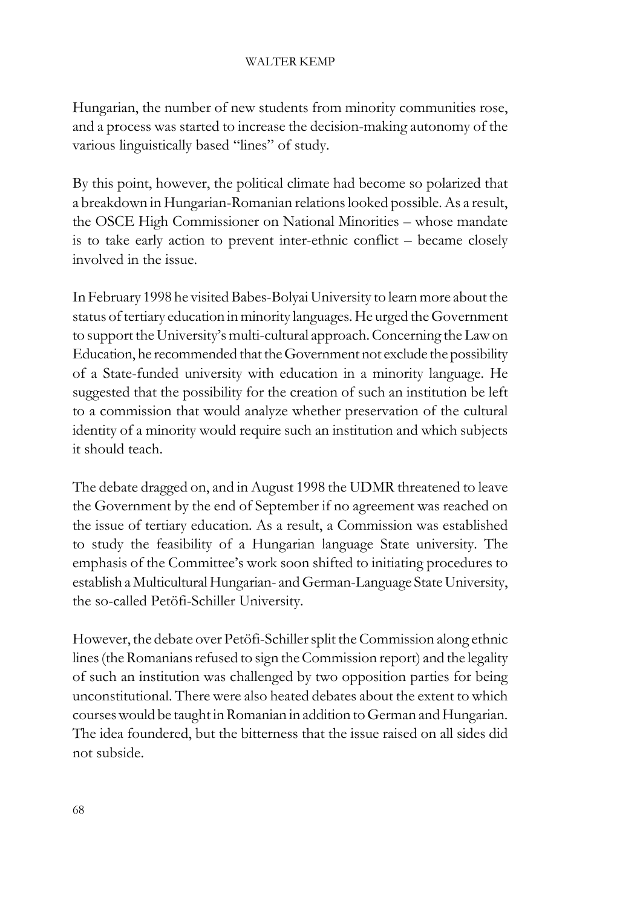Hungarian, the number of new students from minority communities rose, and a process was started to increase the decision-making autonomy of the various linguistically based "lines" of study.

By this point, however, the political climate had become so polarized that a breakdown in Hungarian-Romanian relations looked possible. As a result, the OSCE High Commissioner on National Minorities – whose mandate is to take early action to prevent inter-ethnic conflict – became closely involved in the issue.

In February 1998 he visited Babes-Bolyai University to learn more about the status of tertiary education in minority languages. He urged the Government to support the University's multi-cultural approach. Concerning the Law on Education, he recommended that the Government not exclude the possibility of a State-funded university with education in a minority language. He suggested that the possibility for the creation of such an institution be left to a commission that would analyze whether preservation of the cultural identity of a minority would require such an institution and which subjects it should teach.

The debate dragged on, and in August 1998 the UDMR threatened to leave the Government by the end of September if no agreement was reached on the issue of tertiary education. As a result, a Commission was established to study the feasibility of a Hungarian language State university. The emphasis of the Committee's work soon shifted to initiating procedures to establish a Multicultural Hungarian- and German-Language State University, the so-called Petöfi-Schiller University.

However, the debate over Petöfi-Schiller split the Commission along ethnic lines (the Romanians refused to sign the Commission report) and the legality of such an institution was challenged by two opposition parties for being unconstitutional. There were also heated debates about the extent to which courses would be taught in Romanian in addition to German and Hungarian. The idea foundered, but the bitterness that the issue raised on all sides did not subside.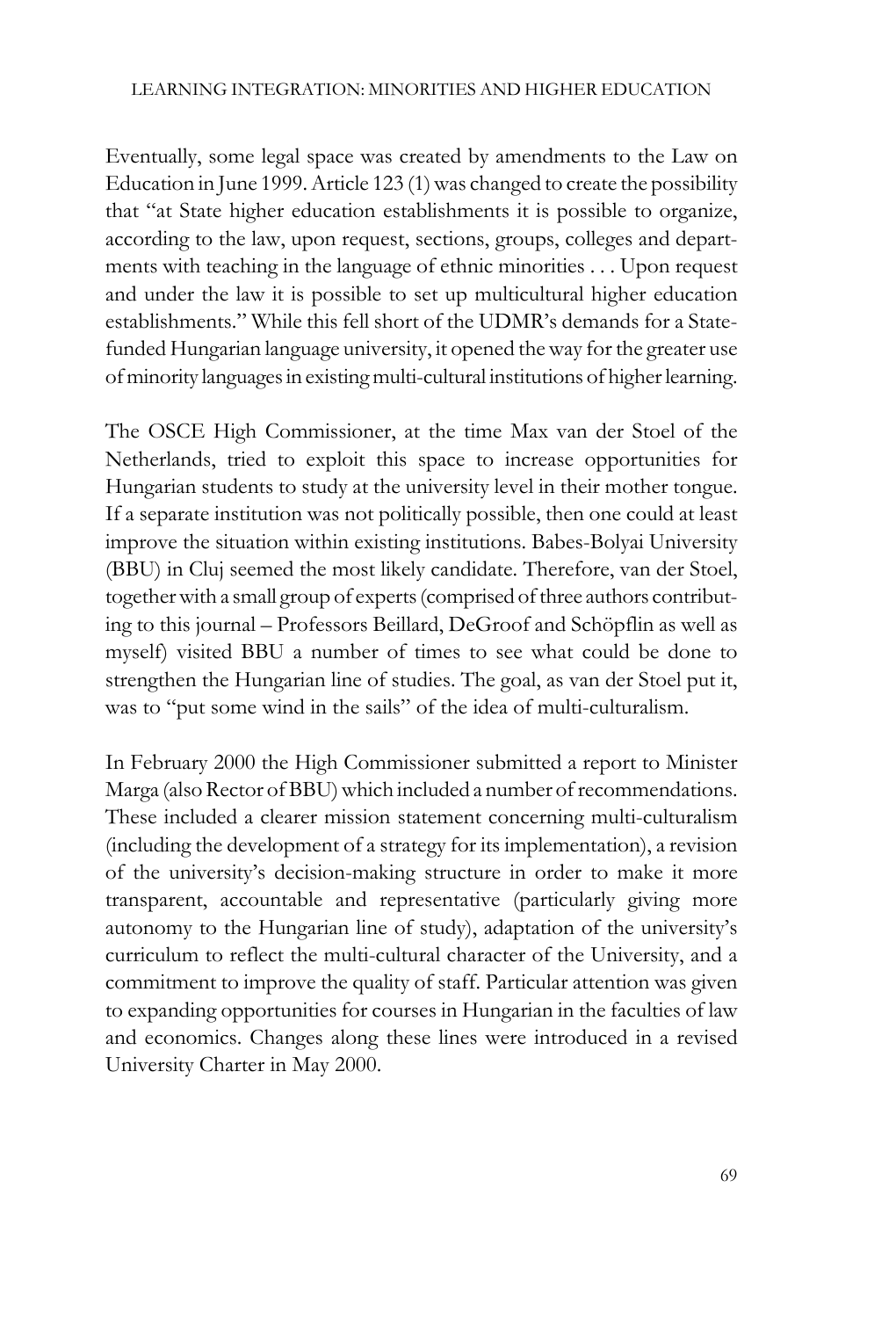Eventually, some legal space was created by amendments to the Law on Education in June 1999. Article 123 (1) was changed to create the possibility that "at State higher education establishments it is possible to organize, according to the law, upon request, sections, groups, colleges and departments with teaching in the language of ethnic minorities . . . Upon request and under the law it is possible to set up multicultural higher education establishments." While this fell short of the UDMR's demands for a State-funded Hungarian language university, it opened the way for the greater use of minority languages in existing multi-cultural institutions of higher learning.

The OSCE High Commissioner, at the time Max van der Stoel of the Netherlands, tried to exploit this space to increase opportunities for Hungarian students to study at the university level in their mother tongue. If a separate institution was not politically possible, then one could at least improve the situation within existing institutions. Babes-Bolyai University (BBU) in Cluj seemed the most likely candidate. Therefore, van der Stoel, together with a small group of experts (comprised of three authors contributing to this journal – Professors Beillard, DeGroof and Schöpflin as well as myself) visited BBU a number of times to see what could be done to strengthen the Hungarian line of studies. The goal, as van der Stoel put it, was to "put some wind in the sails" of the idea of multi-culturalism.

In February 2000 the High Commissioner submitted a report to Minister Marga (also Rector of BBU) which included a number of recommendations. These included a clearer mission statement concerning multi-culturalism (including the development of a strategy for its implementation), a revision of the university's decision-making structure in order to make it more transparent, accountable and representative (particularly giving more autonomy to the Hungarian line of study), adaptation of the university's curriculum to reflect the multi-cultural character of the University, and a commitment to improve the quality of staff. Particular attention was given to expanding opportunities for courses in Hungarian in the faculties of law and economics. Changes along these lines were introduced in a revised University Charter in May 2000.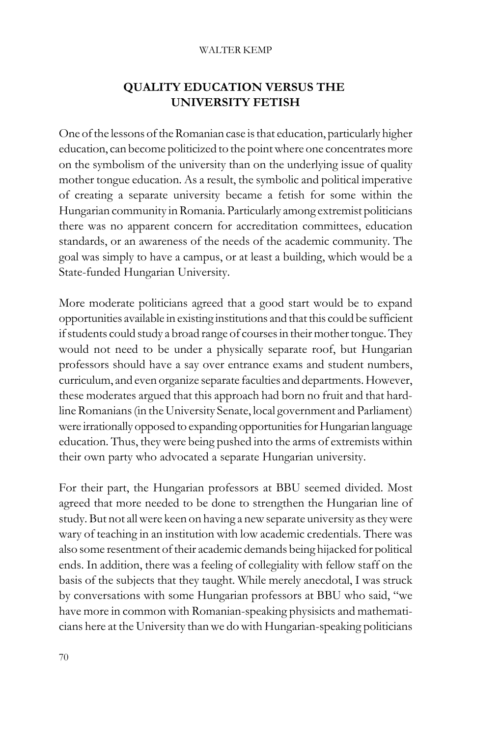## QUALITY EDUCATION VERSUS THE UNIVERSITY FETISH

One of the lessons of the Romanian case is that education, particularly higher education, can become politicized to the point where one concentrates more on the symbolism of the university than on the underlying issue of quality mother tongue education. As a result, the symbolic and political imperative of creating a separate university became a fetish for some within the Hungarian community in Romania. Particularly among extremist politicians there was no apparent concern for accreditation committees, education standards, or an awareness of the needs of the academic community. The goal was simply to have a campus, or at least a building, which would be a State-funded Hungarian University.

More moderate politicians agreed that a good start would be to expand opportunities available in existing institutions and that this could be sufficient if students could study a broad range of courses in their mother tongue. They would not need to be under a physically separate roof, but Hungarian professors should have a say over entrance exams and student numbers, curriculum, and even organize separate faculties and departments. However, these moderates argued that this approach had born no fruit and that hard-line Romanians (in the University Senate, local government and Parliament) were irrationally opposed to expanding opportunities for Hungarian language education. Thus, they were being pushed into the arms of extremists within their own party who advocated a separate Hungarian university.

For their part, the Hungarian professors at BBU seemed divided. Most agreed that more needed to be done to strengthen the Hungarian line of study. But not all were keen on having a new separate university as they were wary of teaching in an institution with low academic credentials. There was also some resentment of their academic demands being hijacked for political ends. In addition, there was a feeling of collegiality with fellow staff on the basis of the subjects that they taught. While merely anecdotal, I was struck by conversations with some Hungarian professors at BBU who said, "we have more in common with Romanian-speaking physisicts and mathematicians here at the University than we do with Hungarian-speaking politicians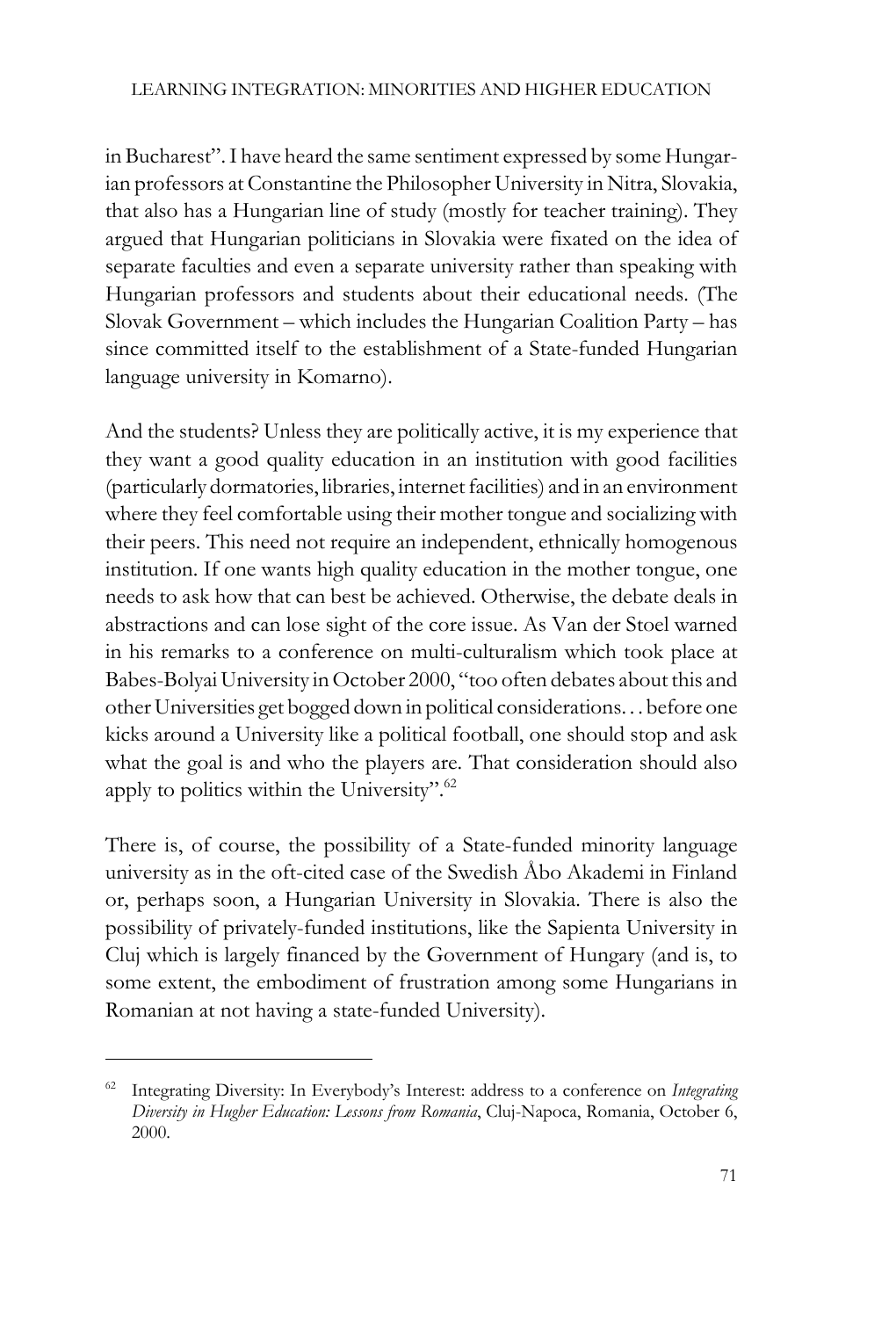in Bucharest". I have heard the same sentiment expressed by some Hungarian professors at Constantine the Philosopher University in Nitra, Slovakia, that also has a Hungarian line of study (mostly for teacher training). They argued that Hungarian politicians in Slovakia were fixated on the idea of separate faculties and even a separate university rather than speaking with Hungarian professors and students about their educational needs. (The Slovak Government – which includes the Hungarian Coalition Party – has since committed itself to the establishment of a State-funded Hungarian language university in Komarno).

And the students? Unless they are politically active, it is my experience that they want a good quality education in an institution with good facilities (particularly dormatories, libraries, internet facilities) and in an environment where they feel comfortable using their mother tongue and socializing with their peers. This need not require an independent, ethnically homogenous institution. If one wants high quality education in the mother tongue, one needs to ask how that can best be achieved. Otherwise, the debate deals in abstractions and can lose sight of the core issue. As Van der Stoel warned in his remarks to a conference on multi-culturalism which took place at Babes-Bolyai University in October 2000, "too often debates about this and other Universities get bogged down in political considerations… before one kicks around a University like a political football, one should stop and ask what the goal is and who the players are. That consideration should also apply to politics within the University".[62]

There is, of course, the possibility of a State-funded minority language university as in the oft-cited case of the Swedish Åbo Akademi in Finland or, perhaps soon, a Hungarian University in Slovakia. There is also the possibility of privately-funded institutions, like the Sapienta University in Cluj which is largely financed by the Government of Hungary (and is, to some extent, the embodiment of frustration among some Hungarians in Romanian at not having a state-funded University).

---

[62] Integrating Diversity: In Everybody's Interest: address to a conference on *Integrating Diversity in Hugher Education: Lessons from Romania*, Cluj-Napoca, Romania, October 6, 2000.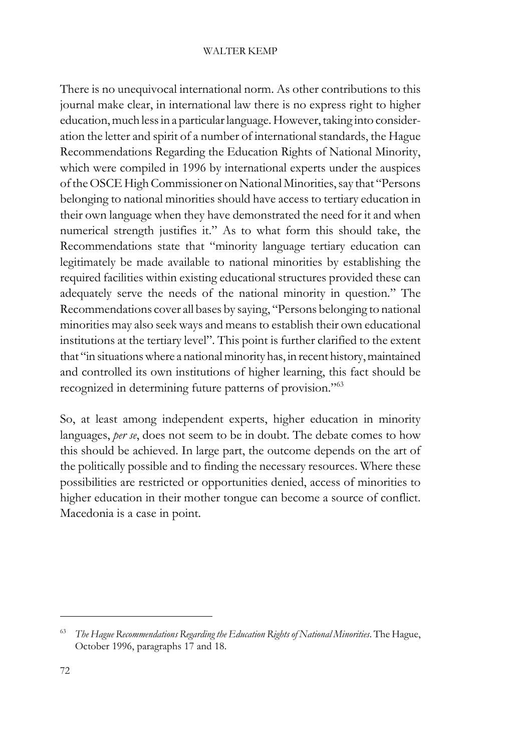There is no unequivocal international norm. As other contributions to this journal make clear, in international law there is no express right to higher education, much less in a particular language. However, taking into consideration the letter and spirit of a number of international standards, the Hague Recommendations Regarding the Education Rights of National Minority, which were compiled in 1996 by international experts under the auspices of the OSCE High Commissioner on National Minorities, say that "Persons belonging to national minorities should have access to tertiary education in their own language when they have demonstrated the need for it and when numerical strength justifies it." As to what form this should take, the Recommendations state that "minority language tertiary education can legitimately be made available to national minorities by establishing the required facilities within existing educational structures provided these can adequately serve the needs of the national minority in question." The Recommendations cover all bases by saying, "Persons belonging to national minorities may also seek ways and means to establish their own educational institutions at the tertiary level". This point is further clarified to the extent that "in situations where a national minority has, in recent history, maintained and controlled its own institutions of higher learning, this fact should be recognized in determining future patterns of provision."[63]

So, at least among independent experts, higher education in minority languages, *per se*, does not seem to be in doubt. The debate comes to how this should be achieved. In large part, the outcome depends on the art of the politically possible and to finding the necessary resources. Where these possibilities are restricted or opportunities denied, access of minorities to higher education in their mother tongue can become a source of conflict. Macedonia is a case in point.

---

[63] *The Hague Recommendations Regarding the Education Rights of National Minorities*. The Hague, October 1996, paragraphs 17 and 18.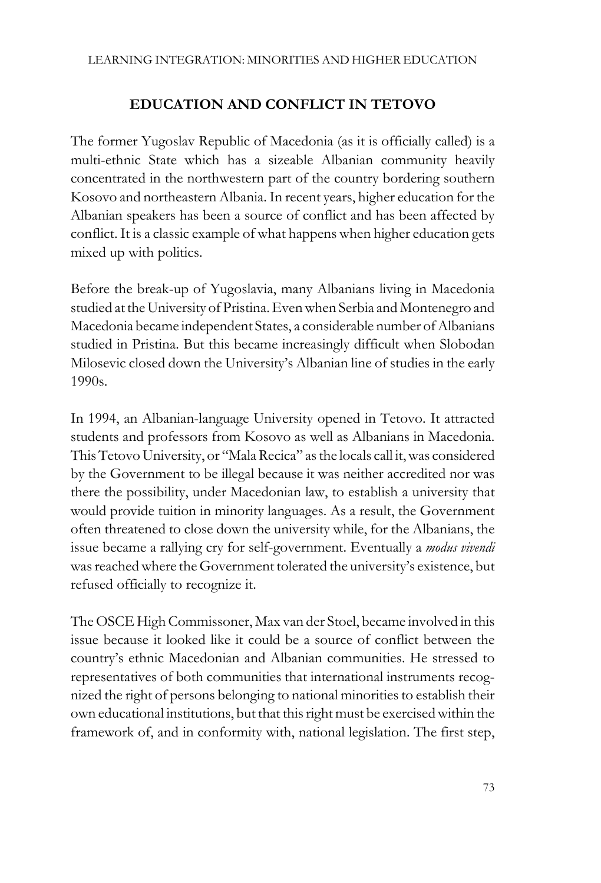## EDUCATION AND CONFLICT IN TETOVO

The former Yugoslav Republic of Macedonia (as it is officially called) is a multi-ethnic State which has a sizeable Albanian community heavily concentrated in the northwestern part of the country bordering southern Kosovo and northeastern Albania. In recent years, higher education for the Albanian speakers has been a source of conflict and has been affected by conflict. It is a classic example of what happens when higher education gets mixed up with politics.

Before the break-up of Yugoslavia, many Albanians living in Macedonia studied at the University of Pristina. Even when Serbia and Montenegro and Macedonia became independent States, a considerable number of Albanians studied in Pristina. But this became increasingly difficult when Slobodan Milosevic closed down the University's Albanian line of studies in the early 1990s.

In 1994, an Albanian-language University opened in Tetovo. It attracted students and professors from Kosovo as well as Albanians in Macedonia. This Tetovo University, or "Mala Recica" as the locals call it, was considered by the Government to be illegal because it was neither accredited nor was there the possibility, under Macedonian law, to establish a university that would provide tuition in minority languages. As a result, the Government often threatened to close down the university while, for the Albanians, the issue became a rallying cry for self-government. Eventually a *modus vivendi* was reached where the Government tolerated the university's existence, but refused officially to recognize it.

The OSCE High Commissoner, Max van der Stoel, became involved in this issue because it looked like it could be a source of conflict between the country's ethnic Macedonian and Albanian communities. He stressed to representatives of both communities that international instruments recognized the right of persons belonging to national minorities to establish their own educational institutions, but that this right must be exercised within the framework of, and in conformity with, national legislation. The first step,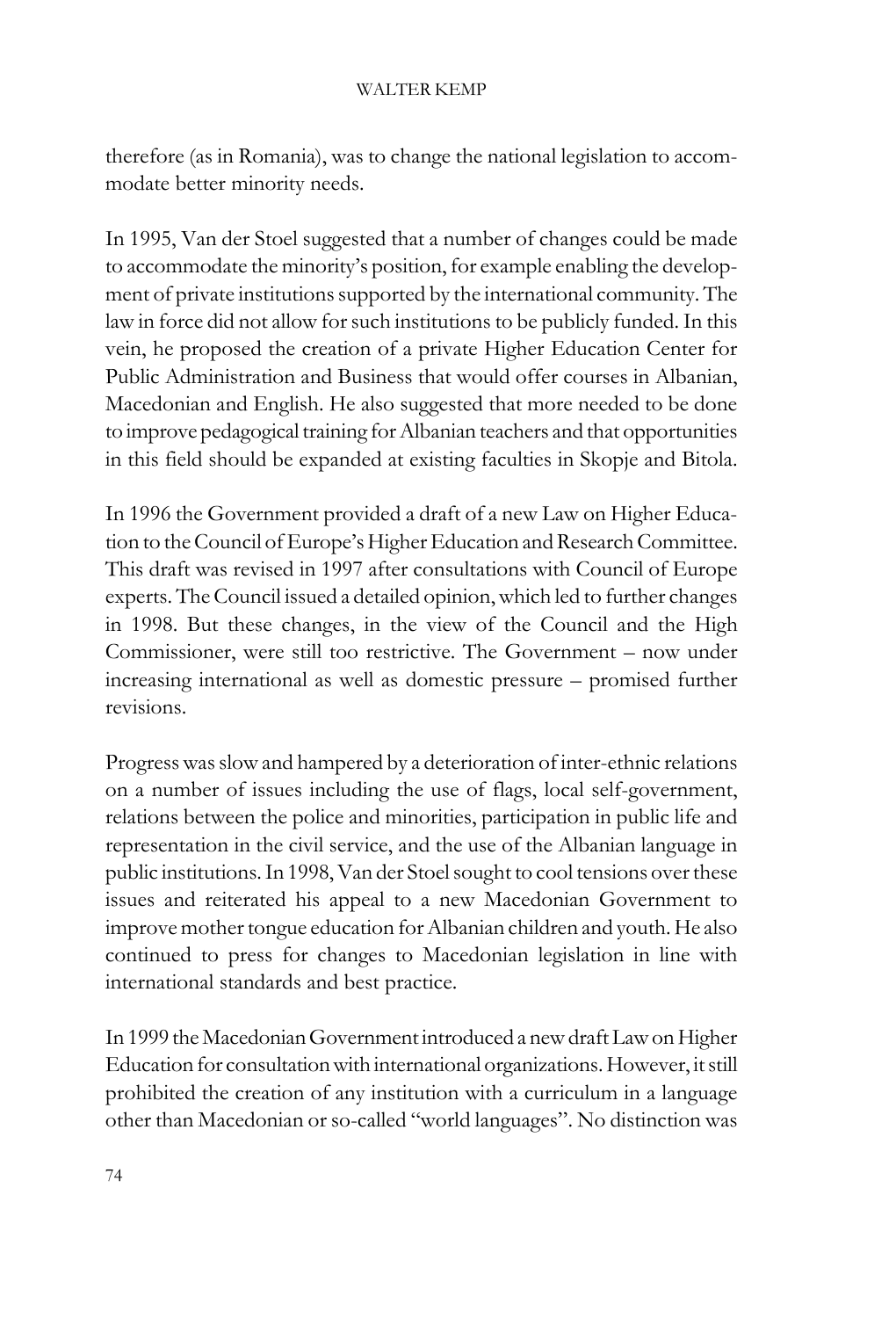therefore (as in Romania), was to change the national legislation to accommodate better minority needs.

In 1995, Van der Stoel suggested that a number of changes could be made to accommodate the minority's position, for example enabling the development of private institutions supported by the international community. The law in force did not allow for such institutions to be publicly funded. In this vein, he proposed the creation of a private Higher Education Center for Public Administration and Business that would offer courses in Albanian, Macedonian and English. He also suggested that more needed to be done to improve pedagogical training for Albanian teachers and that opportunities in this field should be expanded at existing faculties in Skopje and Bitola.

In 1996 the Government provided a draft of a new Law on Higher Education to the Council of Europe's Higher Education and Research Committee. This draft was revised in 1997 after consultations with Council of Europe experts. The Council issued a detailed opinion, which led to further changes in 1998. But these changes, in the view of the Council and the High Commissioner, were still too restrictive. The Government – now under increasing international as well as domestic pressure – promised further revisions.

Progress was slow and hampered by a deterioration of inter-ethnic relations on a number of issues including the use of flags, local self-government, relations between the police and minorities, participation in public life and representation in the civil service, and the use of the Albanian language in public institutions. In 1998, Van der Stoel sought to cool tensions over these issues and reiterated his appeal to a new Macedonian Government to improve mother tongue education for Albanian children and youth. He also continued to press for changes to Macedonian legislation in line with international standards and best practice.

In 1999 the Macedonian Government introduced a new draft Law on Higher Education for consultation with international organizations. However, it still prohibited the creation of any institution with a curriculum in a language other than Macedonian or so-called "world languages". No distinction was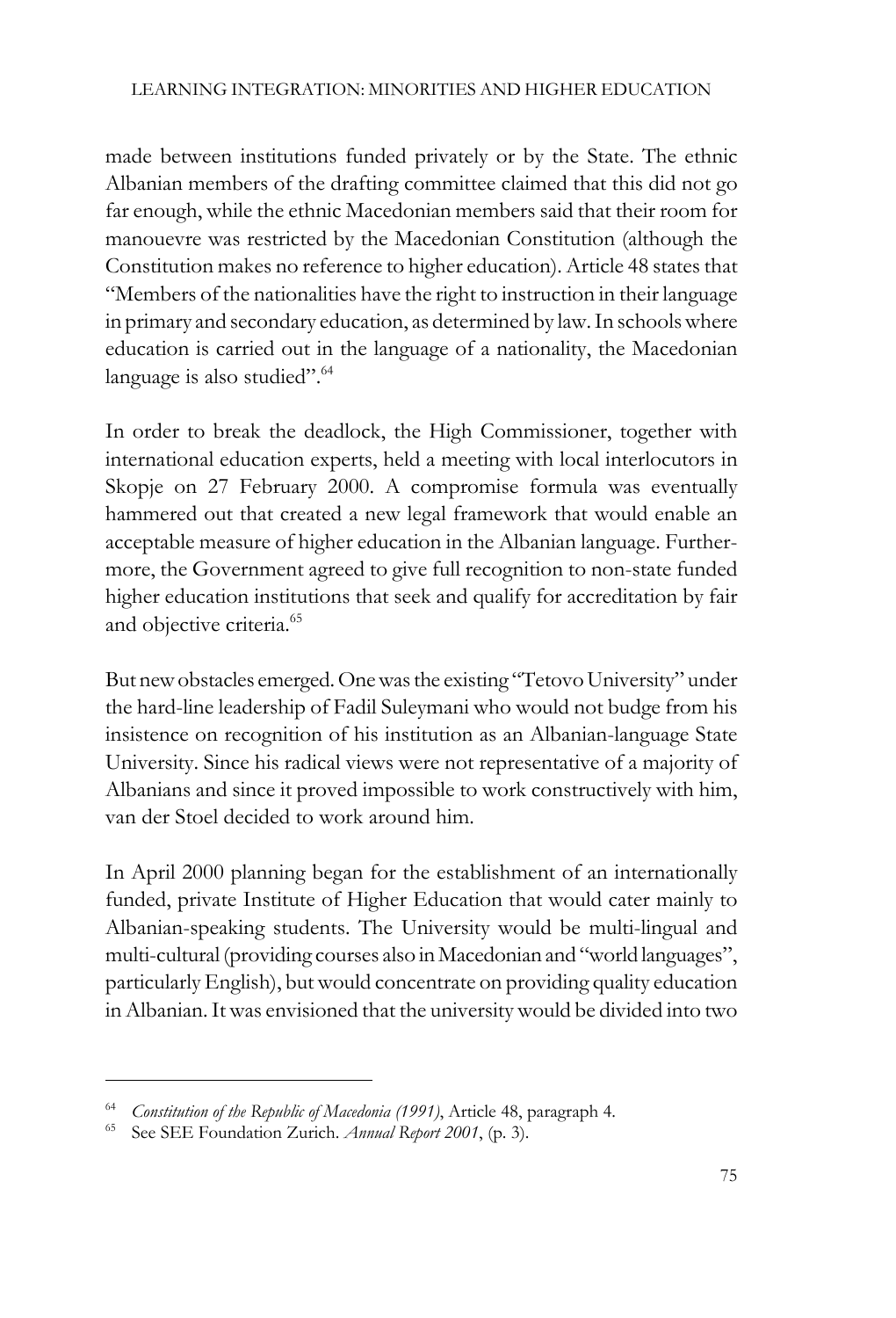made between institutions funded privately or by the State. The ethnic Albanian members of the drafting committee claimed that this did not go far enough, while the ethnic Macedonian members said that their room for manouevre was restricted by the Macedonian Constitution (although the Constitution makes no reference to higher education). Article 48 states that "Members of the nationalities have the right to instruction in their language in primary and secondary education, as determined by law. In schools where education is carried out in the language of a nationality, the Macedonian language is also studied".[64]

In order to break the deadlock, the High Commissioner, together with international education experts, held a meeting with local interlocutors in Skopje on 27 February 2000. A compromise formula was eventually hammered out that created a new legal framework that would enable an acceptable measure of higher education in the Albanian language. Furthermore, the Government agreed to give full recognition to non-state funded higher education institutions that seek and qualify for accreditation by fair and objective criteria.[65]

But new obstacles emerged. One was the existing "Tetovo University" under the hard-line leadership of Fadil Suleymani who would not budge from his insistence on recognition of his institution as an Albanian-language State University. Since his radical views were not representative of a majority of Albanians and since it proved impossible to work constructively with him, van der Stoel decided to work around him.

In April 2000 planning began for the establishment of an internationally funded, private Institute of Higher Education that would cater mainly to Albanian-speaking students. The University would be multi-lingual and multi-cultural (providing courses also in Macedonian and "world languages", particularly English), but would concentrate on providing quality education in Albanian. It was envisioned that the university would be divided into two

---

[64] *Constitution of the Republic of Macedonia (1991)*, Article 48, paragraph 4.

[65] See SEE Foundation Zurich. *Annual Report 2001*, (p. 3).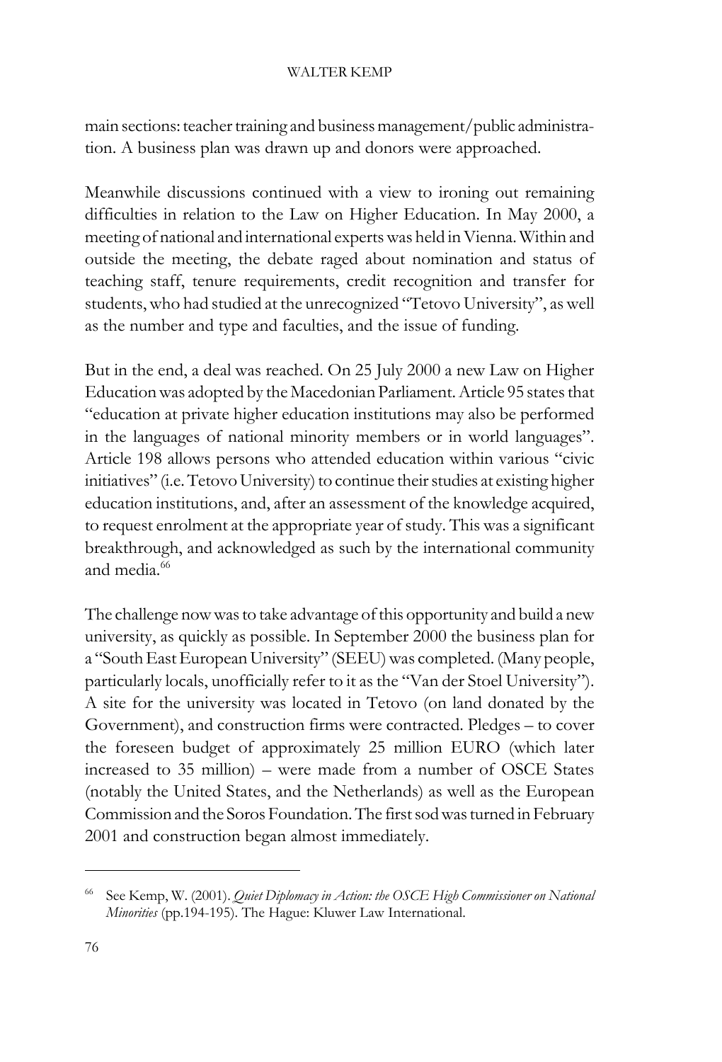main sections: teacher training and business management/public administration. A business plan was drawn up and donors were approached.

Meanwhile discussions continued with a view to ironing out remaining difficulties in relation to the Law on Higher Education. In May 2000, a meeting of national and international experts was held in Vienna. Within and outside the meeting, the debate raged about nomination and status of teaching staff, tenure requirements, credit recognition and transfer for students, who had studied at the unrecognized "Tetovo University", as well as the number and type and faculties, and the issue of funding.

But in the end, a deal was reached. On 25 July 2000 a new Law on Higher Education was adopted by the Macedonian Parliament. Article 95 states that "education at private higher education institutions may also be performed in the languages of national minority members or in world languages". Article 198 allows persons who attended education within various "civic initiatives" (i.e. Tetovo University) to continue their studies at existing higher education institutions, and, after an assessment of the knowledge acquired, to request enrolment at the appropriate year of study. This was a significant breakthrough, and acknowledged as such by the international community and media.[66]

The challenge now was to take advantage of this opportunity and build a new university, as quickly as possible. In September 2000 the business plan for a "South East European University" (SEEU) was completed. (Many people, particularly locals, unofficially refer to it as the "Van der Stoel University"). A site for the university was located in Tetovo (on land donated by the Government), and construction firms were contracted. Pledges – to cover the foreseen budget of approximately 25 million EURO (which later increased to 35 million) – were made from a number of OSCE States (notably the United States, and the Netherlands) as well as the European Commission and the Soros Foundation. The first sod was turned in February 2001 and construction began almost immediately.

---

[66] See Kemp, W. (2001). *Quiet Diplomacy in Action: the OSCE High Commissioner on National Minorities* (pp.194-195). The Hague: Kluwer Law International.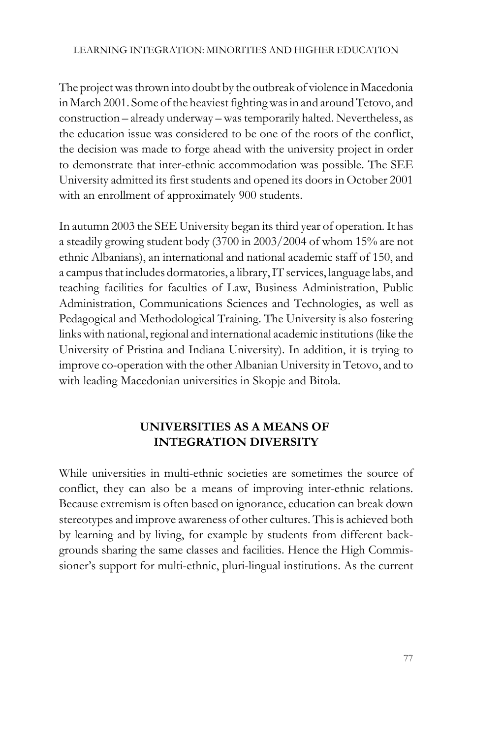The project was thrown into doubt by the outbreak of violence in Macedonia in March 2001. Some of the heaviest fighting was in and around Tetovo, and construction – already underway – was temporarily halted. Nevertheless, as the education issue was considered to be one of the roots of the conflict, the decision was made to forge ahead with the university project in order to demonstrate that inter-ethnic accommodation was possible. The SEE University admitted its first students and opened its doors in October 2001 with an enrollment of approximately 900 students.

In autumn 2003 the SEE University began its third year of operation. It has a steadily growing student body (3700 in 2003/2004 of whom 15% are not ethnic Albanians), an international and national academic staff of 150, and a campus that includes dormatories, a library, IT services, language labs, and teaching facilities for faculties of Law, Business Administration, Public Administration, Communications Sciences and Technologies, as well as Pedagogical and Methodological Training. The University is also fostering links with national, regional and international academic institutions (like the University of Pristina and Indiana University). In addition, it is trying to improve co-operation with the other Albanian University in Tetovo, and to with leading Macedonian universities in Skopje and Bitola.

## UNIVERSITIES AS A MEANS OF INTEGRATION DIVERSITY

While universities in multi-ethnic societies are sometimes the source of conflict, they can also be a means of improving inter-ethnic relations. Because extremism is often based on ignorance, education can break down stereotypes and improve awareness of other cultures. This is achieved both by learning and by living, for example by students from different backgrounds sharing the same classes and facilities. Hence the High Commissioner's support for multi-ethnic, pluri-lingual institutions. As the current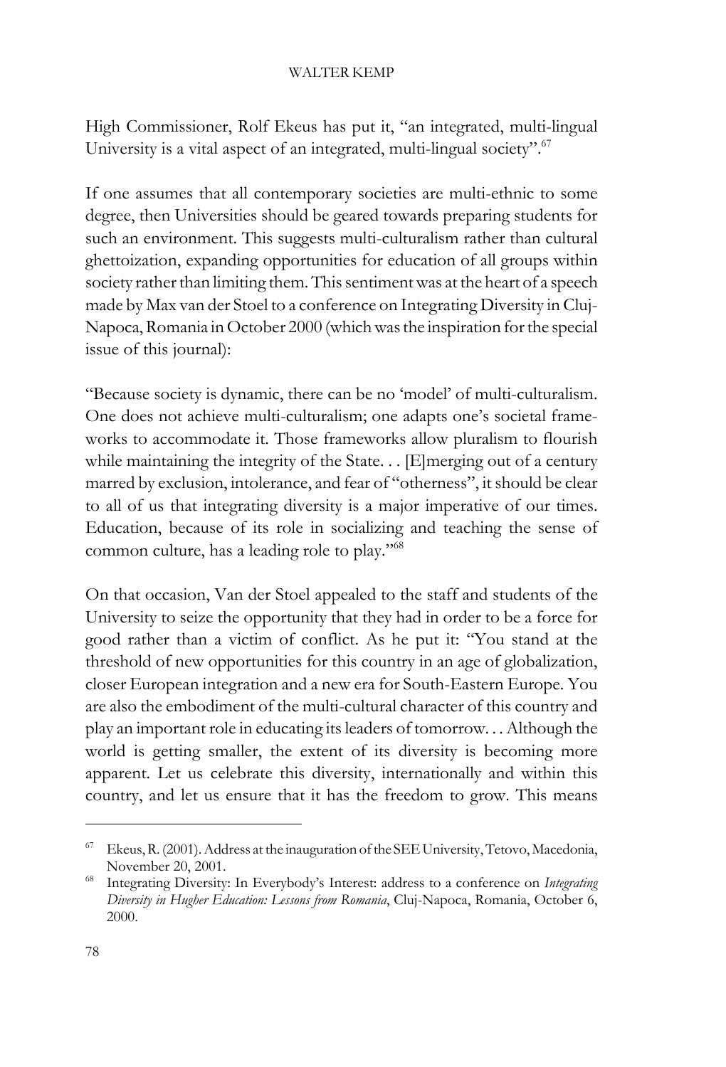High Commissioner, Rolf Ekeus has put it, "an integrated, multi-lingual University is a vital aspect of an integrated, multi-lingual society".[67]

If one assumes that all contemporary societies are multi-ethnic to some degree, then Universities should be geared towards preparing students for such an environment. This suggests multi-culturalism rather than cultural ghettoization, expanding opportunities for education of all groups within society rather than limiting them. This sentiment was at the heart of a speech made by Max van der Stoel to a conference on Integrating Diversity in Cluj-Napoca, Romania in October 2000 (which was the inspiration for the special issue of this journal):

"Because society is dynamic, there can be no 'model' of multi-culturalism. One does not achieve multi-culturalism; one adapts one's societal frameworks to accommodate it. Those frameworks allow pluralism to flourish while maintaining the integrity of the State. . . [E]merging out of a century marred by exclusion, intolerance, and fear of "otherness", it should be clear to all of us that integrating diversity is a major imperative of our times. Education, because of its role in socializing and teaching the sense of common culture, has a leading role to play."[68]

On that occasion, Van der Stoel appealed to the staff and students of the University to seize the opportunity that they had in order to be a force for good rather than a victim of conflict. As he put it: "You stand at the threshold of new opportunities for this country in an age of globalization, closer European integration and a new era for South-Eastern Europe. You are also the embodiment of the multi-cultural character of this country and play an important role in educating its leaders of tomorrow. . . Although the world is getting smaller, the extent of its diversity is becoming more apparent. Let us celebrate this diversity, internationally and within this country, and let us ensure that it has the freedom to grow. This means

---

[67] Ekeus, R. (2001). Address at the inauguration of the SEE University, Tetovo, Macedonia, November 20, 2001.

[68] Integrating Diversity: In Everybody's Interest: address to a conference on *Integrating Diversity in Hugher Education: Lessons from Romania*, Cluj-Napoca, Romania, October 6, 2000.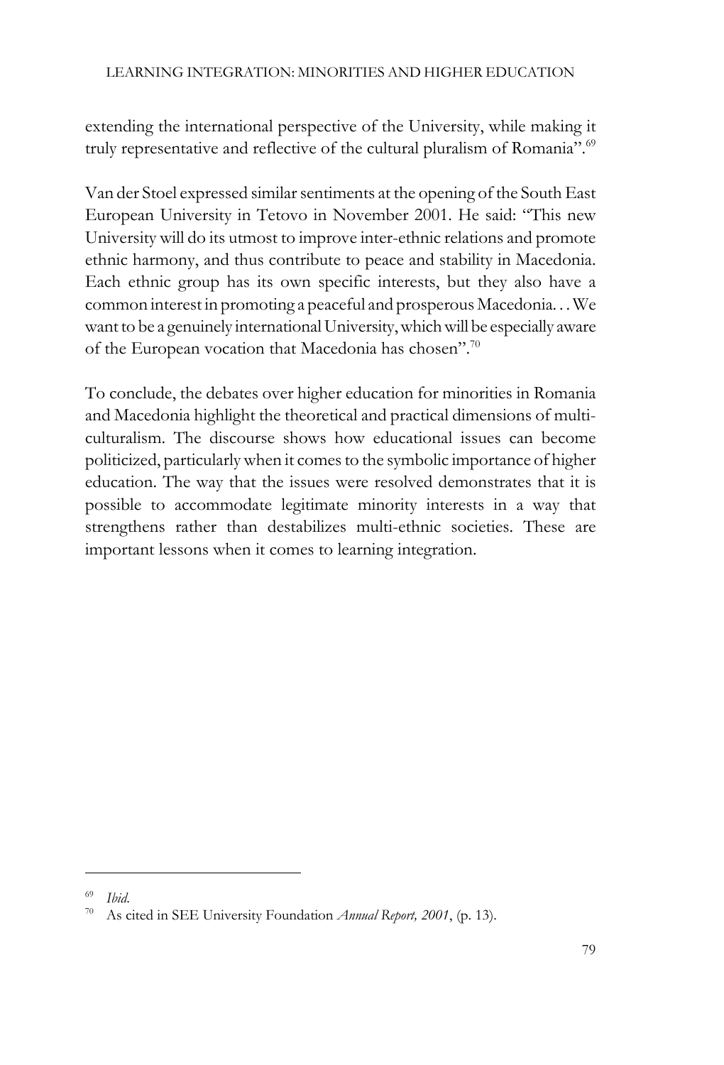extending the international perspective of the University, while making it truly representative and reflective of the cultural pluralism of Romania".[69]

Van der Stoel expressed similar sentiments at the opening of the South East European University in Tetovo in November 2001. He said: "This new University will do its utmost to improve inter-ethnic relations and promote ethnic harmony, and thus contribute to peace and stability in Macedonia. Each ethnic group has its own specific interests, but they also have a common interest in promoting a peaceful and prosperous Macedonia…We want to be a genuinely international University, which will be especially aware of the European vocation that Macedonia has chosen".[70]

To conclude, the debates over higher education for minorities in Romania and Macedonia highlight the theoretical and practical dimensions of multiculturalism. The discourse shows how educational issues can become politicized, particularly when it comes to the symbolic importance of higher education. The way that the issues were resolved demonstrates that it is possible to accommodate legitimate minority interests in a way that strengthens rather than destabilizes multi-ethnic societies. These are important lessons when it comes to learning integration.

---

[69] *Ibid.*

[70] As cited in SEE University Foundation *Annual Report, 2001*, (p. 13).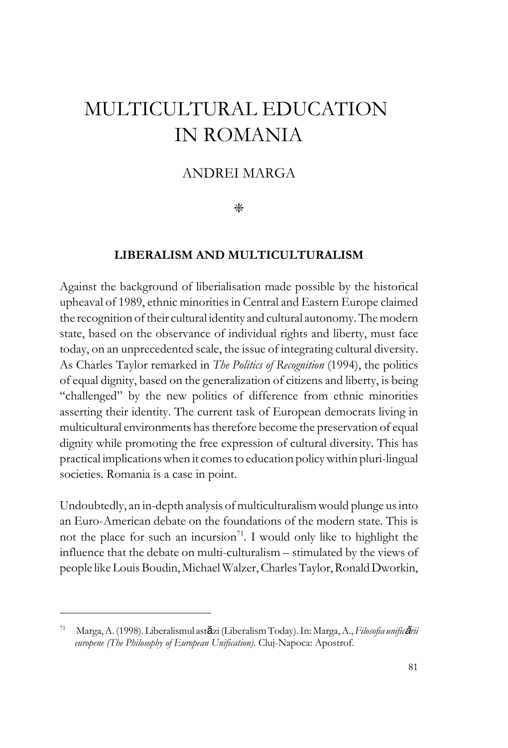# MULTICULTURAL EDUCATION IN ROMANIA

ANDREI MARGA

✻

### LIBERALISM AND MULTICULTURALISM

Against the background of liberialisation made possible by the historical upheaval of 1989, ethnic minorities in Central and Eastern Europe claimed the recognition of their cultural identity and cultural autonomy. The modern state, based on the observance of individual rights and liberty, must face today, on an unprecedented scale, the issue of integrating cultural diversity. As Charles Taylor remarked in *The Politics of Recognition* (1994), the politics of equal dignity, based on the generalization of citizens and liberty, is being "challenged" by the new politics of difference from ethnic minorities asserting their identity. The current task of European democrats living in multicultural environments has therefore become the preservation of equal dignity while promoting the free expression of cultural diversity. This has practical implications when it comes to education policy within pluri-lingual societies. Romania is a case in point.

Undoubtedly, an in-depth analysis of multiculturalism would plunge us into an Euro-American debate on the foundations of the modern state. This is not the place for such an incursion[71]. I would only like to highlight the influence that the debate on multi-culturalism – stimulated by the views of people like Louis Boudin, Michael Walzer, Charles Taylor, Ronald Dworkin,

---

[71] Marga, A. (1998). Liberalismul astăzi (Liberalism Today). In: Marga, A., *Filosofia unificării europene (The Philosophy of European Unification).* Cluj-Napoca: Apostrof.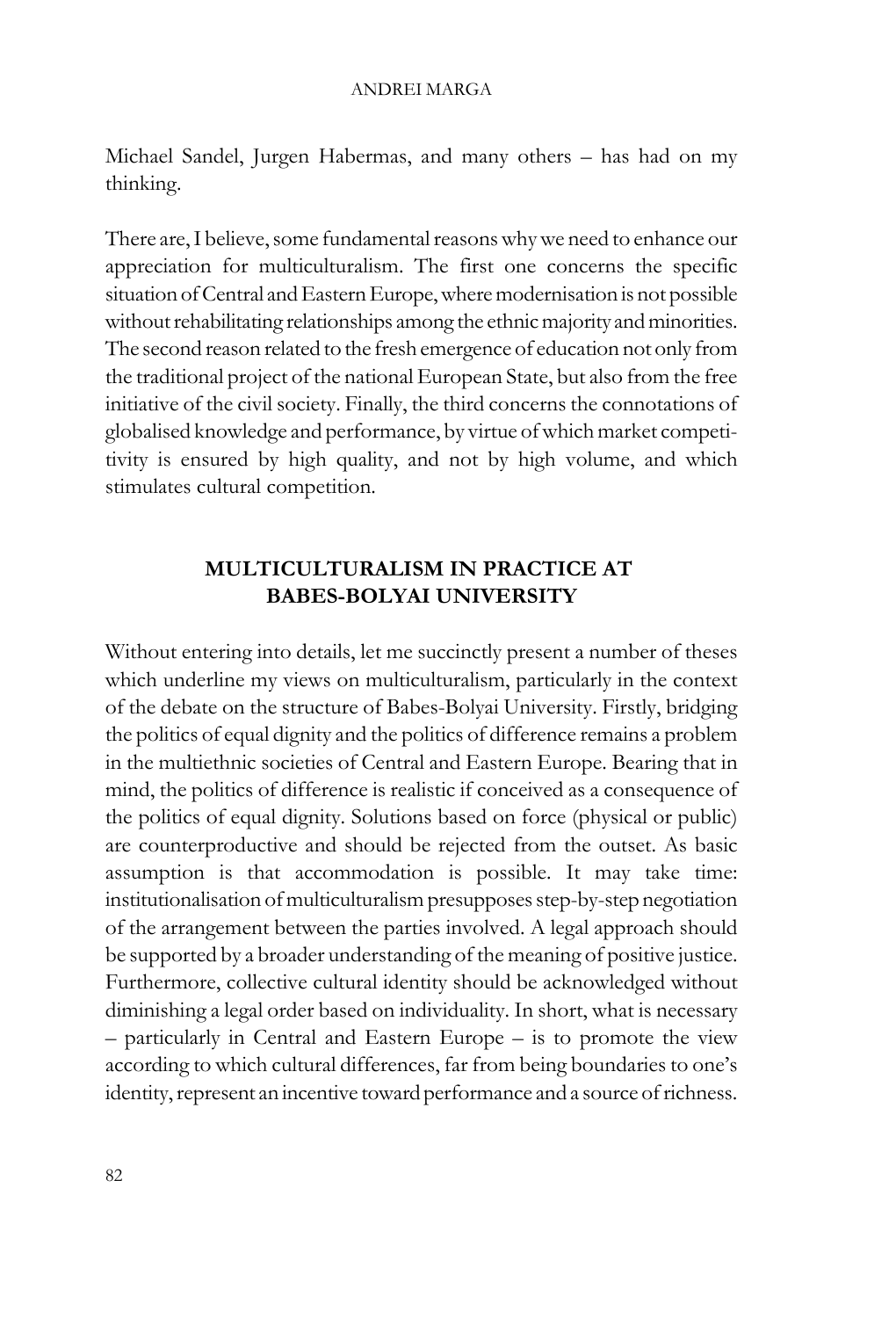Michael Sandel, Jurgen Habermas, and many others – has had on my thinking.

There are, I believe, some fundamental reasons why we need to enhance our appreciation for multiculturalism. The first one concerns the specific situation of Central and Eastern Europe, where modernisation is not possible without rehabilitating relationships among the ethnic majority and minorities. The second reason related to the fresh emergence of education not only from the traditional project of the national European State, but also from the free initiative of the civil society. Finally, the third concerns the connotations of globalised knowledge and performance, by virtue of which market competitivity is ensured by high quality, and not by high volume, and which stimulates cultural competition.

## MULTICULTURALISM IN PRACTICE AT BABES-BOLYAI UNIVERSITY

Without entering into details, let me succinctly present a number of theses which underline my views on multiculturalism, particularly in the context of the debate on the structure of Babes-Bolyai University. Firstly, bridging the politics of equal dignity and the politics of difference remains a problem in the multiethnic societies of Central and Eastern Europe. Bearing that in mind, the politics of difference is realistic if conceived as a consequence of the politics of equal dignity. Solutions based on force (physical or public) are counterproductive and should be rejected from the outset. As basic assumption is that accommodation is possible. It may take time: institutionalisation of multiculturalism presupposes step-by-step negotiation of the arrangement between the parties involved. A legal approach should be supported by a broader understanding of the meaning of positive justice. Furthermore, collective cultural identity should be acknowledged without diminishing a legal order based on individuality. In short, what is necessary – particularly in Central and Eastern Europe – is to promote the view according to which cultural differences, far from being boundaries to one's identity, represent an incentive toward performance and a source of richness.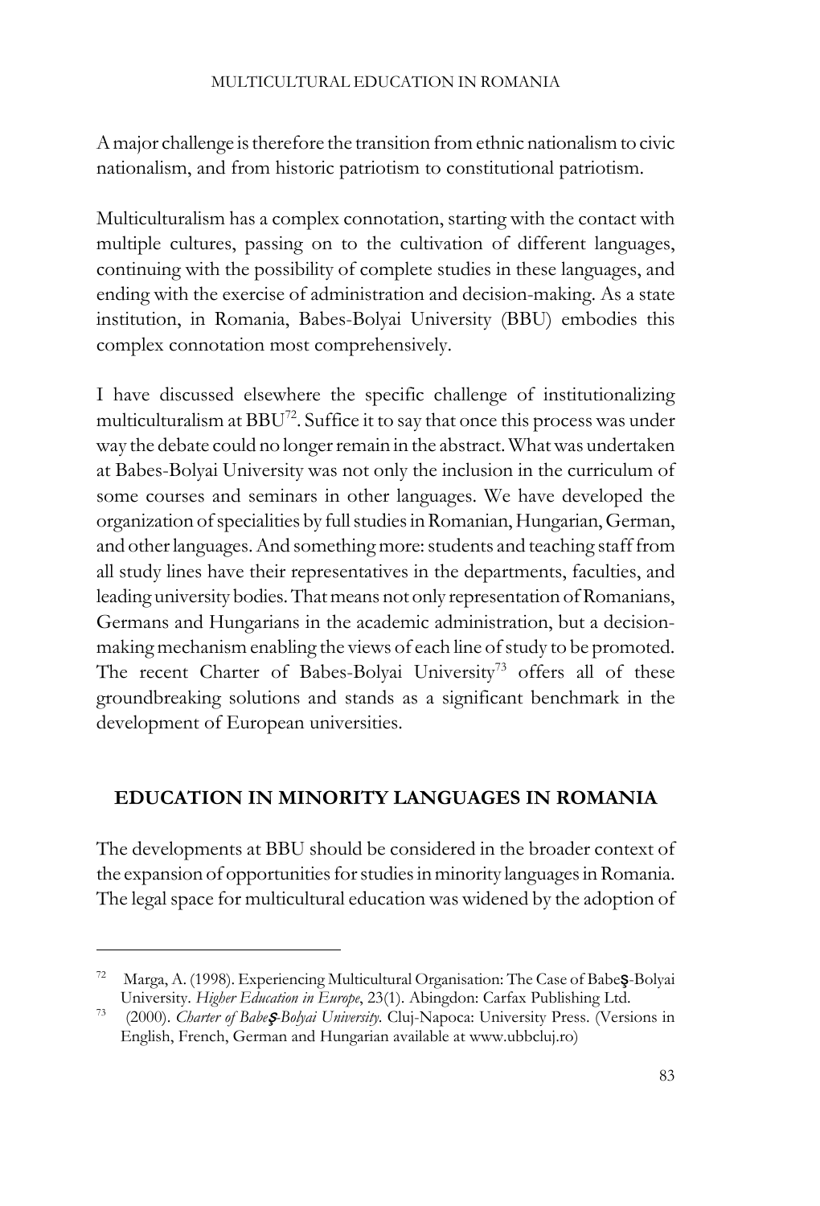A major challenge is therefore the transition from ethnic nationalism to civic nationalism, and from historic patriotism to constitutional patriotism.

Multiculturalism has a complex connotation, starting with the contact with multiple cultures, passing on to the cultivation of different languages, continuing with the possibility of complete studies in these languages, and ending with the exercise of administration and decision-making. As a state institution, in Romania, Babes-Bolyai University (BBU) embodies this complex connotation most comprehensively.

I have discussed elsewhere the specific challenge of institutionalizing multiculturalism at BBU[72]. Suffice it to say that once this process was under way the debate could no longer remain in the abstract. What was undertaken at Babes-Bolyai University was not only the inclusion in the curriculum of some courses and seminars in other languages. We have developed the organization of specialities by full studies in Romanian, Hungarian, German, and other languages. And something more: students and teaching staff from all study lines have their representatives in the departments, faculties, and leading university bodies. That means not only representation of Romanians, Germans and Hungarians in the academic administration, but a decision-making mechanism enabling the views of each line of study to be promoted. The recent Charter of Babes-Bolyai University[73] offers all of these groundbreaking solutions and stands as a significant benchmark in the development of European universities.

## EDUCATION IN MINORITY LANGUAGES IN ROMANIA

The developments at BBU should be considered in the broader context of the expansion of opportunities for studies in minority languages in Romania. The legal space for multicultural education was widened by the adoption of

---

[72] Marga, A. (1998). Experiencing Multicultural Organisation: The Case of Babeş-Bolyai University. *Higher Education in Europe*, 23(1). Abingdon: Carfax Publishing Ltd.

[73] (2000). *Charter of Babeş-Bolyai University*. Cluj-Napoca: University Press. (Versions in English, French, German and Hungarian available at www.ubbcluj.ro)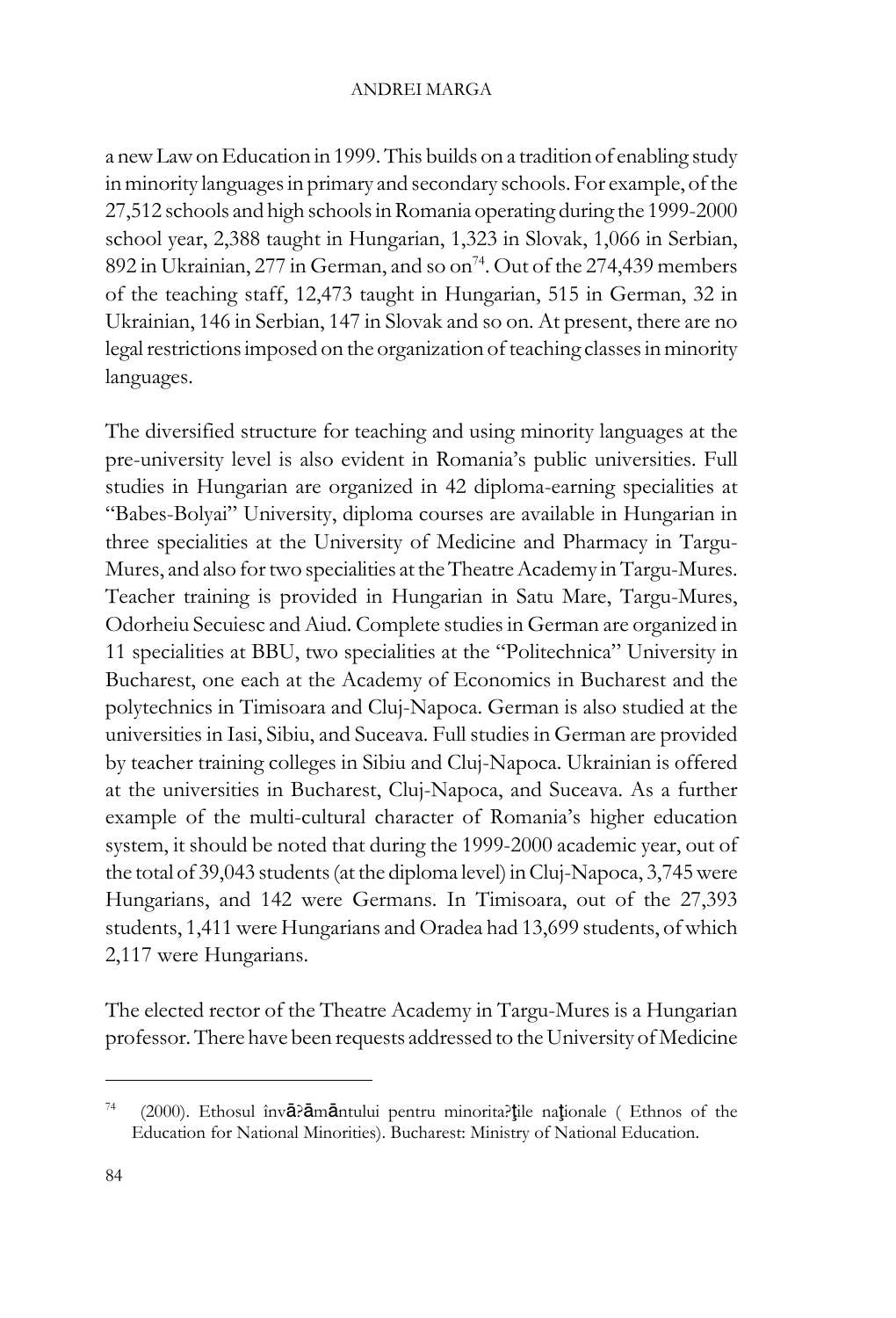a new Law on Education in 1999. This builds on a tradition of enabling study in minority languages in primary and secondary schools. For example, of the 27,512 schools and high schools in Romania operating during the 1999-2000 school year, 2,388 taught in Hungarian, 1,323 in Slovak, 1,066 in Serbian, 892 in Ukrainian, 277 in German, and so on[74]. Out of the 274,439 members of the teaching staff, 12,473 taught in Hungarian, 515 in German, 32 in Ukrainian, 146 in Serbian, 147 in Slovak and so on. At present, there are no legal restrictions imposed on the organization of teaching classes in minority languages.

The diversified structure for teaching and using minority languages at the pre-university level is also evident in Romania's public universities. Full studies in Hungarian are organized in 42 diploma-earning specialities at "Babes-Bolyai" University, diploma courses are available in Hungarian in three specialities at the University of Medicine and Pharmacy in Targu-Mures, and also for two specialities at the Theatre Academy in Targu-Mures. Teacher training is provided in Hungarian in Satu Mare, Targu-Mures, Odorheiu Secuiesc and Aiud. Complete studies in German are organized in 11 specialities at BBU, two specialities at the "Politechnica" University in Bucharest, one each at the Academy of Economics in Bucharest and the polytechnics in Timisoara and Cluj-Napoca. German is also studied at the universities in Iasi, Sibiu, and Suceava. Full studies in German are provided by teacher training colleges in Sibiu and Cluj-Napoca. Ukrainian is offered at the universities in Bucharest, Cluj-Napoca, and Suceava. As a further example of the multi-cultural character of Romania's higher education system, it should be noted that during the 1999-2000 academic year, out of the total of 39,043 students (at the diploma level) in Cluj-Napoca, 3,745 were Hungarians, and 142 were Germans. In Timisoara, out of the 27,393 students, 1,411 were Hungarians and Oradea had 13,699 students, of which 2,117 were Hungarians.

The elected rector of the Theatre Academy in Targu-Mures is a Hungarian professor. There have been requests addressed to the University of Medicine

---

[74] (2000). Ethosul învā?āmāntului pentru minorita?ţile naţionale ( Ethnos of the Education for National Minorities). Bucharest: Ministry of National Education.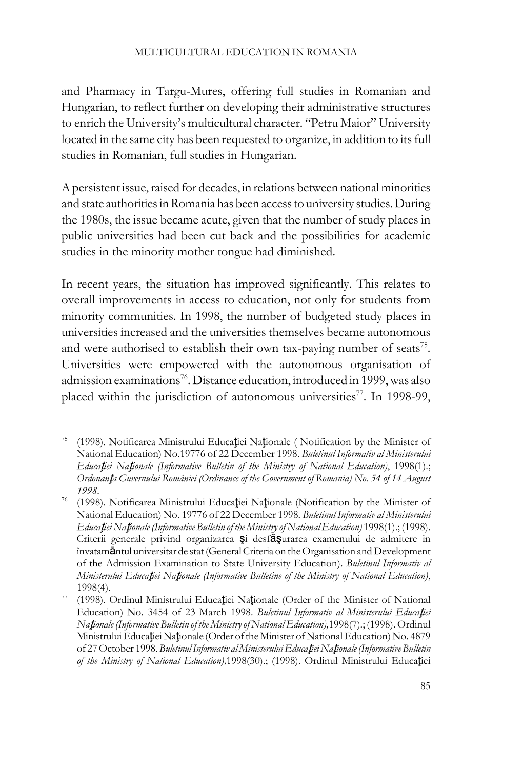and Pharmacy in Targu-Mures, offering full studies in Romanian and Hungarian, to reflect further on developing their administrative structures to enrich the University's multicultural character. "Petru Maior" University located in the same city has been requested to organize, in addition to its full studies in Romanian, full studies in Hungarian.

A persistent issue, raised for decades, in relations between national minorities and state authorities in Romania has been access to university studies. During the 1980s, the issue became acute, given that the number of study places in public universities had been cut back and the possibilities for academic studies in the minority mother tongue had diminished.

In recent years, the situation has improved significantly. This relates to overall improvements in access to education, not only for students from minority communities. In 1998, the number of budgeted study places in universities increased and the universities themselves became autonomous and were authorised to establish their own tax-paying number of seats[75]. Universities were empowered with the autonomous organisation of admission examinations[76]. Distance education, introduced in 1999, was also placed within the jurisdiction of autonomous universities[77]. In 1998-99,

---

[75] (1998). Notificarea Ministrului Educaţiei Naţionale ( Notification by the Minister of National Education) No.19776 of 22 December 1998. *Buletinul Informativ al Ministerului Educaţiei Naţionale (Informative Bulletin of the Ministry of National Education)*, 1998(1).; *Ordonanţa Guvernului României (Ordinance of the Government of Romania) No. 54 of 14 August 1998*.

[76] (1998). Notificarea Ministrului Educaţiei Naţionale (Notification by the Minister of National Education) No. 19776 of 22 December 1998. *Buletinul Informativ al Ministerului Educaţiei Naţionale (Informative Bulletin of the Ministry of National Education)* 1998(1).; (1998). Criterii generale privind organizarea şi desfăşurarea examenului de admitere in învatamântul universitar de stat (General Criteria on the Organisation and Development of the Admission Examination to State University Education). *Buletinul Informativ al Ministerului Educaţiei Naţionale (Informative Bulletine of the Ministry of National Education)*, 1998(4).

[77] (1998). Ordinul Ministrului Educaţiei Naţionale (Order of the Minister of National Education) No. 3454 of 23 March 1998. *Buletinul Informativ al Ministerului Educaţiei Naţionale (Informative Bulletin of the Ministry of National Education),*1998(7).; (1998). Ordinul Ministrului Educaţiei Naţionale (Order of the Minister of National Education) No. 4879 of 27 October 1998. *Buletinul Informativ al Ministerului Educaţiei Naţionale (Informative Bulletin of the Ministry of National Education),*1998(30).; (1998). Ordinul Ministrului Educaţiei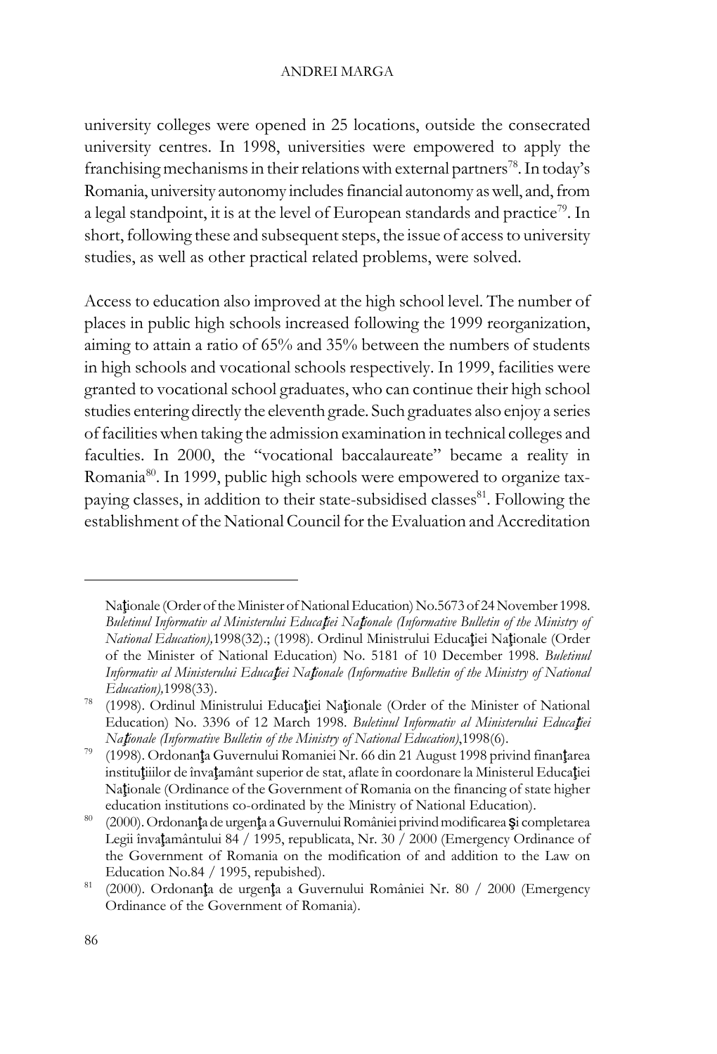university colleges were opened in 25 locations, outside the consecrated university centres. In 1998, universities were empowered to apply the franchising mechanisms in their relations with external partners[78]. In today's Romania, university autonomy includes financial autonomy as well, and, from a legal standpoint, it is at the level of European standards and practice[79]. In short, following these and subsequent steps, the issue of access to university studies, as well as other practical related problems, were solved.

Access to education also improved at the high school level. The number of places in public high schools increased following the 1999 reorganization, aiming to attain a ratio of 65% and 35% between the numbers of students in high schools and vocational schools respectively. In 1999, facilities were granted to vocational school graduates, who can continue their high school studies entering directly the eleventh grade. Such graduates also enjoy a series of facilities when taking the admission examination in technical colleges and faculties. In 2000, the "vocational baccalaureate" became a reality in Romania[80]. In 1999, public high schools were empowered to organize tax-paying classes, in addition to their state-subsidised classes[81]. Following the establishment of the National Council for the Evaluation and Accreditation

---

Naţionale (Order of the Minister of National Education) No.5673 of 24 November 1998. *Buletinul Informativ al Ministerului Educaţiei Naţionale (Informative Bulletin of the Ministry of National Education),*1998(32).; (1998). Ordinul Ministrului Educaţiei Naţionale (Order of the Minister of National Education) No. 5181 of 10 December 1998. *Buletinul Informativ al Ministerului Educaţiei Naţionale (Informative Bulletin of the Ministry of National Education),*1998(33).

[78] (1998). Ordinul Ministrului Educaţiei Naţionale (Order of the Minister of National Education) No. 3396 of 12 March 1998. *Buletinul Informativ al Ministerului Educaţiei Naţionale (Informative Bulletin of the Ministry of National Education)*,1998(6).

[79] (1998). Ordonanţa Guvernului Romaniei Nr. 66 din 21 August 1998 privind finanţarea instituţiiilor de învaţamânt superior de stat, aflate în coordonare la Ministerul Educaţiei Naţionale (Ordinance of the Government of Romania on the financing of state higher education institutions co-ordinated by the Ministry of National Education).

[80] (2000). Ordonanţa de urgenţa a Guvernului României privind modificarea şi completarea Legii învaţamântului 84 / 1995, republicata, Nr. 30 / 2000 (Emergency Ordinance of the Government of Romania on the modification of and addition to the Law on Education No.84 / 1995, repubished).

[81] (2000). Ordonanţa de urgenţa a Guvernului României Nr. 80 / 2000 (Emergency Ordinance of the Government of Romania).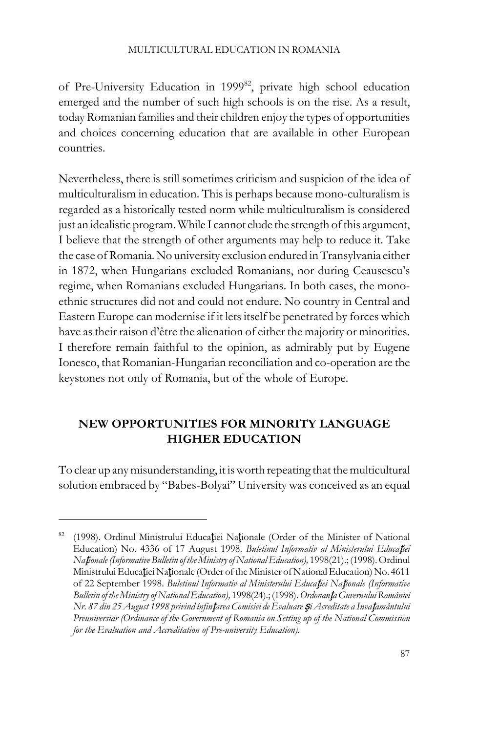of Pre-University Education in 1999[82], private high school education emerged and the number of such high schools is on the rise. As a result, today Romanian families and their children enjoy the types of opportunities and choices concerning education that are available in other European countries.

Nevertheless, there is still sometimes criticism and suspicion of the idea of multiculturalism in education. This is perhaps because mono-culturalism is regarded as a historically tested norm while multiculturalism is considered just an idealistic program. While I cannot elude the strength of this argument, I believe that the strength of other arguments may help to reduce it. Take the case of Romania. No university exclusion endured in Transylvania either in 1872, when Hungarians excluded Romanians, nor during Ceausescu's regime, when Romanians excluded Hungarians. In both cases, the mono-ethnic structures did not and could not endure. No country in Central and Eastern Europe can modernise if it lets itself be penetrated by forces which have as their raison d'être the alienation of either the majority or minorities. I therefore remain faithful to the opinion, as admirably put by Eugene Ionesco, that Romanian-Hungarian reconciliation and co-operation are the keystones not only of Romania, but of the whole of Europe.

## NEW OPPORTUNITIES FOR MINORITY LANGUAGE HIGHER EDUCATION

To clear up any misunderstanding, it is worth repeating that the multicultural solution embraced by "Babes-Bolyai" University was conceived as an equal

---

[82] (1998). Ordinul Ministrului Educaţiei Naţionale (Order of the Minister of National Education) No. 4336 of 17 August 1998. *Buletinul Informativ al Ministerului Educaţiei Naţionale (Informative Bulletin of the Ministry of National Education),* 1998(21).; (1998). Ordinul Ministrului Educaţiei Naţionale (Order of the Minister of National Education) No. 4611 of 22 September 1998. *Buletinul Informativ al Ministerului Educaţiei Naţionale (Informative Bulletin of the Ministry of National Education),* 1998(24).; (1998). *Ordonanţa Guvernului României Nr. 87 din 25 August 1998 privind înfiinţarea Comisiei de Evaluare şi Acreditate a Invaţamântului Preuniversiar (Ordinance of the Government of Romania on Setting up of the National Commission for the Evaluation and Accreditation of Pre-university Education).*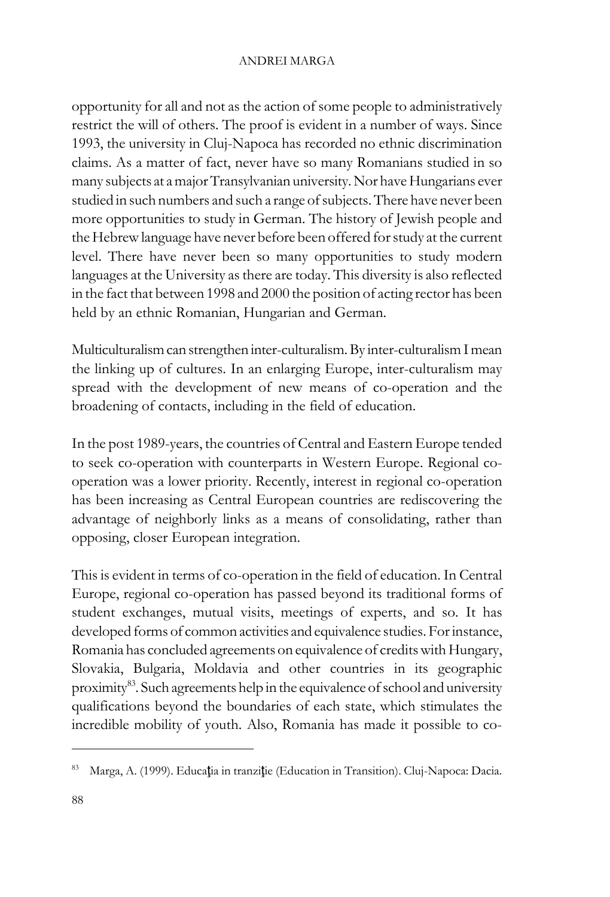opportunity for all and not as the action of some people to administratively restrict the will of others. The proof is evident in a number of ways. Since 1993, the university in Cluj-Napoca has recorded no ethnic discrimination claims. As a matter of fact, never have so many Romanians studied in so many subjects at a major Transylvanian university. Nor have Hungarians ever studied in such numbers and such a range of subjects. There have never been more opportunities to study in German. The history of Jewish people and the Hebrew language have never before been offered for study at the current level. There have never been so many opportunities to study modern languages at the University as there are today. This diversity is also reflected in the fact that between 1998 and 2000 the position of acting rector has been held by an ethnic Romanian, Hungarian and German.

Multiculturalism can strengthen inter-culturalism. By inter-culturalism I mean the linking up of cultures. In an enlarging Europe, inter-culturalism may spread with the development of new means of co-operation and the broadening of contacts, including in the field of education.

In the post 1989-years, the countries of Central and Eastern Europe tended to seek co-operation with counterparts in Western Europe. Regional co-operation was a lower priority. Recently, interest in regional co-operation has been increasing as Central European countries are rediscovering the advantage of neighborly links as a means of consolidating, rather than opposing, closer European integration.

This is evident in terms of co-operation in the field of education. In Central Europe, regional co-operation has passed beyond its traditional forms of student exchanges, mutual visits, meetings of experts, and so. It has developed forms of common activities and equivalence studies. For instance, Romania has concluded agreements on equivalence of credits with Hungary, Slovakia, Bulgaria, Moldavia and other countries in its geographic proximity[83]. Such agreements help in the equivalence of school and university qualifications beyond the boundaries of each state, which stimulates the incredible mobility of youth. Also, Romania has made it possible to co-

---

[83] Marga, A. (1999). Educaţia in tranziţie (Education in Transition). Cluj-Napoca: Dacia.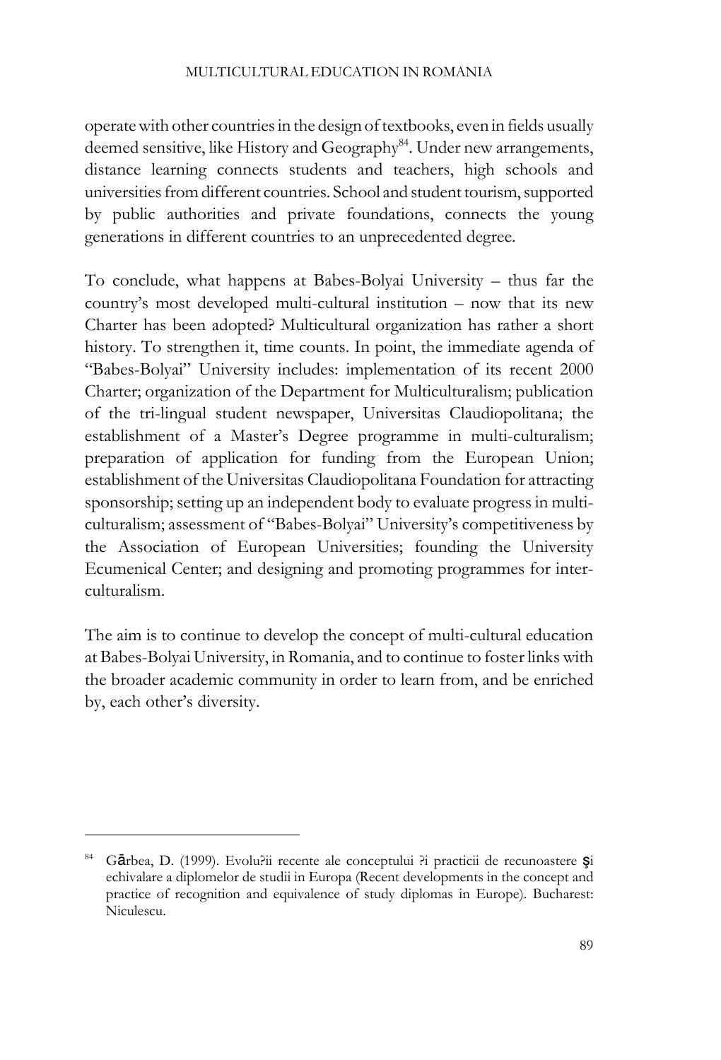operate with other countries in the design of textbooks, even in fields usually deemed sensitive, like History and Geography[84]. Under new arrangements, distance learning connects students and teachers, high schools and universities from different countries. School and student tourism, supported by public authorities and private foundations, connects the young generations in different countries to an unprecedented degree.

To conclude, what happens at Babes-Bolyai University – thus far the country's most developed multi-cultural institution – now that its new Charter has been adopted? Multicultural organization has rather a short history. To strengthen it, time counts. In point, the immediate agenda of "Babes-Bolyai" University includes: implementation of its recent 2000 Charter; organization of the Department for Multiculturalism; publication of the tri-lingual student newspaper, Universitas Claudiopolitana; the establishment of a Master's Degree programme in multi-culturalism; preparation of application for funding from the European Union; establishment of the Universitas Claudiopolitana Foundation for attracting sponsorship; setting up an independent body to evaluate progress in multi-culturalism; assessment of "Babes-Bolyai" University's competitiveness by the Association of European Universities; founding the University Ecumenical Center; and designing and promoting programmes for inter-culturalism.

The aim is to continue to develop the concept of multi-cultural education at Babes-Bolyai University, in Romania, and to continue to foster links with the broader academic community in order to learn from, and be enriched by, each other's diversity.

---

[84] Gārbea, D. (1999). Evolu?ii recente ale conceptului ?i practicii de recunoastere şi echivalare a diplomelor de studii in Europa (Recent developments in the concept and practice of recognition and equivalence of study diplomas in Europe). Bucharest: Niculescu.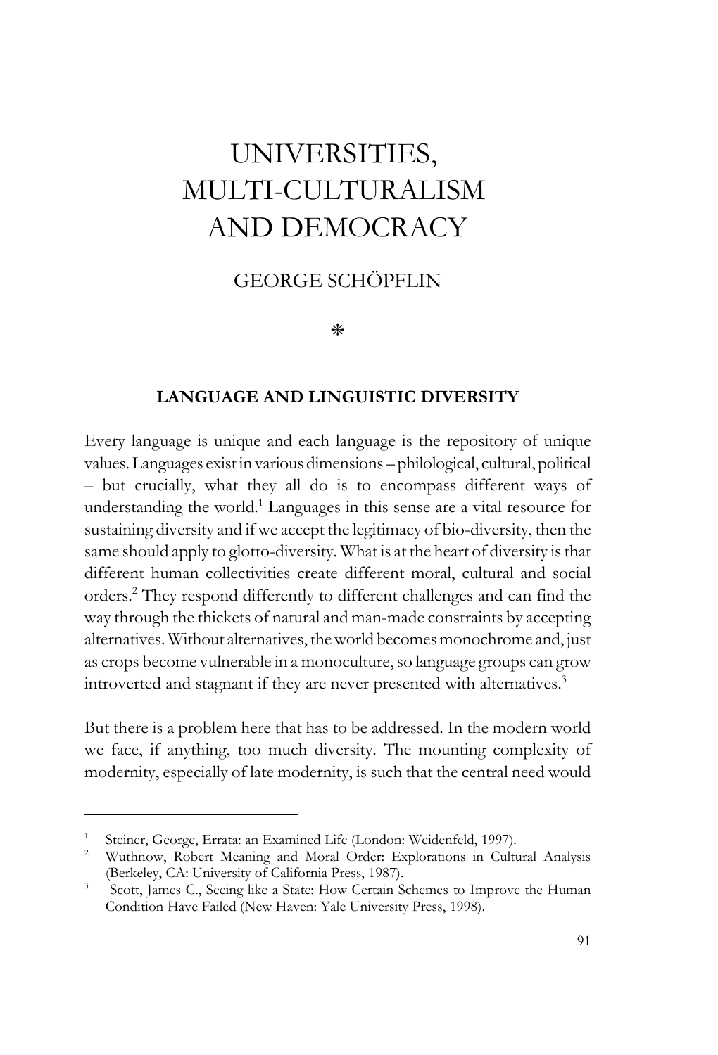# UNIVERSITIES, MULTI-CULTURALISM AND DEMOCRACY

GEORGE SCHÖPFLIN

⁕

## LANGUAGE AND LINGUISTIC DIVERSITY

Every language is unique and each language is the repository of unique values. Languages exist in various dimensions – philological, cultural, political – but crucially, what they all do is to encompass different ways of understanding the world.[1] Languages in this sense are a vital resource for sustaining diversity and if we accept the legitimacy of bio-diversity, then the same should apply to glotto-diversity. What is at the heart of diversity is that different human collectivities create different moral, cultural and social orders.[2] They respond differently to different challenges and can find the way through the thickets of natural and man-made constraints by accepting alternatives. Without alternatives, the world becomes monochrome and, just as crops become vulnerable in a monoculture, so language groups can grow introverted and stagnant if they are never presented with alternatives.[3]

But there is a problem here that has to be addressed. In the modern world we face, if anything, too much diversity. The mounting complexity of modernity, especially of late modernity, is such that the central need would

---

[1] Steiner, George, Errata: an Examined Life (London: Weidenfeld, 1997).

[2] Wuthnow, Robert Meaning and Moral Order: Explorations in Cultural Analysis (Berkeley, CA: University of California Press, 1987).

[3] Scott, James C., Seeing like a State: How Certain Schemes to Improve the Human Condition Have Failed (New Haven: Yale University Press, 1998).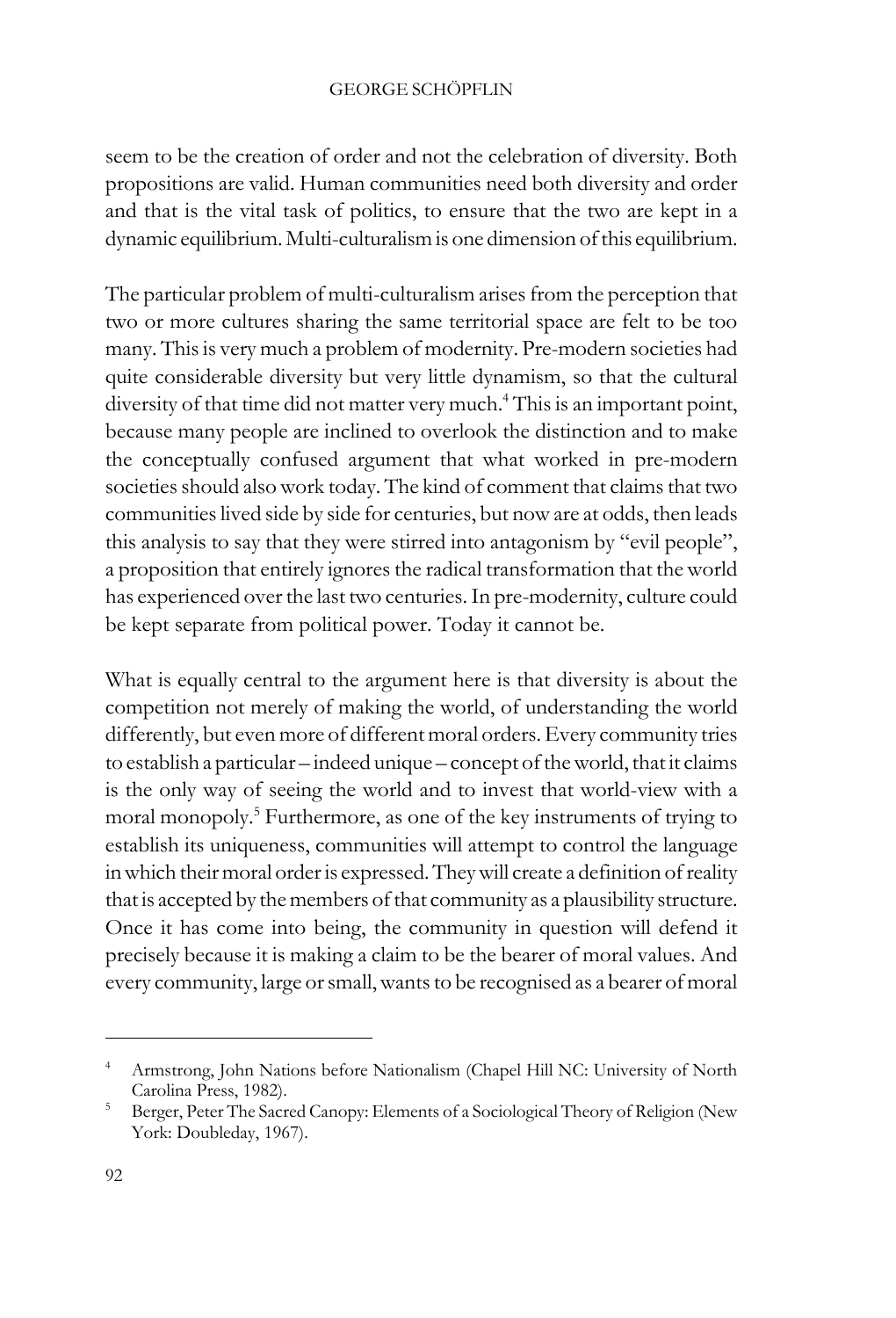seem to be the creation of order and not the celebration of diversity. Both propositions are valid. Human communities need both diversity and order and that is the vital task of politics, to ensure that the two are kept in a dynamic equilibrium. Multi-culturalism is one dimension of this equilibrium.

The particular problem of multi-culturalism arises from the perception that two or more cultures sharing the same territorial space are felt to be too many. This is very much a problem of modernity. Pre-modern societies had quite considerable diversity but very little dynamism, so that the cultural diversity of that time did not matter very much.[4] This is an important point, because many people are inclined to overlook the distinction and to make the conceptually confused argument that what worked in pre-modern societies should also work today. The kind of comment that claims that two communities lived side by side for centuries, but now are at odds, then leads this analysis to say that they were stirred into antagonism by "evil people", a proposition that entirely ignores the radical transformation that the world has experienced over the last two centuries. In pre-modernity, culture could be kept separate from political power. Today it cannot be.

What is equally central to the argument here is that diversity is about the competition not merely of making the world, of understanding the world differently, but even more of different moral orders. Every community tries to establish a particular – indeed unique – concept of the world, that it claims is the only way of seeing the world and to invest that world-view with a moral monopoly.[5] Furthermore, as one of the key instruments of trying to establish its uniqueness, communities will attempt to control the language in which their moral order is expressed. They will create a definition of reality that is accepted by the members of that community as a plausibility structure. Once it has come into being, the community in question will defend it precisely because it is making a claim to be the bearer of moral values. And every community, large or small, wants to be recognised as a bearer of moral

---

[4] Armstrong, John Nations before Nationalism (Chapel Hill NC: University of North Carolina Press, 1982).

[5] Berger, Peter The Sacred Canopy: Elements of a Sociological Theory of Religion (New York: Doubleday, 1967).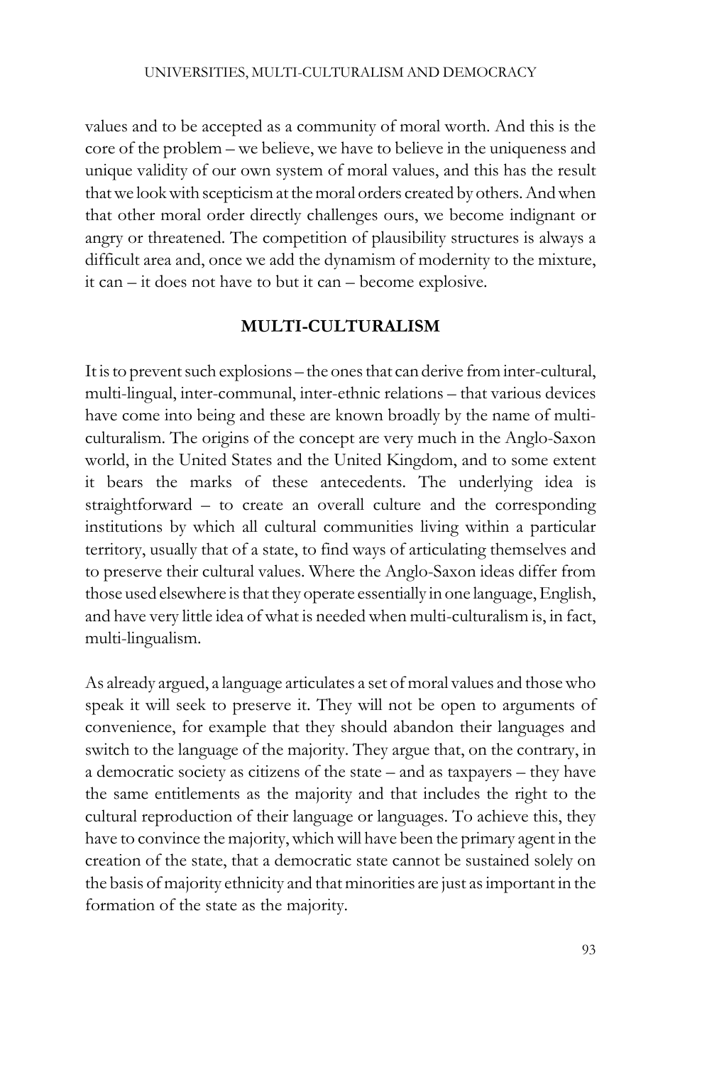values and to be accepted as a community of moral worth. And this is the core of the problem – we believe, we have to believe in the uniqueness and unique validity of our own system of moral values, and this has the result that we look with scepticism at the moral orders created by others. And when that other moral order directly challenges ours, we become indignant or angry or threatened. The competition of plausibility structures is always a difficult area and, once we add the dynamism of modernity to the mixture, it can – it does not have to but it can – become explosive.

## MULTI-CULTURALISM

It is to prevent such explosions – the ones that can derive from inter-cultural, multi-lingual, inter-communal, inter-ethnic relations – that various devices have come into being and these are known broadly by the name of multi-culturalism. The origins of the concept are very much in the Anglo-Saxon world, in the United States and the United Kingdom, and to some extent it bears the marks of these antecedents. The underlying idea is straightforward – to create an overall culture and the corresponding institutions by which all cultural communities living within a particular territory, usually that of a state, to find ways of articulating themselves and to preserve their cultural values. Where the Anglo-Saxon ideas differ from those used elsewhere is that they operate essentially in one language, English, and have very little idea of what is needed when multi-culturalism is, in fact, multi-lingualism.

As already argued, a language articulates a set of moral values and those who speak it will seek to preserve it. They will not be open to arguments of convenience, for example that they should abandon their languages and switch to the language of the majority. They argue that, on the contrary, in a democratic society as citizens of the state – and as taxpayers – they have the same entitlements as the majority and that includes the right to the cultural reproduction of their language or languages. To achieve this, they have to convince the majority, which will have been the primary agent in the creation of the state, that a democratic state cannot be sustained solely on the basis of majority ethnicity and that minorities are just as important in the formation of the state as the majority.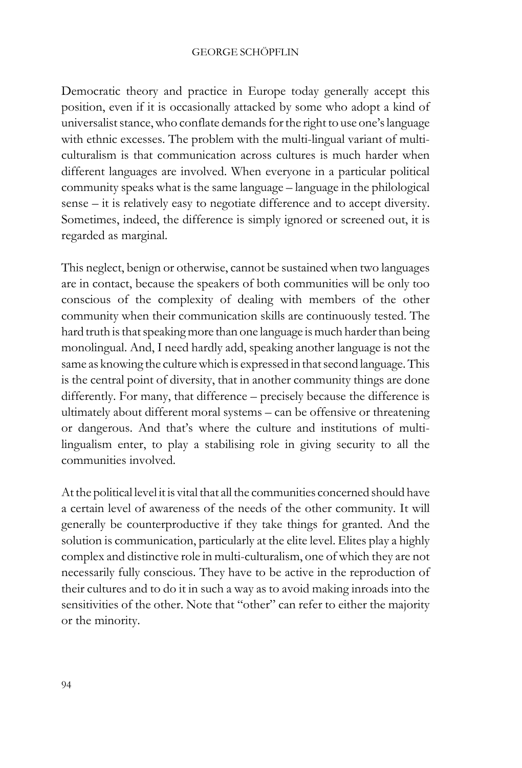Democratic theory and practice in Europe today generally accept this position, even if it is occasionally attacked by some who adopt a kind of universalist stance, who conflate demands for the right to use one's language with ethnic excesses. The problem with the multi-lingual variant of multi-culturalism is that communication across cultures is much harder when different languages are involved. When everyone in a particular political community speaks what is the same language – language in the philological sense – it is relatively easy to negotiate difference and to accept diversity. Sometimes, indeed, the difference is simply ignored or screened out, it is regarded as marginal.

This neglect, benign or otherwise, cannot be sustained when two languages are in contact, because the speakers of both communities will be only too conscious of the complexity of dealing with members of the other community when their communication skills are continuously tested. The hard truth is that speaking more than one language is much harder than being monolingual. And, I need hardly add, speaking another language is not the same as knowing the culture which is expressed in that second language. This is the central point of diversity, that in another community things are done differently. For many, that difference – precisely because the difference is ultimately about different moral systems – can be offensive or threatening or dangerous. And that's where the culture and institutions of multi-lingualism enter, to play a stabilising role in giving security to all the communities involved.

At the political level it is vital that all the communities concerned should have a certain level of awareness of the needs of the other community. It will generally be counterproductive if they take things for granted. And the solution is communication, particularly at the elite level. Elites play a highly complex and distinctive role in multi-culturalism, one of which they are not necessarily fully conscious. They have to be active in the reproduction of their cultures and to do it in such a way as to avoid making inroads into the sensitivities of the other. Note that "other" can refer to either the majority or the minority.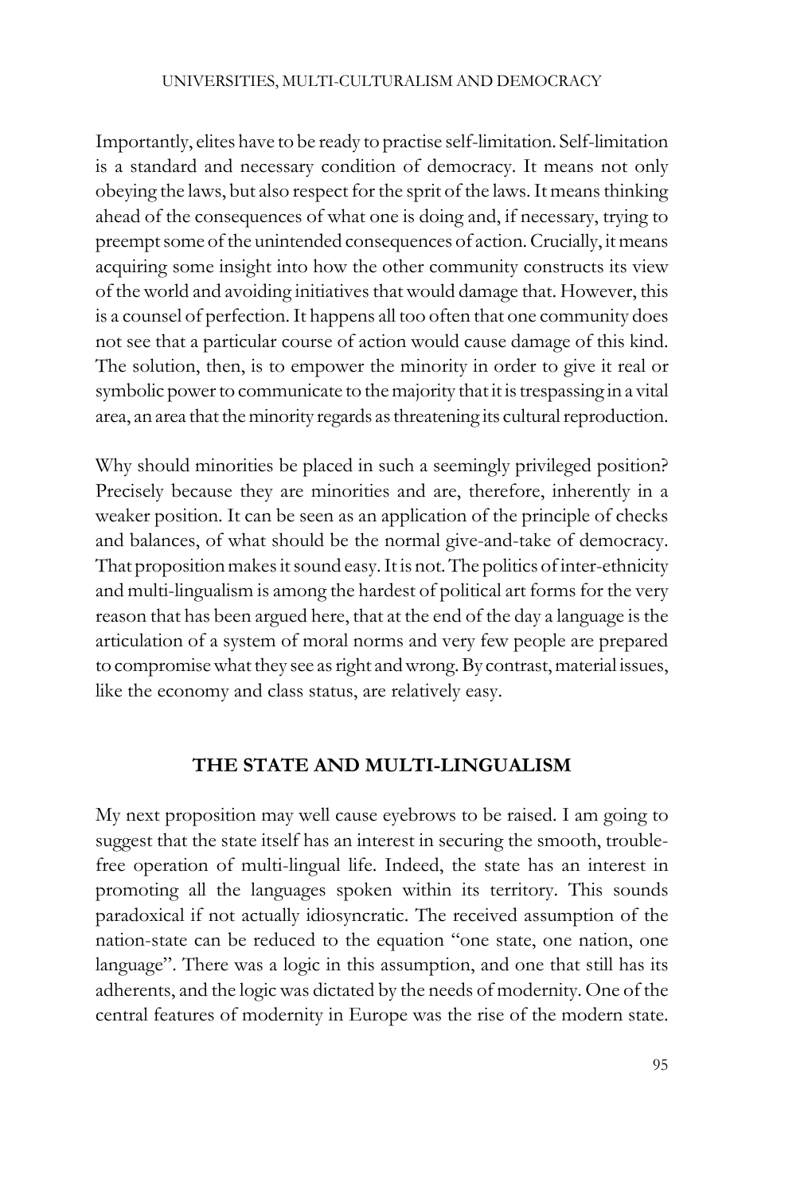Importantly, elites have to be ready to practise self-limitation. Self-limitation is a standard and necessary condition of democracy. It means not only obeying the laws, but also respect for the sprit of the laws. It means thinking ahead of the consequences of what one is doing and, if necessary, trying to preempt some of the unintended consequences of action. Crucially, it means acquiring some insight into how the other community constructs its view of the world and avoiding initiatives that would damage that. However, this is a counsel of perfection. It happens all too often that one community does not see that a particular course of action would cause damage of this kind. The solution, then, is to empower the minority in order to give it real or symbolic power to communicate to the majority that it is trespassing in a vital area, an area that the minority regards as threatening its cultural reproduction.

Why should minorities be placed in such a seemingly privileged position? Precisely because they are minorities and are, therefore, inherently in a weaker position. It can be seen as an application of the principle of checks and balances, of what should be the normal give-and-take of democracy. That proposition makes it sound easy. It is not. The politics of inter-ethnicity and multi-lingualism is among the hardest of political art forms for the very reason that has been argued here, that at the end of the day a language is the articulation of a system of moral norms and very few people are prepared to compromise what they see as right and wrong. By contrast, material issues, like the economy and class status, are relatively easy.

## THE STATE AND MULTI-LINGUALISM

My next proposition may well cause eyebrows to be raised. I am going to suggest that the state itself has an interest in securing the smooth, trouble-free operation of multi-lingual life. Indeed, the state has an interest in promoting all the languages spoken within its territory. This sounds paradoxical if not actually idiosyncratic. The received assumption of the nation-state can be reduced to the equation "one state, one nation, one language". There was a logic in this assumption, and one that still has its adherents, and the logic was dictated by the needs of modernity. One of the central features of modernity in Europe was the rise of the modern state.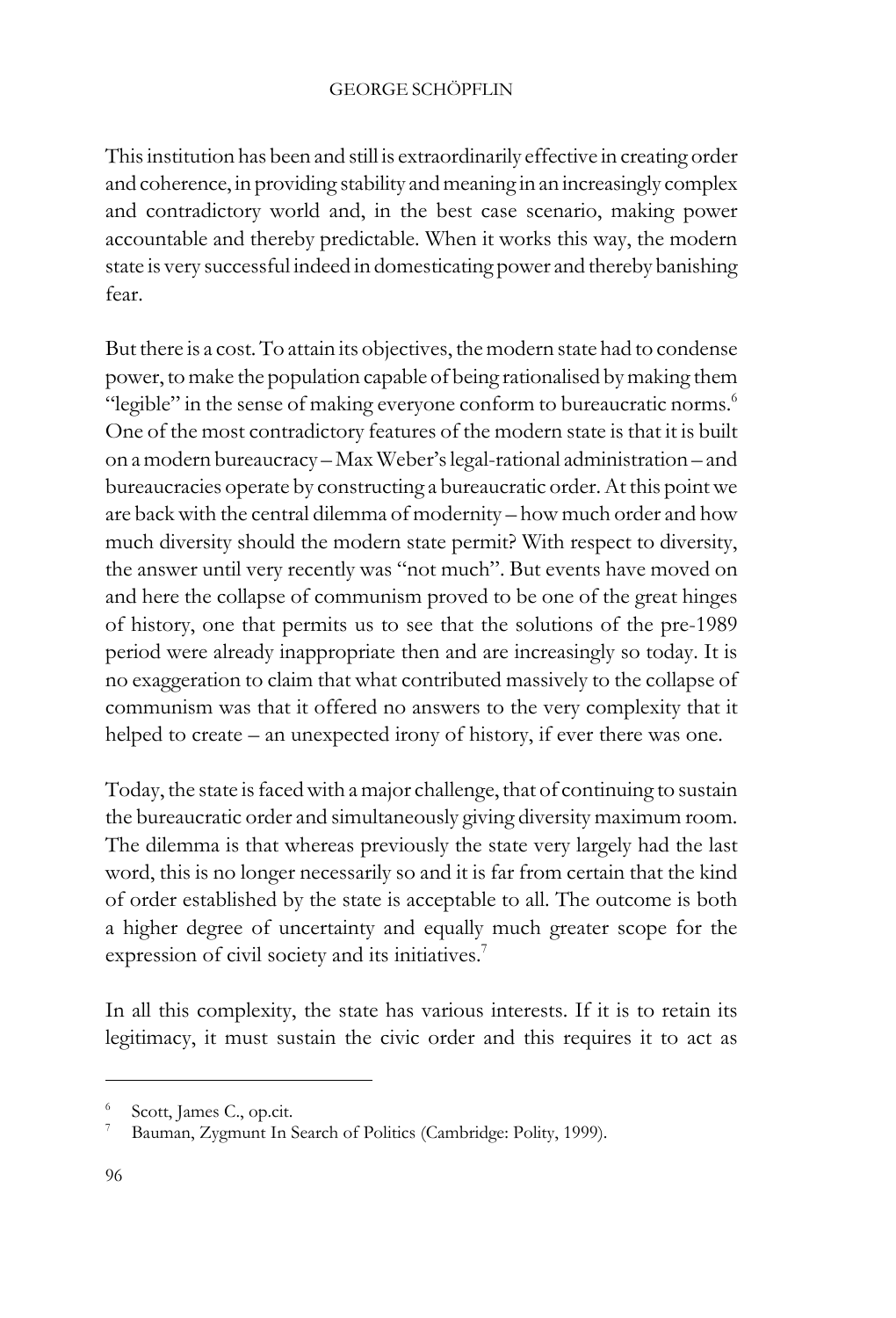This institution has been and still is extraordinarily effective in creating order and coherence, in providing stability and meaning in an increasingly complex and contradictory world and, in the best case scenario, making power accountable and thereby predictable. When it works this way, the modern state is very successful indeed in domesticating power and thereby banishing fear.

But there is a cost. To attain its objectives, the modern state had to condense power, to make the population capable of being rationalised by making them "legible" in the sense of making everyone conform to bureaucratic norms.[6] One of the most contradictory features of the modern state is that it is built on a modern bureaucracy – Max Weber's legal-rational administration – and bureaucracies operate by constructing a bureaucratic order. At this point we are back with the central dilemma of modernity – how much order and how much diversity should the modern state permit? With respect to diversity, the answer until very recently was "not much". But events have moved on and here the collapse of communism proved to be one of the great hinges of history, one that permits us to see that the solutions of the pre-1989 period were already inappropriate then and are increasingly so today. It is no exaggeration to claim that what contributed massively to the collapse of communism was that it offered no answers to the very complexity that it helped to create – an unexpected irony of history, if ever there was one.

Today, the state is faced with a major challenge, that of continuing to sustain the bureaucratic order and simultaneously giving diversity maximum room. The dilemma is that whereas previously the state very largely had the last word, this is no longer necessarily so and it is far from certain that the kind of order established by the state is acceptable to all. The outcome is both a higher degree of uncertainty and equally much greater scope for the expression of civil society and its initiatives.[7]

In all this complexity, the state has various interests. If it is to retain its legitimacy, it must sustain the civic order and this requires it to act as

---

[6] Scott, James C., op.cit.

[7] Bauman, Zygmunt In Search of Politics (Cambridge: Polity, 1999).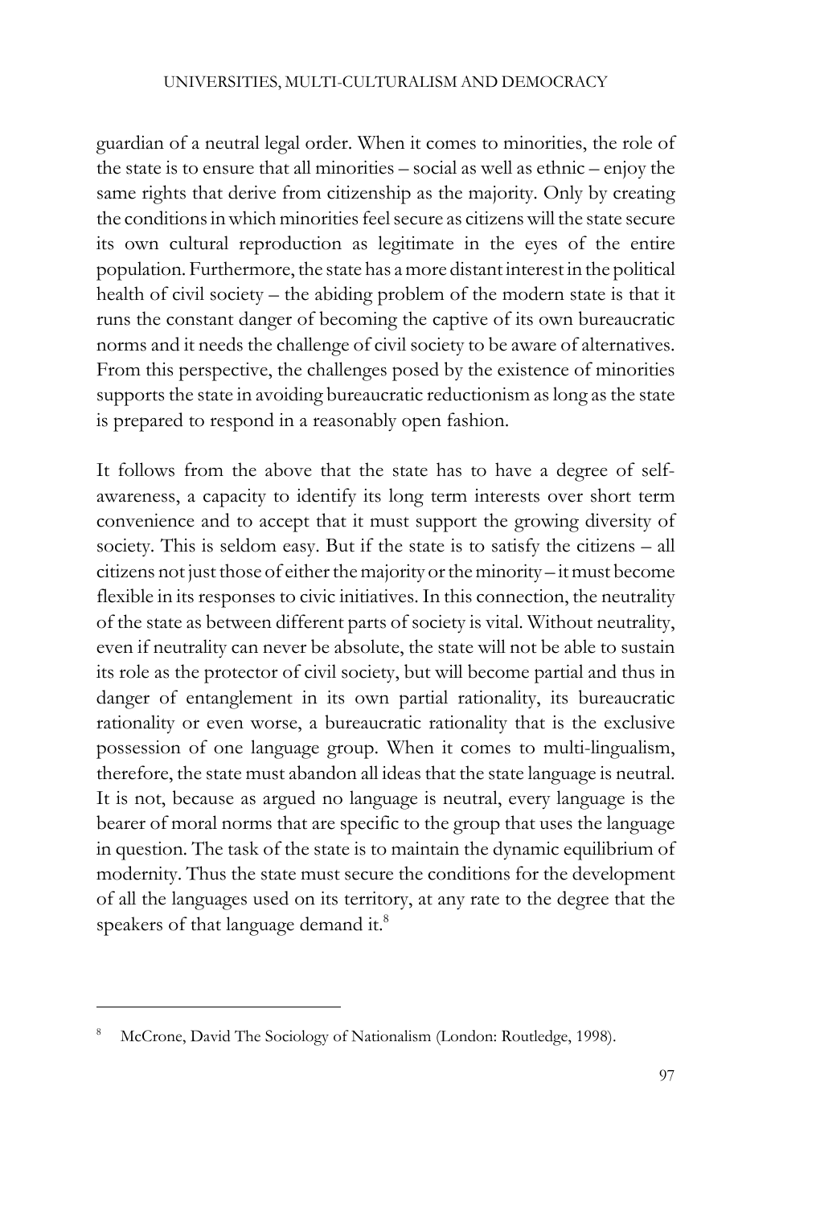guardian of a neutral legal order. When it comes to minorities, the role of the state is to ensure that all minorities – social as well as ethnic – enjoy the same rights that derive from citizenship as the majority. Only by creating the conditions in which minorities feel secure as citizens will the state secure its own cultural reproduction as legitimate in the eyes of the entire population. Furthermore, the state has a more distant interest in the political health of civil society – the abiding problem of the modern state is that it runs the constant danger of becoming the captive of its own bureaucratic norms and it needs the challenge of civil society to be aware of alternatives. From this perspective, the challenges posed by the existence of minorities supports the state in avoiding bureaucratic reductionism as long as the state is prepared to respond in a reasonably open fashion.

It follows from the above that the state has to have a degree of self-awareness, a capacity to identify its long term interests over short term convenience and to accept that it must support the growing diversity of society. This is seldom easy. But if the state is to satisfy the citizens – all citizens not just those of either the majority or the minority – it must become flexible in its responses to civic initiatives. In this connection, the neutrality of the state as between different parts of society is vital. Without neutrality, even if neutrality can never be absolute, the state will not be able to sustain its role as the protector of civil society, but will become partial and thus in danger of entanglement in its own partial rationality, its bureaucratic rationality or even worse, a bureaucratic rationality that is the exclusive possession of one language group. When it comes to multi-lingualism, therefore, the state must abandon all ideas that the state language is neutral. It is not, because as argued no language is neutral, every language is the bearer of moral norms that are specific to the group that uses the language in question. The task of the state is to maintain the dynamic equilibrium of modernity. Thus the state must secure the conditions for the development of all the languages used on its territory, at any rate to the degree that the speakers of that language demand it.[8]

---

[8] McCrone, David The Sociology of Nationalism (London: Routledge, 1998).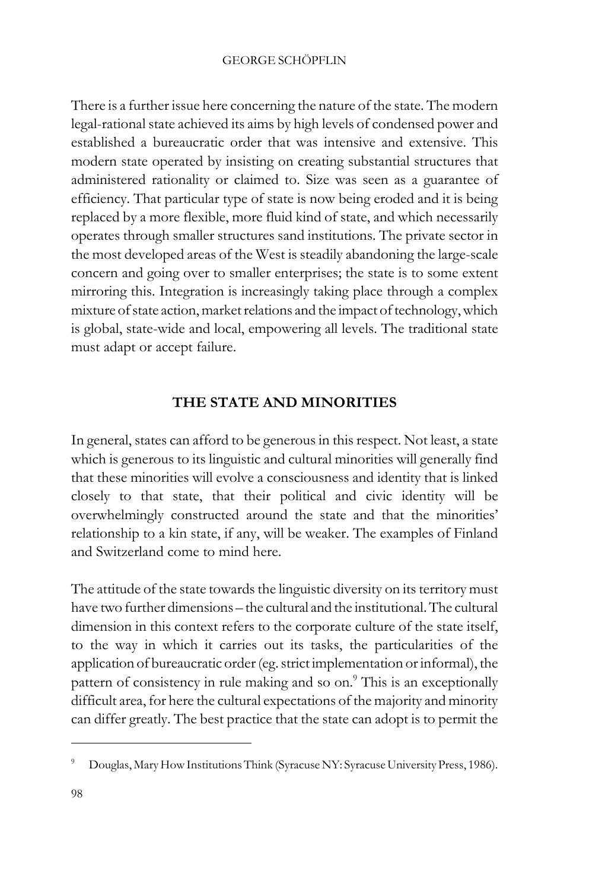There is a further issue here concerning the nature of the state. The modern legal-rational state achieved its aims by high levels of condensed power and established a bureaucratic order that was intensive and extensive. This modern state operated by insisting on creating substantial structures that administered rationality or claimed to. Size was seen as a guarantee of efficiency. That particular type of state is now being eroded and it is being replaced by a more flexible, more fluid kind of state, and which necessarily operates through smaller structures sand institutions. The private sector in the most developed areas of the West is steadily abandoning the large-scale concern and going over to smaller enterprises; the state is to some extent mirroring this. Integration is increasingly taking place through a complex mixture of state action, market relations and the impact of technology, which is global, state-wide and local, empowering all levels. The traditional state must adapt or accept failure.

## THE STATE AND MINORITIES

In general, states can afford to be generous in this respect. Not least, a state which is generous to its linguistic and cultural minorities will generally find that these minorities will evolve a consciousness and identity that is linked closely to that state, that their political and civic identity will be overwhelmingly constructed around the state and that the minorities' relationship to a kin state, if any, will be weaker. The examples of Finland and Switzerland come to mind here.

The attitude of the state towards the linguistic diversity on its territory must have two further dimensions – the cultural and the institutional. The cultural dimension in this context refers to the corporate culture of the state itself, to the way in which it carries out its tasks, the particularities of the application of bureaucratic order (eg. strict implementation or informal), the pattern of consistency in rule making and so on.[9] This is an exceptionally difficult area, for here the cultural expectations of the majority and minority can differ greatly. The best practice that the state can adopt is to permit the

---

[9] Douglas, Mary How Institutions Think (Syracuse NY: Syracuse University Press, 1986).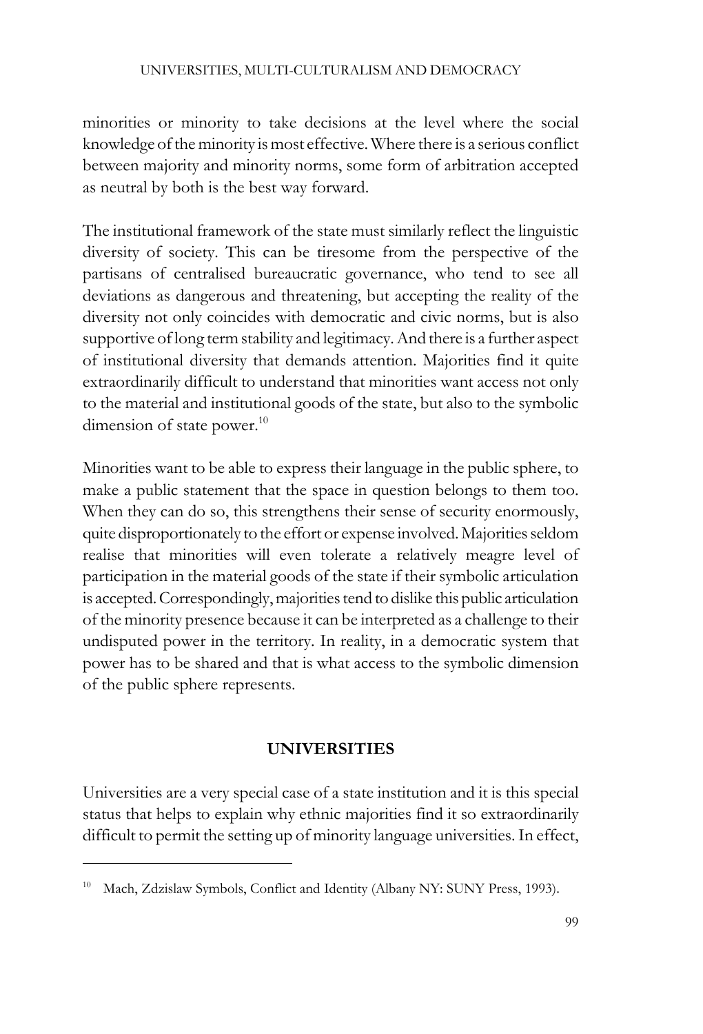minorities or minority to take decisions at the level where the social knowledge of the minority is most effective. Where there is a serious conflict between majority and minority norms, some form of arbitration accepted as neutral by both is the best way forward.

The institutional framework of the state must similarly reflect the linguistic diversity of society. This can be tiresome from the perspective of the partisans of centralised bureaucratic governance, who tend to see all deviations as dangerous and threatening, but accepting the reality of the diversity not only coincides with democratic and civic norms, but is also supportive of long term stability and legitimacy. And there is a further aspect of institutional diversity that demands attention. Majorities find it quite extraordinarily difficult to understand that minorities want access not only to the material and institutional goods of the state, but also to the symbolic dimension of state power.[10]

Minorities want to be able to express their language in the public sphere, to make a public statement that the space in question belongs to them too. When they can do so, this strengthens their sense of security enormously, quite disproportionately to the effort or expense involved. Majorities seldom realise that minorities will even tolerate a relatively meagre level of participation in the material goods of the state if their symbolic articulation is accepted. Correspondingly, majorities tend to dislike this public articulation of the minority presence because it can be interpreted as a challenge to their undisputed power in the territory. In reality, in a democratic system that power has to be shared and that is what access to the symbolic dimension of the public sphere represents.

## UNIVERSITIES

Universities are a very special case of a state institution and it is this special status that helps to explain why ethnic majorities find it so extraordinarily difficult to permit the setting up of minority language universities. In effect,

---

[10] Mach, Zdzislaw Symbols, Conflict and Identity (Albany NY: SUNY Press, 1993).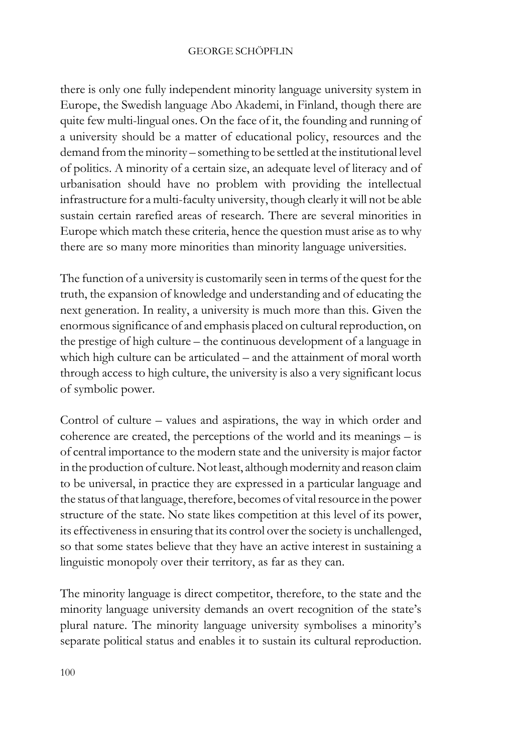there is only one fully independent minority language university system in Europe, the Swedish language Abo Akademi, in Finland, though there are quite few multi-lingual ones. On the face of it, the founding and running of a university should be a matter of educational policy, resources and the demand from the minority – something to be settled at the institutional level of politics. A minority of a certain size, an adequate level of literacy and of urbanisation should have no problem with providing the intellectual infrastructure for a multi-faculty university, though clearly it will not be able sustain certain rarefied areas of research. There are several minorities in Europe which match these criteria, hence the question must arise as to why there are so many more minorities than minority language universities.

The function of a university is customarily seen in terms of the quest for the truth, the expansion of knowledge and understanding and of educating the next generation. In reality, a university is much more than this. Given the enormous significance of and emphasis placed on cultural reproduction, on the prestige of high culture – the continuous development of a language in which high culture can be articulated – and the attainment of moral worth through access to high culture, the university is also a very significant locus of symbolic power.

Control of culture – values and aspirations, the way in which order and coherence are created, the perceptions of the world and its meanings – is of central importance to the modern state and the university is major factor in the production of culture. Not least, although modernity and reason claim to be universal, in practice they are expressed in a particular language and the status of that language, therefore, becomes of vital resource in the power structure of the state. No state likes competition at this level of its power, its effectiveness in ensuring that its control over the society is unchallenged, so that some states believe that they have an active interest in sustaining a linguistic monopoly over their territory, as far as they can.

The minority language is direct competitor, therefore, to the state and the minority language university demands an overt recognition of the state's plural nature. The minority language university symbolises a minority's separate political status and enables it to sustain its cultural reproduction.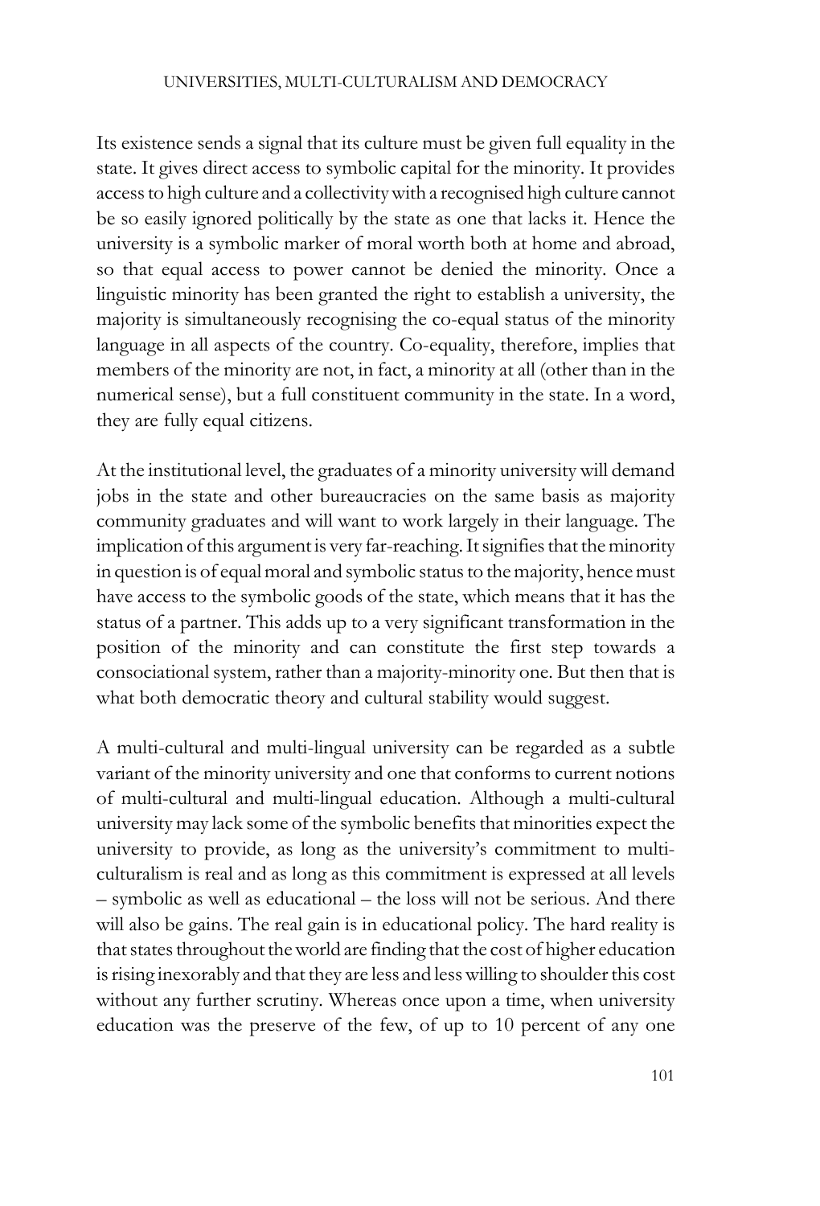Its existence sends a signal that its culture must be given full equality in the state. It gives direct access to symbolic capital for the minority. It provides access to high culture and a collectivity with a recognised high culture cannot be so easily ignored politically by the state as one that lacks it. Hence the university is a symbolic marker of moral worth both at home and abroad, so that equal access to power cannot be denied the minority. Once a linguistic minority has been granted the right to establish a university, the majority is simultaneously recognising the co-equal status of the minority language in all aspects of the country. Co-equality, therefore, implies that members of the minority are not, in fact, a minority at all (other than in the numerical sense), but a full constituent community in the state. In a word, they are fully equal citizens.

At the institutional level, the graduates of a minority university will demand jobs in the state and other bureaucracies on the same basis as majority community graduates and will want to work largely in their language. The implication of this argument is very far-reaching. It signifies that the minority in question is of equal moral and symbolic status to the majority, hence must have access to the symbolic goods of the state, which means that it has the status of a partner. This adds up to a very significant transformation in the position of the minority and can constitute the first step towards a consociational system, rather than a majority-minority one. But then that is what both democratic theory and cultural stability would suggest.

A multi-cultural and multi-lingual university can be regarded as a subtle variant of the minority university and one that conforms to current notions of multi-cultural and multi-lingual education. Although a multi-cultural university may lack some of the symbolic benefits that minorities expect the university to provide, as long as the university's commitment to multi-culturalism is real and as long as this commitment is expressed at all levels – symbolic as well as educational – the loss will not be serious. And there will also be gains. The real gain is in educational policy. The hard reality is that states throughout the world are finding that the cost of higher education is rising inexorably and that they are less and less willing to shoulder this cost without any further scrutiny. Whereas once upon a time, when university education was the preserve of the few, of up to 10 percent of any one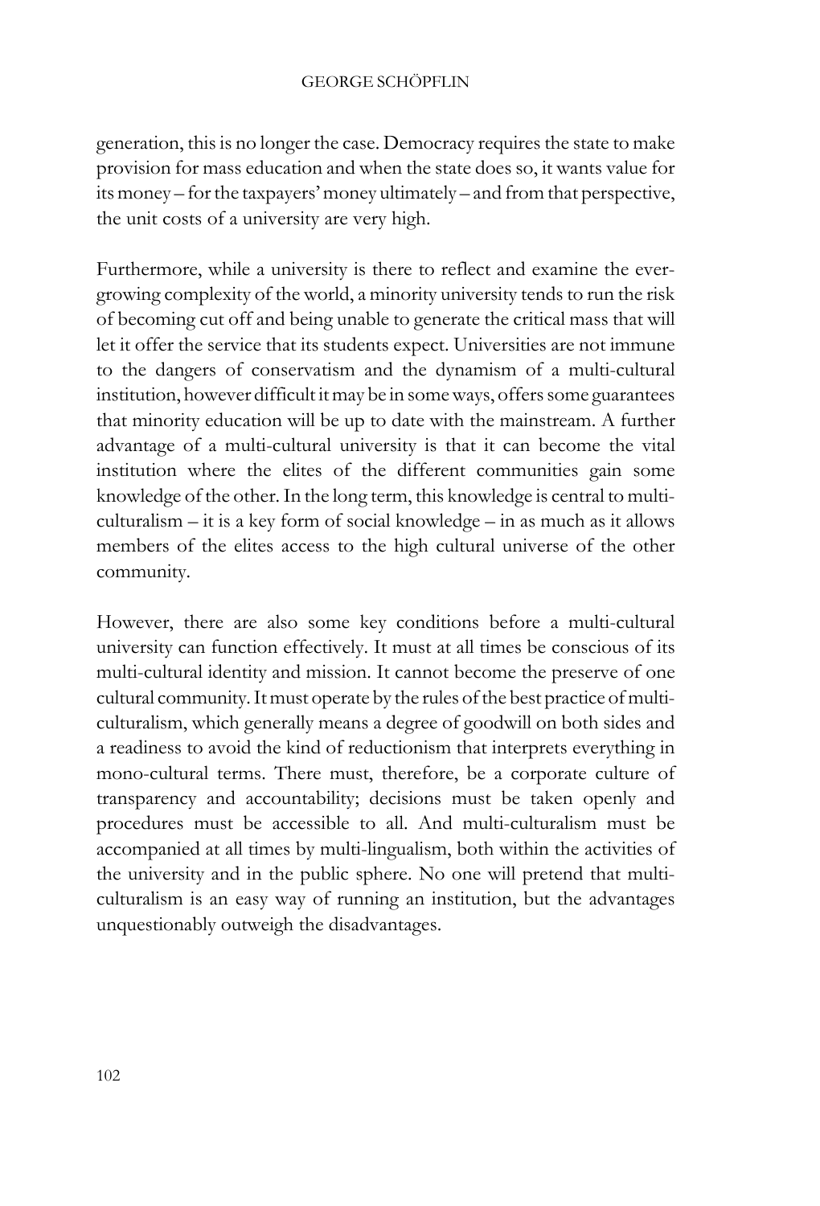generation, this is no longer the case. Democracy requires the state to make provision for mass education and when the state does so, it wants value for its money – for the taxpayers' money ultimately – and from that perspective, the unit costs of a university are very high.

Furthermore, while a university is there to reflect and examine the ever-growing complexity of the world, a minority university tends to run the risk of becoming cut off and being unable to generate the critical mass that will let it offer the service that its students expect. Universities are not immune to the dangers of conservatism and the dynamism of a multi-cultural institution, however difficult it may be in some ways, offers some guarantees that minority education will be up to date with the mainstream. A further advantage of a multi-cultural university is that it can become the vital institution where the elites of the different communities gain some knowledge of the other. In the long term, this knowledge is central to multi-culturalism – it is a key form of social knowledge – in as much as it allows members of the elites access to the high cultural universe of the other community.

However, there are also some key conditions before a multi-cultural university can function effectively. It must at all times be conscious of its multi-cultural identity and mission. It cannot become the preserve of one cultural community. It must operate by the rules of the best practice of multi-culturalism, which generally means a degree of goodwill on both sides and a readiness to avoid the kind of reductionism that interprets everything in mono-cultural terms. There must, therefore, be a corporate culture of transparency and accountability; decisions must be taken openly and procedures must be accessible to all. And multi-culturalism must be accompanied at all times by multi-lingualism, both within the activities of the university and in the public sphere. No one will pretend that multi-culturalism is an easy way of running an institution, but the advantages unquestionably outweigh the disadvantages.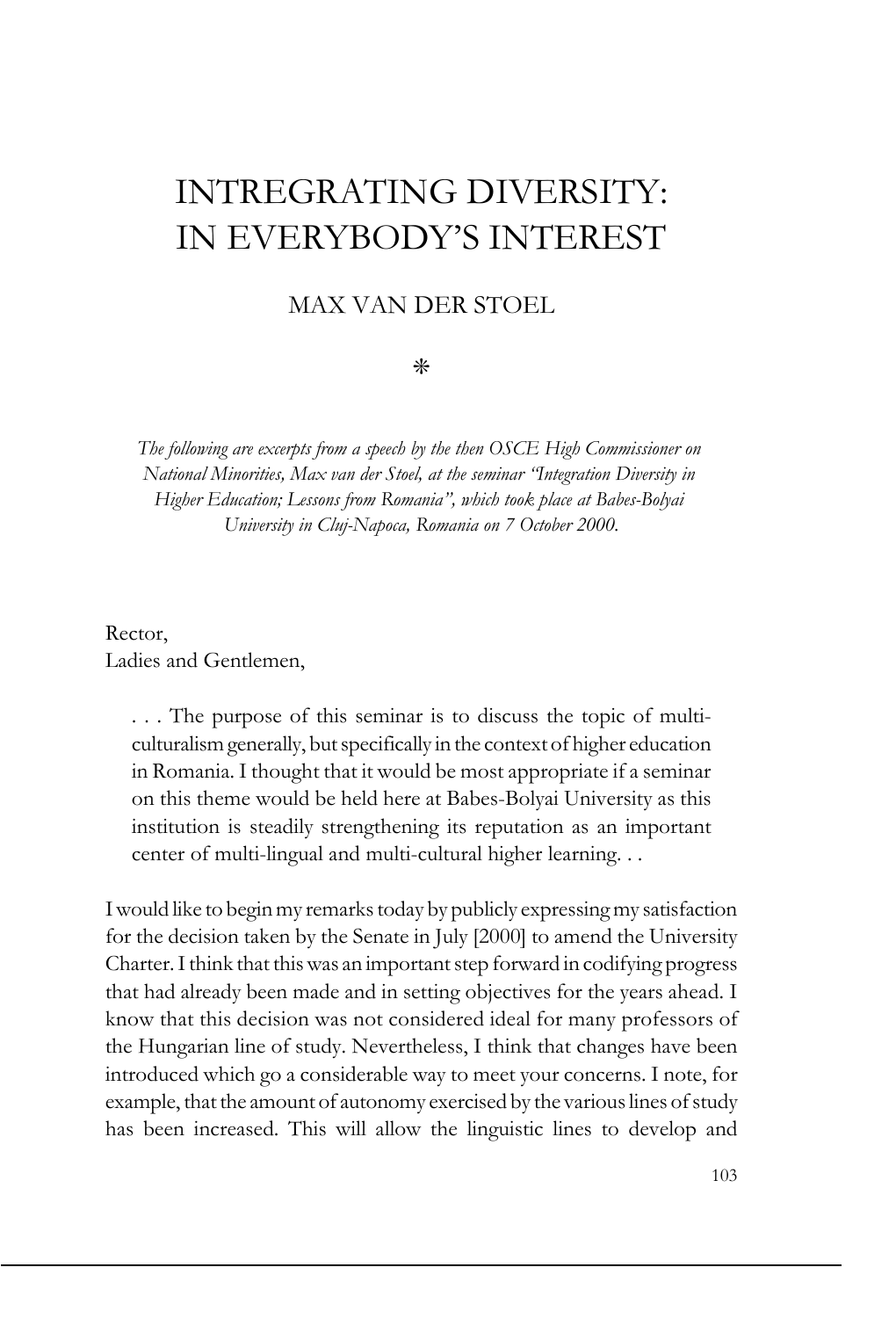# INTREGRATING DIVERSITY: IN EVERYBODY'S INTEREST

MAX VAN DER STOEL

⁕

*The following are excerpts from a speech by the then OSCE High Commissioner on National Minorities, Max van der Stoel, at the seminar "Integration Diversity in Higher Education; Lessons from Romania", which took place at Babes-Bolyai University in Cluj-Napoca, Romania on 7 October 2000.*

Rector,
Ladies and Gentlemen,

> . . . The purpose of this seminar is to discuss the topic of multi-culturalism generally, but specifically in the context of higher education in Romania. I thought that it would be most appropriate if a seminar on this theme would be held here at Babes-Bolyai University as this institution is steadily strengthening its reputation as an important center of multi-lingual and multi-cultural higher learning. . .

I would like to begin my remarks today by publicly expressing my satisfaction for the decision taken by the Senate in July [2000] to amend the University Charter. I think that this was an important step forward in codifying progress that had already been made and in setting objectives for the years ahead. I know that this decision was not considered ideal for many professors of the Hungarian line of study. Nevertheless, I think that changes have been introduced which go a considerable way to meet your concerns. I note, for example, that the amount of autonomy exercised by the various lines of study has been increased. This will allow the linguistic lines to develop and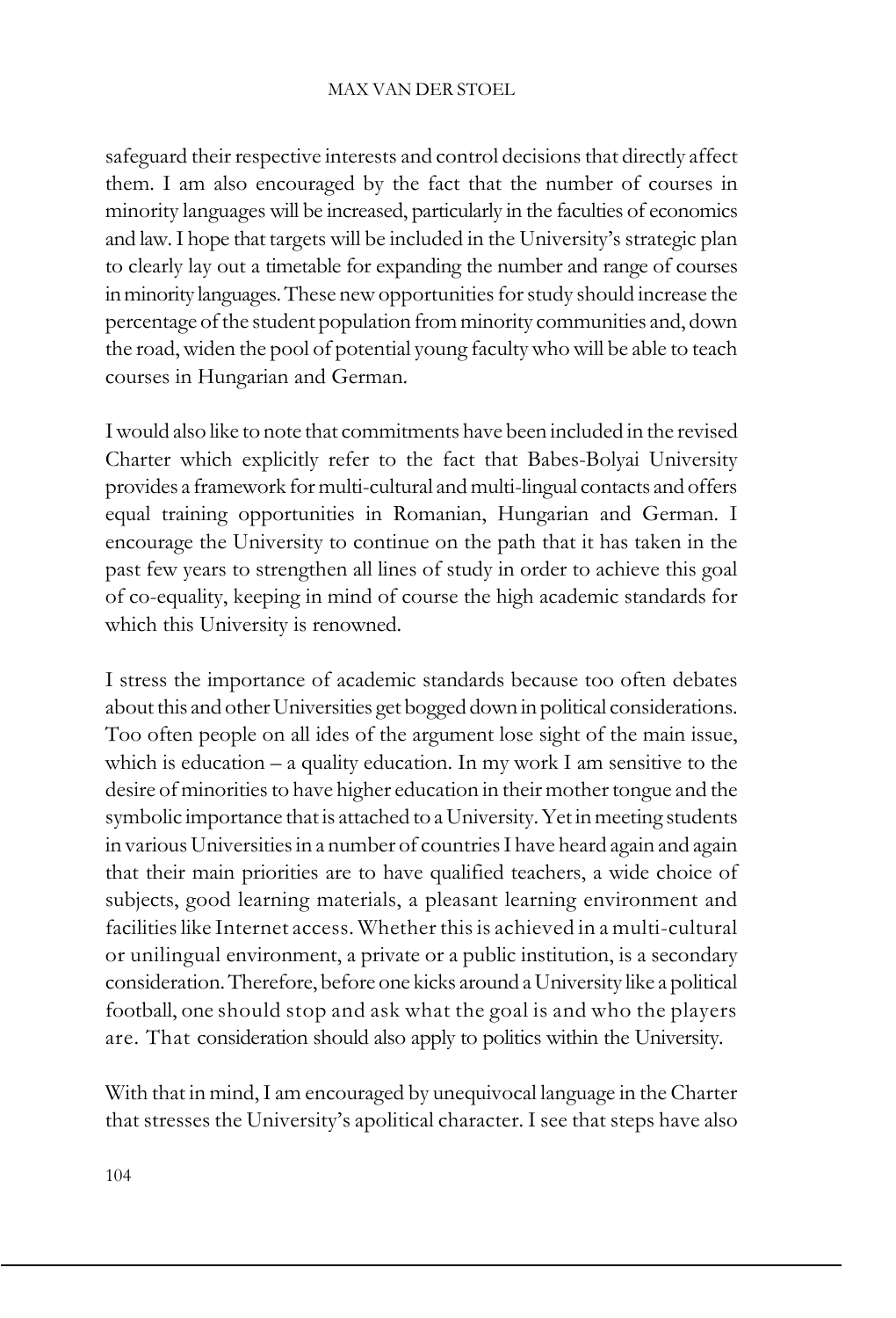safeguard their respective interests and control decisions that directly affect them. I am also encouraged by the fact that the number of courses in minority languages will be increased, particularly in the faculties of economics and law. I hope that targets will be included in the University's strategic plan to clearly lay out a timetable for expanding the number and range of courses in minority languages. These new opportunities for study should increase the percentage of the student population from minority communities and, down the road, widen the pool of potential young faculty who will be able to teach courses in Hungarian and German.

I would also like to note that commitments have been included in the revised Charter which explicitly refer to the fact that Babes-Bolyai University provides a framework for multi-cultural and multi-lingual contacts and offers equal training opportunities in Romanian, Hungarian and German. I encourage the University to continue on the path that it has taken in the past few years to strengthen all lines of study in order to achieve this goal of co-equality, keeping in mind of course the high academic standards for which this University is renowned.

I stress the importance of academic standards because too often debates about this and other Universities get bogged down in political considerations. Too often people on all ides of the argument lose sight of the main issue, which is education – a quality education. In my work I am sensitive to the desire of minorities to have higher education in their mother tongue and the symbolic importance that is attached to a University. Yet in meeting students in various Universities in a number of countries I have heard again and again that their main priorities are to have qualified teachers, a wide choice of subjects, good learning materials, a pleasant learning environment and facilities like Internet access. Whether this is achieved in a multi-cultural or unilingual environment, a private or a public institution, is a secondary consideration. Therefore, before one kicks around a University like a political football, one should stop and ask what the goal is and who the players are. That consideration should also apply to politics within the University.

With that in mind, I am encouraged by unequivocal language in the Charter that stresses the University's apolitical character. I see that steps have also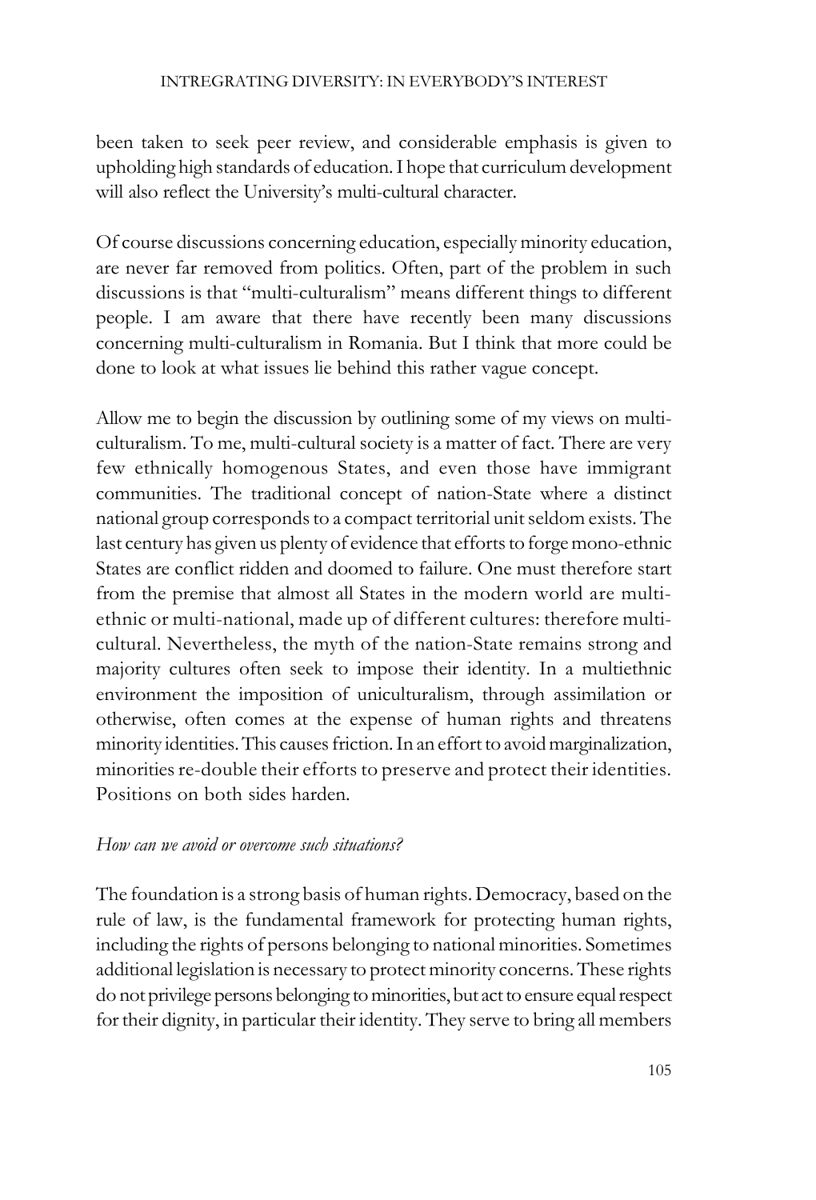been taken to seek peer review, and considerable emphasis is given to upholding high standards of education. I hope that curriculum development will also reflect the University's multi-cultural character.

Of course discussions concerning education, especially minority education, are never far removed from politics. Often, part of the problem in such discussions is that "multi-culturalism" means different things to different people. I am aware that there have recently been many discussions concerning multi-culturalism in Romania. But I think that more could be done to look at what issues lie behind this rather vague concept.

Allow me to begin the discussion by outlining some of my views on multi-culturalism. To me, multi-cultural society is a matter of fact. There are very few ethnically homogenous States, and even those have immigrant communities. The traditional concept of nation-State where a distinct national group corresponds to a compact territorial unit seldom exists. The last century has given us plenty of evidence that efforts to forge mono-ethnic States are conflict ridden and doomed to failure. One must therefore start from the premise that almost all States in the modern world are multi-ethnic or multi-national, made up of different cultures: therefore multi-cultural. Nevertheless, the myth of the nation-State remains strong and majority cultures often seek to impose their identity. In a multiethnic environment the imposition of uniculturalism, through assimilation or otherwise, often comes at the expense of human rights and threatens minority identities. This causes friction. In an effort to avoid marginalization, minorities re-double their efforts to preserve and protect their identities. Positions on both sides harden.

*How can we avoid or overcome such situations?*

The foundation is a strong basis of human rights. Democracy, based on the rule of law, is the fundamental framework for protecting human rights, including the rights of persons belonging to national minorities. Sometimes additional legislation is necessary to protect minority concerns. These rights do not privilege persons belonging to minorities, but act to ensure equal respect for their dignity, in particular their identity. They serve to bring all members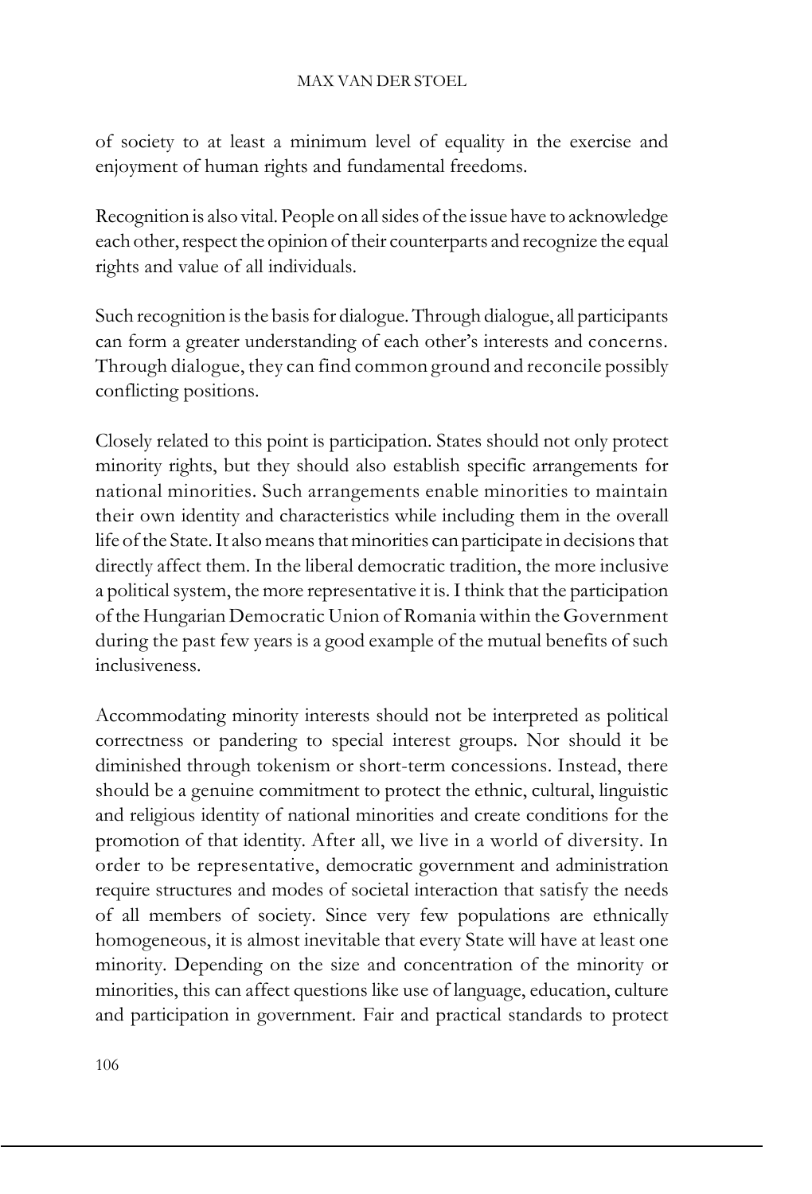of society to at least a minimum level of equality in the exercise and enjoyment of human rights and fundamental freedoms.

Recognition is also vital. People on all sides of the issue have to acknowledge each other, respect the opinion of their counterparts and recognize the equal rights and value of all individuals.

Such recognition is the basis for dialogue. Through dialogue, all participants can form a greater understanding of each other's interests and concerns. Through dialogue, they can find common ground and reconcile possibly conflicting positions.

Closely related to this point is participation. States should not only protect minority rights, but they should also establish specific arrangements for national minorities. Such arrangements enable minorities to maintain their own identity and characteristics while including them in the overall life of the State. It also means that minorities can participate in decisions that directly affect them. In the liberal democratic tradition, the more inclusive a political system, the more representative it is. I think that the participation of the Hungarian Democratic Union of Romania within the Government during the past few years is a good example of the mutual benefits of such inclusiveness.

Accommodating minority interests should not be interpreted as political correctness or pandering to special interest groups. Nor should it be diminished through tokenism or short-term concessions. Instead, there should be a genuine commitment to protect the ethnic, cultural, linguistic and religious identity of national minorities and create conditions for the promotion of that identity. After all, we live in a world of diversity. In order to be representative, democratic government and administration require structures and modes of societal interaction that satisfy the needs of all members of society. Since very few populations are ethnically homogeneous, it is almost inevitable that every State will have at least one minority. Depending on the size and concentration of the minority or minorities, this can affect questions like use of language, education, culture and participation in government. Fair and practical standards to protect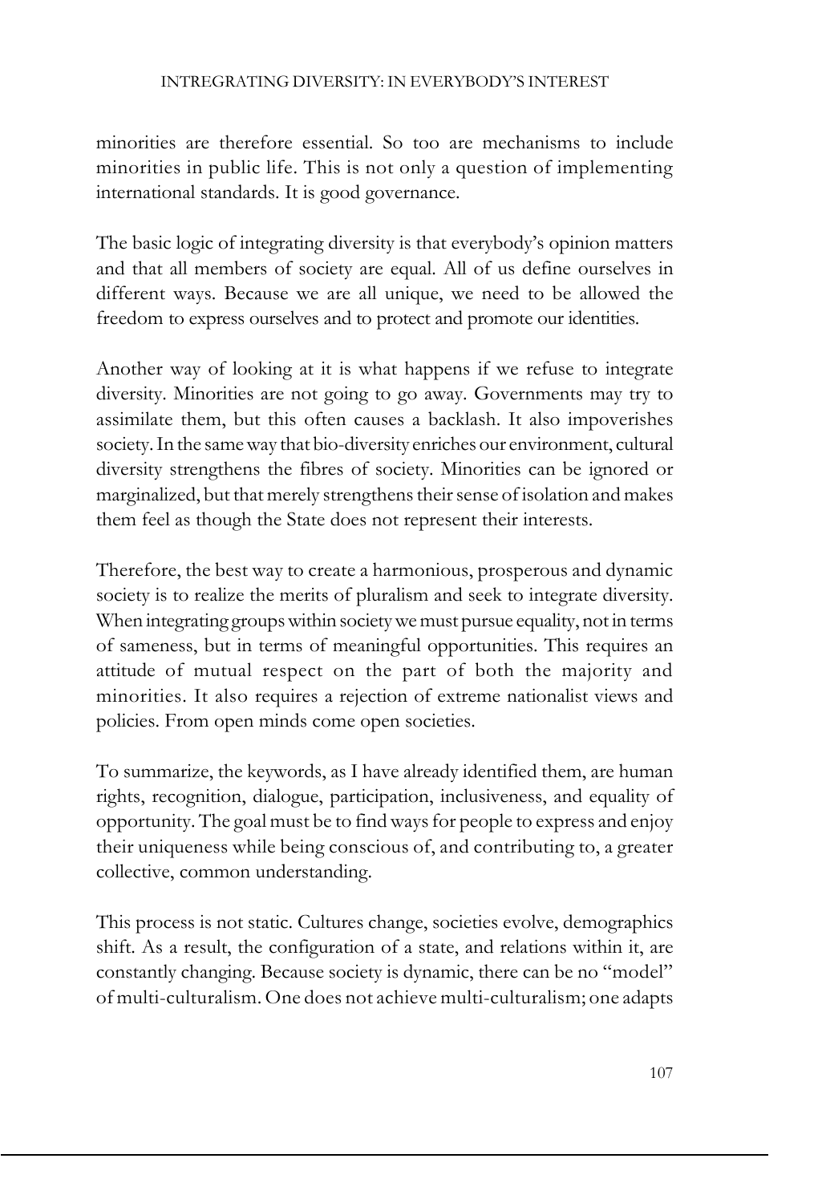minorities are therefore essential. So too are mechanisms to include minorities in public life. This is not only a question of implementing international standards. It is good governance.

The basic logic of integrating diversity is that everybody's opinion matters and that all members of society are equal. All of us define ourselves in different ways. Because we are all unique, we need to be allowed the freedom to express ourselves and to protect and promote our identities.

Another way of looking at it is what happens if we refuse to integrate diversity. Minorities are not going to go away. Governments may try to assimilate them, but this often causes a backlash. It also impoverishes society. In the same way that bio-diversity enriches our environment, cultural diversity strengthens the fibres of society. Minorities can be ignored or marginalized, but that merely strengthens their sense of isolation and makes them feel as though the State does not represent their interests.

Therefore, the best way to create a harmonious, prosperous and dynamic society is to realize the merits of pluralism and seek to integrate diversity. When integrating groups within society we must pursue equality, not in terms of sameness, but in terms of meaningful opportunities. This requires an attitude of mutual respect on the part of both the majority and minorities. It also requires a rejection of extreme nationalist views and policies. From open minds come open societies.

To summarize, the keywords, as I have already identified them, are human rights, recognition, dialogue, participation, inclusiveness, and equality of opportunity. The goal must be to find ways for people to express and enjoy their uniqueness while being conscious of, and contributing to, a greater collective, common understanding.

This process is not static. Cultures change, societies evolve, demographics shift. As a result, the configuration of a state, and relations within it, are constantly changing. Because society is dynamic, there can be no "model" of multi-culturalism. One does not achieve multi-culturalism; one adapts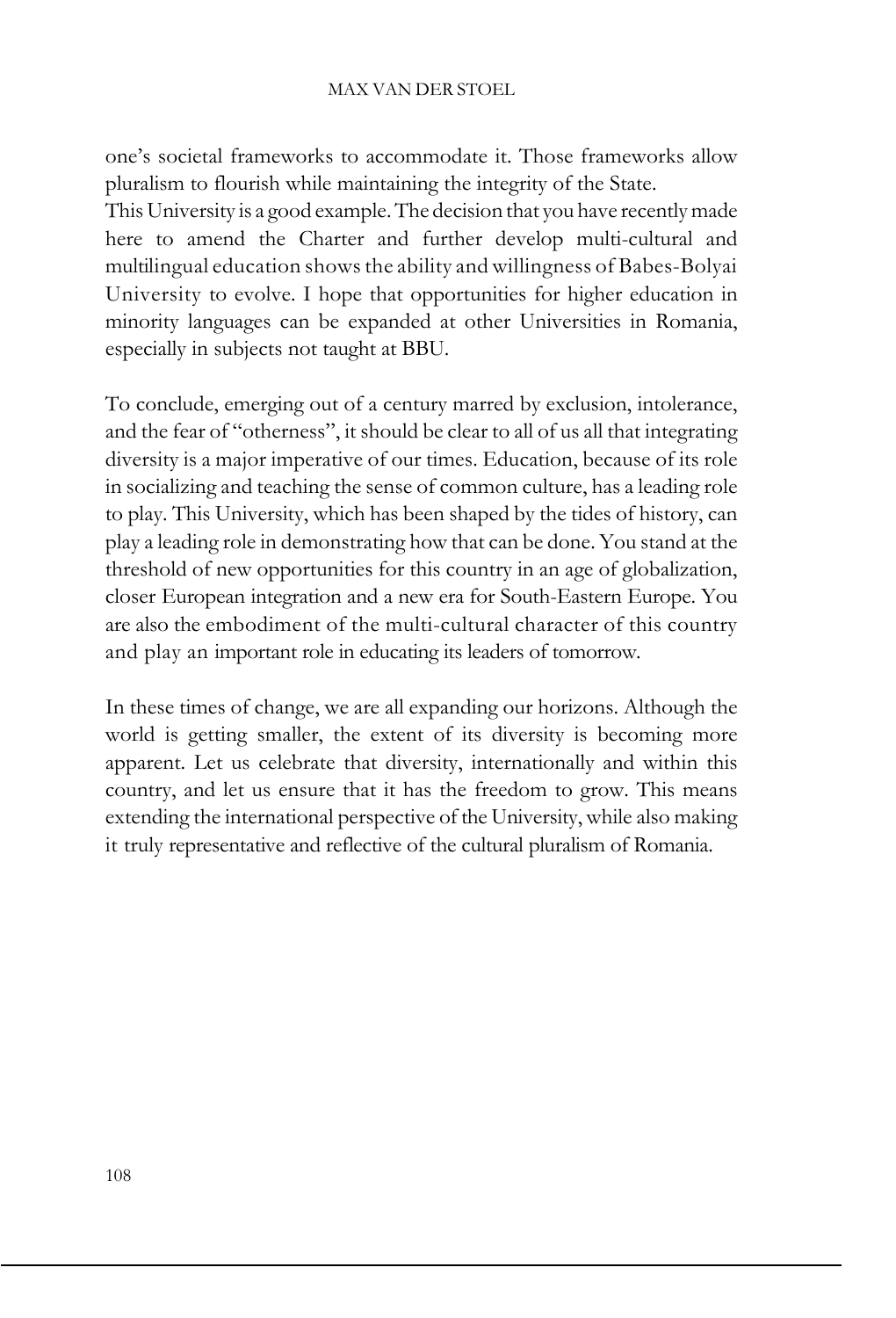one's societal frameworks to accommodate it. Those frameworks allow pluralism to flourish while maintaining the integrity of the State.
This University is a good example. The decision that you have recently made here to amend the Charter and further develop multi-cultural and multilingual education shows the ability and willingness of Babes-Bolyai University to evolve. I hope that opportunities for higher education in minority languages can be expanded at other Universities in Romania, especially in subjects not taught at BBU.

To conclude, emerging out of a century marred by exclusion, intolerance, and the fear of "otherness", it should be clear to all of us all that integrating diversity is a major imperative of our times. Education, because of its role in socializing and teaching the sense of common culture, has a leading role to play. This University, which has been shaped by the tides of history, can play a leading role in demonstrating how that can be done. You stand at the threshold of new opportunities for this country in an age of globalization, closer European integration and a new era for South-Eastern Europe. You are also the embodiment of the multi-cultural character of this country and play an important role in educating its leaders of tomorrow.

In these times of change, we are all expanding our horizons. Although the world is getting smaller, the extent of its diversity is becoming more apparent. Let us celebrate that diversity, internationally and within this country, and let us ensure that it has the freedom to grow. This means extending the international perspective of the University, while also making it truly representative and reflective of the cultural pluralism of Romania.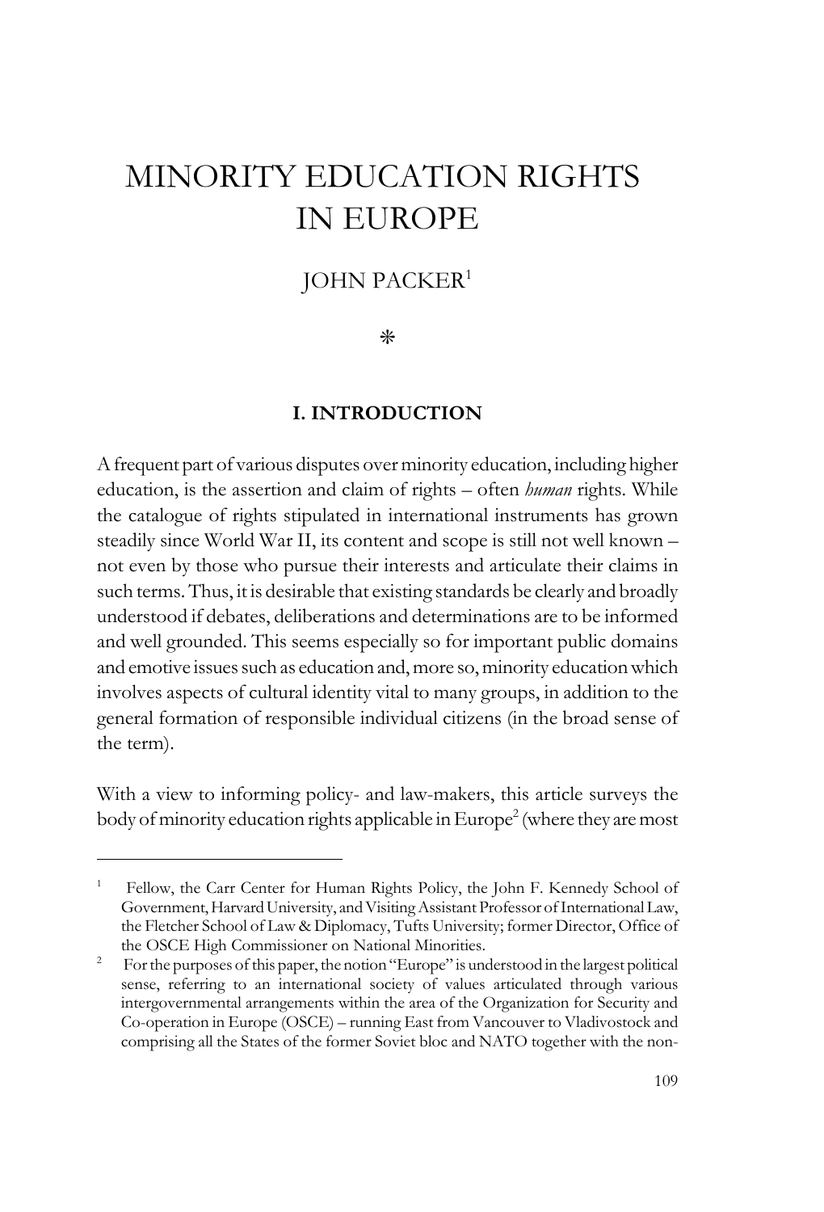# MINORITY EDUCATION RIGHTS IN EUROPE

JOHN PACKER[1]

*

## I. INTRODUCTION

A frequent part of various disputes over minority education, including higher education, is the assertion and claim of rights – often *human* rights. While the catalogue of rights stipulated in international instruments has grown steadily since World War II, its content and scope is still not well known – not even by those who pursue their interests and articulate their claims in such terms. Thus, it is desirable that existing standards be clearly and broadly understood if debates, deliberations and determinations are to be informed and well grounded. This seems especially so for important public domains and emotive issues such as education and, more so, minority education which involves aspects of cultural identity vital to many groups, in addition to the general formation of responsible individual citizens (in the broad sense of the term).

With a view to informing policy- and law-makers, this article surveys the body of minority education rights applicable in Europe[2] (where they are most

---

[1] Fellow, the Carr Center for Human Rights Policy, the John F. Kennedy School of Government, Harvard University, and Visiting Assistant Professor of International Law, the Fletcher School of Law & Diplomacy, Tufts University; former Director, Office of the OSCE High Commissioner on National Minorities.

[2] For the purposes of this paper, the notion "Europe" is understood in the largest political sense, referring to an international society of values articulated through various intergovernmental arrangements within the area of the Organization for Security and Co-operation in Europe (OSCE) – running East from Vancouver to Vladivostock and comprising all the States of the former Soviet bloc and NATO together with the non-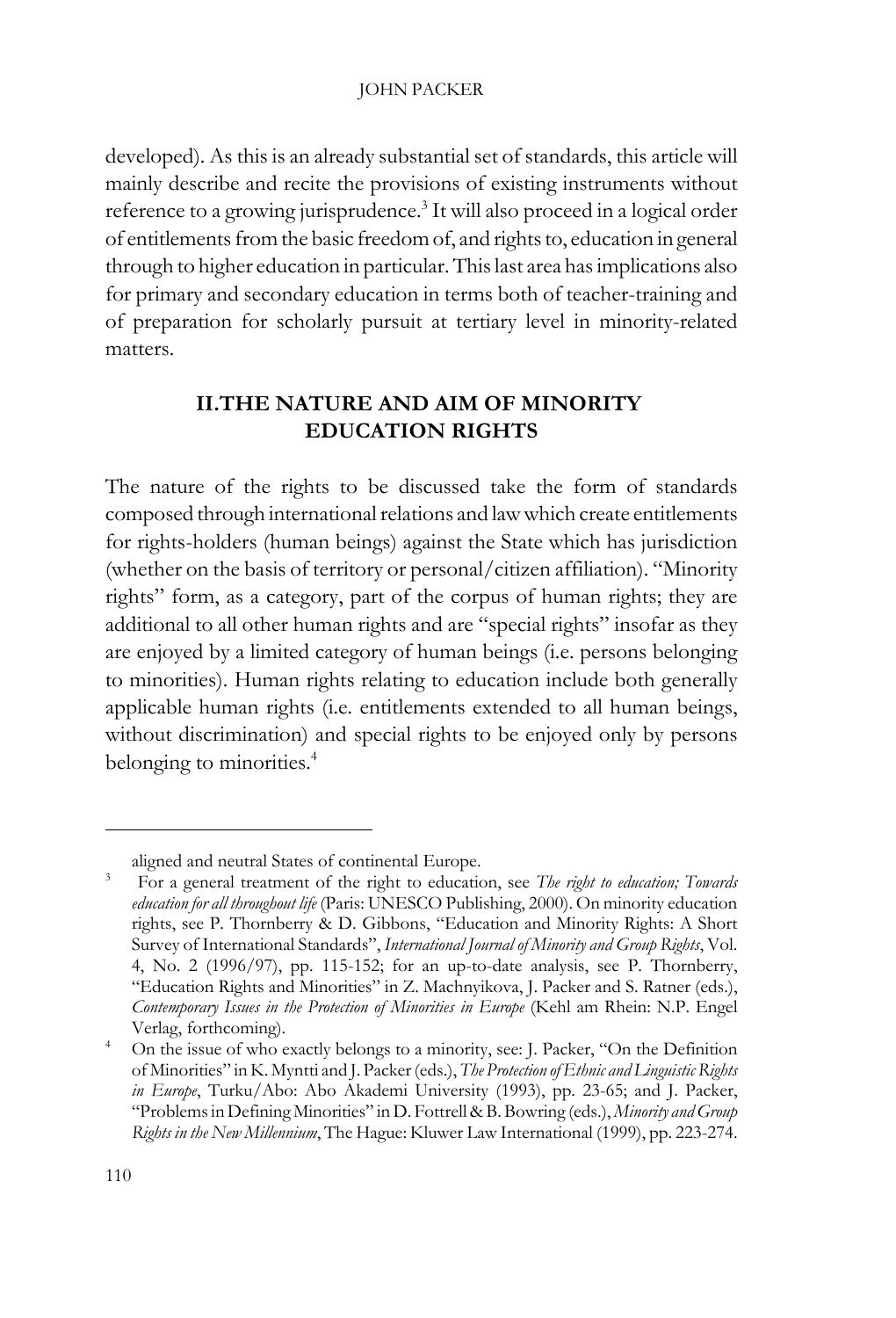developed). As this is an already substantial set of standards, this article will mainly describe and recite the provisions of existing instruments without reference to a growing jurisprudence.[3] It will also proceed in a logical order of entitlements from the basic freedom of, and rights to, education in general through to higher education in particular. This last area has implications also for primary and secondary education in terms both of teacher-training and of preparation for scholarly pursuit at tertiary level in minority-related matters.

## II. THE NATURE AND AIM OF MINORITY EDUCATION RIGHTS

The nature of the rights to be discussed take the form of standards composed through international relations and law which create entitlements for rights-holders (human beings) against the State which has jurisdiction (whether on the basis of territory or personal/citizen affiliation). "Minority rights" form, as a category, part of the corpus of human rights; they are additional to all other human rights and are "special rights" insofar as they are enjoyed by a limited category of human beings (i.e. persons belonging to minorities). Human rights relating to education include both generally applicable human rights (i.e. entitlements extended to all human beings, without discrimination) and special rights to be enjoyed only by persons belonging to minorities.[4]

---

aligned and neutral States of continental Europe.

[3] For a general treatment of the right to education, see *The right to education; Towards education for all throughout life* (Paris: UNESCO Publishing, 2000). On minority education rights, see P. Thornberry & D. Gibbons, "Education and Minority Rights: A Short Survey of International Standards", *International Journal of Minority and Group Rights*, Vol. 4, No. 2 (1996/97), pp. 115-152; for an up-to-date analysis, see P. Thornberry, "Education Rights and Minorities" in Z. Machnyikova, J. Packer and S. Ratner (eds.), *Contemporary Issues in the Protection of Minorities in Europe* (Kehl am Rhein: N.P. Engel Verlag, forthcoming).

[4] On the issue of who exactly belongs to a minority, see: J. Packer, "On the Definition of Minorities" in K. Myntti and J. Packer (eds.), *The Protection of Ethnic and Linguistic Rights in Europe*, Turku/Abo: Abo Akademi University (1993), pp. 23-65; and J. Packer, "Problems in Defining Minorities" in D. Fottrell & B. Bowring (eds.), *Minority and Group Rights in the New Millennium*, The Hague: Kluwer Law International (1999), pp. 223-274.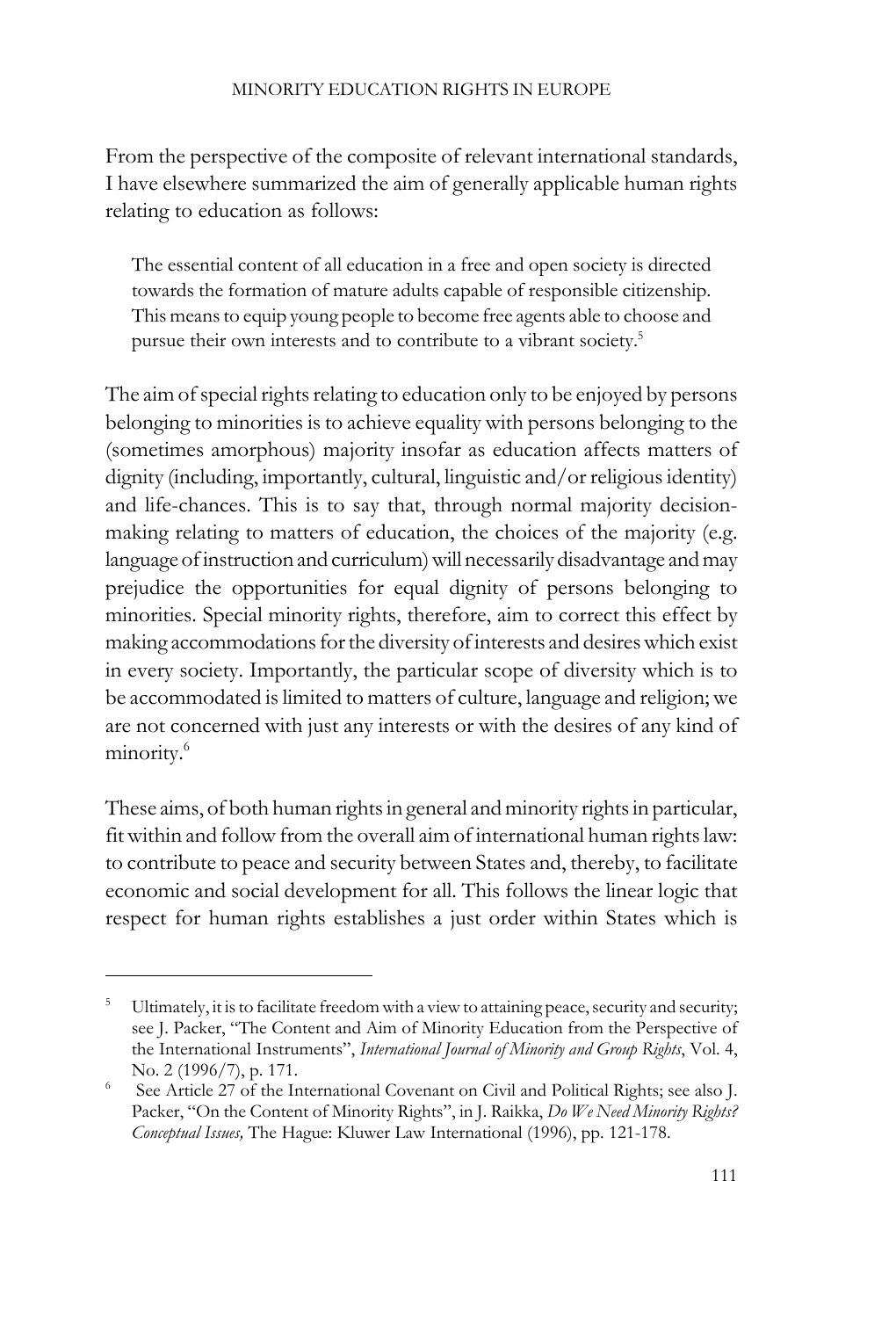From the perspective of the composite of relevant international standards, I have elsewhere summarized the aim of generally applicable human rights relating to education as follows:

> The essential content of all education in a free and open society is directed towards the formation of mature adults capable of responsible citizenship. This means to equip young people to become free agents able to choose and pursue their own interests and to contribute to a vibrant society.[5]

The aim of special rights relating to education only to be enjoyed by persons belonging to minorities is to achieve equality with persons belonging to the (sometimes amorphous) majority insofar as education affects matters of dignity (including, importantly, cultural, linguistic and/or religious identity) and life-chances. This is to say that, through normal majority decision-making relating to matters of education, the choices of the majority (e.g. language of instruction and curriculum) will necessarily disadvantage and may prejudice the opportunities for equal dignity of persons belonging to minorities. Special minority rights, therefore, aim to correct this effect by making accommodations for the diversity of interests and desires which exist in every society. Importantly, the particular scope of diversity which is to be accommodated is limited to matters of culture, language and religion; we are not concerned with just any interests or with the desires of any kind of minority.[6]

These aims, of both human rights in general and minority rights in particular, fit within and follow from the overall aim of international human rights law: to contribute to peace and security between States and, thereby, to facilitate economic and social development for all. This follows the linear logic that respect for human rights establishes a just order within States which is

---

[5] Ultimately, it is to facilitate freedom with a view to attaining peace, security and security; see J. Packer, "The Content and Aim of Minority Education from the Perspective of the International Instruments", *International Journal of Minority and Group Rights*, Vol. 4, No. 2 (1996/7), p. 171.

[6] See Article 27 of the International Covenant on Civil and Political Rights; see also J. Packer, "On the Content of Minority Rights", in J. Raikka, *Do We Need Minority Rights? Conceptual Issues,* The Hague: Kluwer Law International (1996), pp. 121-178.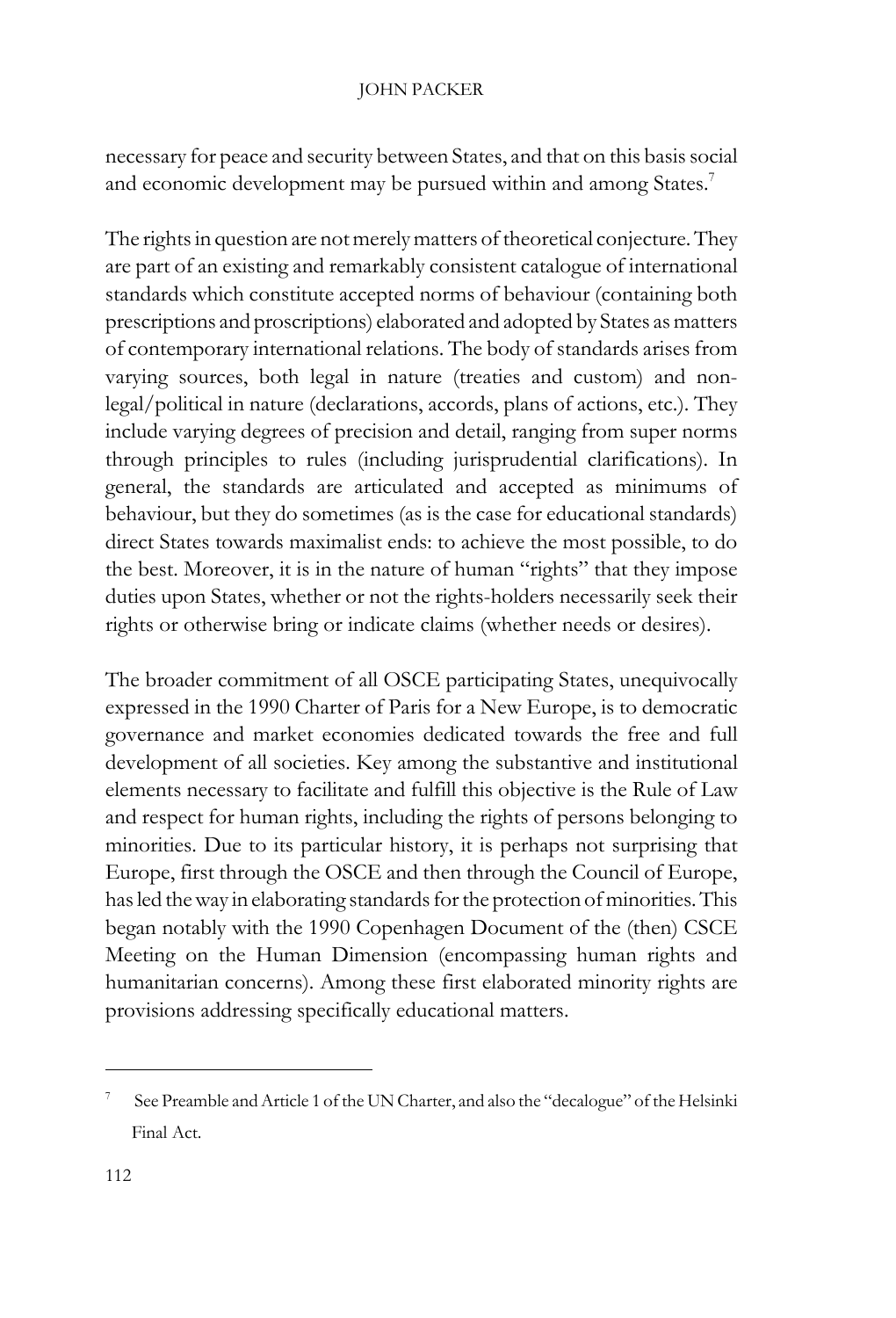necessary for peace and security between States, and that on this basis social and economic development may be pursued within and among States.[7]

The rights in question are not merely matters of theoretical conjecture. They are part of an existing and remarkably consistent catalogue of international standards which constitute accepted norms of behaviour (containing both prescriptions and proscriptions) elaborated and adopted by States as matters of contemporary international relations. The body of standards arises from varying sources, both legal in nature (treaties and custom) and non-legal/political in nature (declarations, accords, plans of actions, etc.). They include varying degrees of precision and detail, ranging from super norms through principles to rules (including jurisprudential clarifications). In general, the standards are articulated and accepted as minimums of behaviour, but they do sometimes (as is the case for educational standards) direct States towards maximalist ends: to achieve the most possible, to do the best. Moreover, it is in the nature of human "rights" that they impose duties upon States, whether or not the rights-holders necessarily seek their rights or otherwise bring or indicate claims (whether needs or desires).

The broader commitment of all OSCE participating States, unequivocally expressed in the 1990 Charter of Paris for a New Europe, is to democratic governance and market economies dedicated towards the free and full development of all societies. Key among the substantive and institutional elements necessary to facilitate and fulfill this objective is the Rule of Law and respect for human rights, including the rights of persons belonging to minorities. Due to its particular history, it is perhaps not surprising that Europe, first through the OSCE and then through the Council of Europe, has led the way in elaborating standards for the protection of minorities. This began notably with the 1990 Copenhagen Document of the (then) CSCE Meeting on the Human Dimension (encompassing human rights and humanitarian concerns). Among these first elaborated minority rights are provisions addressing specifically educational matters.

---

[7] See Preamble and Article 1 of the UN Charter, and also the "decalogue" of the Helsinki Final Act.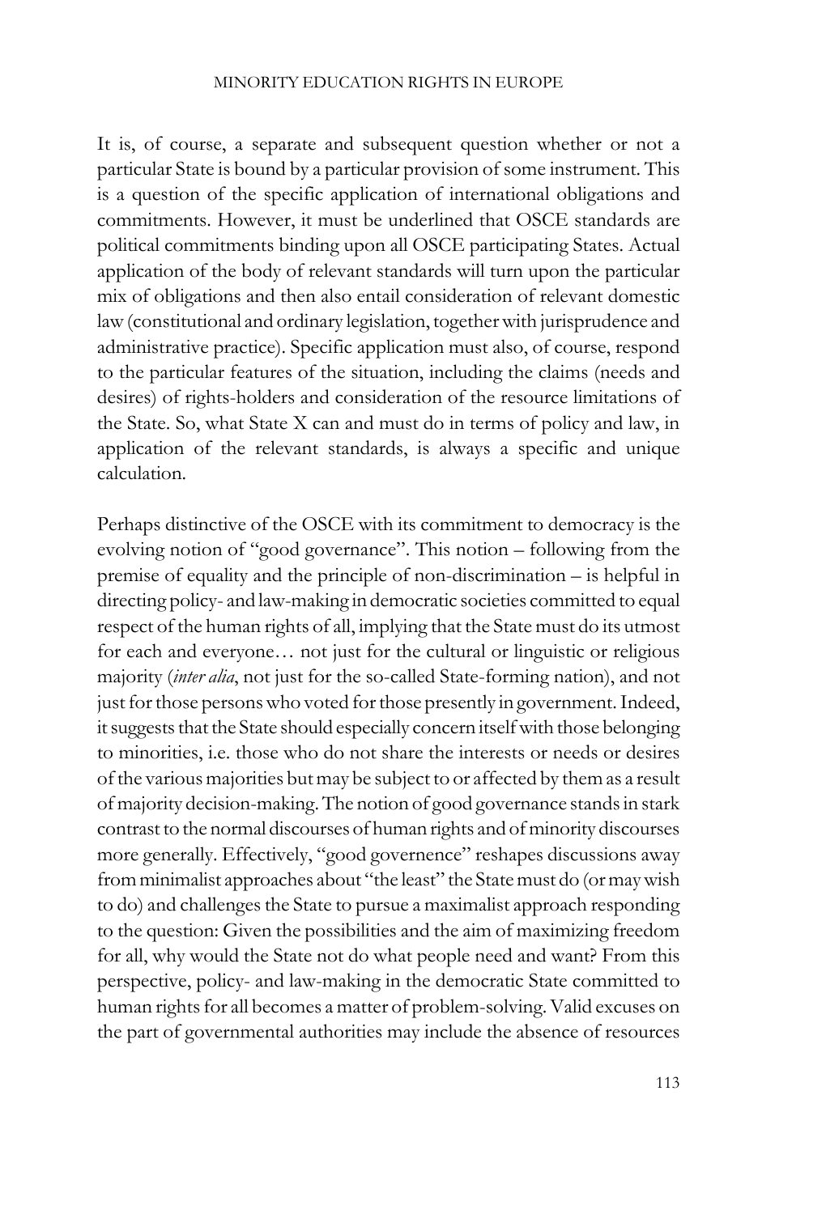It is, of course, a separate and subsequent question whether or not a particular State is bound by a particular provision of some instrument. This is a question of the specific application of international obligations and commitments. However, it must be underlined that OSCE standards are political commitments binding upon all OSCE participating States. Actual application of the body of relevant standards will turn upon the particular mix of obligations and then also entail consideration of relevant domestic law (constitutional and ordinary legislation, together with jurisprudence and administrative practice). Specific application must also, of course, respond to the particular features of the situation, including the claims (needs and desires) of rights-holders and consideration of the resource limitations of the State. So, what State X can and must do in terms of policy and law, in application of the relevant standards, is always a specific and unique calculation.

Perhaps distinctive of the OSCE with its commitment to democracy is the evolving notion of "good governance". This notion – following from the premise of equality and the principle of non-discrimination – is helpful in directing policy- and law-making in democratic societies committed to equal respect of the human rights of all, implying that the State must do its utmost for each and everyone… not just for the cultural or linguistic or religious majority (*inter alia*, not just for the so-called State-forming nation), and not just for those persons who voted for those presently in government. Indeed, it suggests that the State should especially concern itself with those belonging to minorities, i.e. those who do not share the interests or needs or desires of the various majorities but may be subject to or affected by them as a result of majority decision-making. The notion of good governance stands in stark contrast to the normal discourses of human rights and of minority discourses more generally. Effectively, "good governence" reshapes discussions away from minimalist approaches about "the least" the State must do (or may wish to do) and challenges the State to pursue a maximalist approach responding to the question: Given the possibilities and the aim of maximizing freedom for all, why would the State not do what people need and want? From this perspective, policy- and law-making in the democratic State committed to human rights for all becomes a matter of problem-solving. Valid excuses on the part of governmental authorities may include the absence of resources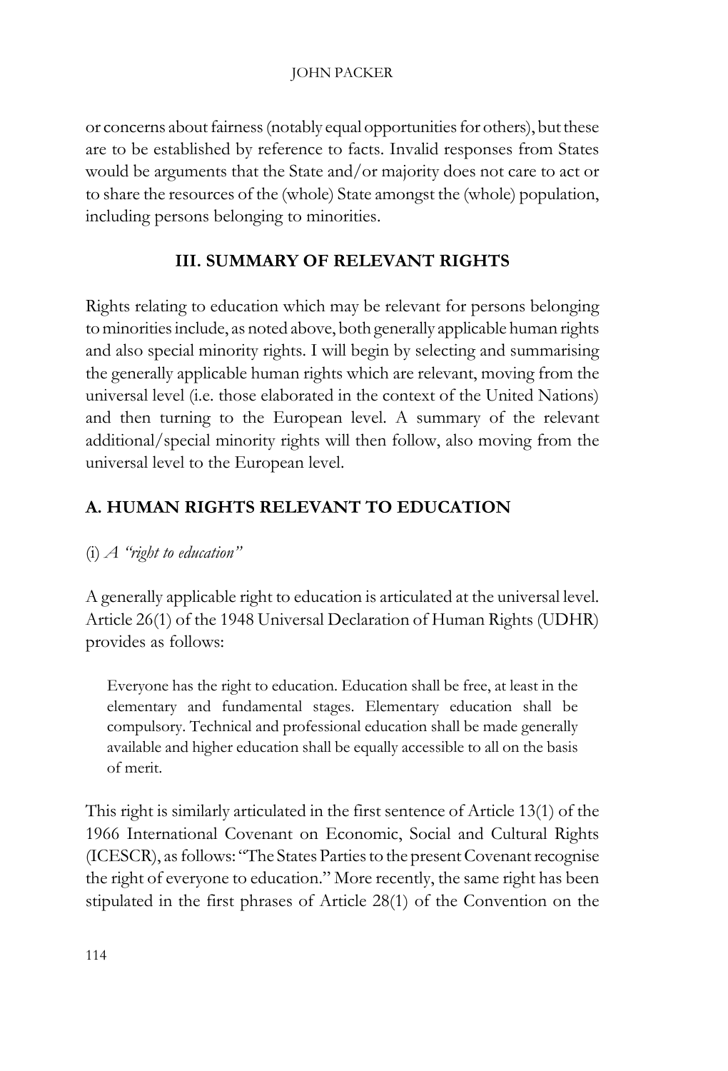or concerns about fairness (notably equal opportunities for others), but these are to be established by reference to facts. Invalid responses from States would be arguments that the State and/or majority does not care to act or to share the resources of the (whole) State amongst the (whole) population, including persons belonging to minorities.

## III. SUMMARY OF RELEVANT RIGHTS

Rights relating to education which may be relevant for persons belonging to minorities include, as noted above, both generally applicable human rights and also special minority rights. I will begin by selecting and summarising the generally applicable human rights which are relevant, moving from the universal level (i.e. those elaborated in the context of the United Nations) and then turning to the European level. A summary of the relevant additional/special minority rights will then follow, also moving from the universal level to the European level.

### A. HUMAN RIGHTS RELEVANT TO EDUCATION

(i) *A "right to education"*

A generally applicable right to education is articulated at the universal level. Article 26(1) of the 1948 Universal Declaration of Human Rights (UDHR) provides as follows:

> Everyone has the right to education. Education shall be free, at least in the elementary and fundamental stages. Elementary education shall be compulsory. Technical and professional education shall be made generally available and higher education shall be equally accessible to all on the basis of merit.

This right is similarly articulated in the first sentence of Article 13(1) of the 1966 International Covenant on Economic, Social and Cultural Rights (ICESCR), as follows: "The States Parties to the present Covenant recognise the right of everyone to education." More recently, the same right has been stipulated in the first phrases of Article 28(1) of the Convention on the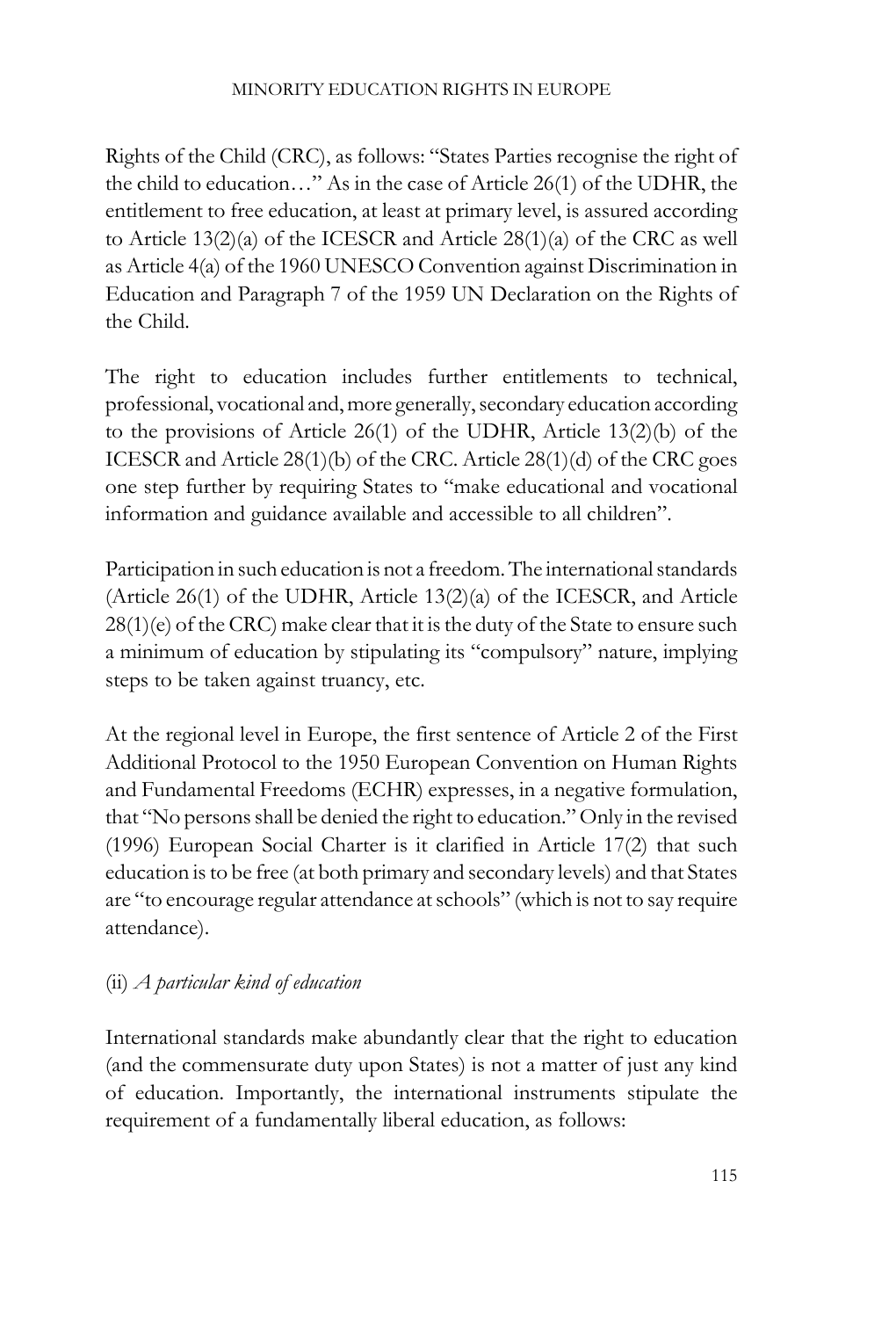Rights of the Child (CRC), as follows: "States Parties recognise the right of the child to education…" As in the case of Article 26(1) of the UDHR, the entitlement to free education, at least at primary level, is assured according to Article 13(2)(a) of the ICESCR and Article 28(1)(a) of the CRC as well as Article 4(a) of the 1960 UNESCO Convention against Discrimination in Education and Paragraph 7 of the 1959 UN Declaration on the Rights of the Child.

The right to education includes further entitlements to technical, professional, vocational and, more generally, secondary education according to the provisions of Article 26(1) of the UDHR, Article 13(2)(b) of the ICESCR and Article 28(1)(b) of the CRC. Article 28(1)(d) of the CRC goes one step further by requiring States to "make educational and vocational information and guidance available and accessible to all children".

Participation in such education is not a freedom. The international standards (Article 26(1) of the UDHR, Article 13(2)(a) of the ICESCR, and Article 28(1)(e) of the CRC) make clear that it is the duty of the State to ensure such a minimum of education by stipulating its "compulsory" nature, implying steps to be taken against truancy, etc.

At the regional level in Europe, the first sentence of Article 2 of the First Additional Protocol to the 1950 European Convention on Human Rights and Fundamental Freedoms (ECHR) expresses, in a negative formulation, that "No persons shall be denied the right to education." Only in the revised (1996) European Social Charter is it clarified in Article 17(2) that such education is to be free (at both primary and secondary levels) and that States are "to encourage regular attendance at schools" (which is not to say require attendance).

(ii) *A particular kind of education*

International standards make abundantly clear that the right to education (and the commensurate duty upon States) is not a matter of just any kind of education. Importantly, the international instruments stipulate the requirement of a fundamentally liberal education, as follows: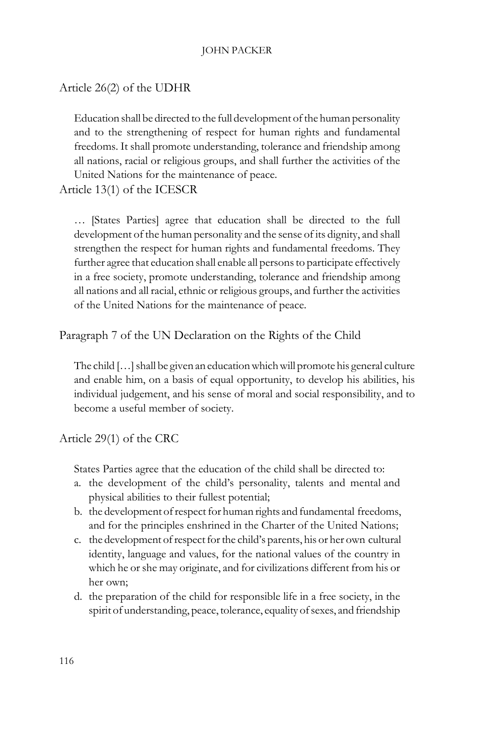Article 26(2) of the UDHR

> Education shall be directed to the full development of the human personality and to the strengthening of respect for human rights and fundamental freedoms. It shall promote understanding, tolerance and friendship among all nations, racial or religious groups, and shall further the activities of the United Nations for the maintenance of peace.

Article 13(1) of the ICESCR

> … [States Parties] agree that education shall be directed to the full development of the human personality and the sense of its dignity, and shall strengthen the respect for human rights and fundamental freedoms. They further agree that education shall enable all persons to participate effectively in a free society, promote understanding, tolerance and friendship among all nations and all racial, ethnic or religious groups, and further the activities of the United Nations for the maintenance of peace.

Paragraph 7 of the UN Declaration on the Rights of the Child

> The child […] shall be given an education which will promote his general culture and enable him, on a basis of equal opportunity, to develop his abilities, his individual judgement, and his sense of moral and social responsibility, and to become a useful member of society.

Article 29(1) of the CRC

> States Parties agree that the education of the child shall be directed to:
>
> a. the development of the child's personality, talents and mental and physical abilities to their fullest potential;
> b. the development of respect for human rights and fundamental freedoms, and for the principles enshrined in the Charter of the United Nations;
> c. the development of respect for the child's parents, his or her own cultural identity, language and values, for the national values of the country in which he or she may originate, and for civilizations different from his or her own;
> d. the preparation of the child for responsible life in a free society, in the spirit of understanding, peace, tolerance, equality of sexes, and friendship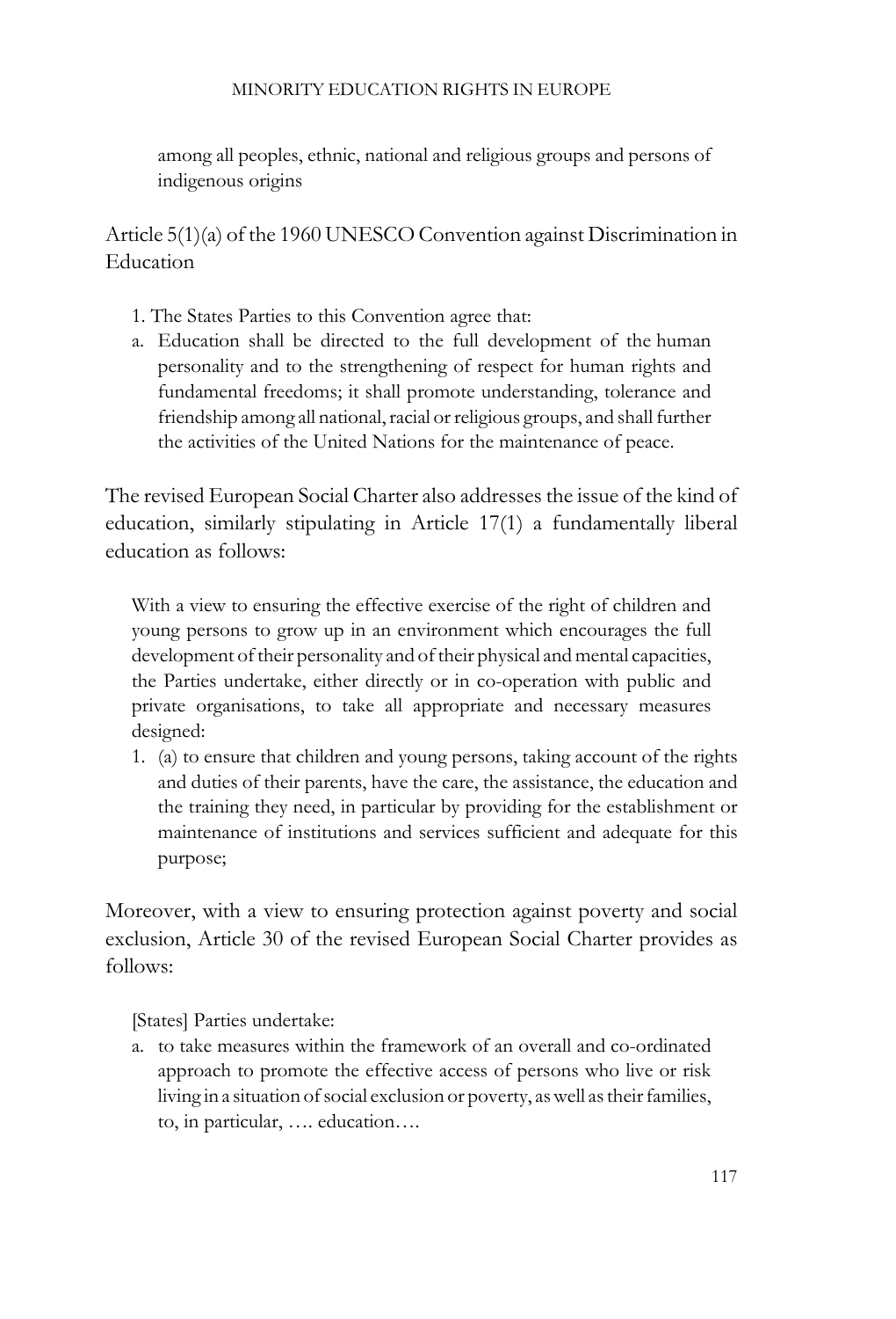> among all peoples, ethnic, national and religious groups and persons of indigenous origins

Article 5(1)(a) of the 1960 UNESCO Convention against Discrimination in Education

> 1. The States Parties to this Convention agree that:
>
> a. Education shall be directed to the full development of the human personality and to the strengthening of respect for human rights and fundamental freedoms; it shall promote understanding, tolerance and friendship among all national, racial or religious groups, and shall further the activities of the United Nations for the maintenance of peace.

The revised European Social Charter also addresses the issue of the kind of education, similarly stipulating in Article 17(1) a fundamentally liberal education as follows:

> With a view to ensuring the effective exercise of the right of children and young persons to grow up in an environment which encourages the full development of their personality and of their physical and mental capacities, the Parties undertake, either directly or in co-operation with public and private organisations, to take all appropriate and necessary measures designed:
>
> 1. (a) to ensure that children and young persons, taking account of the rights and duties of their parents, have the care, the assistance, the education and the training they need, in particular by providing for the establishment or maintenance of institutions and services sufficient and adequate for this purpose;

Moreover, with a view to ensuring protection against poverty and social exclusion, Article 30 of the revised European Social Charter provides as follows:

> [States] Parties undertake:
>
> a. to take measures within the framework of an overall and co-ordinated approach to promote the effective access of persons who live or risk living in a situation of social exclusion or poverty, as well as their families, to, in particular, …. education….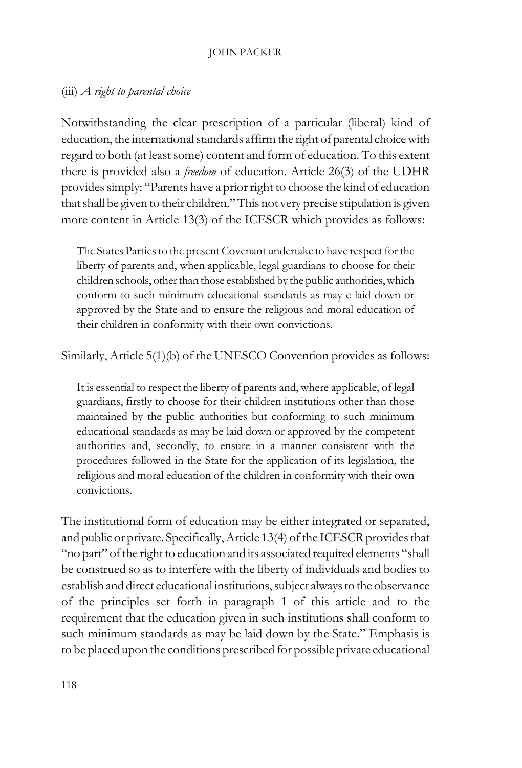(iii) *A right to parental choice*

Notwithstanding the clear prescription of a particular (liberal) kind of education, the international standards affirm the right of parental choice with regard to both (at least some) content and form of education. To this extent there is provided also a *freedom* of education. Article 26(3) of the UDHR provides simply: "Parents have a prior right to choose the kind of education that shall be given to their children." This not very precise stipulation is given more content in Article 13(3) of the ICESCR which provides as follows:

> The States Parties to the present Covenant undertake to have respect for the liberty of parents and, when applicable, legal guardians to choose for their children schools, other than those established by the public authorities, which conform to such minimum educational standards as may e laid down or approved by the State and to ensure the religious and moral education of their children in conformity with their own convictions.

Similarly, Article 5(1)(b) of the UNESCO Convention provides as follows:

> It is essential to respect the liberty of parents and, where applicable, of legal guardians, firstly to choose for their children institutions other than those maintained by the public authorities but conforming to such minimum educational standards as may be laid down or approved by the competent authorities and, secondly, to ensure in a manner consistent with the procedures followed in the State for the application of its legislation, the religious and moral education of the children in conformity with their own convictions.

The institutional form of education may be either integrated or separated, and public or private. Specifically, Article 13(4) of the ICESCR provides that "no part" of the right to education and its associated required elements "shall be construed so as to interfere with the liberty of individuals and bodies to establish and direct educational institutions, subject always to the observance of the principles set forth in paragraph 1 of this article and to the requirement that the education given in such institutions shall conform to such minimum standards as may be laid down by the State." Emphasis is to be placed upon the conditions prescribed for possible private educational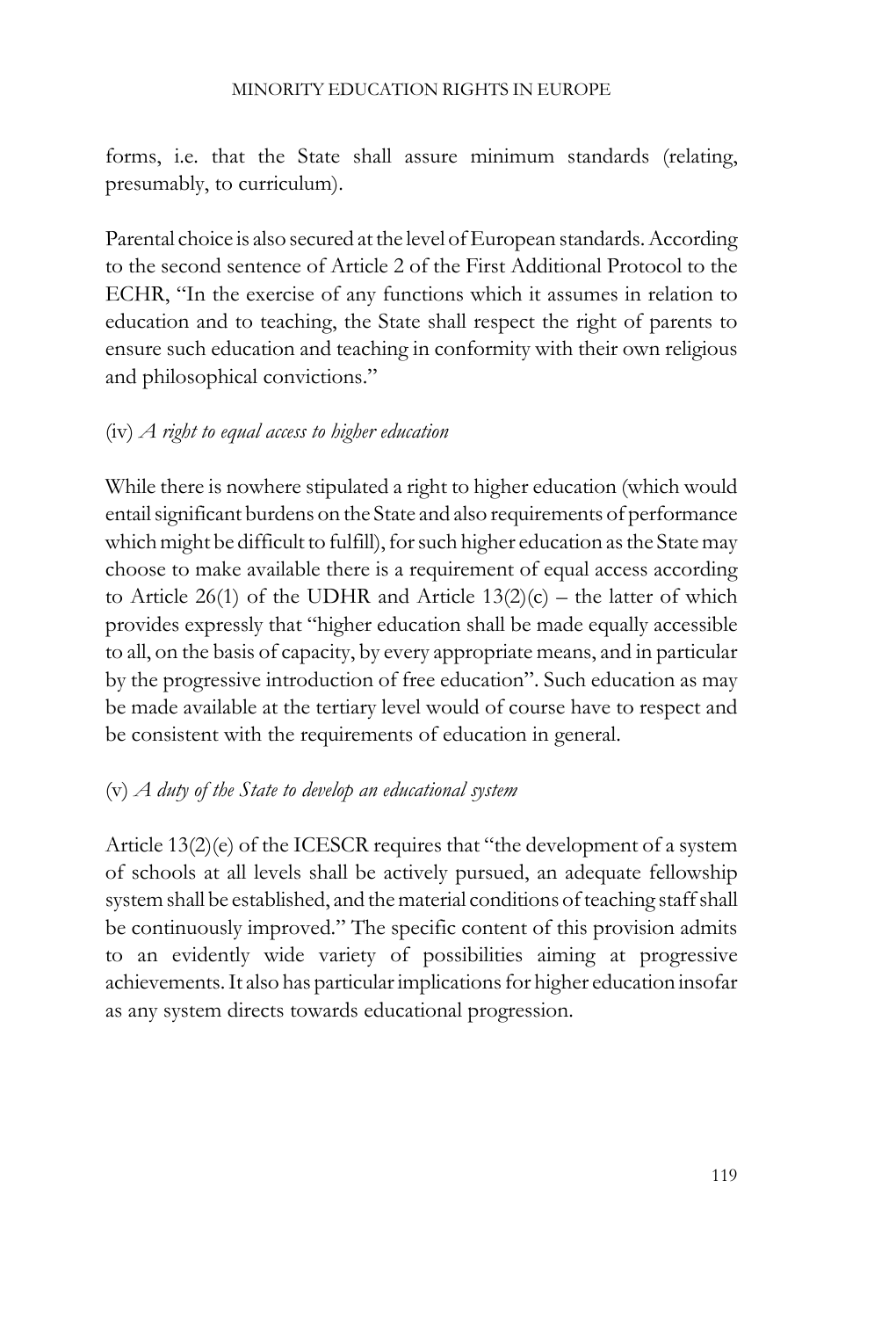forms, i.e. that the State shall assure minimum standards (relating, presumably, to curriculum).

Parental choice is also secured at the level of European standards. According to the second sentence of Article 2 of the First Additional Protocol to the ECHR, "In the exercise of any functions which it assumes in relation to education and to teaching, the State shall respect the right of parents to ensure such education and teaching in conformity with their own religious and philosophical convictions."

(iv) *A right to equal access to higher education*

While there is nowhere stipulated a right to higher education (which would entail significant burdens on the State and also requirements of performance which might be difficult to fulfill), for such higher education as the State may choose to make available there is a requirement of equal access according to Article 26(1) of the UDHR and Article 13(2)(c) – the latter of which provides expressly that "higher education shall be made equally accessible to all, on the basis of capacity, by every appropriate means, and in particular by the progressive introduction of free education". Such education as may be made available at the tertiary level would of course have to respect and be consistent with the requirements of education in general.

(v) *A duty of the State to develop an educational system*

Article 13(2)(e) of the ICESCR requires that "the development of a system of schools at all levels shall be actively pursued, an adequate fellowship system shall be established, and the material conditions of teaching staff shall be continuously improved." The specific content of this provision admits to an evidently wide variety of possibilities aiming at progressive achievements. It also has particular implications for higher education insofar as any system directs towards educational progression.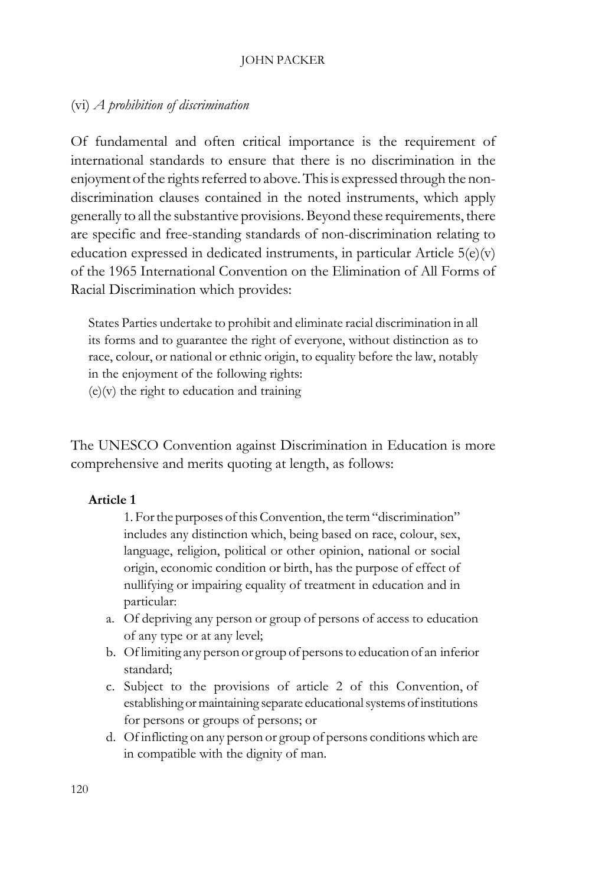(vi) *A prohibition of discrimination*

Of fundamental and often critical importance is the requirement of international standards to ensure that there is no discrimination in the enjoyment of the rights referred to above. This is expressed through the non-discrimination clauses contained in the noted instruments, which apply generally to all the substantive provisions. Beyond these requirements, there are specific and free-standing standards of non-discrimination relating to education expressed in dedicated instruments, in particular Article 5(e)(v) of the 1965 International Convention on the Elimination of All Forms of Racial Discrimination which provides:

> States Parties undertake to prohibit and eliminate racial discrimination in all its forms and to guarantee the right of everyone, without distinction as to race, colour, or national or ethnic origin, to equality before the law, notably in the enjoyment of the following rights:
> (e)(v) the right to education and training

The UNESCO Convention against Discrimination in Education is more comprehensive and merits quoting at length, as follows:

> **Article 1**
>
> 1. For the purposes of this Convention, the term "discrimination" includes any distinction which, being based on race, colour, sex, language, religion, political or other opinion, national or social origin, economic condition or birth, has the purpose of effect of nullifying or impairing equality of treatment in education and in particular:
>
> a. Of depriving any person or group of persons of access to education of any type or at any level;
> b. Of limiting any person or group of persons to education of an inferior standard;
> c. Subject to the provisions of article 2 of this Convention, of establishing or maintaining separate educational systems of institutions for persons or groups of persons; or
> d. Of inflicting on any person or group of persons conditions which are in compatible with the dignity of man.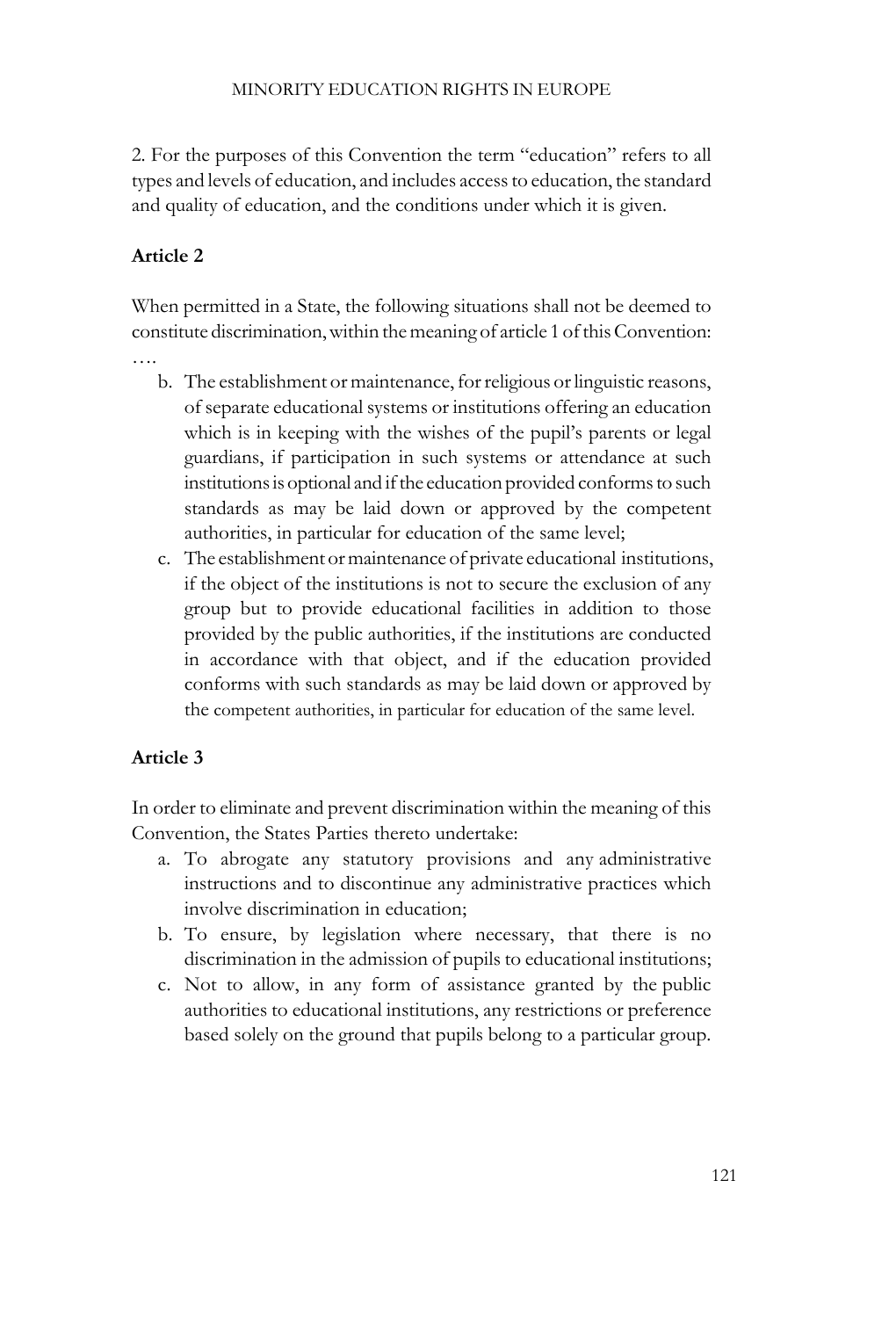2. For the purposes of this Convention the term "education" refers to all types and levels of education, and includes access to education, the standard and quality of education, and the conditions under which it is given.

**Article 2**

When permitted in a State, the following situations shall not be deemed to constitute discrimination, within the meaning of article 1 of this Convention:

….

b. The establishment or maintenance, for religious or linguistic reasons, of separate educational systems or institutions offering an education which is in keeping with the wishes of the pupil's parents or legal guardians, if participation in such systems or attendance at such institutions is optional and if the education provided conforms to such standards as may be laid down or approved by the competent authorities, in particular for education of the same level;
c. The establishment or maintenance of private educational institutions, if the object of the institutions is not to secure the exclusion of any group but to provide educational facilities in addition to those provided by the public authorities, if the institutions are conducted in accordance with that object, and if the education provided conforms with such standards as may be laid down or approved by the competent authorities, in particular for education of the same level.

**Article 3**

In order to eliminate and prevent discrimination within the meaning of this Convention, the States Parties thereto undertake:

a. To abrogate any statutory provisions and any administrative instructions and to discontinue any administrative practices which involve discrimination in education;
b. To ensure, by legislation where necessary, that there is no discrimination in the admission of pupils to educational institutions;
c. Not to allow, in any form of assistance granted by the public authorities to educational institutions, any restrictions or preference based solely on the ground that pupils belong to a particular group.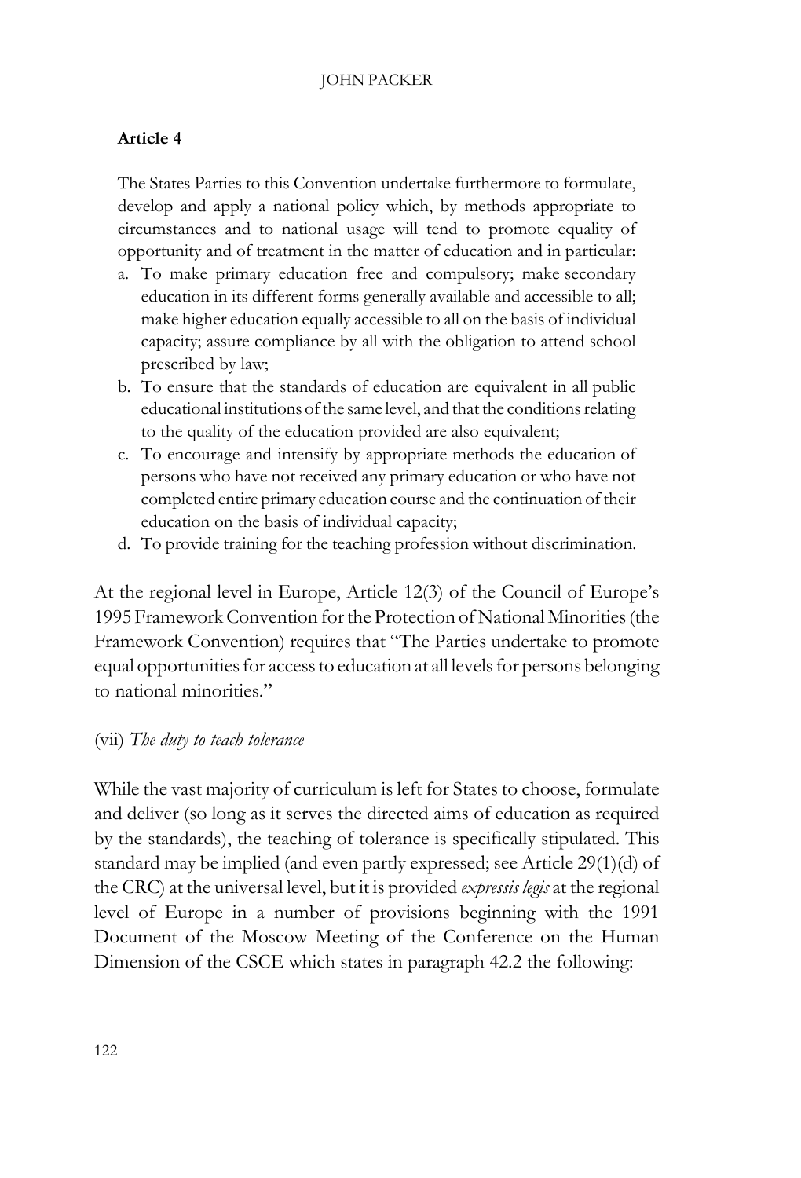**Article 4**

> The States Parties to this Convention undertake furthermore to formulate, develop and apply a national policy which, by methods appropriate to circumstances and to national usage will tend to promote equality of opportunity and of treatment in the matter of education and in particular:
>
> a. To make primary education free and compulsory; make secondary education in its different forms generally available and accessible to all; make higher education equally accessible to all on the basis of individual capacity; assure compliance by all with the obligation to attend school prescribed by law;
> b. To ensure that the standards of education are equivalent in all public educational institutions of the same level, and that the conditions relating to the quality of the education provided are also equivalent;
> c. To encourage and intensify by appropriate methods the education of persons who have not received any primary education or who have not completed entire primary education course and the continuation of their education on the basis of individual capacity;
> d. To provide training for the teaching profession without discrimination.

At the regional level in Europe, Article 12(3) of the Council of Europe's 1995 Framework Convention for the Protection of National Minorities (the Framework Convention) requires that "The Parties undertake to promote equal opportunities for access to education at all levels for persons belonging to national minorities."

(vii) *The duty to teach tolerance*

While the vast majority of curriculum is left for States to choose, formulate and deliver (so long as it serves the directed aims of education as required by the standards), the teaching of tolerance is specifically stipulated. This standard may be implied (and even partly expressed; see Article 29(1)(d) of the CRC) at the universal level, but it is provided *expressis legis* at the regional level of Europe in a number of provisions beginning with the 1991 Document of the Moscow Meeting of the Conference on the Human Dimension of the CSCE which states in paragraph 42.2 the following: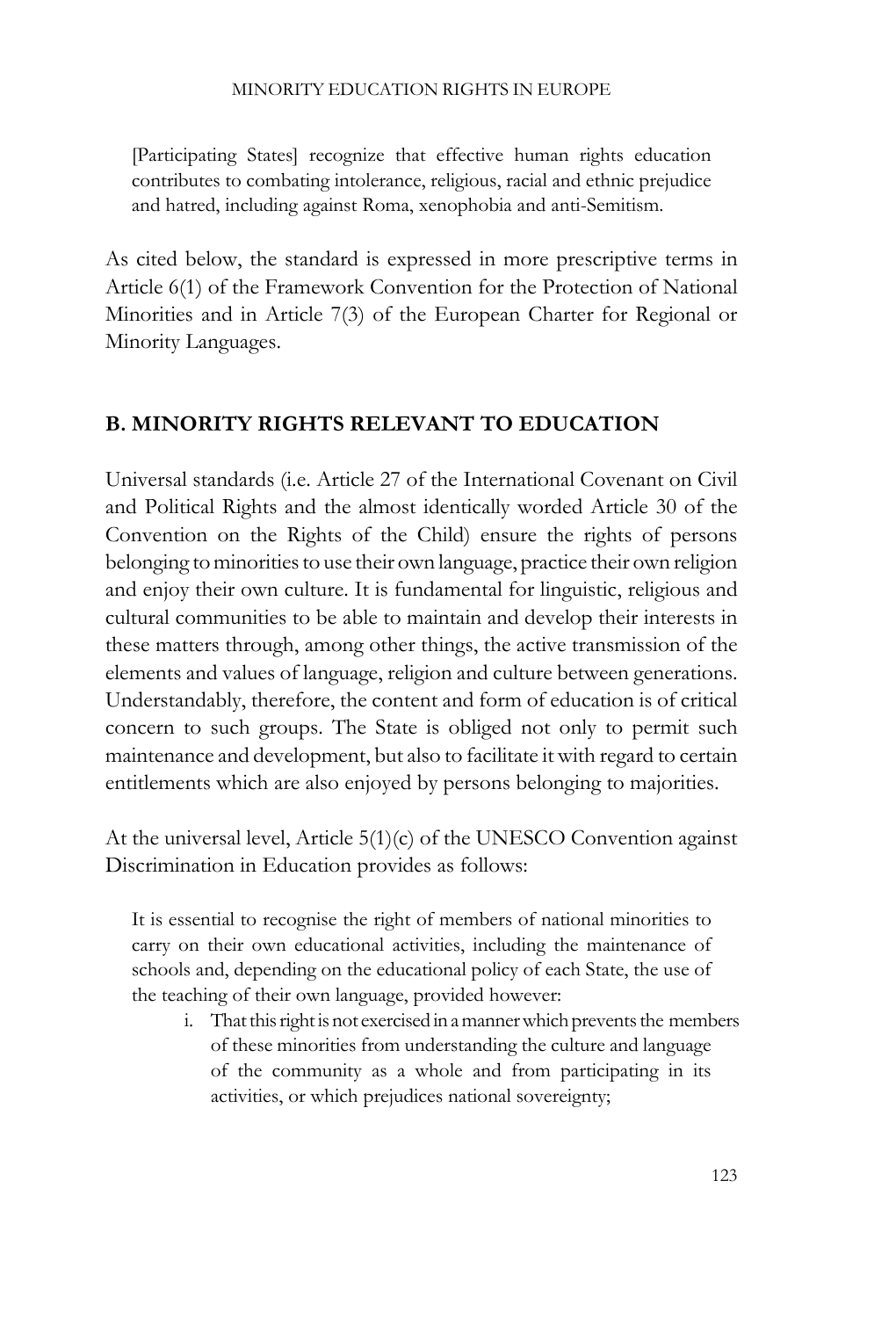> [Participating States] recognize that effective human rights education contributes to combating intolerance, religious, racial and ethnic prejudice and hatred, including against Roma, xenophobia and anti-Semitism.

As cited below, the standard is expressed in more prescriptive terms in Article 6(1) of the Framework Convention for the Protection of National Minorities and in Article 7(3) of the European Charter for Regional or Minority Languages.

## B. MINORITY RIGHTS RELEVANT TO EDUCATION

Universal standards (i.e. Article 27 of the International Covenant on Civil and Political Rights and the almost identically worded Article 30 of the Convention on the Rights of the Child) ensure the rights of persons belonging to minorities to use their own language, practice their own religion and enjoy their own culture. It is fundamental for linguistic, religious and cultural communities to be able to maintain and develop their interests in these matters through, among other things, the active transmission of the elements and values of language, religion and culture between generations. Understandably, therefore, the content and form of education is of critical concern to such groups. The State is obliged not only to permit such maintenance and development, but also to facilitate it with regard to certain entitlements which are also enjoyed by persons belonging to majorities.

At the universal level, Article 5(1)(c) of the UNESCO Convention against Discrimination in Education provides as follows:

> It is essential to recognise the right of members of national minorities to carry on their own educational activities, including the maintenance of schools and, depending on the educational policy of each State, the use of the teaching of their own language, provided however:
>
> i. That this right is not exercised in a manner which prevents the members of these minorities from understanding the culture and language of the community as a whole and from participating in its activities, or which prejudices national sovereignty;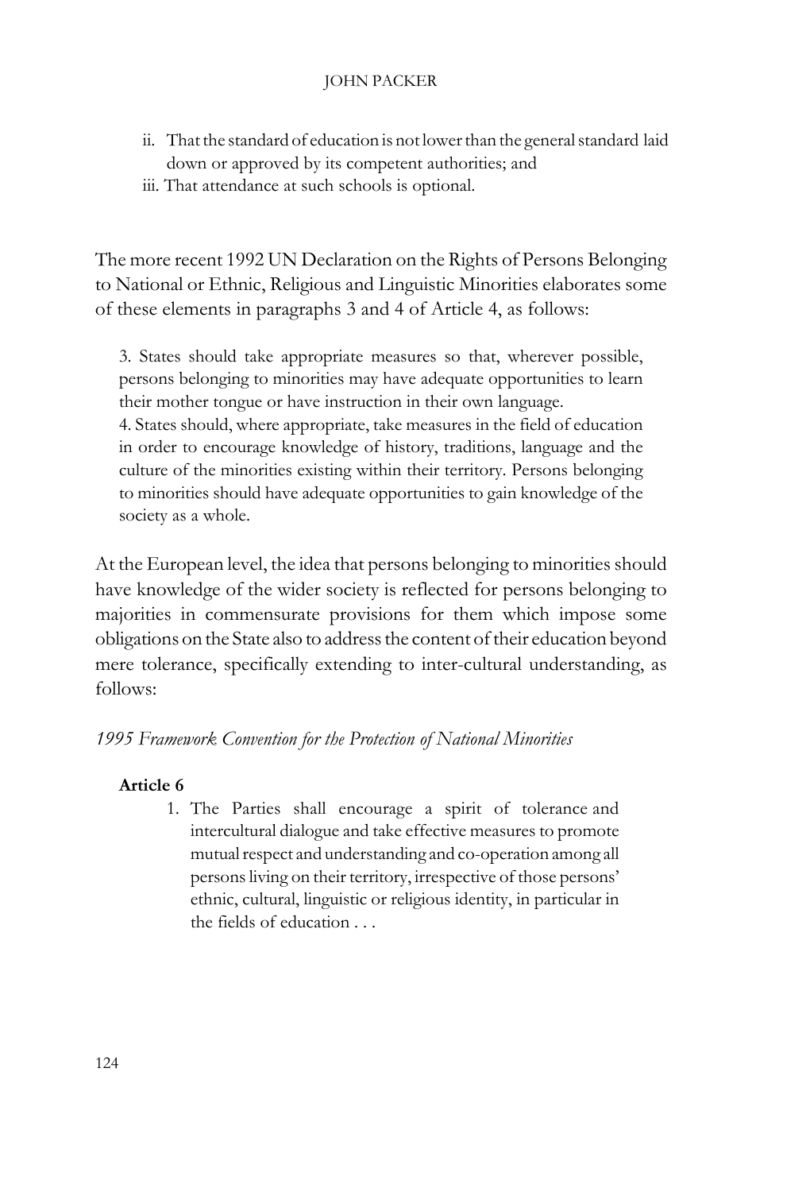ii. That the standard of education is not lower than the general standard laid down or approved by its competent authorities; and
iii. That attendance at such schools is optional.

The more recent 1992 UN Declaration on the Rights of Persons Belonging to National or Ethnic, Religious and Linguistic Minorities elaborates some of these elements in paragraphs 3 and 4 of Article 4, as follows:

> 3. States should take appropriate measures so that, wherever possible, persons belonging to minorities may have adequate opportunities to learn their mother tongue or have instruction in their own language.
> 4. States should, where appropriate, take measures in the field of education in order to encourage knowledge of history, traditions, language and the culture of the minorities existing within their territory. Persons belonging to minorities should have adequate opportunities to gain knowledge of the society as a whole.

At the European level, the idea that persons belonging to minorities should have knowledge of the wider society is reflected for persons belonging to majorities in commensurate provisions for them which impose some obligations on the State also to address the content of their education beyond mere tolerance, specifically extending to inter-cultural understanding, as follows:

*1995 Framework Convention for the Protection of National Minorities*

**Article 6**

1. The Parties shall encourage a spirit of tolerance and intercultural dialogue and take effective measures to promote mutual respect and understanding and co-operation among all persons living on their territory, irrespective of those persons' ethnic, cultural, linguistic or religious identity, in particular in the fields of education . . .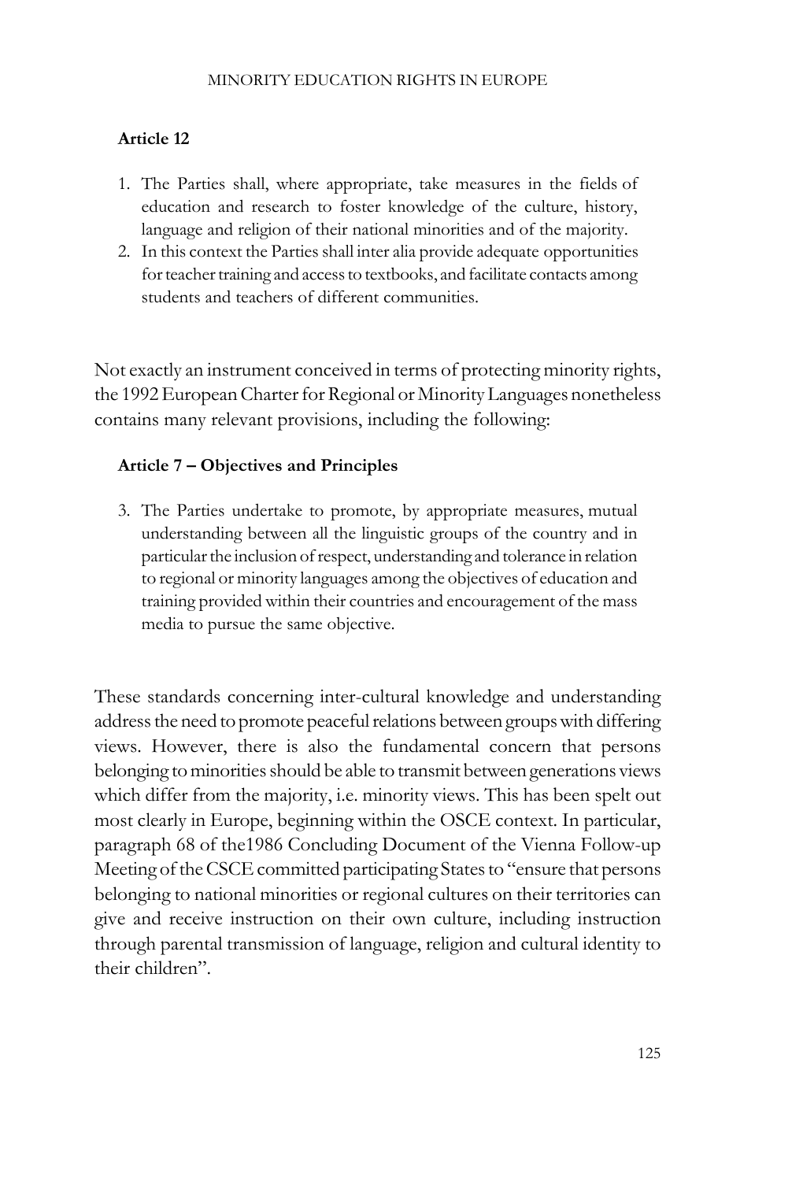**Article 12**

1. The Parties shall, where appropriate, take measures in the fields of education and research to foster knowledge of the culture, history, language and religion of their national minorities and of the majority.
2. In this context the Parties shall inter alia provide adequate opportunities for teacher training and access to textbooks, and facilitate contacts among students and teachers of different communities.

Not exactly an instrument conceived in terms of protecting minority rights, the 1992 European Charter for Regional or Minority Languages nonetheless contains many relevant provisions, including the following:

**Article 7 – Objectives and Principles**

3. The Parties undertake to promote, by appropriate measures, mutual understanding between all the linguistic groups of the country and in particular the inclusion of respect, understanding and tolerance in relation to regional or minority languages among the objectives of education and training provided within their countries and encouragement of the mass media to pursue the same objective.

These standards concerning inter-cultural knowledge and understanding address the need to promote peaceful relations between groups with differing views. However, there is also the fundamental concern that persons belonging to minorities should be able to transmit between generations views which differ from the majority, i.e. minority views. This has been spelt out most clearly in Europe, beginning within the OSCE context. In particular, paragraph 68 of the1986 Concluding Document of the Vienna Follow-up Meeting of the CSCE committed participating States to "ensure that persons belonging to national minorities or regional cultures on their territories can give and receive instruction on their own culture, including instruction through parental transmission of language, religion and cultural identity to their children".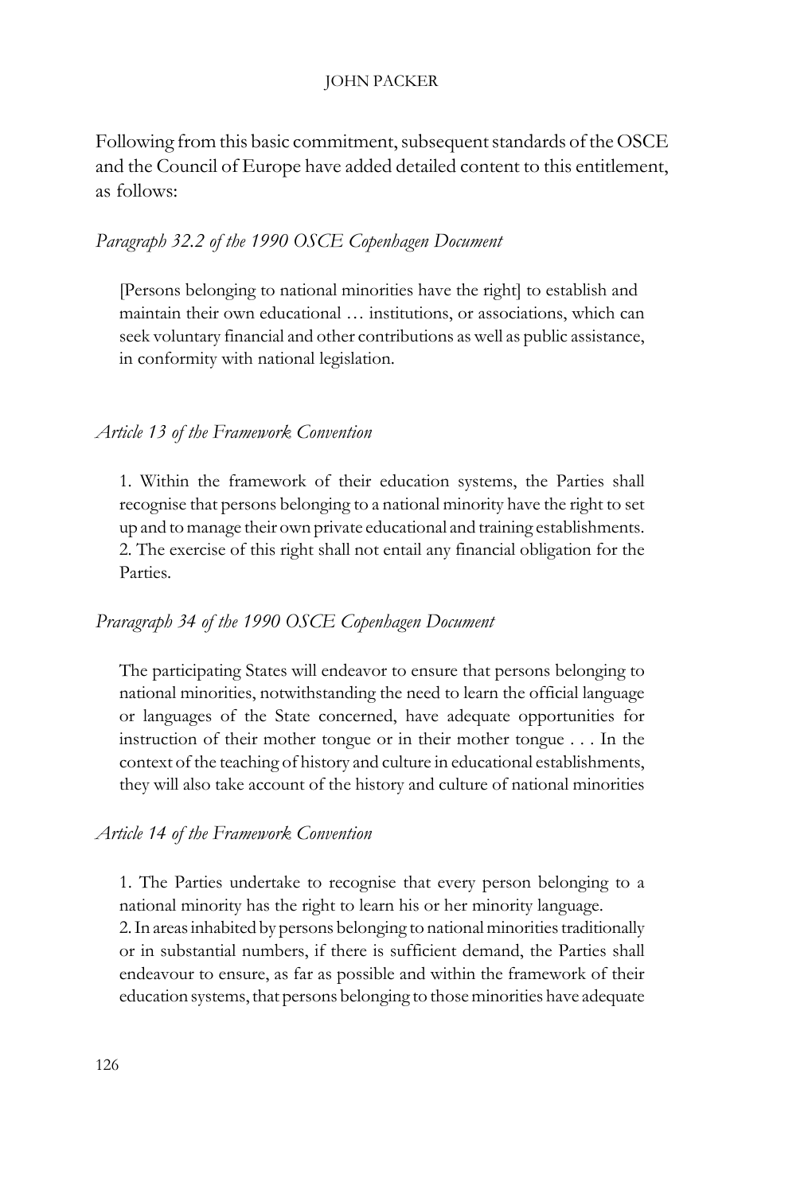Following from this basic commitment, subsequent standards of the OSCE and the Council of Europe have added detailed content to this entitlement, as follows:

*Paragraph 32.2 of the 1990 OSCE Copenhagen Document*

> [Persons belonging to national minorities have the right] to establish and maintain their own educational … institutions, or associations, which can seek voluntary financial and other contributions as well as public assistance, in conformity with national legislation.

*Article 13 of the Framework Convention*

> 1. Within the framework of their education systems, the Parties shall recognise that persons belonging to a national minority have the right to set up and to manage their own private educational and training establishments.
> 2. The exercise of this right shall not entail any financial obligation for the Parties.

*Praragraph 34 of the 1990 OSCE Copenhagen Document*

> The participating States will endeavor to ensure that persons belonging to national minorities, notwithstanding the need to learn the official language or languages of the State concerned, have adequate opportunities for instruction of their mother tongue or in their mother tongue . . . In the context of the teaching of history and culture in educational establishments, they will also take account of the history and culture of national minorities

*Article 14 of the Framework Convention*

> 1. The Parties undertake to recognise that every person belonging to a national minority has the right to learn his or her minority language.
> 2. In areas inhabited by persons belonging to national minorities traditionally or in substantial numbers, if there is sufficient demand, the Parties shall endeavour to ensure, as far as possible and within the framework of their education systems, that persons belonging to those minorities have adequate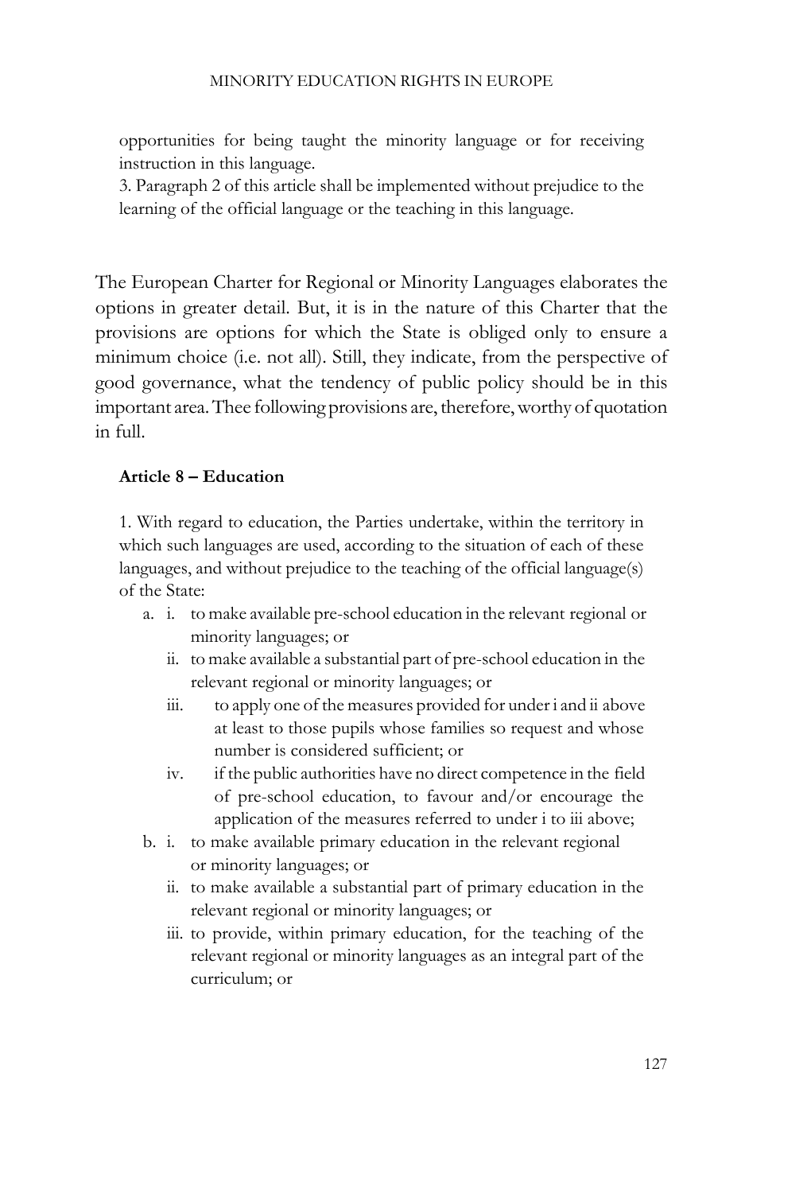opportunities for being taught the minority language or for receiving instruction in this language.
3. Paragraph 2 of this article shall be implemented without prejudice to the learning of the official language or the teaching in this language.

The European Charter for Regional or Minority Languages elaborates the options in greater detail. But, it is in the nature of this Charter that the provisions are options for which the State is obliged only to ensure a minimum choice (i.e. not all). Still, they indicate, from the perspective of good governance, what the tendency of public policy should be in this important area. Thee following provisions are, therefore, worthy of quotation in full.

**Article 8 – Education**

1. With regard to education, the Parties undertake, within the territory in which such languages are used, according to the situation of each of these languages, and without prejudice to the teaching of the official language(s) of the State:

a. i. to make available pre-school education in the relevant regional or minority languages; or
   ii. to make available a substantial part of pre-school education in the relevant regional or minority languages; or
   iii. to apply one of the measures provided for under i and ii above at least to those pupils whose families so request and whose number is considered sufficient; or
   iv. if the public authorities have no direct competence in the field of pre-school education, to favour and/or encourage the application of the measures referred to under i to iii above;

b. i. to make available primary education in the relevant regional or minority languages; or
   ii. to make available a substantial part of primary education in the relevant regional or minority languages; or
   iii. to provide, within primary education, for the teaching of the relevant regional or minority languages as an integral part of the curriculum; or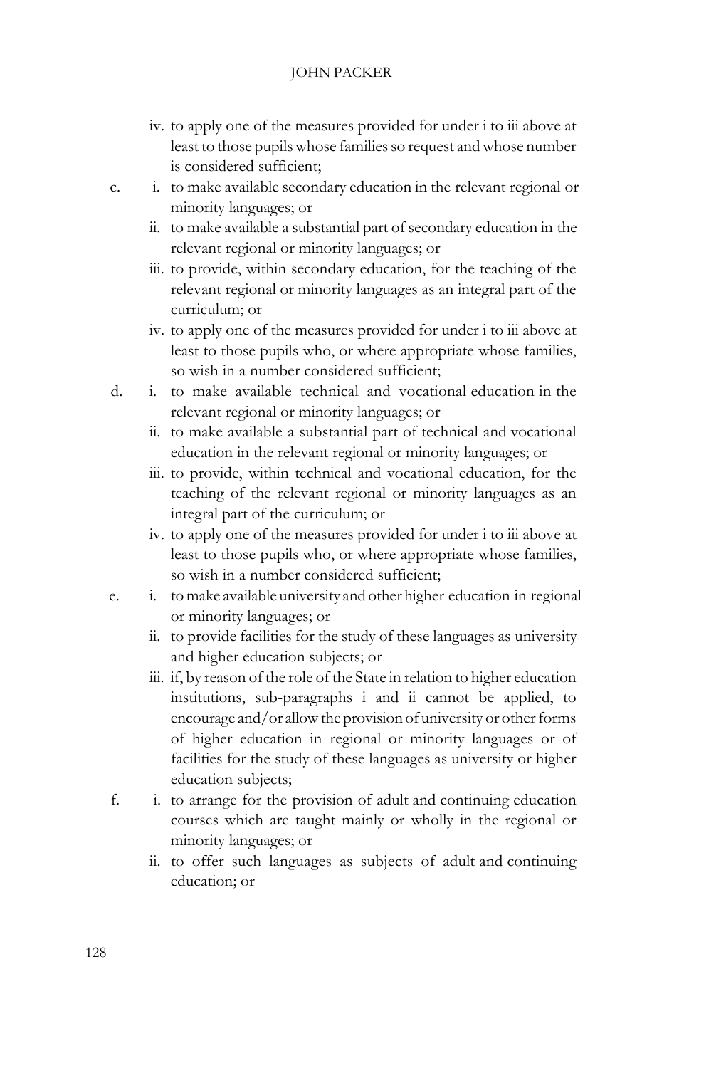- iv. to apply one of the measures provided for under i to iii above at least to those pupils whose families so request and whose number is considered sufficient;

c.
- i. to make available secondary education in the relevant regional or minority languages; or
- ii. to make available a substantial part of secondary education in the relevant regional or minority languages; or
- iii. to provide, within secondary education, for the teaching of the relevant regional or minority languages as an integral part of the curriculum; or
- iv. to apply one of the measures provided for under i to iii above at least to those pupils who, or where appropriate whose families, so wish in a number considered sufficient;

d.
- i. to make available technical and vocational education in the relevant regional or minority languages; or
- ii. to make available a substantial part of technical and vocational education in the relevant regional or minority languages; or
- iii. to provide, within technical and vocational education, for the teaching of the relevant regional or minority languages as an integral part of the curriculum; or
- iv. to apply one of the measures provided for under i to iii above at least to those pupils who, or where appropriate whose families, so wish in a number considered sufficient;

e.
- i. to make available university and other higher education in regional or minority languages; or
- ii. to provide facilities for the study of these languages as university and higher education subjects; or
- iii. if, by reason of the role of the State in relation to higher education institutions, sub-paragraphs i and ii cannot be applied, to encourage and/or allow the provision of university or other forms of higher education in regional or minority languages or of facilities for the study of these languages as university or higher education subjects;

f.
- i. to arrange for the provision of adult and continuing education courses which are taught mainly or wholly in the regional or minority languages; or
- ii. to offer such languages as subjects of adult and continuing education; or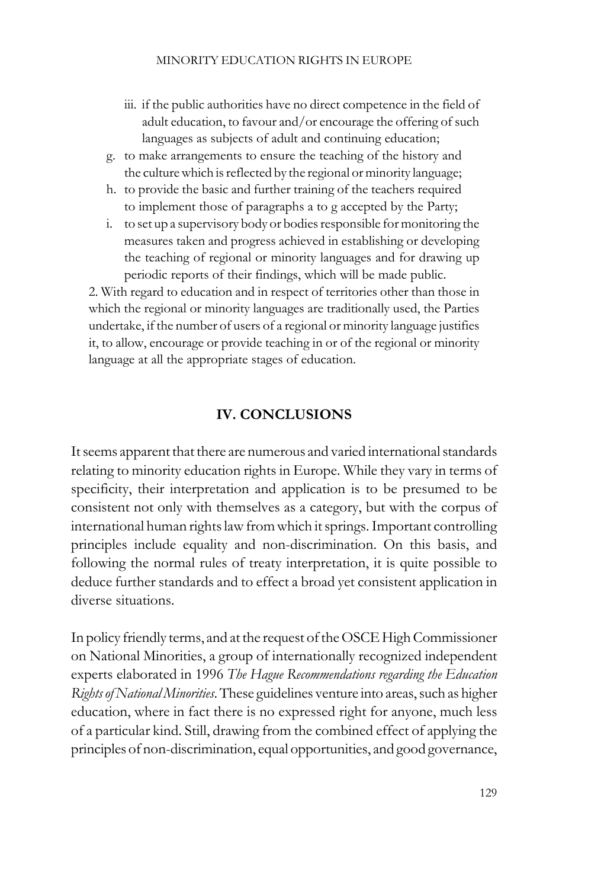iii. if the public authorities have no direct competence in the field of adult education, to favour and/or encourage the offering of such languages as subjects of adult and continuing education;

g. to make arrangements to ensure the teaching of the history and the culture which is reflected by the regional or minority language;

h. to provide the basic and further training of the teachers required to implement those of paragraphs a to g accepted by the Party;

i. to set up a supervisory body or bodies responsible for monitoring the measures taken and progress achieved in establishing or developing the teaching of regional or minority languages and for drawing up periodic reports of their findings, which will be made public.

2. With regard to education and in respect of territories other than those in which the regional or minority languages are traditionally used, the Parties undertake, if the number of users of a regional or minority language justifies it, to allow, encourage or provide teaching in or of the regional or minority language at all the appropriate stages of education.

## IV. CONCLUSIONS

It seems apparent that there are numerous and varied international standards relating to minority education rights in Europe. While they vary in terms of specificity, their interpretation and application is to be presumed to be consistent not only with themselves as a category, but with the corpus of international human rights law from which it springs. Important controlling principles include equality and non-discrimination. On this basis, and following the normal rules of treaty interpretation, it is quite possible to deduce further standards and to effect a broad yet consistent application in diverse situations.

In policy friendly terms, and at the request of the OSCE High Commissioner on National Minorities, a group of internationally recognized independent experts elaborated in 1996 *The Hague Recommendations regarding the Education Rights of National Minorities*. These guidelines venture into areas, such as higher education, where in fact there is no expressed right for anyone, much less of a particular kind. Still, drawing from the combined effect of applying the principles of non-discrimination, equal opportunities, and good governance,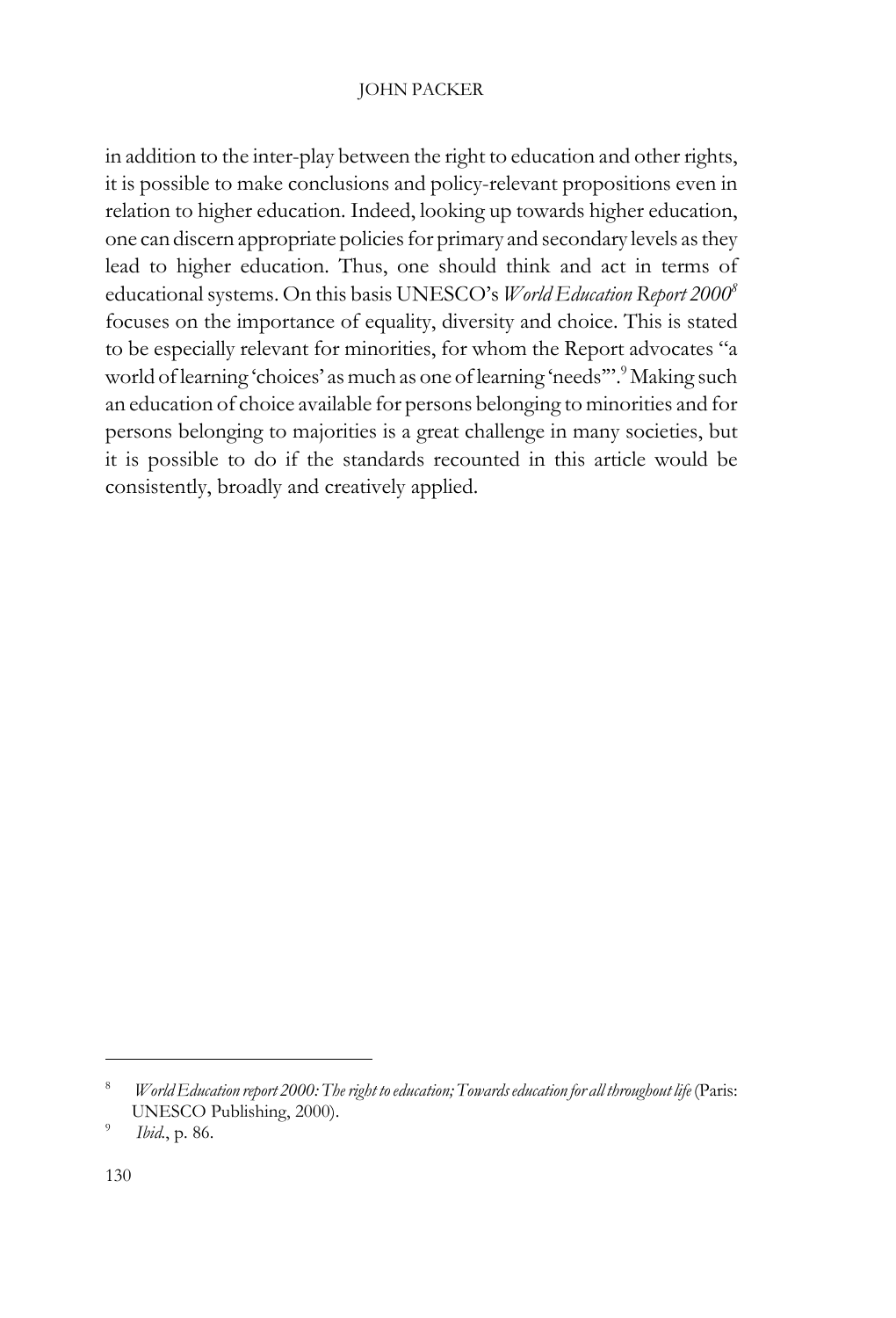in addition to the inter-play between the right to education and other rights, it is possible to make conclusions and policy-relevant propositions even in relation to higher education. Indeed, looking up towards higher education, one can discern appropriate policies for primary and secondary levels as they lead to higher education. Thus, one should think and act in terms of educational systems. On this basis UNESCO's *World Education Report 2000*[8] focuses on the importance of equality, diversity and choice. This is stated to be especially relevant for minorities, for whom the Report advocates "a world of learning 'choices' as much as one of learning 'needs'".[9] Making such an education of choice available for persons belonging to minorities and for persons belonging to majorities is a great challenge in many societies, but it is possible to do if the standards recounted in this article would be consistently, broadly and creatively applied.

---

[8] *World Education report 2000: The right to education; Towards education for all throughout life* (Paris: UNESCO Publishing, 2000).

[9] *Ibid.*, p. 86.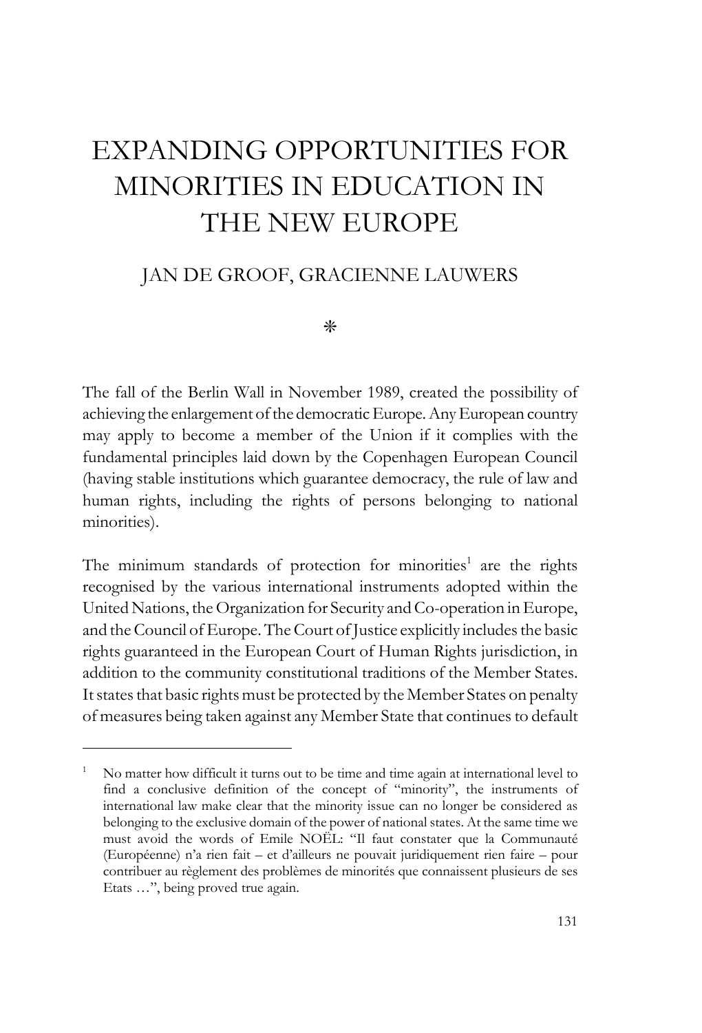# EXPANDING OPPORTUNITIES FOR MINORITIES IN EDUCATION IN THE NEW EUROPE

## JAN DE GROOF, GRACIENNE LAUWERS

❋

The fall of the Berlin Wall in November 1989, created the possibility of achieving the enlargement of the democratic Europe. Any European country may apply to become a member of the Union if it complies with the fundamental principles laid down by the Copenhagen European Council (having stable institutions which guarantee democracy, the rule of law and human rights, including the rights of persons belonging to national minorities).

The minimum standards of protection for minorities[1] are the rights recognised by the various international instruments adopted within the United Nations, the Organization for Security and Co-operation in Europe, and the Council of Europe. The Court of Justice explicitly includes the basic rights guaranteed in the European Court of Human Rights jurisdiction, in addition to the community constitutional traditions of the Member States. It states that basic rights must be protected by the Member States on penalty of measures being taken against any Member State that continues to default

---

[1] No matter how difficult it turns out to be time and time again at international level to find a conclusive definition of the concept of "minority", the instruments of international law make clear that the minority issue can no longer be considered as belonging to the exclusive domain of the power of national states. At the same time we must avoid the words of Emile NOËL: "Il faut constater que la Communauté (Européenne) n'a rien fait – et d'ailleurs ne pouvait juridiquement rien faire – pour contribuer au règlement des problèmes de minorités que connaissent plusieurs de ses Etats …", being proved true again.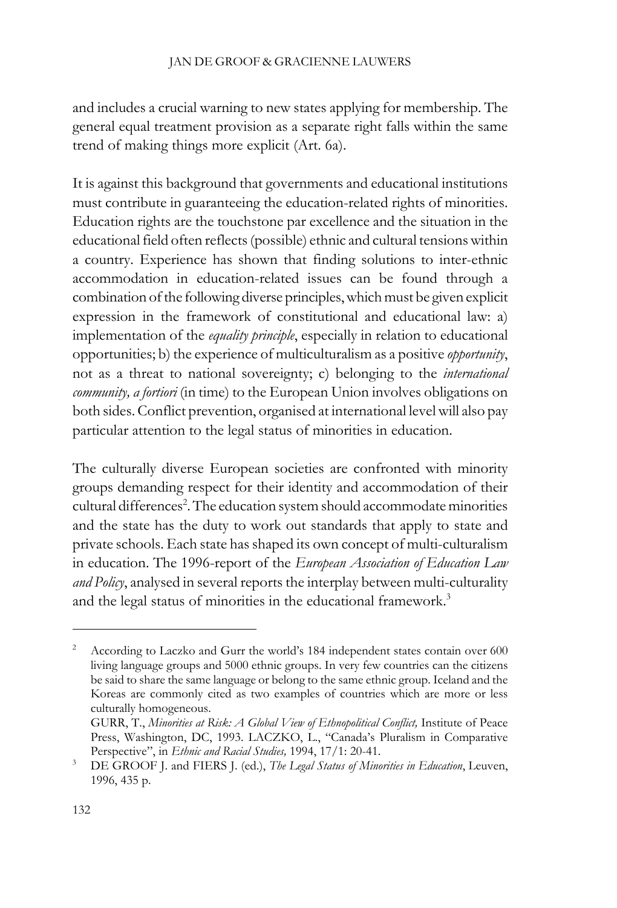and includes a crucial warning to new states applying for membership. The general equal treatment provision as a separate right falls within the same trend of making things more explicit (Art. 6a).

It is against this background that governments and educational institutions must contribute in guaranteeing the education-related rights of minorities. Education rights are the touchstone par excellence and the situation in the educational field often reflects (possible) ethnic and cultural tensions within a country. Experience has shown that finding solutions to inter-ethnic accommodation in education-related issues can be found through a combination of the following diverse principles, which must be given explicit expression in the framework of constitutional and educational law: a) implementation of the *equality principle*, especially in relation to educational opportunities; b) the experience of multiculturalism as a positive *opportunity*, not as a threat to national sovereignty; c) belonging to the *international community, a fortiori* (in time) to the European Union involves obligations on both sides. Conflict prevention, organised at international level will also pay particular attention to the legal status of minorities in education.

The culturally diverse European societies are confronted with minority groups demanding respect for their identity and accommodation of their cultural differences[2]. The education system should accommodate minorities and the state has the duty to work out standards that apply to state and private schools. Each state has shaped its own concept of multi-culturalism in education. The 1996-report of the *European Association of Education Law and Policy*, analysed in several reports the interplay between multi-culturality and the legal status of minorities in the educational framework.[3]

---

[2] According to Laczko and Gurr the world's 184 independent states contain over 600 living language groups and 5000 ethnic groups. In very few countries can the citizens be said to share the same language or belong to the same ethnic group. Iceland and the Koreas are commonly cited as two examples of countries which are more or less culturally homogeneous.
GURR, T., *Minorities at Risk: A Global View of Ethnopolitical Conflict,* Institute of Peace Press, Washington, DC, 1993. LACZKO, L., "Canada's Pluralism in Comparative Perspective", in *Ethnic and Racial Studies,* 1994, 17/1: 20-41.

[3] DE GROOF J. and FIERS J. (ed.), *The Legal Status of Minorities in Education*, Leuven, 1996, 435 p.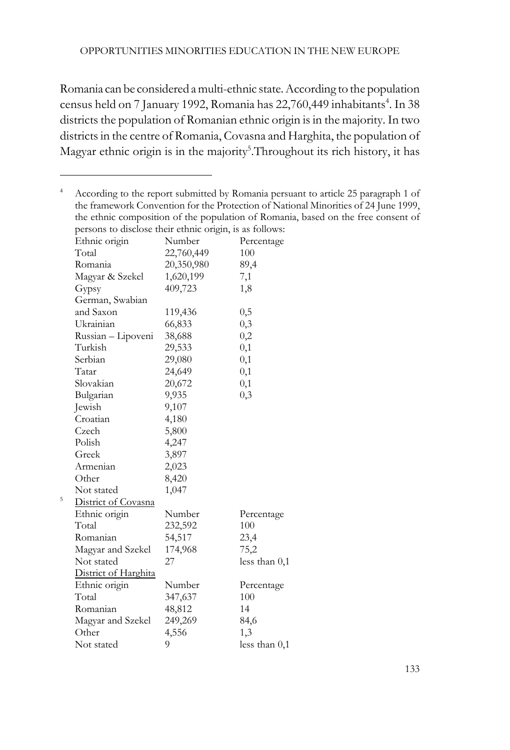Romania can be considered a multi-ethnic state. According to the population census held on 7 January 1992, Romania has 22,760,449 inhabitants[4]. In 38 districts the population of Romanian ethnic origin is in the majority. In two districts in the centre of Romania, Covasna and Harghita, the population of Magyar ethnic origin is in the majority[5].Throughout its rich history, it has

---

[4] According to the report submitted by Romania persuant to article 25 paragraph 1 of the framework Convention for the Protection of National Minorities of 24 June 1999, the ethnic composition of the population of Romania, based on the free consent of persons to disclose their ethnic origin, is as follows:

| Ethnic origin | Number | Percentage |
|---|---|---|
| Total | 22,760,449 | 100 |
| Romania | 20,350,980 | 89,4 |
| Magyar & Szekel | 1,620,199 | 7,1 |
| Gypsy | 409,723 | 1,8 |
| German, Swabian and Saxon | 119,436 | 0,5 |
| Ukrainian | 66,833 | 0,3 |
| Russian – Lipoveni | 38,688 | 0,2 |
| Turkish | 29,533 | 0,1 |
| Serbian | 29,080 | 0,1 |
| Tatar | 24,649 | 0,1 |
| Slovakian | 20,672 | 0,1 |
| Bulgarian | 9,935 | 0,3 |
| Jewish | 9,107 | |
| Croatian | 4,180 | |
| Czech | 5,800 | |
| Polish | 4,247 | |
| Greek | 3,897 | |
| Armenian | 2,023 | |
| Other | 8,420 | |
| Not stated | 1,047 | |

[5] District of Covasna

| Ethnic origin | Number | Percentage |
|---|---|---|
| Total | 232,592 | 100 |
| Romanian | 54,517 | 23,4 |
| Magyar and Szekel | 174,968 | 75,2 |
| Not stated | 27 | less than 0,1 |

District of Harghita

| Ethnic origin | Number | Percentage |
|---|---|---|
| Total | 347,637 | 100 |
| Romanian | 48,812 | 14 |
| Magyar and Szekel | 249,269 | 84,6 |
| Other | 4,556 | 1,3 |
| Not stated | 9 | less than 0,1 |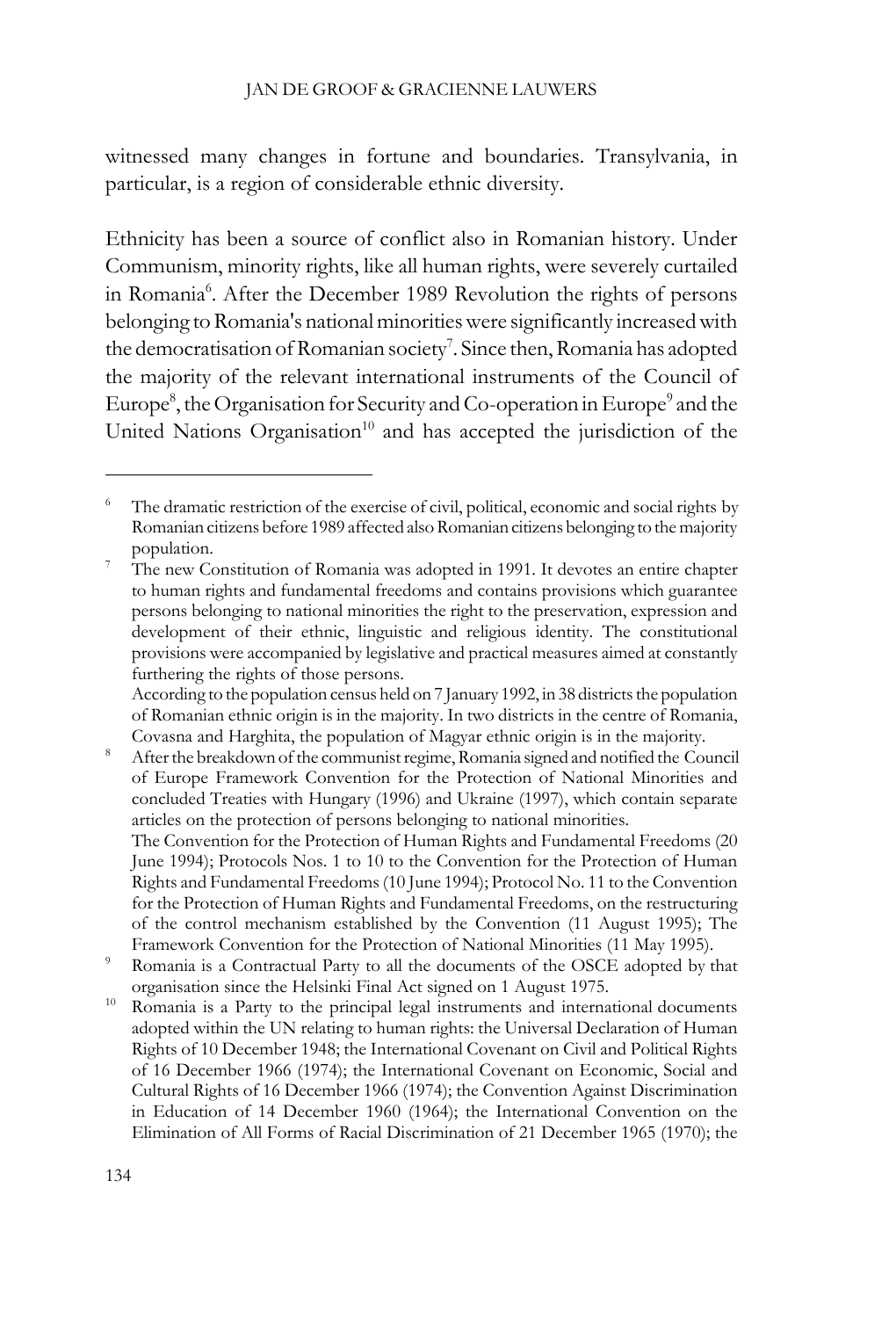witnessed many changes in fortune and boundaries. Transylvania, in particular, is a region of considerable ethnic diversity.

Ethnicity has been a source of conflict also in Romanian history. Under Communism, minority rights, like all human rights, were severely curtailed in Romania[6]. After the December 1989 Revolution the rights of persons belonging to Romania's national minorities were significantly increased with the democratisation of Romanian society[7]. Since then, Romania has adopted the majority of the relevant international instruments of the Council of Europe[8], the Organisation for Security and Co-operation in Europe[9] and the United Nations Organisation[10] and has accepted the jurisdiction of the

---

[6] The dramatic restriction of the exercise of civil, political, economic and social rights by Romanian citizens before 1989 affected also Romanian citizens belonging to the majority population.

[7] The new Constitution of Romania was adopted in 1991. It devotes an entire chapter to human rights and fundamental freedoms and contains provisions which guarantee persons belonging to national minorities the right to the preservation, expression and development of their ethnic, linguistic and religious identity. The constitutional provisions were accompanied by legislative and practical measures aimed at constantly furthering the rights of those persons.
According to the population census held on 7 January 1992, in 38 districts the population of Romanian ethnic origin is in the majority. In two districts in the centre of Romania, Covasna and Harghita, the population of Magyar ethnic origin is in the majority.

[8] After the breakdown of the communist regime, Romania signed and notified the Council of Europe Framework Convention for the Protection of National Minorities and concluded Treaties with Hungary (1996) and Ukraine (1997), which contain separate articles on the protection of persons belonging to national minorities.
The Convention for the Protection of Human Rights and Fundamental Freedoms (20 June 1994); Protocols Nos. 1 to 10 to the Convention for the Protection of Human Rights and Fundamental Freedoms (10 June 1994); Protocol No. 11 to the Convention for the Protection of Human Rights and Fundamental Freedoms, on the restructuring of the control mechanism established by the Convention (11 August 1995); The Framework Convention for the Protection of National Minorities (11 May 1995).

[9] Romania is a Contractual Party to all the documents of the OSCE adopted by that organisation since the Helsinki Final Act signed on 1 August 1975.

[10] Romania is a Party to the principal legal instruments and international documents adopted within the UN relating to human rights: the Universal Declaration of Human Rights of 10 December 1948; the International Covenant on Civil and Political Rights of 16 December 1966 (1974); the International Covenant on Economic, Social and Cultural Rights of 16 December 1966 (1974); the Convention Against Discrimination in Education of 14 December 1960 (1964); the International Convention on the Elimination of All Forms of Racial Discrimination of 21 December 1965 (1970); the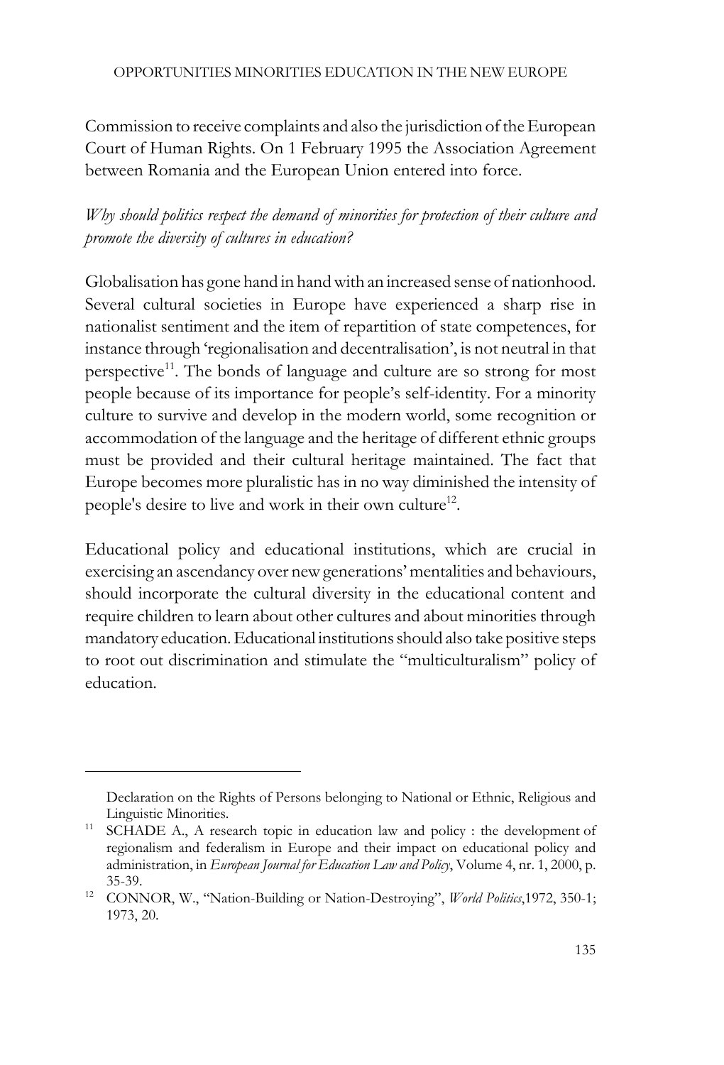Commission to receive complaints and also the jurisdiction of the European Court of Human Rights. On 1 February 1995 the Association Agreement between Romania and the European Union entered into force.

*Why should politics respect the demand of minorities for protection of their culture and promote the diversity of cultures in education?*

Globalisation has gone hand in hand with an increased sense of nationhood. Several cultural societies in Europe have experienced a sharp rise in nationalist sentiment and the item of repartition of state competences, for instance through 'regionalisation and decentralisation', is not neutral in that perspective[11]. The bonds of language and culture are so strong for most people because of its importance for people's self-identity. For a minority culture to survive and develop in the modern world, some recognition or accommodation of the language and the heritage of different ethnic groups must be provided and their cultural heritage maintained. The fact that Europe becomes more pluralistic has in no way diminished the intensity of people's desire to live and work in their own culture[12].

Educational policy and educational institutions, which are crucial in exercising an ascendancy over new generations' mentalities and behaviours, should incorporate the cultural diversity in the educational content and require children to learn about other cultures and about minorities through mandatory education. Educational institutions should also take positive steps to root out discrimination and stimulate the "multiculturalism" policy of education.

---

Declaration on the Rights of Persons belonging to National or Ethnic, Religious and Linguistic Minorities.

[11] SCHADE A., A research topic in education law and policy : the development of regionalism and federalism in Europe and their impact on educational policy and administration, in *European Journal for Education Law and Policy*, Volume 4, nr. 1, 2000, p. 35-39.

[12] CONNOR, W., "Nation-Building or Nation-Destroying", *World Politics*,1972, 350-1; 1973, 20.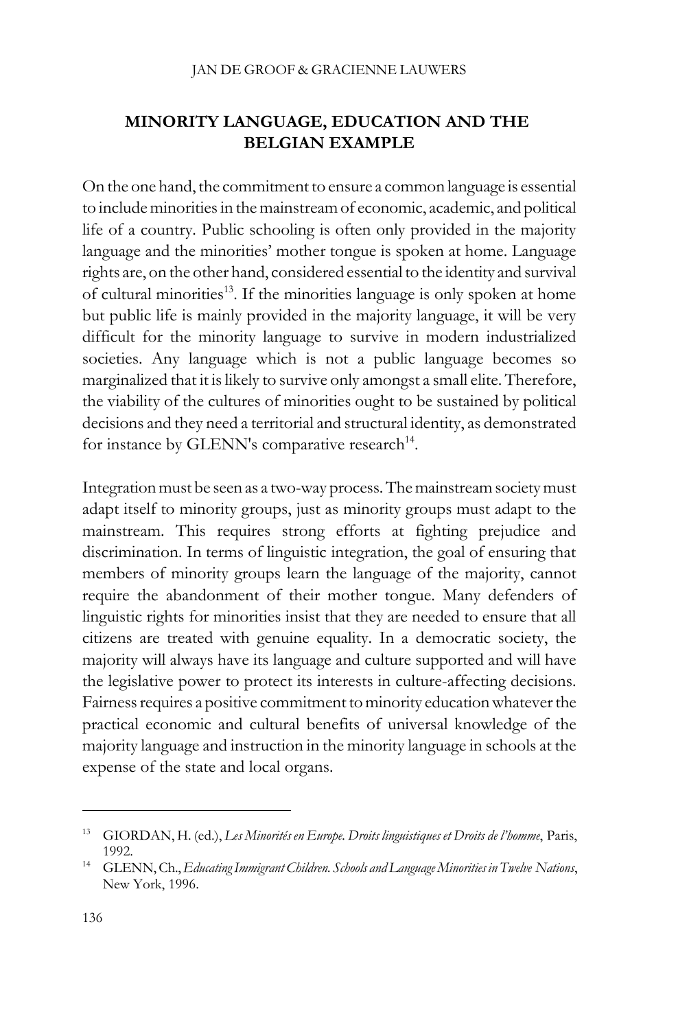JAN DE GROOF & GRACIENNE LAUWERS

## MINORITY LANGUAGE, EDUCATION AND THE BELGIAN EXAMPLE

On the one hand, the commitment to ensure a common language is essential to include minorities in the mainstream of economic, academic, and political life of a country. Public schooling is often only provided in the majority language and the minorities' mother tongue is spoken at home. Language rights are, on the other hand, considered essential to the identity and survival of cultural minorities[13]. If the minorities language is only spoken at home but public life is mainly provided in the majority language, it will be very difficult for the minority language to survive in modern industrialized societies. Any language which is not a public language becomes so marginalized that it is likely to survive only amongst a small elite. Therefore, the viability of the cultures of minorities ought to be sustained by political decisions and they need a territorial and structural identity, as demonstrated for instance by GLENN's comparative research[14].

Integration must be seen as a two-way process. The mainstream society must adapt itself to minority groups, just as minority groups must adapt to the mainstream. This requires strong efforts at fighting prejudice and discrimination. In terms of linguistic integration, the goal of ensuring that members of minority groups learn the language of the majority, cannot require the abandonment of their mother tongue. Many defenders of linguistic rights for minorities insist that they are needed to ensure that all citizens are treated with genuine equality. In a democratic society, the majority will always have its language and culture supported and will have the legislative power to protect its interests in culture-affecting decisions. Fairness requires a positive commitment to minority education whatever the practical economic and cultural benefits of universal knowledge of the majority language and instruction in the minority language in schools at the expense of the state and local organs.

---

[13] GIORDAN, H. (ed.), *Les Minorités en Europe. Droits linguistiques et Droits de l'homme*, Paris, 1992.

[14] GLENN, Ch., *Educating Immigrant Children. Schools and Language Minorities in Twelve Nations*, New York, 1996.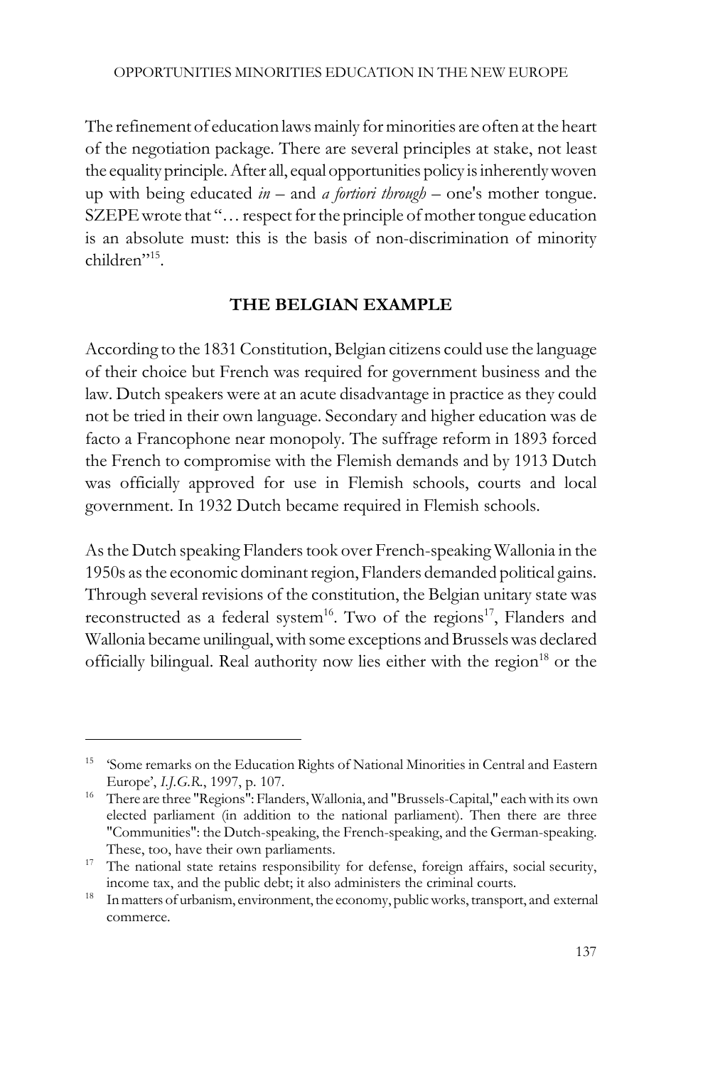The refinement of education laws mainly for minorities are often at the heart of the negotiation package. There are several principles at stake, not least the equality principle. After all, equal opportunities policy is inherently woven up with being educated *in* – and *a fortiori through* – one's mother tongue. SZEPE wrote that "… respect for the principle of mother tongue education is an absolute must: this is the basis of non-discrimination of minority children"[15].

## THE BELGIAN EXAMPLE

According to the 1831 Constitution, Belgian citizens could use the language of their choice but French was required for government business and the law. Dutch speakers were at an acute disadvantage in practice as they could not be tried in their own language. Secondary and higher education was de facto a Francophone near monopoly. The suffrage reform in 1893 forced the French to compromise with the Flemish demands and by 1913 Dutch was officially approved for use in Flemish schools, courts and local government. In 1932 Dutch became required in Flemish schools.

As the Dutch speaking Flanders took over French-speaking Wallonia in the 1950s as the economic dominant region, Flanders demanded political gains. Through several revisions of the constitution, the Belgian unitary state was reconstructed as a federal system[16]. Two of the regions[17], Flanders and Wallonia became unilingual, with some exceptions and Brussels was declared officially bilingual. Real authority now lies either with the region[18] or the

---

[15] 'Some remarks on the Education Rights of National Minorities in Central and Eastern Europe', *I.J.G.R.*, 1997, p. 107.

[16] There are three "Regions": Flanders, Wallonia, and "Brussels-Capital," each with its own elected parliament (in addition to the national parliament). Then there are three "Communities": the Dutch-speaking, the French-speaking, and the German-speaking. These, too, have their own parliaments.

[17] The national state retains responsibility for defense, foreign affairs, social security, income tax, and the public debt; it also administers the criminal courts.

[18] In matters of urbanism, environment, the economy, public works, transport, and external commerce.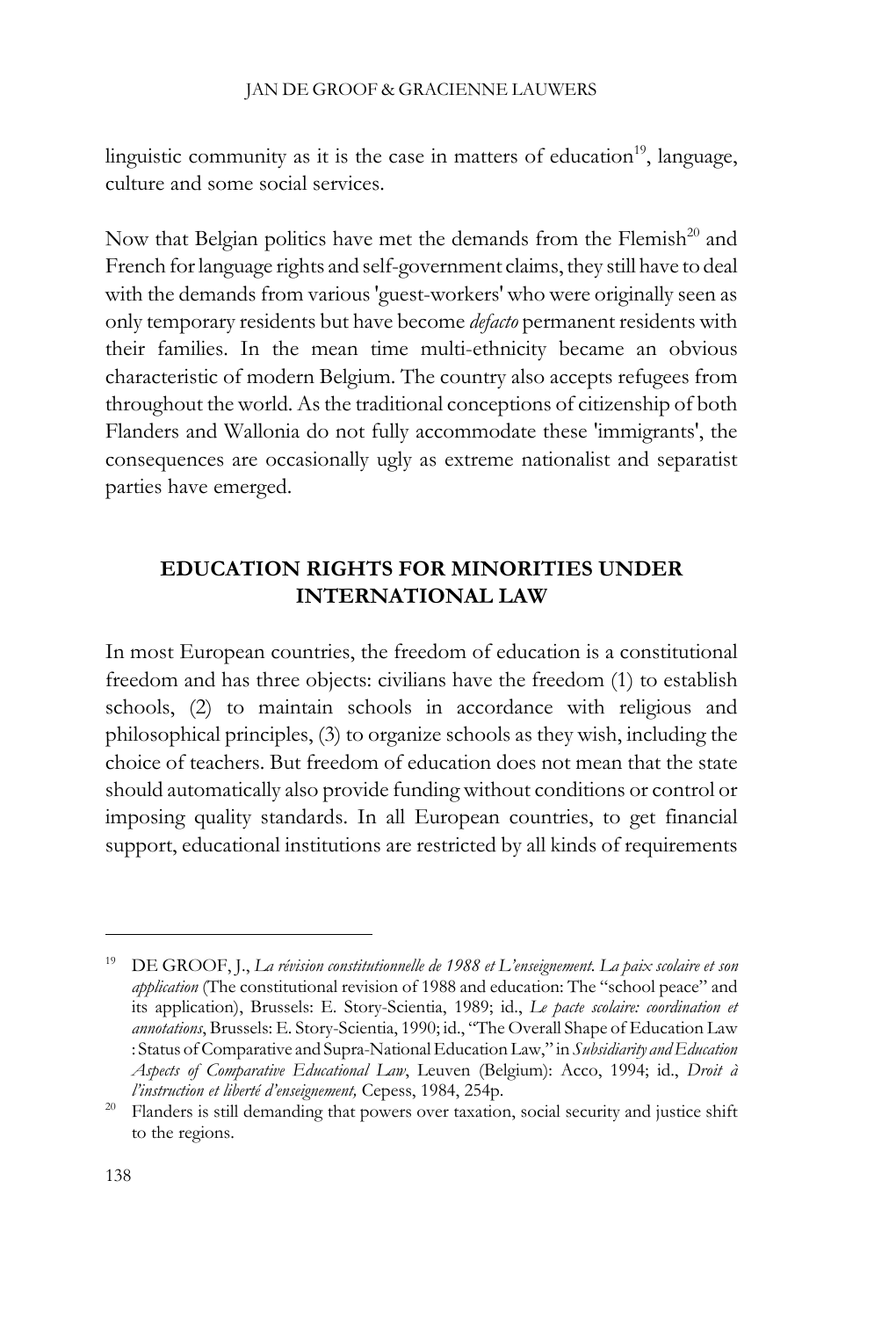linguistic community as it is the case in matters of education[19], language, culture and some social services.

Now that Belgian politics have met the demands from the Flemish[20] and French for language rights and self-government claims, they still have to deal with the demands from various 'guest-workers' who were originally seen as only temporary residents but have become *defacto* permanent residents with their families. In the mean time multi-ethnicity became an obvious characteristic of modern Belgium. The country also accepts refugees from throughout the world. As the traditional conceptions of citizenship of both Flanders and Wallonia do not fully accommodate these 'immigrants', the consequences are occasionally ugly as extreme nationalist and separatist parties have emerged.

## EDUCATION RIGHTS FOR MINORITIES UNDER INTERNATIONAL LAW

In most European countries, the freedom of education is a constitutional freedom and has three objects: civilians have the freedom (1) to establish schools, (2) to maintain schools in accordance with religious and philosophical principles, (3) to organize schools as they wish, including the choice of teachers. But freedom of education does not mean that the state should automatically also provide funding without conditions or control or imposing quality standards. In all European countries, to get financial support, educational institutions are restricted by all kinds of requirements

---

[19] DE GROOF, J., *La révision constitutionnelle de 1988 et L'enseignement. La paix scolaire et son application* (The constitutional revision of 1988 and education: The "school peace" and its application), Brussels: E. Story-Scientia, 1989; id., *Le pacte scolaire: coordination et annotations*, Brussels: E. Story-Scientia, 1990; id., "The Overall Shape of Education Law : Status of Comparative and Supra-National Education Law," in *Subsidiarity and Education Aspects of Comparative Educational Law*, Leuven (Belgium): Acco, 1994; id., *Droit à l'instruction et liberté d'enseignement,* Cepess, 1984, 254p.

[20] Flanders is still demanding that powers over taxation, social security and justice shift to the regions.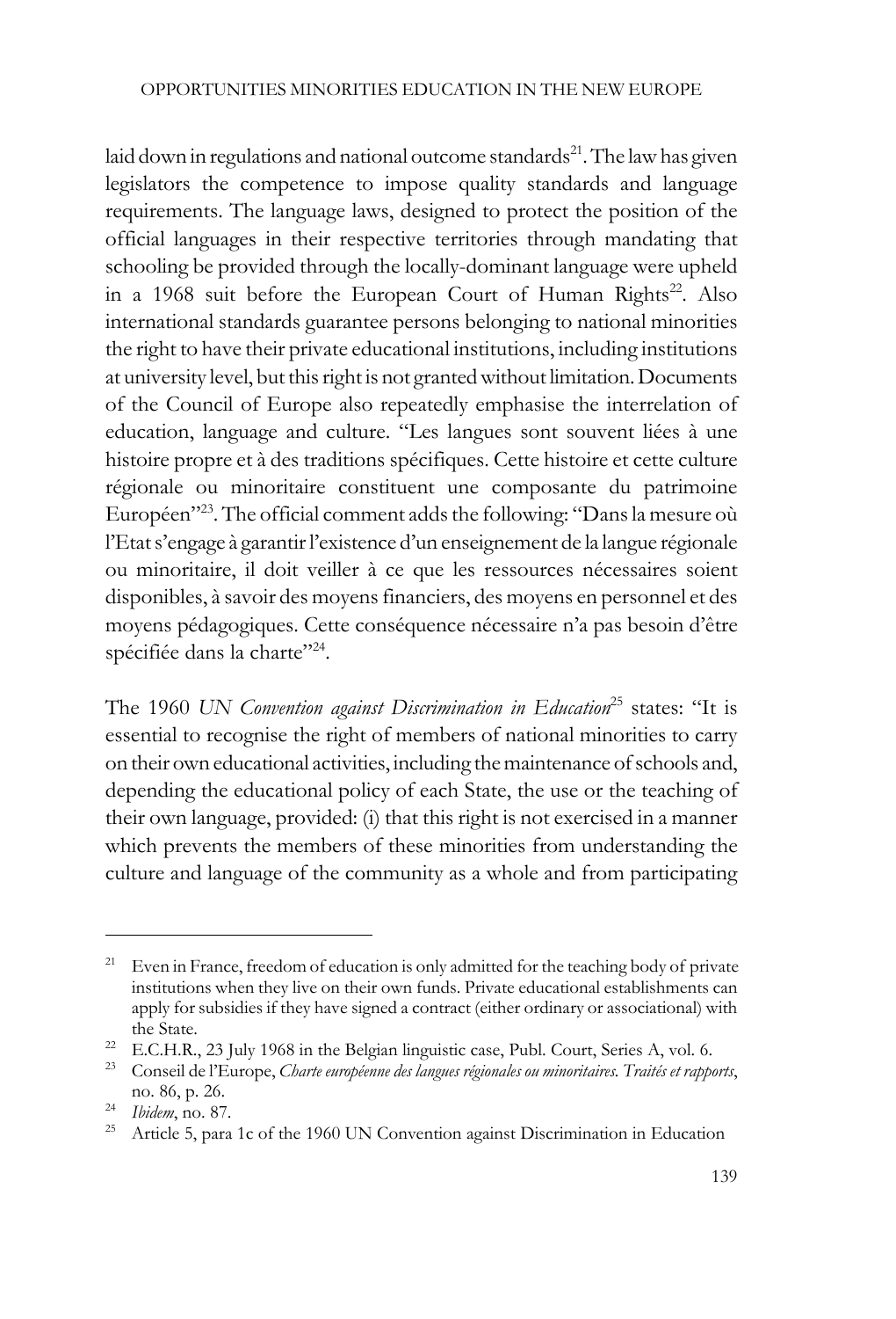laid down in regulations and national outcome standards[21]. The law has given legislators the competence to impose quality standards and language requirements. The language laws, designed to protect the position of the official languages in their respective territories through mandating that schooling be provided through the locally-dominant language were upheld in a 1968 suit before the European Court of Human Rights[22]. Also international standards guarantee persons belonging to national minorities the right to have their private educational institutions, including institutions at university level, but this right is not granted without limitation. Documents of the Council of Europe also repeatedly emphasise the interrelation of education, language and culture. "Les langues sont souvent liées à une histoire propre et à des traditions spécifiques. Cette histoire et cette culture régionale ou minoritaire constituent une composante du patrimoine Européen"[23]. The official comment adds the following: "Dans la mesure où l'Etat s'engage à garantir l'existence d'un enseignement de la langue régionale ou minoritaire, il doit veiller à ce que les ressources nécessaires soient disponibles, à savoir des moyens financiers, des moyens en personnel et des moyens pédagogiques. Cette conséquence nécessaire n'a pas besoin d'être spécifiée dans la charte"[24].

The 1960 *UN Convention against Discrimination in Education*[25] states: "It is essential to recognise the right of members of national minorities to carry on their own educational activities, including the maintenance of schools and, depending the educational policy of each State, the use or the teaching of their own language, provided: (i) that this right is not exercised in a manner which prevents the members of these minorities from understanding the culture and language of the community as a whole and from participating

---

[21] Even in France, freedom of education is only admitted for the teaching body of private institutions when they live on their own funds. Private educational establishments can apply for subsidies if they have signed a contract (either ordinary or associational) with the State.

[22] E.C.H.R., 23 July 1968 in the Belgian linguistic case, Publ. Court, Series A, vol. 6.

[23] Conseil de l'Europe, *Charte européenne des langues régionales ou minoritaires. Traités et rapports*, no. 86, p. 26.

[24] *Ibidem*, no. 87.

[25] Article 5, para 1c of the 1960 UN Convention against Discrimination in Education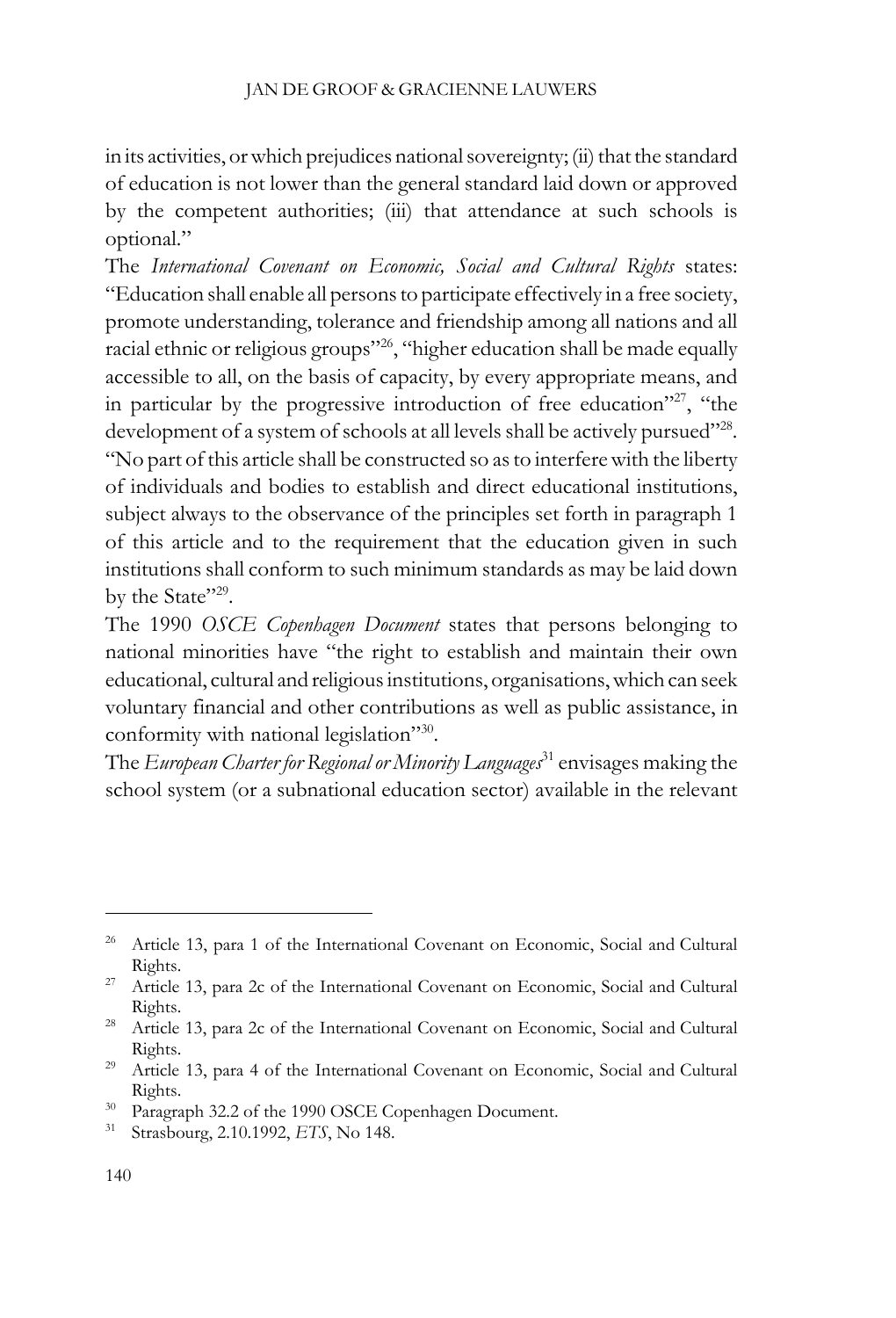in its activities, or which prejudices national sovereignty; (ii) that the standard of education is not lower than the general standard laid down or approved by the competent authorities; (iii) that attendance at such schools is optional."

The *International Covenant on Economic, Social and Cultural Rights* states: "Education shall enable all persons to participate effectively in a free society, promote understanding, tolerance and friendship among all nations and all racial ethnic or religious groups"[26], "higher education shall be made equally accessible to all, on the basis of capacity, by every appropriate means, and in particular by the progressive introduction of free education"[27], "the development of a system of schools at all levels shall be actively pursued"[28]. "No part of this article shall be constructed so as to interfere with the liberty of individuals and bodies to establish and direct educational institutions, subject always to the observance of the principles set forth in paragraph 1 of this article and to the requirement that the education given in such institutions shall conform to such minimum standards as may be laid down by the State"[29].

The 1990 *OSCE Copenhagen Document* states that persons belonging to national minorities have "the right to establish and maintain their own educational, cultural and religious institutions, organisations, which can seek voluntary financial and other contributions as well as public assistance, in conformity with national legislation"[30].

The *European Charter for Regional or Minority Languages*[31] envisages making the school system (or a subnational education sector) available in the relevant

---

[26] Article 13, para 1 of the International Covenant on Economic, Social and Cultural Rights.

[27] Article 13, para 2c of the International Covenant on Economic, Social and Cultural Rights.

[28] Article 13, para 2c of the International Covenant on Economic, Social and Cultural Rights.

[29] Article 13, para 4 of the International Covenant on Economic, Social and Cultural Rights.

[30] Paragraph 32.2 of the 1990 OSCE Copenhagen Document.

[31] Strasbourg, 2.10.1992, *ETS*, No 148.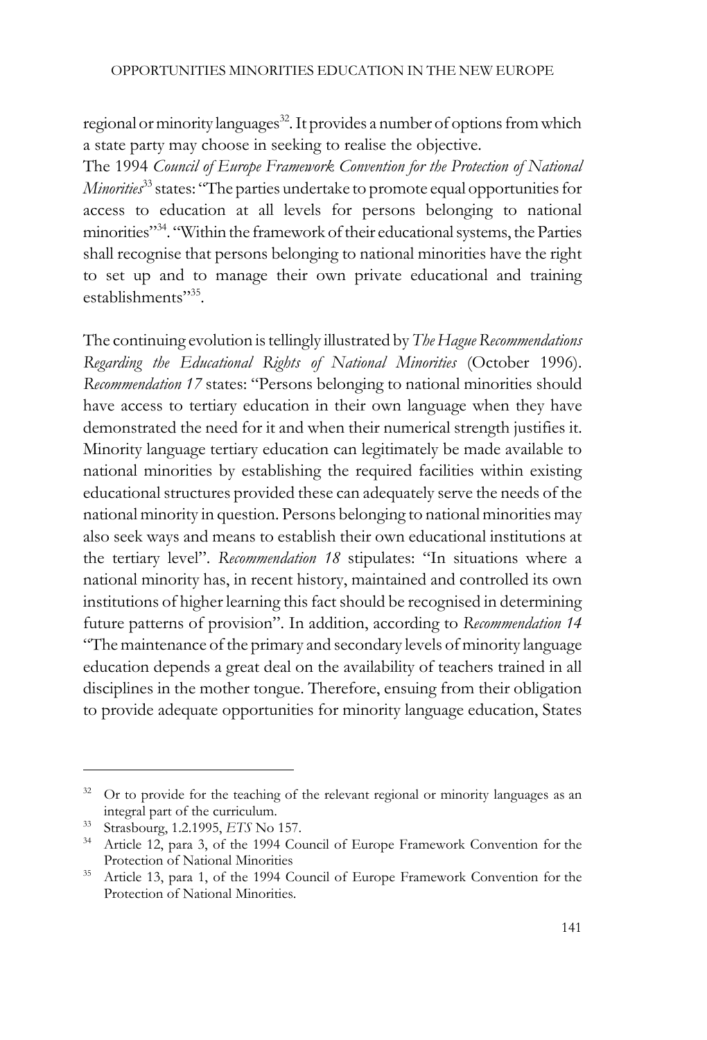regional or minority languages[32]. It provides a number of options from which a state party may choose in seeking to realise the objective.

The 1994 *Council of Europe Framework Convention for the Protection of National Minorities*[33] states: "The parties undertake to promote equal opportunities for access to education at all levels for persons belonging to national minorities"[34]. "Within the framework of their educational systems, the Parties shall recognise that persons belonging to national minorities have the right to set up and to manage their own private educational and training establishments"[35].

The continuing evolution is tellingly illustrated by *The Hague Recommendations Regarding the Educational Rights of National Minorities* (October 1996). *Recommendation 17* states: "Persons belonging to national minorities should have access to tertiary education in their own language when they have demonstrated the need for it and when their numerical strength justifies it. Minority language tertiary education can legitimately be made available to national minorities by establishing the required facilities within existing educational structures provided these can adequately serve the needs of the national minority in question. Persons belonging to national minorities may also seek ways and means to establish their own educational institutions at the tertiary level". *Recommendation 18* stipulates: "In situations where a national minority has, in recent history, maintained and controlled its own institutions of higher learning this fact should be recognised in determining future patterns of provision". In addition, according to *Recommendation 14* "The maintenance of the primary and secondary levels of minority language education depends a great deal on the availability of teachers trained in all disciplines in the mother tongue. Therefore, ensuing from their obligation to provide adequate opportunities for minority language education, States

---

[32] Or to provide for the teaching of the relevant regional or minority languages as an integral part of the curriculum.

[33] Strasbourg, 1.2.1995, *ETS* No 157.

[34] Article 12, para 3, of the 1994 Council of Europe Framework Convention for the Protection of National Minorities

[35] Article 13, para 1, of the 1994 Council of Europe Framework Convention for the Protection of National Minorities.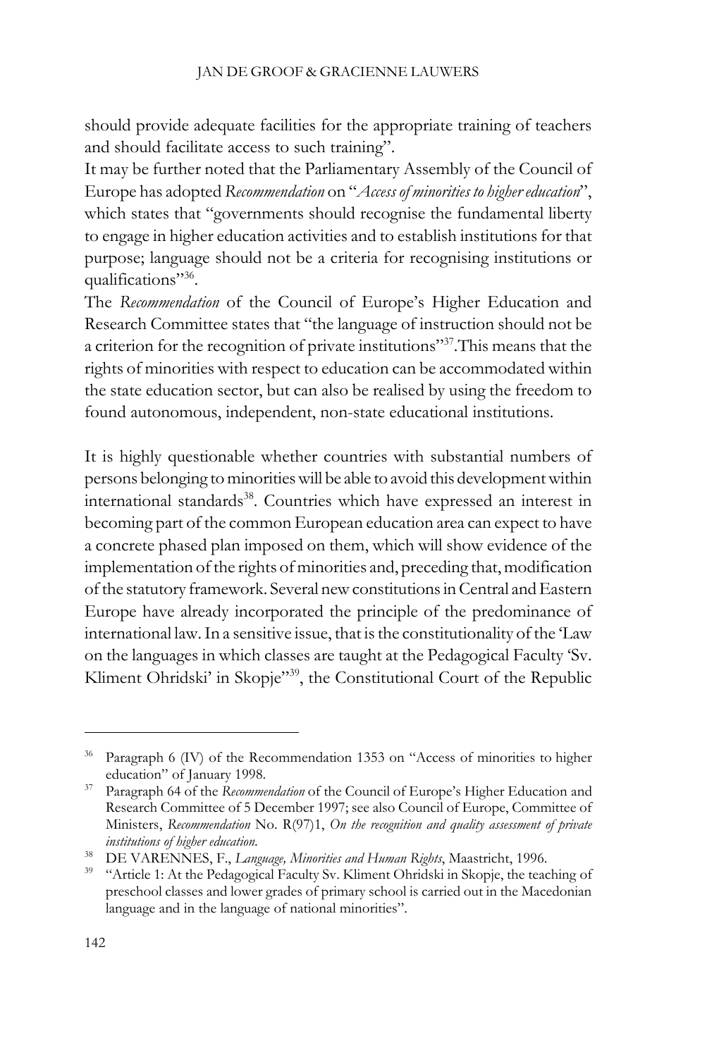should provide adequate facilities for the appropriate training of teachers and should facilitate access to such training".

It may be further noted that the Parliamentary Assembly of the Council of Europe has adopted *Recommendation* on "*Access of minorities to higher education*", which states that "governments should recognise the fundamental liberty to engage in higher education activities and to establish institutions for that purpose; language should not be a criteria for recognising institutions or qualifications"[36].

The *Recommendation* of the Council of Europe's Higher Education and Research Committee states that "the language of instruction should not be a criterion for the recognition of private institutions"[37].This means that the rights of minorities with respect to education can be accommodated within the state education sector, but can also be realised by using the freedom to found autonomous, independent, non-state educational institutions.

It is highly questionable whether countries with substantial numbers of persons belonging to minorities will be able to avoid this development within international standards[38]. Countries which have expressed an interest in becoming part of the common European education area can expect to have a concrete phased plan imposed on them, which will show evidence of the implementation of the rights of minorities and, preceding that, modification of the statutory framework. Several new constitutions in Central and Eastern Europe have already incorporated the principle of the predominance of international law. In a sensitive issue, that is the constitutionality of the 'Law on the languages in which classes are taught at the Pedagogical Faculty 'Sv. Kliment Ohridski' in Skopje"[39], the Constitutional Court of the Republic

---

[36] Paragraph 6 (IV) of the Recommendation 1353 on "Access of minorities to higher education" of January 1998.

[37] Paragraph 64 of the *Recommendation* of the Council of Europe's Higher Education and Research Committee of 5 December 1997; see also Council of Europe, Committee of Ministers, *Recommendation* No. R(97)1, *On the recognition and quality assessment of private institutions of higher education*.

[38] DE VARENNES, F., *Language, Minorities and Human Rights*, Maastricht, 1996.

[39] "Article 1: At the Pedagogical Faculty Sv. Kliment Ohridski in Skopje, the teaching of preschool classes and lower grades of primary school is carried out in the Macedonian language and in the language of national minorities".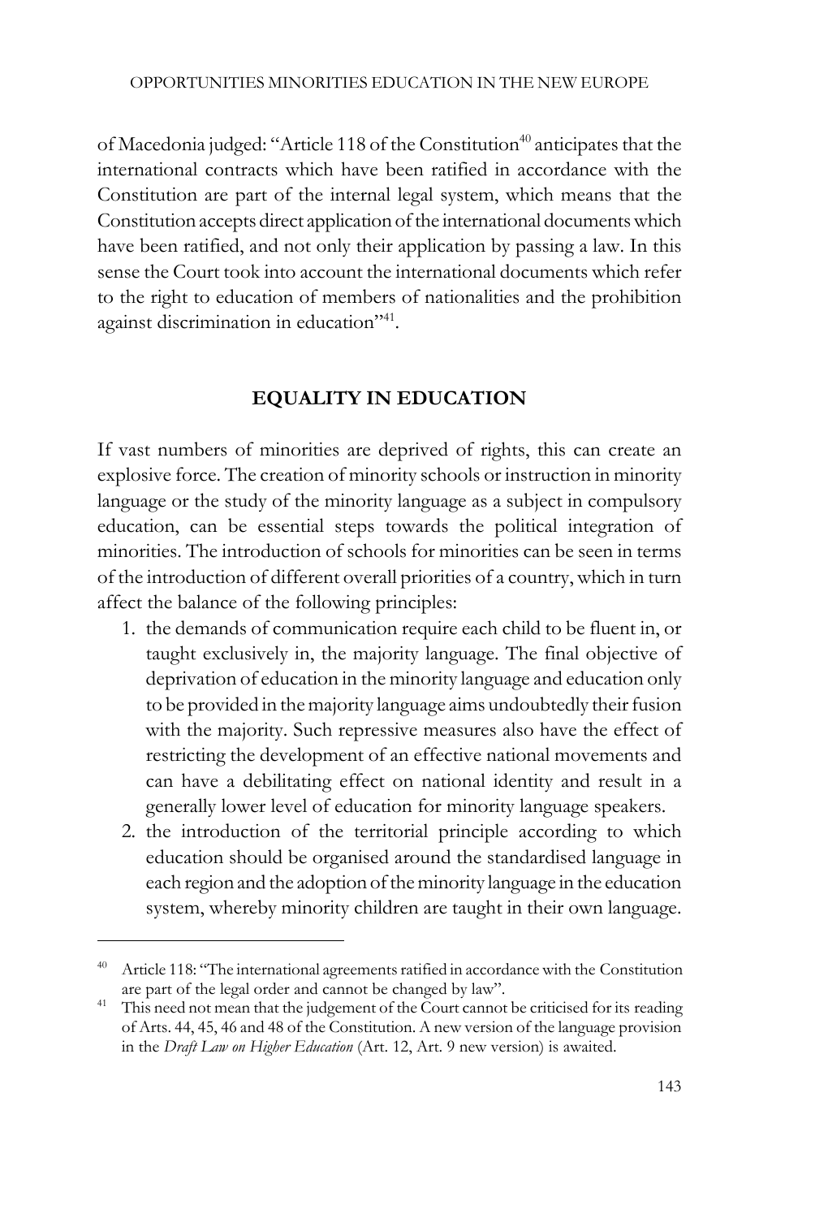of Macedonia judged: "Article 118 of the Constitution[40] anticipates that the international contracts which have been ratified in accordance with the Constitution are part of the internal legal system, which means that the Constitution accepts direct application of the international documents which have been ratified, and not only their application by passing a law. In this sense the Court took into account the international documents which refer to the right to education of members of nationalities and the prohibition against discrimination in education"[41].

## EQUALITY IN EDUCATION

If vast numbers of minorities are deprived of rights, this can create an explosive force. The creation of minority schools or instruction in minority language or the study of the minority language as a subject in compulsory education, can be essential steps towards the political integration of minorities. The introduction of schools for minorities can be seen in terms of the introduction of different overall priorities of a country, which in turn affect the balance of the following principles:

1. the demands of communication require each child to be fluent in, or taught exclusively in, the majority language. The final objective of deprivation of education in the minority language and education only to be provided in the majority language aims undoubtedly their fusion with the majority. Such repressive measures also have the effect of restricting the development of an effective national movements and can have a debilitating effect on national identity and result in a generally lower level of education for minority language speakers.
2. the introduction of the territorial principle according to which education should be organised around the standardised language in each region and the adoption of the minority language in the education system, whereby minority children are taught in their own language.

---

[40] Article 118: "The international agreements ratified in accordance with the Constitution are part of the legal order and cannot be changed by law".

[41] This need not mean that the judgement of the Court cannot be criticised for its reading of Arts. 44, 45, 46 and 48 of the Constitution. A new version of the language provision in the *Draft Law on Higher Education* (Art. 12, Art. 9 new version) is awaited.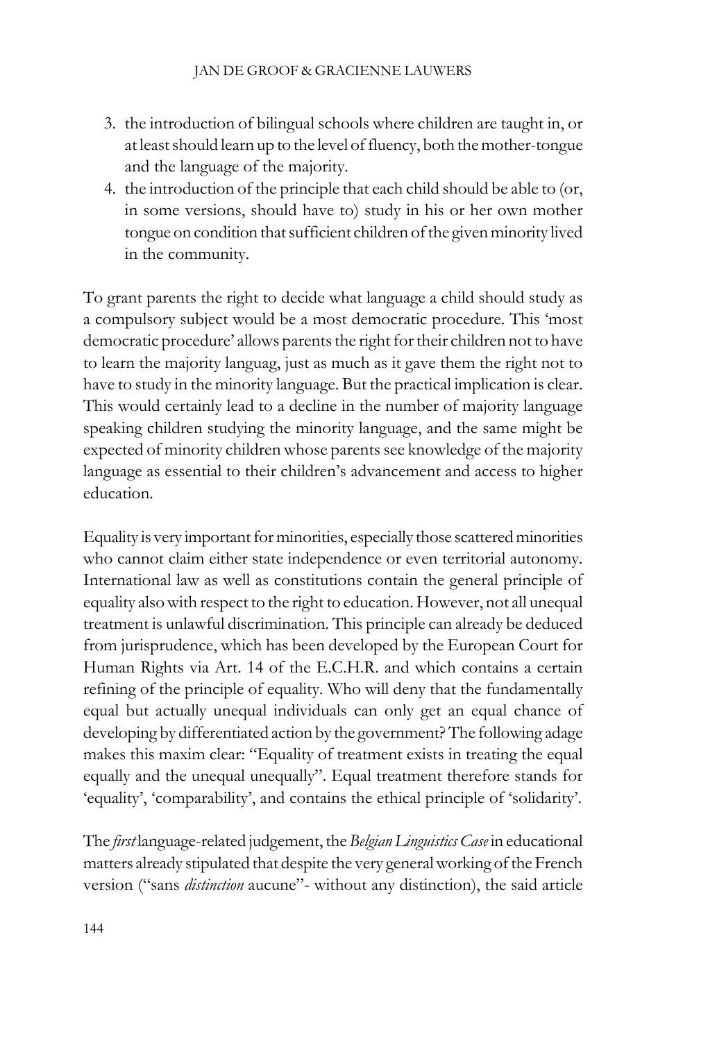3. the introduction of bilingual schools where children are taught in, or at least should learn up to the level of fluency, both the mother-tongue and the language of the majority.
4. the introduction of the principle that each child should be able to (or, in some versions, should have to) study in his or her own mother tongue on condition that sufficient children of the given minority lived in the community.

To grant parents the right to decide what language a child should study as a compulsory subject would be a most democratic procedure. This 'most democratic procedure' allows parents the right for their children not to have to learn the majority languag, just as much as it gave them the right not to have to study in the minority language. But the practical implication is clear. This would certainly lead to a decline in the number of majority language speaking children studying the minority language, and the same might be expected of minority children whose parents see knowledge of the majority language as essential to their children's advancement and access to higher education.

Equality is very important for minorities, especially those scattered minorities who cannot claim either state independence or even territorial autonomy. International law as well as constitutions contain the general principle of equality also with respect to the right to education. However, not all unequal treatment is unlawful discrimination. This principle can already be deduced from jurisprudence, which has been developed by the European Court for Human Rights via Art. 14 of the E.C.H.R. and which contains a certain refining of the principle of equality. Who will deny that the fundamentally equal but actually unequal individuals can only get an equal chance of developing by differentiated action by the government? The following adage makes this maxim clear: "Equality of treatment exists in treating the equal equally and the unequal unequally". Equal treatment therefore stands for 'equality', 'comparability', and contains the ethical principle of 'solidarity'.

The *first* language-related judgement, the *Belgian Linguistics Case* in educational matters already stipulated that despite the very general working of the French version ("sans *distinction* aucune"- without any distinction), the said article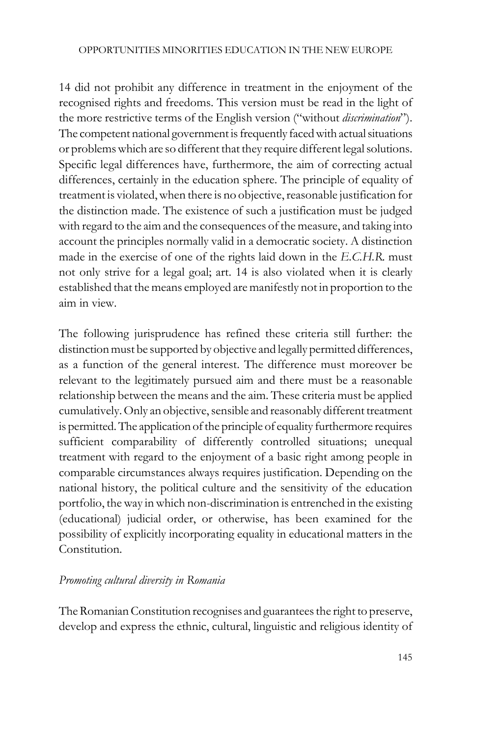14 did not prohibit any difference in treatment in the enjoyment of the recognised rights and freedoms. This version must be read in the light of the more restrictive terms of the English version ("without *discrimination*"). The competent national government is frequently faced with actual situations or problems which are so different that they require different legal solutions. Specific legal differences have, furthermore, the aim of correcting actual differences, certainly in the education sphere. The principle of equality of treatment is violated, when there is no objective, reasonable justification for the distinction made. The existence of such a justification must be judged with regard to the aim and the consequences of the measure, and taking into account the principles normally valid in a democratic society. A distinction made in the exercise of one of the rights laid down in the *E.C.H.R.* must not only strive for a legal goal; art. 14 is also violated when it is clearly established that the means employed are manifestly not in proportion to the aim in view.

The following jurisprudence has refined these criteria still further: the distinction must be supported by objective and legally permitted differences, as a function of the general interest. The difference must moreover be relevant to the legitimately pursued aim and there must be a reasonable relationship between the means and the aim. These criteria must be applied cumulatively. Only an objective, sensible and reasonably different treatment is permitted. The application of the principle of equality furthermore requires sufficient comparability of differently controlled situations; unequal treatment with regard to the enjoyment of a basic right among people in comparable circumstances always requires justification. Depending on the national history, the political culture and the sensitivity of the education portfolio, the way in which non-discrimination is entrenched in the existing (educational) judicial order, or otherwise, has been examined for the possibility of explicitly incorporating equality in educational matters in the Constitution.

*Promoting cultural diversity in Romania*

The Romanian Constitution recognises and guarantees the right to preserve, develop and express the ethnic, cultural, linguistic and religious identity of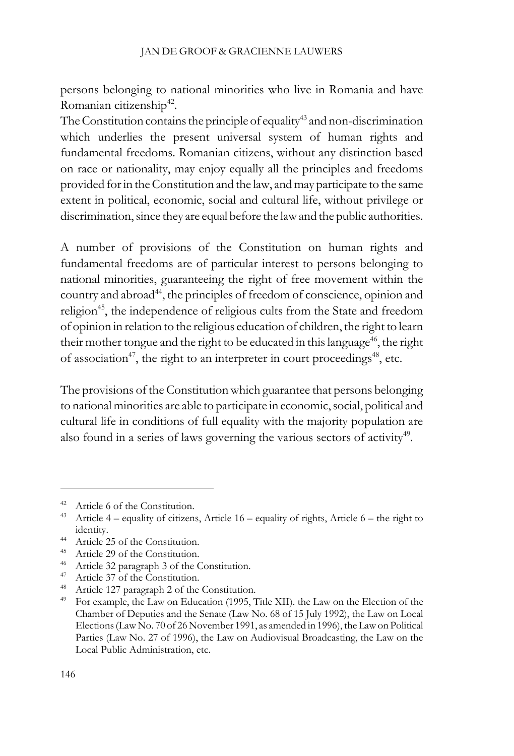persons belonging to national minorities who live in Romania and have Romanian citizenship[42].

The Constitution contains the principle of equality[43] and non-discrimination which underlies the present universal system of human rights and fundamental freedoms. Romanian citizens, without any distinction based on race or nationality, may enjoy equally all the principles and freedoms provided for in the Constitution and the law, and may participate to the same extent in political, economic, social and cultural life, without privilege or discrimination, since they are equal before the law and the public authorities.

A number of provisions of the Constitution on human rights and fundamental freedoms are of particular interest to persons belonging to national minorities, guaranteeing the right of free movement within the country and abroad[44], the principles of freedom of conscience, opinion and religion[45], the independence of religious cults from the State and freedom of opinion in relation to the religious education of children, the right to learn their mother tongue and the right to be educated in this language[46], the right of association[47], the right to an interpreter in court proceedings[48], etc.

The provisions of the Constitution which guarantee that persons belonging to national minorities are able to participate in economic, social, political and cultural life in conditions of full equality with the majority population are also found in a series of laws governing the various sectors of activity[49].

---

[42] Article 6 of the Constitution.

[43] Article 4 – equality of citizens, Article 16 – equality of rights, Article 6 – the right to identity.

[44] Article 25 of the Constitution.

[45] Article 29 of the Constitution.

[46] Article 32 paragraph 3 of the Constitution.

[47] Article 37 of the Constitution.

[48] Article 127 paragraph 2 of the Constitution.

[49] For example, the Law on Education (1995, Title XII). the Law on the Election of the Chamber of Deputies and the Senate (Law No. 68 of 15 July 1992), the Law on Local Elections (Law No. 70 of 26 November 1991, as amended in 1996), the Law on Political Parties (Law No. 27 of 1996), the Law on Audiovisual Broadcasting, the Law on the Local Public Administration, etc.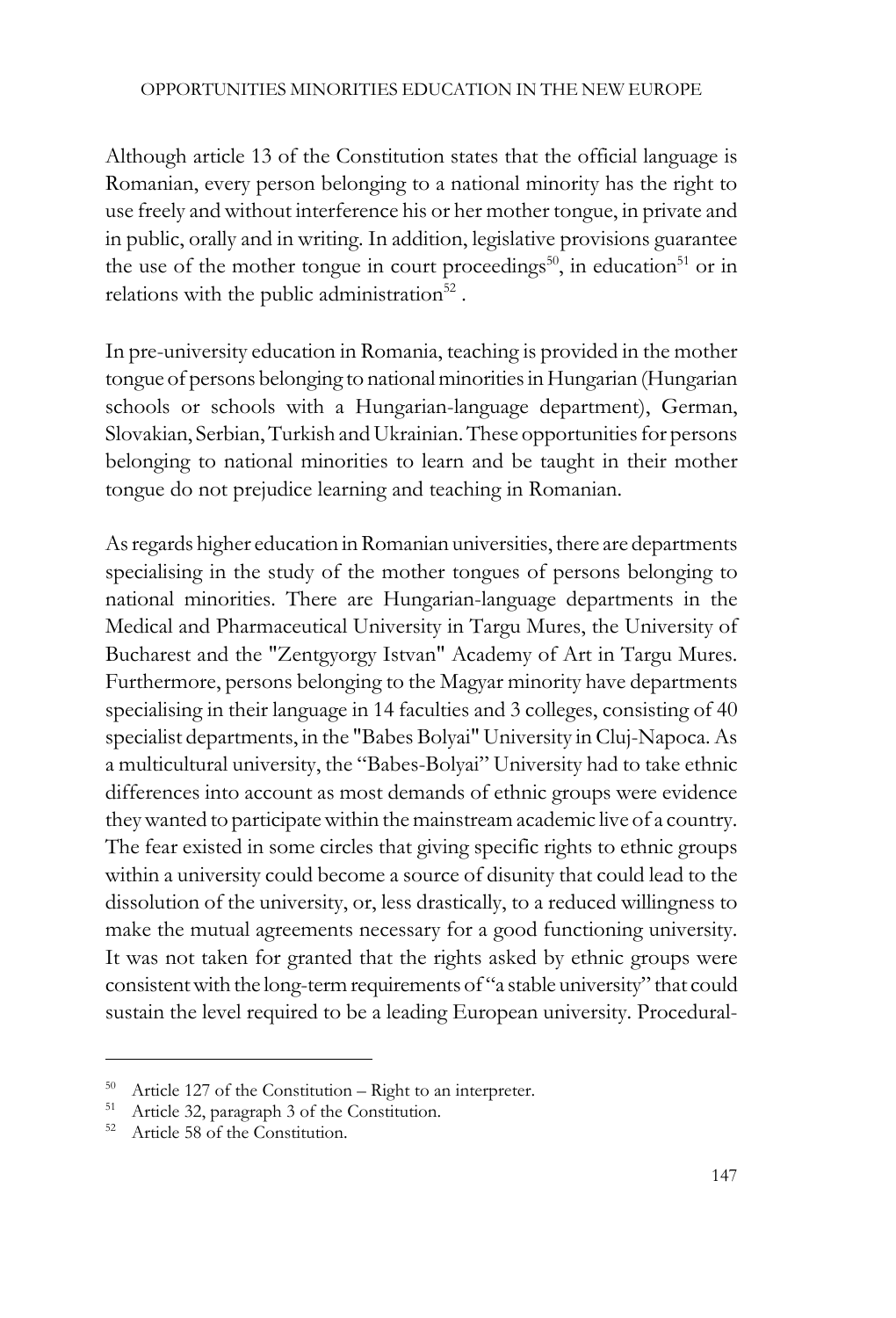Although article 13 of the Constitution states that the official language is Romanian, every person belonging to a national minority has the right to use freely and without interference his or her mother tongue, in private and in public, orally and in writing. In addition, legislative provisions guarantee the use of the mother tongue in court proceedings[50], in education[51] or in relations with the public administration[52] .

In pre-university education in Romania, teaching is provided in the mother tongue of persons belonging to national minorities in Hungarian (Hungarian schools or schools with a Hungarian-language department), German, Slovakian, Serbian, Turkish and Ukrainian. These opportunities for persons belonging to national minorities to learn and be taught in their mother tongue do not prejudice learning and teaching in Romanian.

As regards higher education in Romanian universities, there are departments specialising in the study of the mother tongues of persons belonging to national minorities. There are Hungarian-language departments in the Medical and Pharmaceutical University in Targu Mures, the University of Bucharest and the "Zentgyorgy Istvan" Academy of Art in Targu Mures. Furthermore, persons belonging to the Magyar minority have departments specialising in their language in 14 faculties and 3 colleges, consisting of 40 specialist departments, in the "Babes Bolyai" University in Cluj-Napoca. As a multicultural university, the "Babes-Bolyai" University had to take ethnic differences into account as most demands of ethnic groups were evidence they wanted to participate within the mainstream academic live of a country. The fear existed in some circles that giving specific rights to ethnic groups within a university could become a source of disunity that could lead to the dissolution of the university, or, less drastically, to a reduced willingness to make the mutual agreements necessary for a good functioning university. It was not taken for granted that the rights asked by ethnic groups were consistent with the long-term requirements of "a stable university" that could sustain the level required to be a leading European university. Procedural-

---

[50] Article 127 of the Constitution – Right to an interpreter.

[51] Article 32, paragraph 3 of the Constitution.

[52] Article 58 of the Constitution.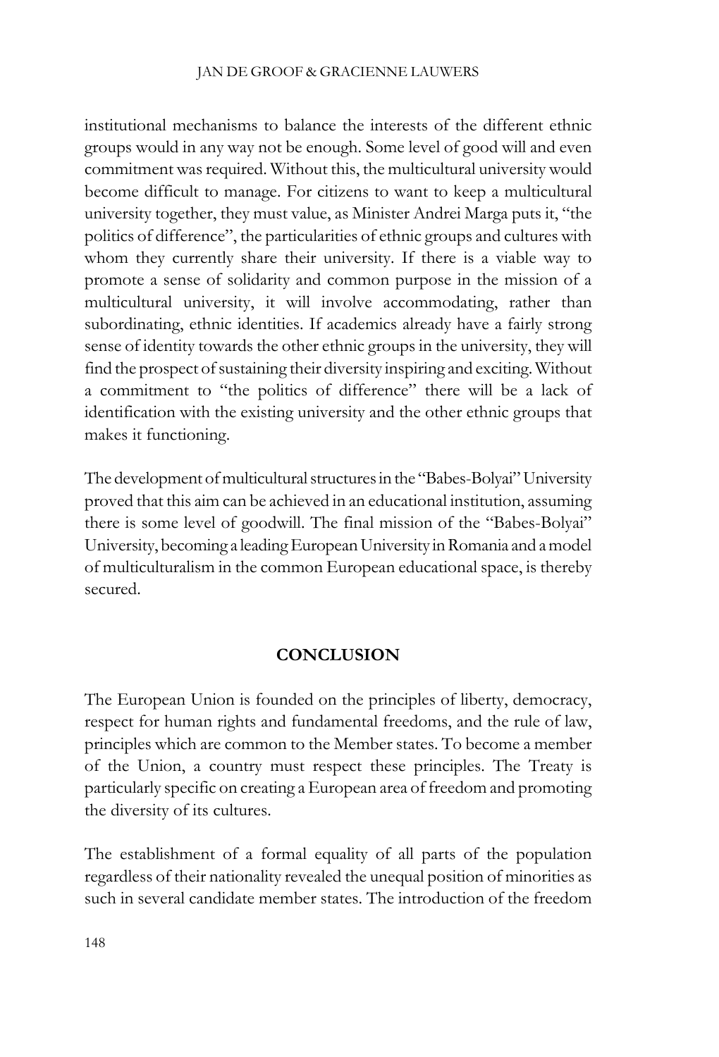institutional mechanisms to balance the interests of the different ethnic groups would in any way not be enough. Some level of good will and even commitment was required. Without this, the multicultural university would become difficult to manage. For citizens to want to keep a multicultural university together, they must value, as Minister Andrei Marga puts it, "the politics of difference", the particularities of ethnic groups and cultures with whom they currently share their university. If there is a viable way to promote a sense of solidarity and common purpose in the mission of a multicultural university, it will involve accommodating, rather than subordinating, ethnic identities. If academics already have a fairly strong sense of identity towards the other ethnic groups in the university, they will find the prospect of sustaining their diversity inspiring and exciting. Without a commitment to "the politics of difference" there will be a lack of identification with the existing university and the other ethnic groups that makes it functioning.

The development of multicultural structures in the "Babes-Bolyai" University proved that this aim can be achieved in an educational institution, assuming there is some level of goodwill. The final mission of the "Babes-Bolyai" University, becoming a leading European University in Romania and a model of multiculturalism in the common European educational space, is thereby secured.

## CONCLUSION

The European Union is founded on the principles of liberty, democracy, respect for human rights and fundamental freedoms, and the rule of law, principles which are common to the Member states. To become a member of the Union, a country must respect these principles. The Treaty is particularly specific on creating a European area of freedom and promoting the diversity of its cultures.

The establishment of a formal equality of all parts of the population regardless of their nationality revealed the unequal position of minorities as such in several candidate member states. The introduction of the freedom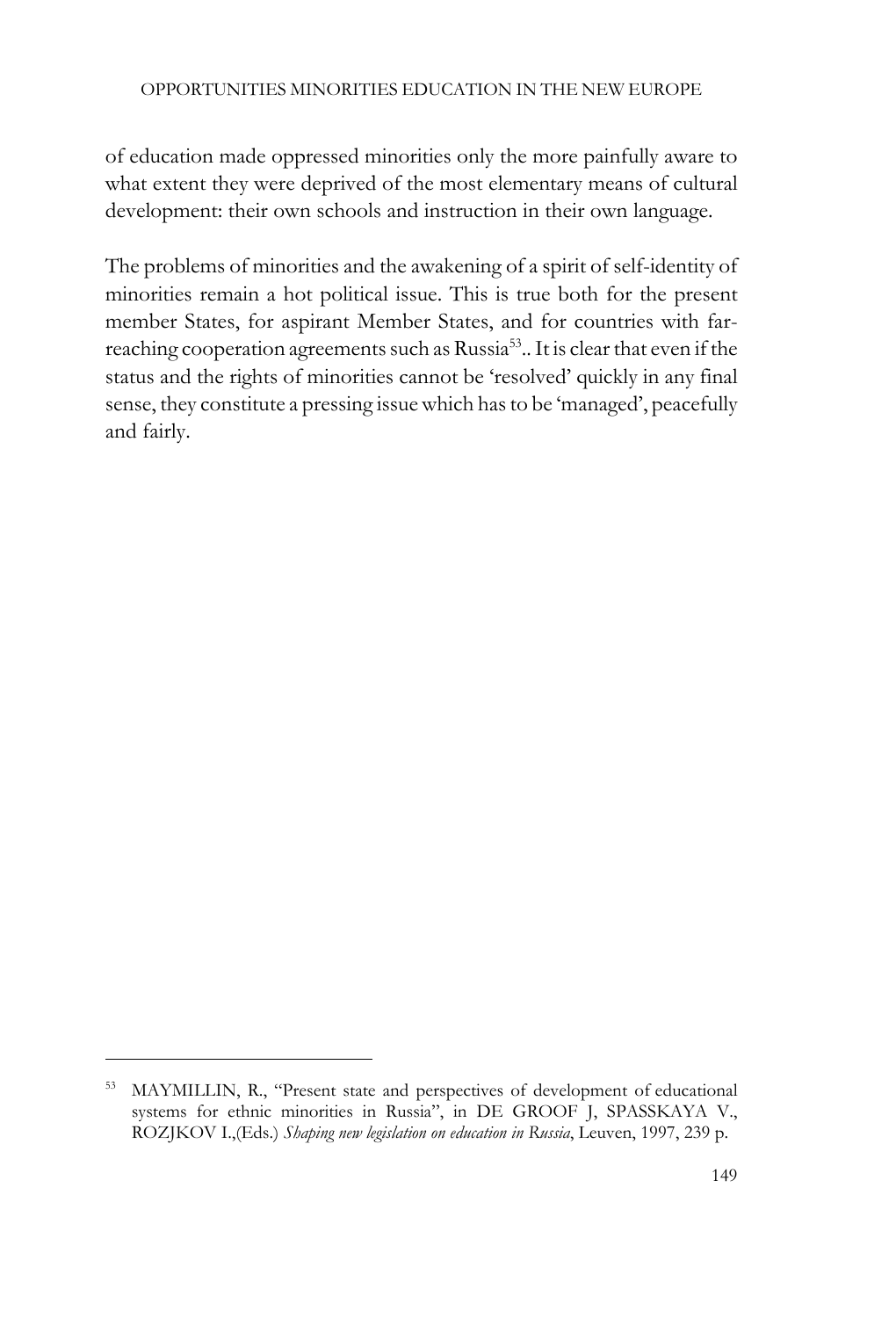of education made oppressed minorities only the more painfully aware to what extent they were deprived of the most elementary means of cultural development: their own schools and instruction in their own language.

The problems of minorities and the awakening of a spirit of self-identity of minorities remain a hot political issue. This is true both for the present member States, for aspirant Member States, and for countries with far-reaching cooperation agreements such as Russia[53].. It is clear that even if the status and the rights of minorities cannot be 'resolved' quickly in any final sense, they constitute a pressing issue which has to be 'managed', peacefully and fairly.

---

[53] MAYMILLIN, R., "Present state and perspectives of development of educational systems for ethnic minorities in Russia", in DE GROOF J, SPASSKAYA V., ROZJKOV I.,(Eds.) *Shaping new legislation on education in Russia*, Leuven, 1997, 239 p.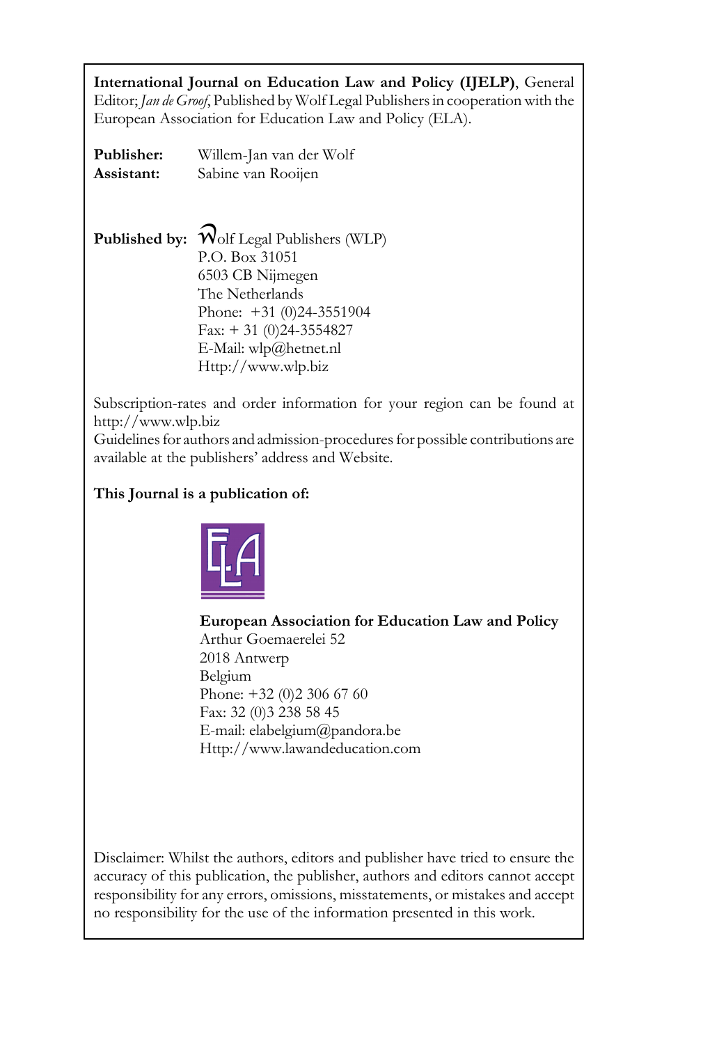**International Journal on Education Law and Policy (IJELP)**, General Editor; *Jan de Groof*, Published by Wolf Legal Publishers in cooperation with the European Association for Education Law and Policy (ELA).

**Publisher:** Willem-Jan van der Wolf
**Assistant:** Sabine van Rooijen

**Published by:** Wolf Legal Publishers (WLP)
P.O. Box 31051
6503 CB Nijmegen
The Netherlands
Phone: +31 (0)24-3551904
Fax: + 31 (0)24-3554827
E-Mail: wlp@hetnet.nl
Http://www.wlp.biz

Subscription-rates and order information for your region can be found at http://www.wlp.biz
Guidelines for authors and admission-procedures for possible contributions are available at the publishers' address and Website.

**This Journal is a publication of:**

**European Association for Education Law and Policy**
Arthur Goemaerelei 52
2018 Antwerp
Belgium
Phone: +32 (0)2 306 67 60
Fax: 32 (0)3 238 58 45
E-mail: elabelgium@pandora.be
Http://www.lawandeducation.com

Disclaimer: Whilst the authors, editors and publisher have tried to ensure the accuracy of this publication, the publisher, authors and editors cannot accept responsibility for any errors, omissions, misstatements, or mistakes and accept no responsibility for the use of the information presented in this work.